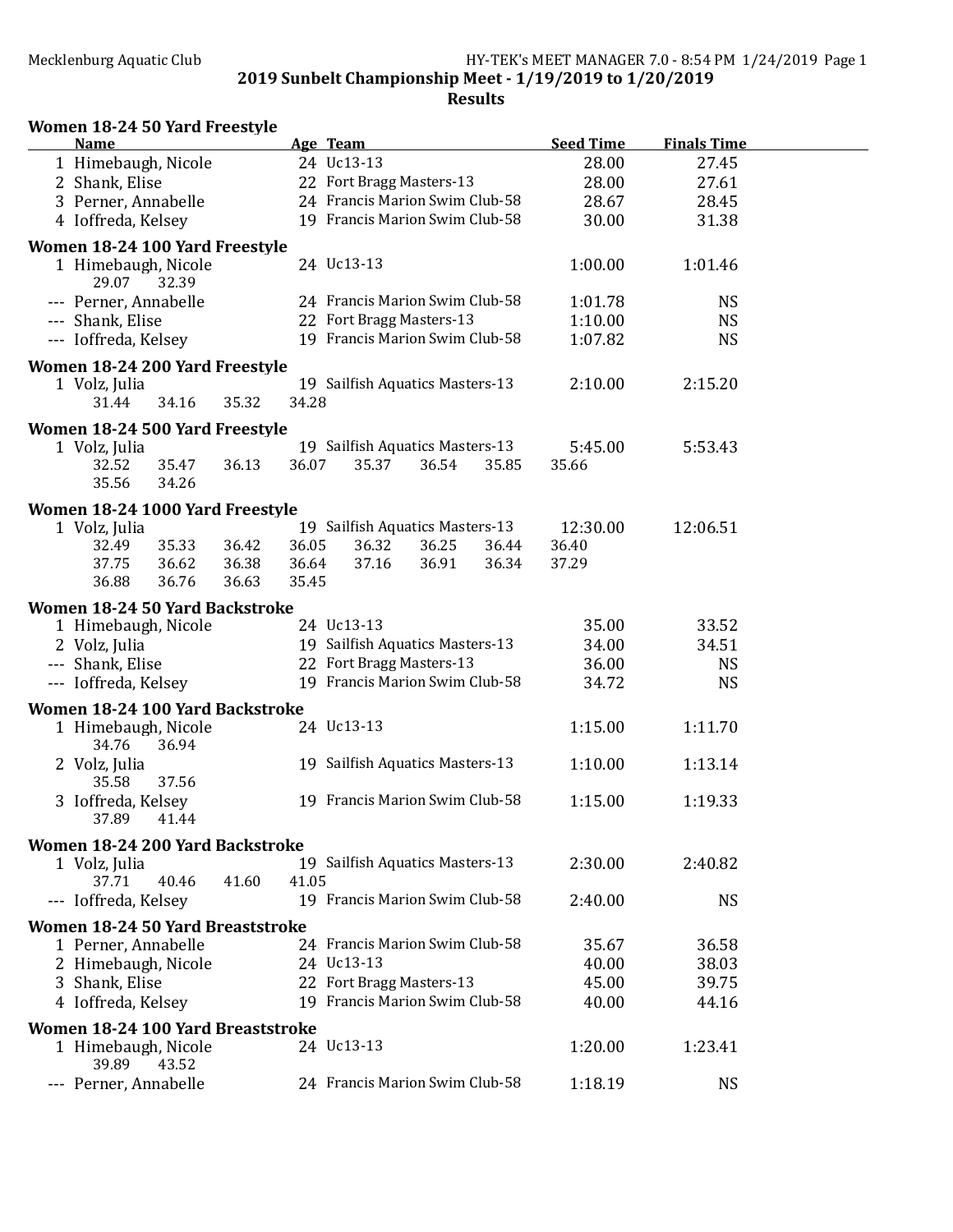# 2019 Sunbelt Championship Meet - 1/19/2019 to 1/20/2019

## Results

### Women 18-24 50 Yard Freestyle

| | Name | Age | Team | Seed Time | Finals Time |
|---|---|---|---|---|---|
| 1 | Himebaugh, Nicole | 24 | Uc13-13 | 28.00 | 27.45 |
| 2 | Shank, Elise | 22 | Fort Bragg Masters-13 | 28.00 | 27.61 |
| 3 | Perner, Annabelle | 24 | Francis Marion Swim Club-58 | 28.67 | 28.45 |
| 4 | Ioffreda, Kelsey | 19 | Francis Marion Swim Club-58 | 30.00 | 31.38 |

### Women 18-24 100 Yard Freestyle

| | Name | Age | Team | Seed Time | Finals Time |
|---|---|---|---|---|---|
| 1 | Himebaugh, Nicole | 24 | Uc13-13 | 1:00.00 | 1:01.46 |
| | 29.07 32.39 | | | | |
| --- | Perner, Annabelle | 24 | Francis Marion Swim Club-58 | 1:01.78 | NS |
| --- | Shank, Elise | 22 | Fort Bragg Masters-13 | 1:10.00 | NS |
| --- | Ioffreda, Kelsey | 19 | Francis Marion Swim Club-58 | 1:07.82 | NS |

### Women 18-24 200 Yard Freestyle

| | Name | Age | Team | Seed Time | Finals Time |
|---|---|---|---|---|---|
| 1 | Volz, Julia | 19 | Sailfish Aquatics Masters-13 | 2:10.00 | 2:15.20 |
| | 31.44 34.16 35.32 34.28 | | | | |

### Women 18-24 500 Yard Freestyle

| | Name | Age | Team | Seed Time | Finals Time |
|---|---|---|---|---|---|
| 1 | Volz, Julia | 19 | Sailfish Aquatics Masters-13 | 5:45.00 | 5:53.43 |
| | 32.52 35.47 36.13 36.07 35.37 36.54 35.85 35.66 35.56 34.26 | | | | |

### Women 18-24 1000 Yard Freestyle

| | Name | Age | Team | Seed Time | Finals Time |
|---|---|---|---|---|---|
| 1 | Volz, Julia | 19 | Sailfish Aquatics Masters-13 | 12:30.00 | 12:06.51 |
| | 32.49 35.33 36.42 36.05 36.32 36.25 36.44 36.40 37.75 36.62 36.38 36.64 37.16 36.91 36.34 37.29 36.88 36.76 36.63 35.45 | | | | |

### Women 18-24 50 Yard Backstroke

| | Name | Age | Team | Seed Time | Finals Time |
|---|---|---|---|---|---|
| 1 | Himebaugh, Nicole | 24 | Uc13-13 | 35.00 | 33.52 |
| 2 | Volz, Julia | 19 | Sailfish Aquatics Masters-13 | 34.00 | 34.51 |
| --- | Shank, Elise | 22 | Fort Bragg Masters-13 | 36.00 | NS |
| --- | Ioffreda, Kelsey | 19 | Francis Marion Swim Club-58 | 34.72 | NS |

### Women 18-24 100 Yard Backstroke

| | Name | Age | Team | Seed Time | Finals Time |
|---|---|---|---|---|---|
| 1 | Himebaugh, Nicole | 24 | Uc13-13 | 1:15.00 | 1:11.70 |
| | 34.76 36.94 | | | | |
| 2 | Volz, Julia | 19 | Sailfish Aquatics Masters-13 | 1:10.00 | 1:13.14 |
| | 35.58 37.56 | | | | |
| 3 | Ioffreda, Kelsey | 19 | Francis Marion Swim Club-58 | 1:15.00 | 1:19.33 |
| | 37.89 41.44 | | | | |

### Women 18-24 200 Yard Backstroke

| | Name | Age | Team | Seed Time | Finals Time |
|---|---|---|---|---|---|
| 1 | Volz, Julia | 19 | Sailfish Aquatics Masters-13 | 2:30.00 | 2:40.82 |
| | 37.71 40.46 41.60 41.05 | | | | |
| --- | Ioffreda, Kelsey | 19 | Francis Marion Swim Club-58 | 2:40.00 | NS |

### Women 18-24 50 Yard Breaststroke

| | Name | Age | Team | Seed Time | Finals Time |
|---|---|---|---|---|---|
| 1 | Perner, Annabelle | 24 | Francis Marion Swim Club-58 | 35.67 | 36.58 |
| 2 | Himebaugh, Nicole | 24 | Uc13-13 | 40.00 | 38.03 |
| 3 | Shank, Elise | 22 | Fort Bragg Masters-13 | 45.00 | 39.75 |
| 4 | Ioffreda, Kelsey | 19 | Francis Marion Swim Club-58 | 40.00 | 44.16 |

### Women 18-24 100 Yard Breaststroke

| | Name | Age | Team | Seed Time | Finals Time |
|---|---|---|---|---|---|
| 1 | Himebaugh, Nicole | 24 | Uc13-13 | 1:20.00 | 1:23.41 |
| | 39.89 43.52 | | | | |
| --- | Perner, Annabelle | 24 | Francis Marion Swim Club-58 | 1:18.19 | NS |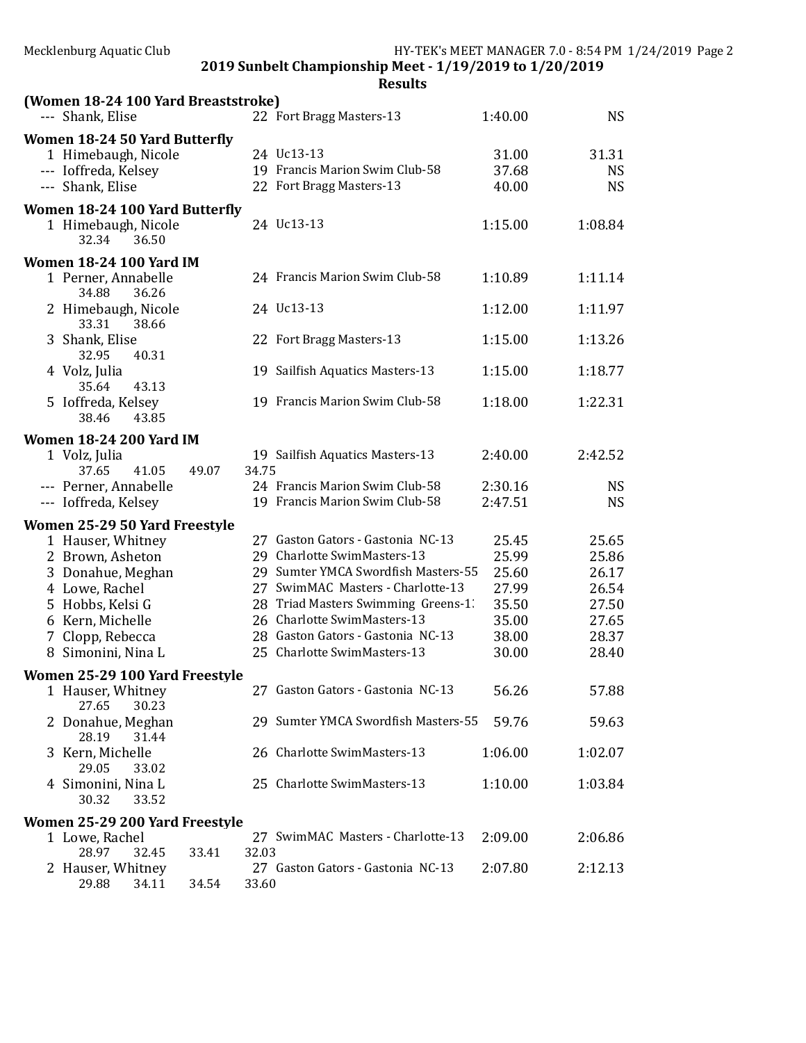2019 Sunbelt Championship Meet - 1/19/2019 to 1/20/2019

Results

### (Women 18-24 100 Yard Breaststroke)

| Place | Name | Age | Team | Seed Time | Finals Time |
|---|---|---|---|---|---|
| --- | Shank, Elise | 22 | Fort Bragg Masters-13 | 1:40.00 | NS |

### Women 18-24 50 Yard Butterfly

| Place | Name | Age | Team | Seed Time | Finals Time |
|---|---|---|---|---|---|
| 1 | Himebaugh, Nicole | 24 | Uc13-13 | 31.00 | 31.31 |
| --- | Ioffreda, Kelsey | 19 | Francis Marion Swim Club-58 | 37.68 | NS |
| --- | Shank, Elise | 22 | Fort Bragg Masters-13 | 40.00 | NS |

### Women 18-24 100 Yard Butterfly

| Place | Name | Age | Team | Seed Time | Finals Time |
|---|---|---|---|---|---|
| 1 | Himebaugh, Nicole | 24 | Uc13-13 | 1:15.00 | 1:08.84 |
| | 32.34 36.50 | | | | |

### Women 18-24 100 Yard IM

| Place | Name | Age | Team | Seed Time | Finals Time |
|---|---|---|---|---|---|
| 1 | Perner, Annabelle | 24 | Francis Marion Swim Club-58 | 1:10.89 | 1:11.14 |
| | 34.88 36.26 | | | | |
| 2 | Himebaugh, Nicole | 24 | Uc13-13 | 1:12.00 | 1:11.97 |
| | 33.31 38.66 | | | | |
| 3 | Shank, Elise | 22 | Fort Bragg Masters-13 | 1:15.00 | 1:13.26 |
| | 32.95 40.31 | | | | |
| 4 | Volz, Julia | 19 | Sailfish Aquatics Masters-13 | 1:15.00 | 1:18.77 |
| | 35.64 43.13 | | | | |
| 5 | Ioffreda, Kelsey | 19 | Francis Marion Swim Club-58 | 1:18.00 | 1:22.31 |
| | 38.46 43.85 | | | | |

### Women 18-24 200 Yard IM

| Place | Name | Age | Team | Seed Time | Finals Time |
|---|---|---|---|---|---|
| 1 | Volz, Julia | 19 | Sailfish Aquatics Masters-13 | 2:40.00 | 2:42.52 |
| | 37.65 41.05 49.07 34.75 | | | | |
| --- | Perner, Annabelle | 24 | Francis Marion Swim Club-58 | 2:30.16 | NS |
| --- | Ioffreda, Kelsey | 19 | Francis Marion Swim Club-58 | 2:47.51 | NS |

### Women 25-29 50 Yard Freestyle

| Place | Name | Age | Team | Seed Time | Finals Time |
|---|---|---|---|---|---|
| 1 | Hauser, Whitney | 27 | Gaston Gators - Gastonia NC-13 | 25.45 | 25.65 |
| 2 | Brown, Asheton | 29 | Charlotte SwimMasters-13 | 25.99 | 25.86 |
| 3 | Donahue, Meghan | 29 | Sumter YMCA Swordfish Masters-55 | 25.60 | 26.17 |
| 4 | Lowe, Rachel | 27 | SwimMAC Masters - Charlotte-13 | 27.99 | 26.54 |
| 5 | Hobbs, Kelsi G | 28 | Triad Masters Swimming Greens-1 | 35.50 | 27.50 |
| 6 | Kern, Michelle | 26 | Charlotte SwimMasters-13 | 35.00 | 27.65 |
| 7 | Clopp, Rebecca | 28 | Gaston Gators - Gastonia NC-13 | 38.00 | 28.37 |
| 8 | Simonini, Nina L | 25 | Charlotte SwimMasters-13 | 30.00 | 28.40 |

### Women 25-29 100 Yard Freestyle

| Place | Name | Age | Team | Seed Time | Finals Time |
|---|---|---|---|---|---|
| 1 | Hauser, Whitney | 27 | Gaston Gators - Gastonia NC-13 | 56.26 | 57.88 |
| | 27.65 30.23 | | | | |
| 2 | Donahue, Meghan | 29 | Sumter YMCA Swordfish Masters-55 | 59.76 | 59.63 |
| | 28.19 31.44 | | | | |
| 3 | Kern, Michelle | 26 | Charlotte SwimMasters-13 | 1:06.00 | 1:02.07 |
| | 29.05 33.02 | | | | |
| 4 | Simonini, Nina L | 25 | Charlotte SwimMasters-13 | 1:10.00 | 1:03.84 |
| | 30.32 33.52 | | | | |

### Women 25-29 200 Yard Freestyle

| Place | Name | Age | Team | Seed Time | Finals Time |
|---|---|---|---|---|---|
| 1 | Lowe, Rachel | 27 | SwimMAC Masters - Charlotte-13 | 2:09.00 | 2:06.86 |
| | 28.97 32.45 33.41 32.03 | | | | |
| 2 | Hauser, Whitney | 27 | Gaston Gators - Gastonia NC-13 | 2:07.80 | 2:12.13 |
| | 29.88 34.11 34.54 33.60 | | | | |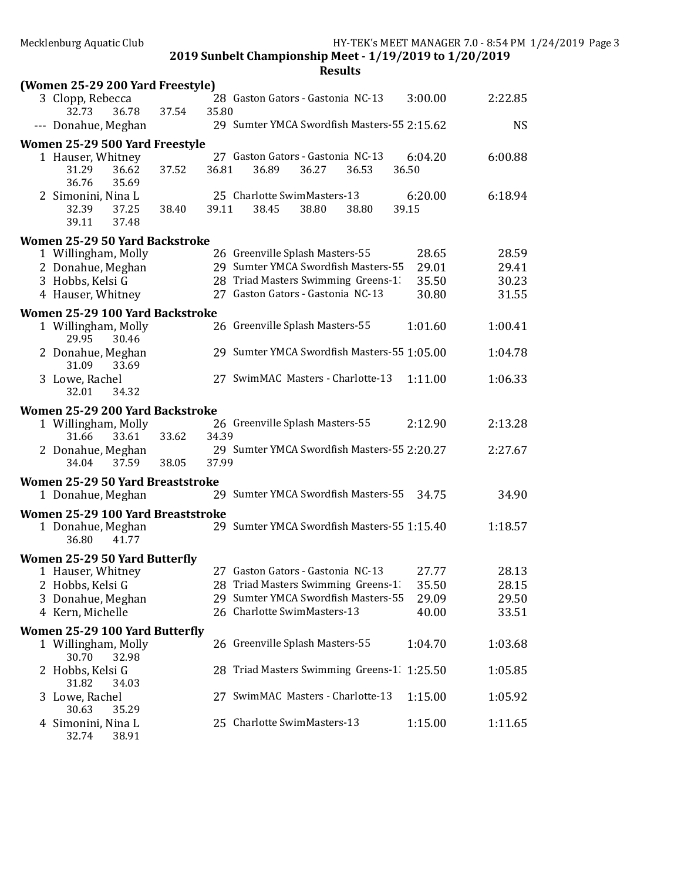**2019 Sunbelt Championship Meet - 1/19/2019 to 1/20/2019**

**Results**

### (Women 25-29 200 Yard Freestyle)

```
  3 Clopp, Rebecca              28 Gaston Gators - Gastonia  NC-13      3:00.00        2:22.85
       32.73     36.78     37.54     35.80
 --- Donahue, Meghan            29 Sumter YMCA Swordfish Masters-55 2:15.62             NS
```

### Women 25-29 500 Yard Freestyle

```
  1 Hauser, Whitney             27 Gaston Gators - Gastonia  NC-13      6:04.20        6:00.88
       31.29     36.62     37.52     36.81     36.89     36.27     36.53     36.50
       36.76     35.69
  2 Simonini, Nina L            25 Charlotte SwimMasters-13             6:20.00        6:18.94
       32.39     37.25     38.40     39.11     38.45     38.80     38.80     39.15
       39.11     37.48
```

### Women 25-29 50 Yard Backstroke

```
  1 Willingham, Molly           26 Greenville Splash Masters-55           28.65          28.59
  2 Donahue, Meghan             29 Sumter YMCA Swordfish Masters-55       29.01          29.41
  3 Hobbs, Kelsi G              28 Triad Masters Swimming  Greens-1:      35.50          30.23
  4 Hauser, Whitney             27 Gaston Gators - Gastonia  NC-13        30.80          31.55
```

### Women 25-29 100 Yard Backstroke

```
  1 Willingham, Molly           26 Greenville Splash Masters-55         1:01.60        1:00.41
       29.95     30.46
  2 Donahue, Meghan             29 Sumter YMCA Swordfish Masters-55 1:05.00            1:04.78
       31.09     33.69
  3 Lowe, Rachel                27 SwimMAC  Masters - Charlotte-13      1:11.00        1:06.33
       32.01     34.32
```

### Women 25-29 200 Yard Backstroke

```
  1 Willingham, Molly           26 Greenville Splash Masters-55         2:12.90        2:13.28
       31.66     33.61     33.62     34.39
  2 Donahue, Meghan             29 Sumter YMCA Swordfish Masters-55 2:20.27            2:27.67
       34.04     37.59     38.05     37.99
```

### Women 25-29 50 Yard Breaststroke

```
  1 Donahue, Meghan             29 Sumter YMCA Swordfish Masters-55       34.75          34.90
```

### Women 25-29 100 Yard Breaststroke

```
  1 Donahue, Meghan             29 Sumter YMCA Swordfish Masters-55 1:15.40            1:18.57
       36.80     41.77
```

### Women 25-29 50 Yard Butterfly

```
  1 Hauser, Whitney             27 Gaston Gators - Gastonia  NC-13        27.77          28.13
  2 Hobbs, Kelsi G              28 Triad Masters Swimming  Greens-1:      35.50          28.15
  3 Donahue, Meghan             29 Sumter YMCA Swordfish Masters-55       29.09          29.50
  4 Kern, Michelle              26 Charlotte SwimMasters-13               40.00          33.51
```

### Women 25-29 100 Yard Butterfly

```
  1 Willingham, Molly           26 Greenville Splash Masters-55         1:04.70        1:03.68
       30.70     32.98
  2 Hobbs, Kelsi G              28 Triad Masters Swimming  Greens-1: 1:25.50           1:05.85
       31.82     34.03
  3 Lowe, Rachel                27 SwimMAC  Masters - Charlotte-13      1:15.00        1:05.92
       30.63     35.29
  4 Simonini, Nina L            25 Charlotte SwimMasters-13             1:15.00        1:11.65
       32.74     38.91
```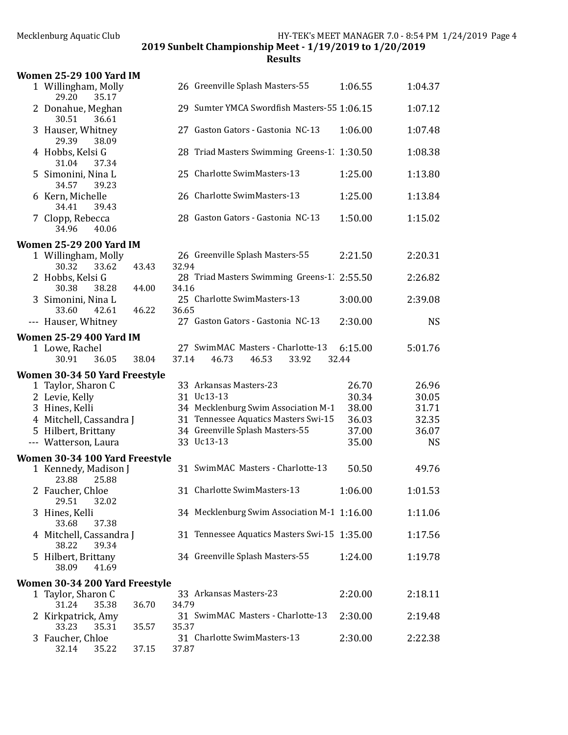Mecklenburg Aquatic Club

## 2019 Sunbelt Championship Meet - 1/19/2019 to 1/20/2019

### Results

#### Women 25-29 100 Yard IM

| Place | Name | Age | Team | Seed Time | Finals Time |
|---|---|---|---|---|---|
| 1 | Willingham, Molly | 26 | Greenville Splash Masters-55 | 1:06.55 | 1:04.37 |
| | 29.20  35.17 | | | | |
| 2 | Donahue, Meghan | 29 | Sumter YMCA Swordfish Masters-55 | 1:06.15 | 1:07.12 |
| | 30.51  36.61 | | | | |
| 3 | Hauser, Whitney | 27 | Gaston Gators - Gastonia NC-13 | 1:06.00 | 1:07.48 |
| | 29.39  38.09 | | | | |
| 4 | Hobbs, Kelsi G | 28 | Triad Masters Swimming Greens-1: | 1:30.50 | 1:08.38 |
| | 31.04  37.34 | | | | |
| 5 | Simonini, Nina L | 25 | Charlotte SwimMasters-13 | 1:25.00 | 1:13.80 |
| | 34.57  39.23 | | | | |
| 6 | Kern, Michelle | 26 | Charlotte SwimMasters-13 | 1:25.00 | 1:13.84 |
| | 34.41  39.43 | | | | |
| 7 | Clopp, Rebecca | 28 | Gaston Gators - Gastonia NC-13 | 1:50.00 | 1:15.02 |
| | 34.96  40.06 | | | | |

#### Women 25-29 200 Yard IM

| Place | Name | Age | Team | Seed Time | Finals Time |
|---|---|---|---|---|---|
| 1 | Willingham, Molly | 26 | Greenville Splash Masters-55 | 2:21.50 | 2:20.31 |
| | 30.32  33.62  43.43  32.94 | | | | |
| 2 | Hobbs, Kelsi G | 28 | Triad Masters Swimming Greens-1: | 2:55.50 | 2:26.82 |
| | 30.38  38.28  44.00  34.16 | | | | |
| 3 | Simonini, Nina L | 25 | Charlotte SwimMasters-13 | 3:00.00 | 2:39.08 |
| | 33.60  42.61  46.22  36.65 | | | | |
| --- | Hauser, Whitney | 27 | Gaston Gators - Gastonia NC-13 | 2:30.00 | NS |

#### Women 25-29 400 Yard IM

| Place | Name | Age | Team | Seed Time | Finals Time |
|---|---|---|---|---|---|
| 1 | Lowe, Rachel | 27 | SwimMAC Masters - Charlotte-13 | 6:15.00 | 5:01.76 |
| | 30.91  36.05  38.04  37.14  46.73  46.53  33.92  32.44 | | | | |

#### Women 30-34 50 Yard Freestyle

| Place | Name | Age | Team | Seed Time | Finals Time |
|---|---|---|---|---|---|
| 1 | Taylor, Sharon C | 33 | Arkansas Masters-23 | 26.70 | 26.96 |
| 2 | Levie, Kelly | 31 | Uc13-13 | 30.34 | 30.05 |
| 3 | Hines, Kelli | 34 | Mecklenburg Swim Association M-1 | 38.00 | 31.71 |
| 4 | Mitchell, Cassandra J | 31 | Tennessee Aquatics Masters Swi-15 | 36.03 | 32.35 |
| 5 | Hilbert, Brittany | 34 | Greenville Splash Masters-55 | 37.00 | 36.07 |
| --- | Watterson, Laura | 33 | Uc13-13 | 35.00 | NS |

#### Women 30-34 100 Yard Freestyle

| Place | Name | Age | Team | Seed Time | Finals Time |
|---|---|---|---|---|---|
| 1 | Kennedy, Madison J | 31 | SwimMAC Masters - Charlotte-13 | 50.50 | 49.76 |
| | 23.88  25.88 | | | | |
| 2 | Faucher, Chloe | 31 | Charlotte SwimMasters-13 | 1:06.00 | 1:01.53 |
| | 29.51  32.02 | | | | |
| 3 | Hines, Kelli | 34 | Mecklenburg Swim Association M-1 | 1:16.00 | 1:11.06 |
| | 33.68  37.38 | | | | |
| 4 | Mitchell, Cassandra J | 31 | Tennessee Aquatics Masters Swi-15 | 1:35.00 | 1:17.56 |
| | 38.22  39.34 | | | | |
| 5 | Hilbert, Brittany | 34 | Greenville Splash Masters-55 | 1:24.00 | 1:19.78 |
| | 38.09  41.69 | | | | |

#### Women 30-34 200 Yard Freestyle

| Place | Name | Age | Team | Seed Time | Finals Time |
|---|---|---|---|---|---|
| 1 | Taylor, Sharon C | 33 | Arkansas Masters-23 | 2:20.00 | 2:18.11 |
| | 31.24  35.38  36.70  34.79 | | | | |
| 2 | Kirkpatrick, Amy | 31 | SwimMAC Masters - Charlotte-13 | 2:30.00 | 2:19.48 |
| | 33.23  35.31  35.57  35.37 | | | | |
| 3 | Faucher, Chloe | 31 | Charlotte SwimMasters-13 | 2:30.00 | 2:22.38 |
| | 32.14  35.22  37.15  37.87 | | | | |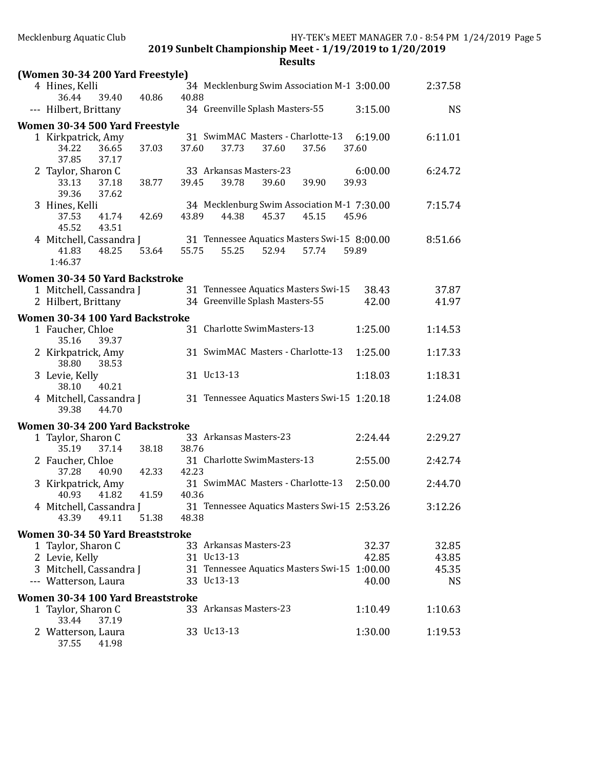2019 Sunbelt Championship Meet - 1/19/2019 to 1/20/2019

Results

**(Women 30-34 200 Yard Freestyle)**

```
  4 Hines, Kelli                  34 Mecklenburg Swim Association M-1 3:00.00        2:37.58
      36.44     39.40     40.86     40.88
--- Hilbert, Brittany             34 Greenville Splash Masters-55      3:15.00             NS
```

**Women 30-34 500 Yard Freestyle**

```
  1 Kirkpatrick, Amy              31 SwimMAC  Masters - Charlotte-13   6:19.00        6:11.01
      34.22     36.65     37.03     37.60     37.73     37.60     37.56     37.60
      37.85     37.17
  2 Taylor, Sharon C              33 Arkansas Masters-23               6:00.00        6:24.72
      33.13     37.18     38.77     39.45     39.78     39.60     39.90     39.93
      39.36     37.62
  3 Hines, Kelli                  34 Mecklenburg Swim Association M-1 7:30.00        7:15.74
      37.53     41.74     42.69     43.89     44.38     45.37     45.15     45.96
      45.52     43.51
  4 Mitchell, Cassandra J         31 Tennessee Aquatics Masters Swi-15 8:00.00       8:51.66
      41.83     48.25     53.64     55.75     55.25     52.94     57.74     59.89
    1:46.37
```

**Women 30-34 50 Yard Backstroke**

```
  1 Mitchell, Cassandra J         31 Tennessee Aquatics Masters Swi-15   38.43         37.87
  2 Hilbert, Brittany             34 Greenville Splash Masters-55        42.00         41.97
```

**Women 30-34 100 Yard Backstroke**

```
  1 Faucher, Chloe                31 Charlotte SwimMasters-13          1:25.00        1:14.53
      35.16     39.37
  2 Kirkpatrick, Amy              31 SwimMAC  Masters - Charlotte-13   1:25.00        1:17.33
      38.80     38.53
  3 Levie, Kelly                  31 Uc13-13                           1:18.03        1:18.31
      38.10     40.21
  4 Mitchell, Cassandra J         31 Tennessee Aquatics Masters Swi-15 1:20.18       1:24.08
      39.38     44.70
```

**Women 30-34 200 Yard Backstroke**

```
  1 Taylor, Sharon C              33 Arkansas Masters-23               2:24.44        2:29.27
      35.19     37.14     38.18     38.76
  2 Faucher, Chloe                31 Charlotte SwimMasters-13          2:55.00        2:42.74
      37.28     40.90     42.33     42.23
  3 Kirkpatrick, Amy              31 SwimMAC  Masters - Charlotte-13   2:50.00        2:44.70
      40.93     41.82     41.59     40.36
  4 Mitchell, Cassandra J         31 Tennessee Aquatics Masters Swi-15 2:53.26       3:12.26
      43.39     49.11     51.38     48.38
```

**Women 30-34 50 Yard Breaststroke**

```
  1 Taylor, Sharon C              33 Arkansas Masters-23                 32.37         32.85
  2 Levie, Kelly                  31 Uc13-13                             42.85         43.85
  3 Mitchell, Cassandra J         31 Tennessee Aquatics Masters Swi-15 1:00.00         45.35
--- Watterson, Laura              33 Uc13-13                             40.00            NS
```

**Women 30-34 100 Yard Breaststroke**

```
  1 Taylor, Sharon C              33 Arkansas Masters-23               1:10.49        1:10.63
      33.44     37.19
  2 Watterson, Laura              33 Uc13-13                           1:30.00        1:19.53
      37.55     41.98
```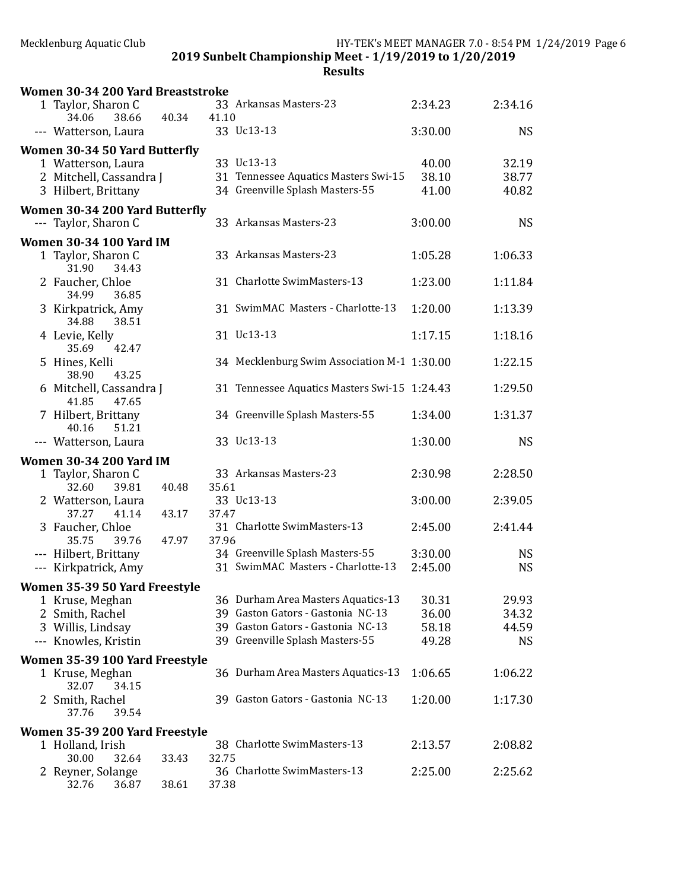**2019 Sunbelt Championship Meet - 1/19/2019 to 1/20/2019**

**Results**

### Women 30-34 200 Yard Breaststroke

| Place | Name | Age | Team | Seed Time | Finals Time |
|---|---|---|---|---|---|
| 1 | Taylor, Sharon C | 33 | Arkansas Masters-23 | 2:34.23 | 2:34.16 |
| | 34.06 38.66 40.34 41.10 | | | | |
| --- | Watterson, Laura | 33 | Uc13-13 | 3:30.00 | NS |

### Women 30-34 50 Yard Butterfly

| Place | Name | Age | Team | Seed Time | Finals Time |
|---|---|---|---|---|---|
| 1 | Watterson, Laura | 33 | Uc13-13 | 40.00 | 32.19 |
| 2 | Mitchell, Cassandra J | 31 | Tennessee Aquatics Masters Swi-15 | 38.10 | 38.77 |
| 3 | Hilbert, Brittany | 34 | Greenville Splash Masters-55 | 41.00 | 40.82 |

### Women 30-34 200 Yard Butterfly

| Place | Name | Age | Team | Seed Time | Finals Time |
|---|---|---|---|---|---|
| --- | Taylor, Sharon C | 33 | Arkansas Masters-23 | 3:00.00 | NS |

### Women 30-34 100 Yard IM

| Place | Name | Age | Team | Seed Time | Finals Time |
|---|---|---|---|---|---|
| 1 | Taylor, Sharon C | 33 | Arkansas Masters-23 | 1:05.28 | 1:06.33 |
| | 31.90 34.43 | | | | |
| 2 | Faucher, Chloe | 31 | Charlotte SwimMasters-13 | 1:23.00 | 1:11.84 |
| | 34.99 36.85 | | | | |
| 3 | Kirkpatrick, Amy | 31 | SwimMAC Masters - Charlotte-13 | 1:20.00 | 1:13.39 |
| | 34.88 38.51 | | | | |
| 4 | Levie, Kelly | 31 | Uc13-13 | 1:17.15 | 1:18.16 |
| | 35.69 42.47 | | | | |
| 5 | Hines, Kelli | 34 | Mecklenburg Swim Association M-1 | 1:30.00 | 1:22.15 |
| | 38.90 43.25 | | | | |
| 6 | Mitchell, Cassandra J | 31 | Tennessee Aquatics Masters Swi-15 | 1:24.43 | 1:29.50 |
| | 41.85 47.65 | | | | |
| 7 | Hilbert, Brittany | 34 | Greenville Splash Masters-55 | 1:34.00 | 1:31.37 |
| | 40.16 51.21 | | | | |
| --- | Watterson, Laura | 33 | Uc13-13 | 1:30.00 | NS |

### Women 30-34 200 Yard IM

| Place | Name | Age | Team | Seed Time | Finals Time |
|---|---|---|---|---|---|
| 1 | Taylor, Sharon C | 33 | Arkansas Masters-23 | 2:30.98 | 2:28.50 |
| | 32.60 39.81 40.48 35.61 | | | | |
| 2 | Watterson, Laura | 33 | Uc13-13 | 3:00.00 | 2:39.05 |
| | 37.27 41.14 43.17 37.47 | | | | |
| 3 | Faucher, Chloe | 31 | Charlotte SwimMasters-13 | 2:45.00 | 2:41.44 |
| | 35.75 39.76 47.97 37.96 | | | | |
| --- | Hilbert, Brittany | 34 | Greenville Splash Masters-55 | 3:30.00 | NS |
| --- | Kirkpatrick, Amy | 31 | SwimMAC Masters - Charlotte-13 | 2:45.00 | NS |

### Women 35-39 50 Yard Freestyle

| Place | Name | Age | Team | Seed Time | Finals Time |
|---|---|---|---|---|---|
| 1 | Kruse, Meghan | 36 | Durham Area Masters Aquatics-13 | 30.31 | 29.93 |
| 2 | Smith, Rachel | 39 | Gaston Gators - Gastonia NC-13 | 36.00 | 34.32 |
| 3 | Willis, Lindsay | 39 | Gaston Gators - Gastonia NC-13 | 58.18 | 44.59 |
| --- | Knowles, Kristin | 39 | Greenville Splash Masters-55 | 49.28 | NS |

### Women 35-39 100 Yard Freestyle

| Place | Name | Age | Team | Seed Time | Finals Time |
|---|---|---|---|---|---|
| 1 | Kruse, Meghan | 36 | Durham Area Masters Aquatics-13 | 1:06.65 | 1:06.22 |
| | 32.07 34.15 | | | | |
| 2 | Smith, Rachel | 39 | Gaston Gators - Gastonia NC-13 | 1:20.00 | 1:17.30 |
| | 37.76 39.54 | | | | |

### Women 35-39 200 Yard Freestyle

| Place | Name | Age | Team | Seed Time | Finals Time |
|---|---|---|---|---|---|
| 1 | Holland, Irish | 38 | Charlotte SwimMasters-13 | 2:13.57 | 2:08.82 |
| | 30.00 32.64 33.43 32.75 | | | | |
| 2 | Reyner, Solange | 36 | Charlotte SwimMasters-13 | 2:25.00 | 2:25.62 |
| | 32.76 36.87 38.61 37.38 | | | | |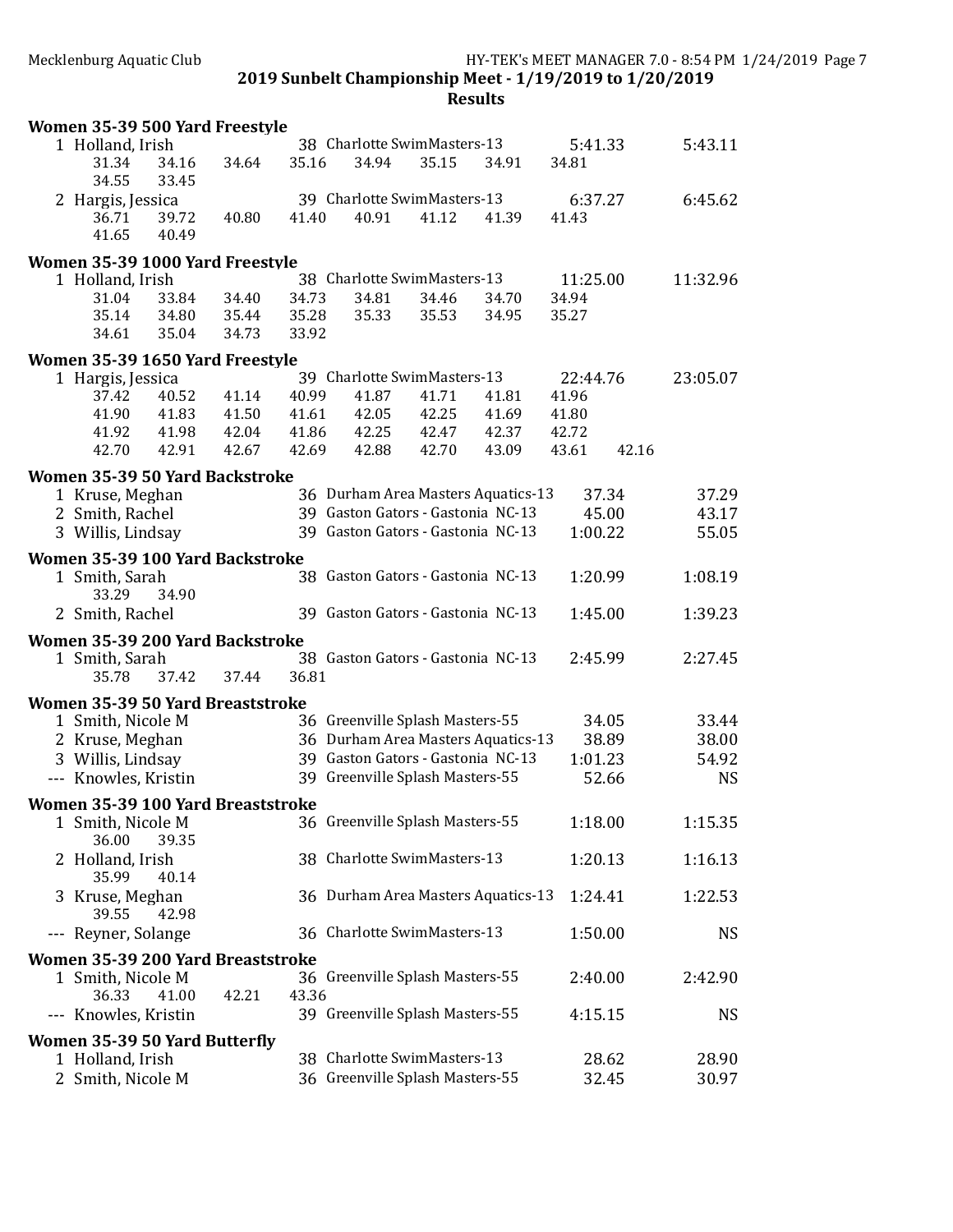## 2019 Sunbelt Championship Meet - 1/19/2019 to 1/20/2019

### Results

**Women 35-39 500 Yard Freestyle**

| Place | Name | Age | Team | Seed Time | Finals Time |
|---|---|---|---|---|---|
| 1 | Holland, Irish | 38 | Charlotte SwimMasters-13 | 5:41.33 | 5:43.11 |
| | 31.34 34.16 34.64 35.16 34.94 35.15 34.91 34.81 34.55 33.45 | | | | |
| 2 | Hargis, Jessica | 39 | Charlotte SwimMasters-13 | 6:37.27 | 6:45.62 |
| | 36.71 39.72 40.80 41.40 40.91 41.12 41.39 41.43 41.65 40.49 | | | | |

**Women 35-39 1000 Yard Freestyle**

| Place | Name | Age | Team | Seed Time | Finals Time |
|---|---|---|---|---|---|
| 1 | Holland, Irish | 38 | Charlotte SwimMasters-13 | 11:25.00 | 11:32.96 |
| | 31.04 33.84 34.40 34.73 34.81 34.46 34.70 34.94 35.14 34.80 35.44 35.28 35.33 35.53 34.95 35.27 34.61 35.04 34.73 33.92 | | | | |

**Women 35-39 1650 Yard Freestyle**

| Place | Name | Age | Team | Seed Time | Finals Time |
|---|---|---|---|---|---|
| 1 | Hargis, Jessica | 39 | Charlotte SwimMasters-13 | 22:44.76 | 23:05.07 |
| | 37.42 40.52 41.14 40.99 41.87 41.71 41.81 41.96 41.90 41.83 41.50 41.61 42.05 42.25 41.69 41.80 41.92 41.98 42.04 41.86 42.25 42.47 42.37 42.72 42.70 42.91 42.67 42.69 42.88 42.70 43.09 43.61 42.16 | | | | |

**Women 35-39 50 Yard Backstroke**

| Place | Name | Age | Team | Seed Time | Finals Time |
|---|---|---|---|---|---|
| 1 | Kruse, Meghan | 36 | Durham Area Masters Aquatics-13 | 37.34 | 37.29 |
| 2 | Smith, Rachel | 39 | Gaston Gators - Gastonia NC-13 | 45.00 | 43.17 |
| 3 | Willis, Lindsay | 39 | Gaston Gators - Gastonia NC-13 | 1:00.22 | 55.05 |

**Women 35-39 100 Yard Backstroke**

| Place | Name | Age | Team | Seed Time | Finals Time |
|---|---|---|---|---|---|
| 1 | Smith, Sarah | 38 | Gaston Gators - Gastonia NC-13 | 1:20.99 | 1:08.19 |
| | 33.29 34.90 | | | | |
| 2 | Smith, Rachel | 39 | Gaston Gators - Gastonia NC-13 | 1:45.00 | 1:39.23 |

**Women 35-39 200 Yard Backstroke**

| Place | Name | Age | Team | Seed Time | Finals Time |
|---|---|---|---|---|---|
| 1 | Smith, Sarah | 38 | Gaston Gators - Gastonia NC-13 | 2:45.99 | 2:27.45 |
| | 35.78 37.42 37.44 36.81 | | | | |

**Women 35-39 50 Yard Breaststroke**

| Place | Name | Age | Team | Seed Time | Finals Time |
|---|---|---|---|---|---|
| 1 | Smith, Nicole M | 36 | Greenville Splash Masters-55 | 34.05 | 33.44 |
| 2 | Kruse, Meghan | 36 | Durham Area Masters Aquatics-13 | 38.89 | 38.00 |
| 3 | Willis, Lindsay | 39 | Gaston Gators - Gastonia NC-13 | 1:01.23 | 54.92 |
| --- | Knowles, Kristin | 39 | Greenville Splash Masters-55 | 52.66 | NS |

**Women 35-39 100 Yard Breaststroke**

| Place | Name | Age | Team | Seed Time | Finals Time |
|---|---|---|---|---|---|
| 1 | Smith, Nicole M | 36 | Greenville Splash Masters-55 | 1:18.00 | 1:15.35 |
| | 36.00 39.35 | | | | |
| 2 | Holland, Irish | 38 | Charlotte SwimMasters-13 | 1:20.13 | 1:16.13 |
| | 35.99 40.14 | | | | |
| 3 | Kruse, Meghan | 36 | Durham Area Masters Aquatics-13 | 1:24.41 | 1:22.53 |
| | 39.55 42.98 | | | | |
| --- | Reyner, Solange | 36 | Charlotte SwimMasters-13 | 1:50.00 | NS |

**Women 35-39 200 Yard Breaststroke**

| Place | Name | Age | Team | Seed Time | Finals Time |
|---|---|---|---|---|---|
| 1 | Smith, Nicole M | 36 | Greenville Splash Masters-55 | 2:40.00 | 2:42.90 |
| | 36.33 41.00 42.21 43.36 | | | | |
| --- | Knowles, Kristin | 39 | Greenville Splash Masters-55 | 4:15.15 | NS |

**Women 35-39 50 Yard Butterfly**

| Place | Name | Age | Team | Seed Time | Finals Time |
|---|---|---|---|---|---|
| 1 | Holland, Irish | 38 | Charlotte SwimMasters-13 | 28.62 | 28.90 |
| 2 | Smith, Nicole M | 36 | Greenville Splash Masters-55 | 32.45 | 30.97 |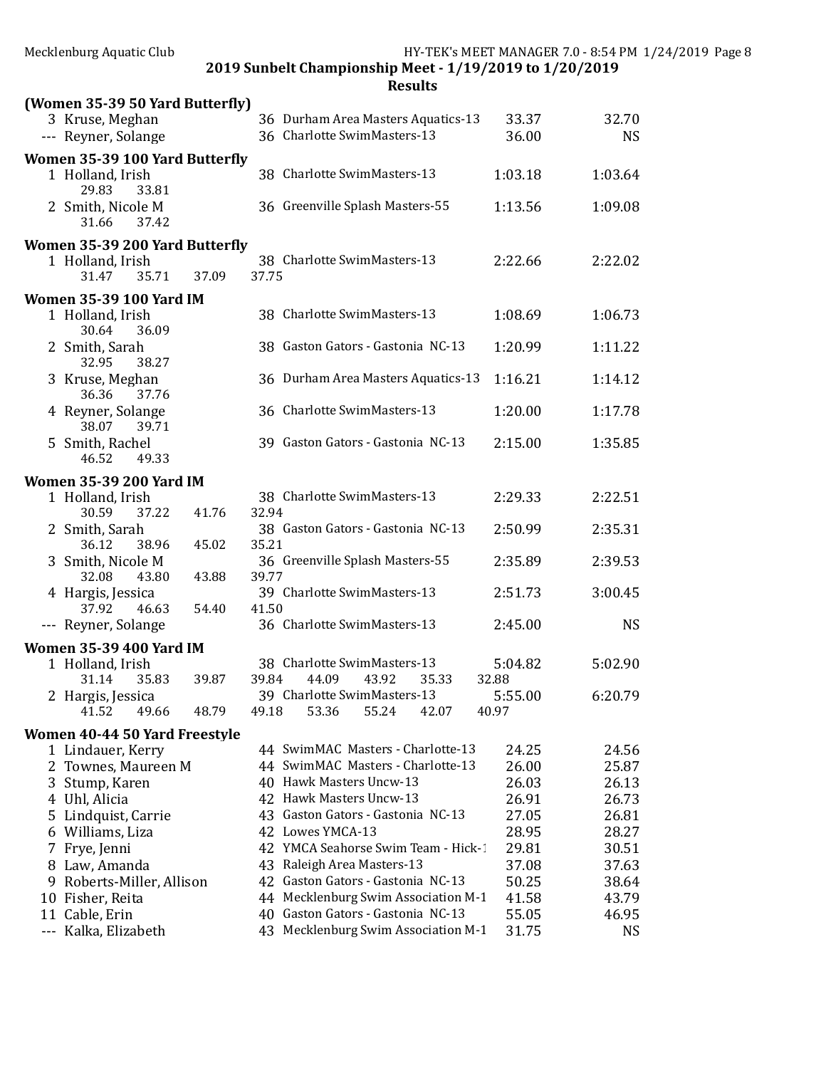## 2019 Sunbelt Championship Meet - 1/19/2019 to 1/20/2019

### Results

**(Women 35-39 50 Yard Butterfly)**

| Place | Name | Age | Team | Seed Time | Finals Time |
|---|---|---|---|---|---|
| 3 | Kruse, Meghan | 36 | Durham Area Masters Aquatics-13 | 33.37 | 32.70 |
| --- | Reyner, Solange | 36 | Charlotte SwimMasters-13 | 36.00 | NS |

**Women 35-39 100 Yard Butterfly**

| Place | Name | Age | Team | Seed Time | Finals Time |
|---|---|---|---|---|---|
| 1 | Holland, Irish | 38 | Charlotte SwimMasters-13 | 1:03.18 | 1:03.64 |
| | 29.83 33.81 | | | | |
| 2 | Smith, Nicole M | 36 | Greenville Splash Masters-55 | 1:13.56 | 1:09.08 |
| | 31.66 37.42 | | | | |

**Women 35-39 200 Yard Butterfly**

| Place | Name | Age | Team | Seed Time | Finals Time |
|---|---|---|---|---|---|
| 1 | Holland, Irish | 38 | Charlotte SwimMasters-13 | 2:22.66 | 2:22.02 |
| | 31.47 35.71 37.09 37.75 | | | | |

**Women 35-39 100 Yard IM**

| Place | Name | Age | Team | Seed Time | Finals Time |
|---|---|---|---|---|---|
| 1 | Holland, Irish | 38 | Charlotte SwimMasters-13 | 1:08.69 | 1:06.73 |
| | 30.64 36.09 | | | | |
| 2 | Smith, Sarah | 38 | Gaston Gators - Gastonia NC-13 | 1:20.99 | 1:11.22 |
| | 32.95 38.27 | | | | |
| 3 | Kruse, Meghan | 36 | Durham Area Masters Aquatics-13 | 1:16.21 | 1:14.12 |
| | 36.36 37.76 | | | | |
| 4 | Reyner, Solange | 36 | Charlotte SwimMasters-13 | 1:20.00 | 1:17.78 |
| | 38.07 39.71 | | | | |
| 5 | Smith, Rachel | 39 | Gaston Gators - Gastonia NC-13 | 2:15.00 | 1:35.85 |
| | 46.52 49.33 | | | | |

**Women 35-39 200 Yard IM**

| Place | Name | Age | Team | Seed Time | Finals Time |
|---|---|---|---|---|---|
| 1 | Holland, Irish | 38 | Charlotte SwimMasters-13 | 2:29.33 | 2:22.51 |
| | 30.59 37.22 41.76 32.94 | | | | |
| 2 | Smith, Sarah | 38 | Gaston Gators - Gastonia NC-13 | 2:50.99 | 2:35.31 |
| | 36.12 38.96 45.02 35.21 | | | | |
| 3 | Smith, Nicole M | 36 | Greenville Splash Masters-55 | 2:35.89 | 2:39.53 |
| | 32.08 43.80 43.88 39.77 | | | | |
| 4 | Hargis, Jessica | 39 | Charlotte SwimMasters-13 | 2:51.73 | 3:00.45 |
| | 37.92 46.63 54.40 41.50 | | | | |
| --- | Reyner, Solange | 36 | Charlotte SwimMasters-13 | 2:45.00 | NS |

**Women 35-39 400 Yard IM**

| Place | Name | Age | Team | Seed Time | Finals Time |
|---|---|---|---|---|---|
| 1 | Holland, Irish | 38 | Charlotte SwimMasters-13 | 5:04.82 | 5:02.90 |
| | 31.14 35.83 39.87 39.84 44.09 43.92 35.33 32.88 | | | | |
| 2 | Hargis, Jessica | 39 | Charlotte SwimMasters-13 | 5:55.00 | 6:20.79 |
| | 41.52 49.66 48.79 49.18 53.36 55.24 42.07 40.97 | | | | |

**Women 40-44 50 Yard Freestyle**

| Place | Name | Age | Team | Seed Time | Finals Time |
|---|---|---|---|---|---|
| 1 | Lindauer, Kerry | 44 | SwimMAC Masters - Charlotte-13 | 24.25 | 24.56 |
| 2 | Townes, Maureen M | 44 | SwimMAC Masters - Charlotte-13 | 26.00 | 25.87 |
| 3 | Stump, Karen | 40 | Hawk Masters Uncw-13 | 26.03 | 26.13 |
| 4 | Uhl, Alicia | 42 | Hawk Masters Uncw-13 | 26.91 | 26.73 |
| 5 | Lindquist, Carrie | 43 | Gaston Gators - Gastonia NC-13 | 27.05 | 26.81 |
| 6 | Williams, Liza | 42 | Lowes YMCA-13 | 28.95 | 28.27 |
| 7 | Frye, Jenni | 42 | YMCA Seahorse Swim Team - Hick-1 | 29.81 | 30.51 |
| 8 | Law, Amanda | 43 | Raleigh Area Masters-13 | 37.08 | 37.63 |
| 9 | Roberts-Miller, Allison | 42 | Gaston Gators - Gastonia NC-13 | 50.25 | 38.64 |
| 10 | Fisher, Reita | 44 | Mecklenburg Swim Association M-1 | 41.58 | 43.79 |
| 11 | Cable, Erin | 40 | Gaston Gators - Gastonia NC-13 | 55.05 | 46.95 |
| --- | Kalka, Elizabeth | 43 | Mecklenburg Swim Association M-1 | 31.75 | NS |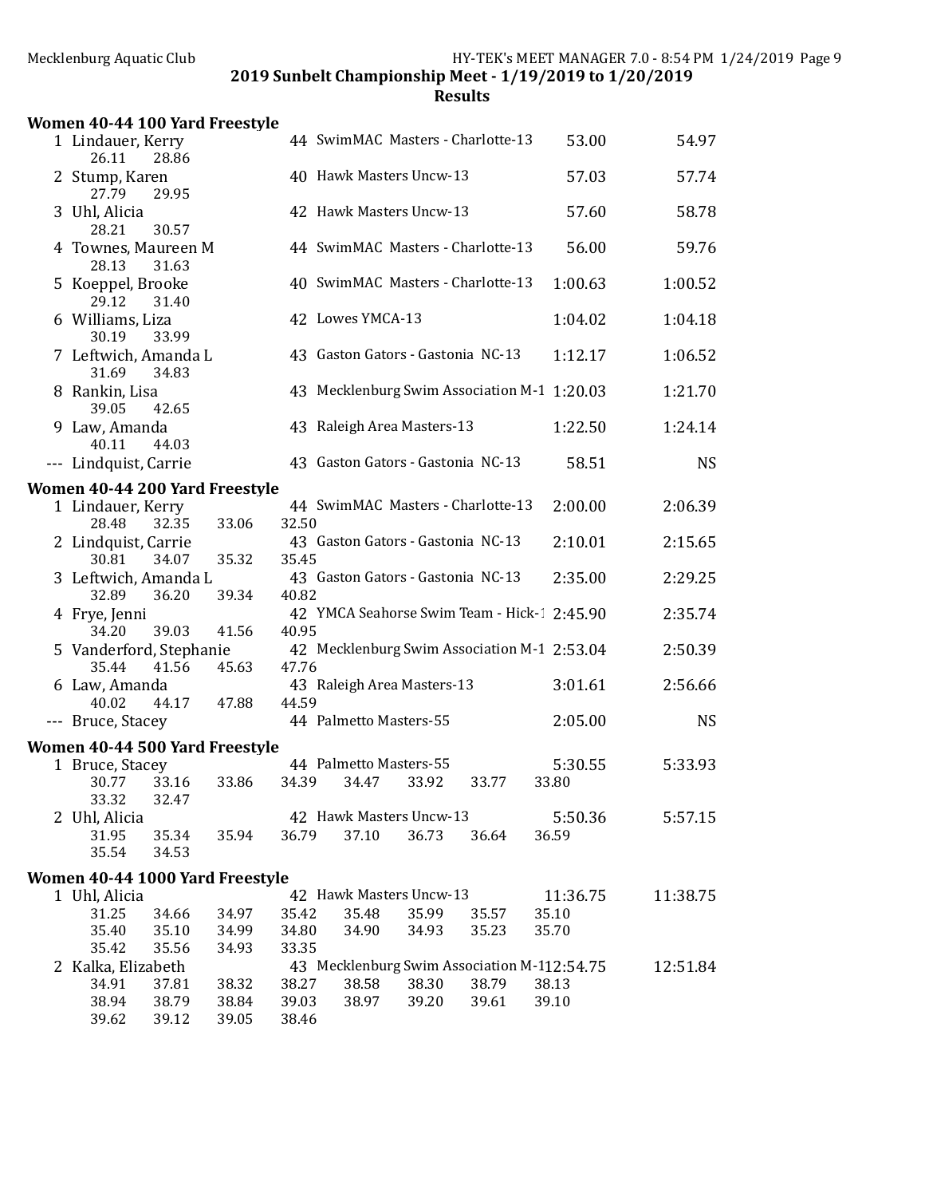Mecklenburg Aquatic Club — HY-TEK's MEET MANAGER 7.0 - 8:54 PM 1/24/2019

## 2019 Sunbelt Championship Meet - 1/19/2019 to 1/20/2019

### Results

#### Women 40-44 100 Yard Freestyle

| Place | Name | Age | Team | Seed Time | Finals Time |
|---|---|---|---|---|---|
| 1 | Lindauer, Kerry | 44 | SwimMAC Masters - Charlotte-13 | 53.00 | 54.97 |
| | 26.11 28.86 | | | | |
| 2 | Stump, Karen | 40 | Hawk Masters Uncw-13 | 57.03 | 57.74 |
| | 27.79 29.95 | | | | |
| 3 | Uhl, Alicia | 42 | Hawk Masters Uncw-13 | 57.60 | 58.78 |
| | 28.21 30.57 | | | | |
| 4 | Townes, Maureen M | 44 | SwimMAC Masters - Charlotte-13 | 56.00 | 59.76 |
| | 28.13 31.63 | | | | |
| 5 | Koeppel, Brooke | 40 | SwimMAC Masters - Charlotte-13 | 1:00.63 | 1:00.52 |
| | 29.12 31.40 | | | | |
| 6 | Williams, Liza | 42 | Lowes YMCA-13 | 1:04.02 | 1:04.18 |
| | 30.19 33.99 | | | | |
| 7 | Leftwich, Amanda L | 43 | Gaston Gators - Gastonia NC-13 | 1:12.17 | 1:06.52 |
| | 31.69 34.83 | | | | |
| 8 | Rankin, Lisa | 43 | Mecklenburg Swim Association M-1 | 1:20.03 | 1:21.70 |
| | 39.05 42.65 | | | | |
| 9 | Law, Amanda | 43 | Raleigh Area Masters-13 | 1:22.50 | 1:24.14 |
| | 40.11 44.03 | | | | |
| --- | Lindquist, Carrie | 43 | Gaston Gators - Gastonia NC-13 | 58.51 | NS |

#### Women 40-44 200 Yard Freestyle

| Place | Name | Age | Team | Seed Time | Finals Time |
|---|---|---|---|---|---|
| 1 | Lindauer, Kerry | 44 | SwimMAC Masters - Charlotte-13 | 2:00.00 | 2:06.39 |
| | 28.48 32.35 33.06 32.50 | | | | |
| 2 | Lindquist, Carrie | 43 | Gaston Gators - Gastonia NC-13 | 2:10.01 | 2:15.65 |
| | 30.81 34.07 35.32 35.45 | | | | |
| 3 | Leftwich, Amanda L | 43 | Gaston Gators - Gastonia NC-13 | 2:35.00 | 2:29.25 |
| | 32.89 36.20 39.34 40.82 | | | | |
| 4 | Frye, Jenni | 42 | YMCA Seahorse Swim Team - Hick-1 | 2:45.90 | 2:35.74 |
| | 34.20 39.03 41.56 40.95 | | | | |
| 5 | Vanderford, Stephanie | 42 | Mecklenburg Swim Association M-1 | 2:53.04 | 2:50.39 |
| | 35.44 41.56 45.63 47.76 | | | | |
| 6 | Law, Amanda | 43 | Raleigh Area Masters-13 | 3:01.61 | 2:56.66 |
| | 40.02 44.17 47.88 44.59 | | | | |
| --- | Bruce, Stacey | 44 | Palmetto Masters-55 | 2:05.00 | NS |

#### Women 40-44 500 Yard Freestyle

| Place | Name | Age | Team | Seed Time | Finals Time |
|---|---|---|---|---|---|
| 1 | Bruce, Stacey | 44 | Palmetto Masters-55 | 5:30.55 | 5:33.93 |
| | 30.77 33.16 33.86 34.39 34.47 33.92 33.77 33.80 33.32 32.47 | | | | |
| 2 | Uhl, Alicia | 42 | Hawk Masters Uncw-13 | 5:50.36 | 5:57.15 |
| | 31.95 35.34 35.94 36.79 37.10 36.73 36.64 36.59 35.54 34.53 | | | | |

#### Women 40-44 1000 Yard Freestyle

| Place | Name | Age | Team | Seed Time | Finals Time |
|---|---|---|---|---|---|
| 1 | Uhl, Alicia | 42 | Hawk Masters Uncw-13 | 11:36.75 | 11:38.75 |
| | 31.25 34.66 34.97 35.42 35.48 35.99 35.57 35.10 35.40 35.10 34.99 34.80 34.90 34.93 35.23 35.70 35.42 35.56 34.93 33.35 | | | | |
| 2 | Kalka, Elizabeth | 43 | Mecklenburg Swim Association M-1 | 12:54.75 | 12:51.84 |
| | 34.91 37.81 38.32 38.27 38.58 38.30 38.79 38.13 38.94 38.79 38.84 39.03 38.97 39.20 39.61 39.10 39.62 39.12 39.05 38.46 | | | | |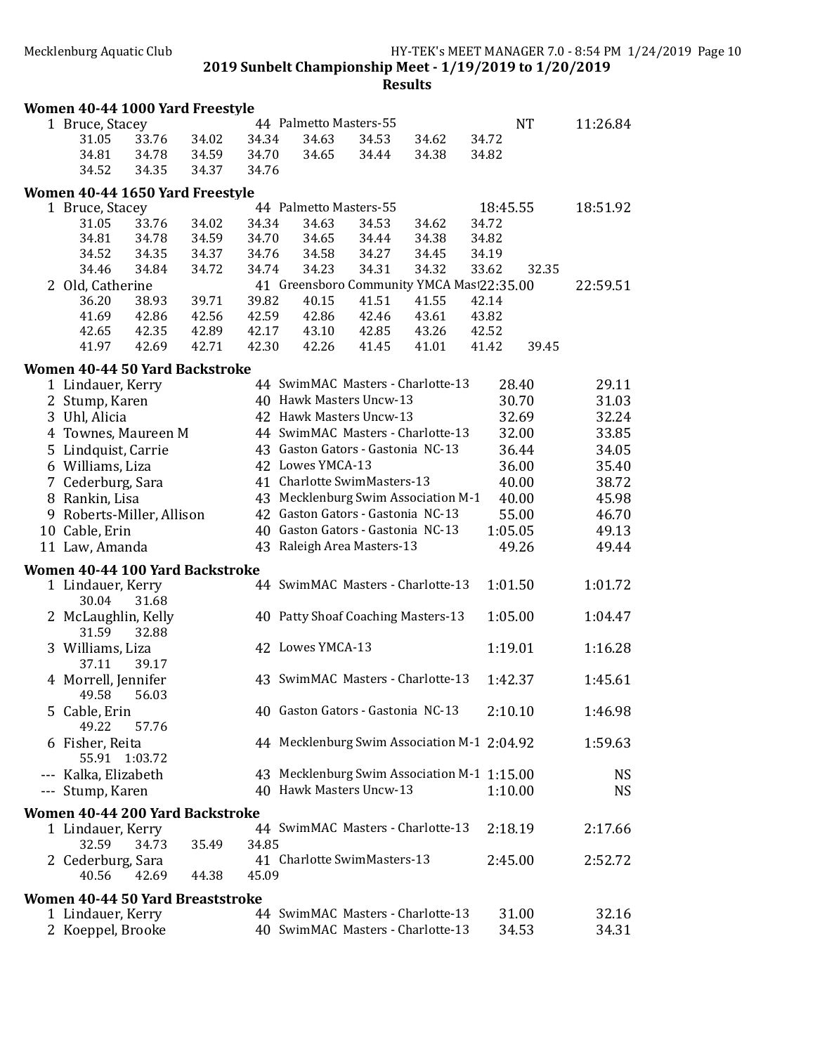**2019 Sunbelt Championship Meet - 1/19/2019 to 1/20/2019**

**Results**

### Women 40-44 1000 Yard Freestyle

| Place | Name | Age | Team | Seed Time | Finals Time |
|---|---|---|---|---|---|
| 1 | Bruce, Stacey | 44 | Palmetto Masters-55 | NT | 11:26.84 |

Splits: 31.05 33.76 34.02 34.34 34.63 34.53 34.62 34.72 34.81 34.78 34.59 34.70 34.65 34.44 34.38 34.82 34.52 34.35 34.37 34.76

### Women 40-44 1650 Yard Freestyle

| Place | Name | Age | Team | Seed Time | Finals Time |
|---|---|---|---|---|---|
| 1 | Bruce, Stacey | 44 | Palmetto Masters-55 | 18:45.55 | 18:51.92 |
| 2 | Old, Catherine | 41 | Greensboro Community YMCA Mas | 22:35.00 | 22:59.51 |

Bruce, Stacey splits: 31.05 33.76 34.02 34.34 34.63 34.53 34.62 34.72 34.81 34.78 34.59 34.70 34.65 34.44 34.38 34.82 34.52 34.35 34.37 34.76 34.58 34.27 34.45 34.19 34.46 34.84 34.72 34.74 34.23 34.31 34.32 33.62 32.35

Old, Catherine splits: 36.20 38.93 39.71 39.82 40.15 41.51 41.55 42.14 41.69 42.86 42.56 42.59 42.86 42.46 43.61 43.82 42.65 42.35 42.89 42.17 43.10 42.85 43.26 42.52 41.97 42.69 42.71 42.30 42.26 41.45 41.01 41.42 39.45

### Women 40-44 50 Yard Backstroke

| Place | Name | Age | Team | Seed Time | Finals Time |
|---|---|---|---|---|---|
| 1 | Lindauer, Kerry | 44 | SwimMAC Masters - Charlotte-13 | 28.40 | 29.11 |
| 2 | Stump, Karen | 40 | Hawk Masters Uncw-13 | 30.70 | 31.03 |
| 3 | Uhl, Alicia | 42 | Hawk Masters Uncw-13 | 32.69 | 32.24 |
| 4 | Townes, Maureen M | 44 | SwimMAC Masters - Charlotte-13 | 32.00 | 33.85 |
| 5 | Lindquist, Carrie | 43 | Gaston Gators - Gastonia NC-13 | 36.44 | 34.05 |
| 6 | Williams, Liza | 42 | Lowes YMCA-13 | 36.00 | 35.40 |
| 7 | Cederburg, Sara | 41 | Charlotte SwimMasters-13 | 40.00 | 38.72 |
| 8 | Rankin, Lisa | 43 | Mecklenburg Swim Association M-1 | 40.00 | 45.98 |
| 9 | Roberts-Miller, Allison | 42 | Gaston Gators - Gastonia NC-13 | 55.00 | 46.70 |
| 10 | Cable, Erin | 40 | Gaston Gators - Gastonia NC-13 | 1:05.05 | 49.13 |
| 11 | Law, Amanda | 43 | Raleigh Area Masters-13 | 49.26 | 49.44 |

### Women 40-44 100 Yard Backstroke

| Place | Name | Age | Team | Seed Time | Finals Time | Splits |
|---|---|---|---|---|---|---|
| 1 | Lindauer, Kerry | 44 | SwimMAC Masters - Charlotte-13 | 1:01.50 | 1:01.72 | 30.04 31.68 |
| 2 | McLaughlin, Kelly | 40 | Patty Shoaf Coaching Masters-13 | 1:05.00 | 1:04.47 | 31.59 32.88 |
| 3 | Williams, Liza | 42 | Lowes YMCA-13 | 1:19.01 | 1:16.28 | 37.11 39.17 |
| 4 | Morrell, Jennifer | 43 | SwimMAC Masters - Charlotte-13 | 1:42.37 | 1:45.61 | 49.58 56.03 |
| 5 | Cable, Erin | 40 | Gaston Gators - Gastonia NC-13 | 2:10.10 | 1:46.98 | 49.22 57.76 |
| 6 | Fisher, Reita | 44 | Mecklenburg Swim Association M-1 | 2:04.92 | 1:59.63 | 55.91 1:03.72 |
| --- | Kalka, Elizabeth | 43 | Mecklenburg Swim Association M-1 | 1:15.00 | NS | |
| --- | Stump, Karen | 40 | Hawk Masters Uncw-13 | 1:10.00 | NS | |

### Women 40-44 200 Yard Backstroke

| Place | Name | Age | Team | Seed Time | Finals Time | Splits |
|---|---|---|---|---|---|---|
| 1 | Lindauer, Kerry | 44 | SwimMAC Masters - Charlotte-13 | 2:18.19 | 2:17.66 | 32.59 34.73 35.49 34.85 |
| 2 | Cederburg, Sara | 41 | Charlotte SwimMasters-13 | 2:45.00 | 2:52.72 | 40.56 42.69 44.38 45.09 |

### Women 40-44 50 Yard Breaststroke

| Place | Name | Age | Team | Seed Time | Finals Time |
|---|---|---|---|---|---|
| 1 | Lindauer, Kerry | 44 | SwimMAC Masters - Charlotte-13 | 31.00 | 32.16 |
| 2 | Koeppel, Brooke | 40 | SwimMAC Masters - Charlotte-13 | 34.53 | 34.31 |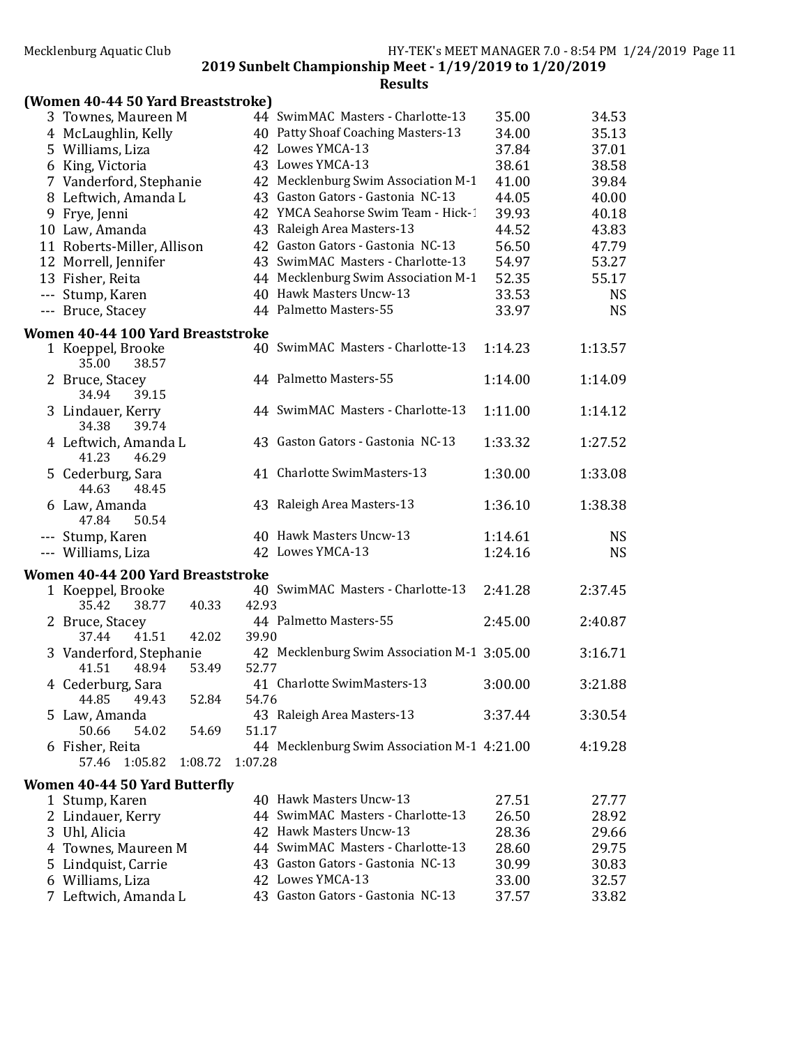2019 Sunbelt Championship Meet - 1/19/2019 to 1/20/2019

Results

**(Women 40-44 50 Yard Breaststroke)**

| Place | Name | Age | Team | Seed Time | Finals Time |
|---|---|---|---|---|---|
| 3 | Townes, Maureen M | 44 | SwimMAC Masters - Charlotte-13 | 35.00 | 34.53 |
| 4 | McLaughlin, Kelly | 40 | Patty Shoaf Coaching Masters-13 | 34.00 | 35.13 |
| 5 | Williams, Liza | 42 | Lowes YMCA-13 | 37.84 | 37.01 |
| 6 | King, Victoria | 43 | Lowes YMCA-13 | 38.61 | 38.58 |
| 7 | Vanderford, Stephanie | 42 | Mecklenburg Swim Association M-1 | 41.00 | 39.84 |
| 8 | Leftwich, Amanda L | 43 | Gaston Gators - Gastonia NC-13 | 44.05 | 40.00 |
| 9 | Frye, Jenni | 42 | YMCA Seahorse Swim Team - Hick-1 | 39.93 | 40.18 |
| 10 | Law, Amanda | 43 | Raleigh Area Masters-13 | 44.52 | 43.83 |
| 11 | Roberts-Miller, Allison | 42 | Gaston Gators - Gastonia NC-13 | 56.50 | 47.79 |
| 12 | Morrell, Jennifer | 43 | SwimMAC Masters - Charlotte-13 | 54.97 | 53.27 |
| 13 | Fisher, Reita | 44 | Mecklenburg Swim Association M-1 | 52.35 | 55.17 |
| --- | Stump, Karen | 40 | Hawk Masters Uncw-13 | 33.53 | NS |
| --- | Bruce, Stacey | 44 | Palmetto Masters-55 | 33.97 | NS |

**Women 40-44 100 Yard Breaststroke**

| Place | Name | Age | Team | Seed Time | Finals Time |
|---|---|---|---|---|---|
| 1 | Koeppel, Brooke | 40 | SwimMAC Masters - Charlotte-13 | 1:14.23 | 1:13.57 |
| | 35.00 38.57 | | | | |
| 2 | Bruce, Stacey | 44 | Palmetto Masters-55 | 1:14.00 | 1:14.09 |
| | 34.94 39.15 | | | | |
| 3 | Lindauer, Kerry | 44 | SwimMAC Masters - Charlotte-13 | 1:11.00 | 1:14.12 |
| | 34.38 39.74 | | | | |
| 4 | Leftwich, Amanda L | 43 | Gaston Gators - Gastonia NC-13 | 1:33.32 | 1:27.52 |
| | 41.23 46.29 | | | | |
| 5 | Cederburg, Sara | 41 | Charlotte SwimMasters-13 | 1:30.00 | 1:33.08 |
| | 44.63 48.45 | | | | |
| 6 | Law, Amanda | 43 | Raleigh Area Masters-13 | 1:36.10 | 1:38.38 |
| | 47.84 50.54 | | | | |
| --- | Stump, Karen | 40 | Hawk Masters Uncw-13 | 1:14.61 | NS |
| --- | Williams, Liza | 42 | Lowes YMCA-13 | 1:24.16 | NS |

**Women 40-44 200 Yard Breaststroke**

| Place | Name | Age | Team | Seed Time | Finals Time |
|---|---|---|---|---|---|
| 1 | Koeppel, Brooke | 40 | SwimMAC Masters - Charlotte-13 | 2:41.28 | 2:37.45 |
| | 35.42 38.77 40.33 42.93 | | | | |
| 2 | Bruce, Stacey | 44 | Palmetto Masters-55 | 2:45.00 | 2:40.87 |
| | 37.44 41.51 42.02 39.90 | | | | |
| 3 | Vanderford, Stephanie | 42 | Mecklenburg Swim Association M-1 | 3:05.00 | 3:16.71 |
| | 41.51 48.94 53.49 52.77 | | | | |
| 4 | Cederburg, Sara | 41 | Charlotte SwimMasters-13 | 3:00.00 | 3:21.88 |
| | 44.85 49.43 52.84 54.76 | | | | |
| 5 | Law, Amanda | 43 | Raleigh Area Masters-13 | 3:37.44 | 3:30.54 |
| | 50.66 54.02 54.69 51.17 | | | | |
| 6 | Fisher, Reita | 44 | Mecklenburg Swim Association M-1 | 4:21.00 | 4:19.28 |
| | 57.46 1:05.82 1:08.72 1:07.28 | | | | |

**Women 40-44 50 Yard Butterfly**

| Place | Name | Age | Team | Seed Time | Finals Time |
|---|---|---|---|---|---|
| 1 | Stump, Karen | 40 | Hawk Masters Uncw-13 | 27.51 | 27.77 |
| 2 | Lindauer, Kerry | 44 | SwimMAC Masters - Charlotte-13 | 26.50 | 28.92 |
| 3 | Uhl, Alicia | 42 | Hawk Masters Uncw-13 | 28.36 | 29.66 |
| 4 | Townes, Maureen M | 44 | SwimMAC Masters - Charlotte-13 | 28.60 | 29.75 |
| 5 | Lindquist, Carrie | 43 | Gaston Gators - Gastonia NC-13 | 30.99 | 30.83 |
| 6 | Williams, Liza | 42 | Lowes YMCA-13 | 33.00 | 32.57 |
| 7 | Leftwich, Amanda L | 43 | Gaston Gators - Gastonia NC-13 | 37.57 | 33.82 |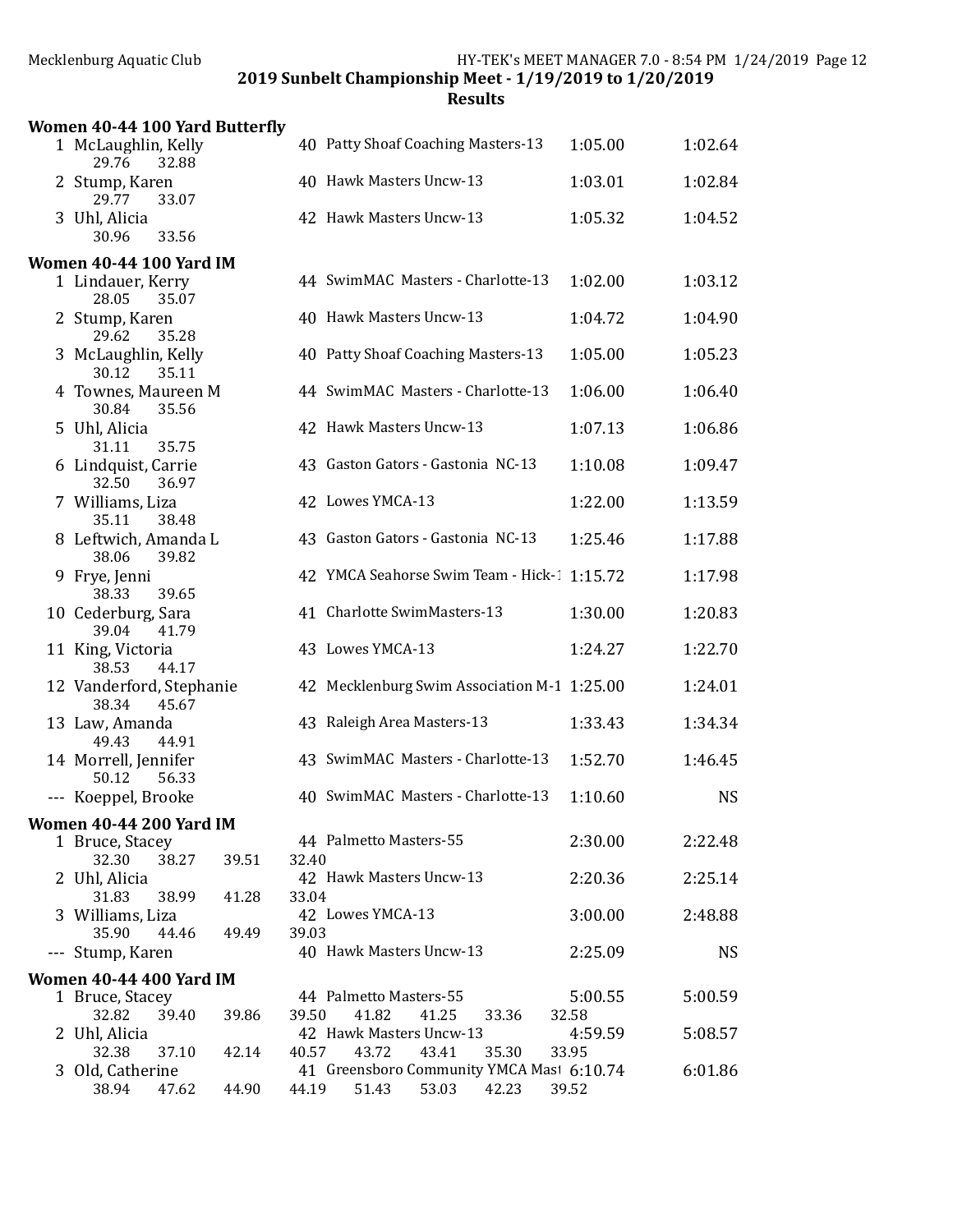## 2019 Sunbelt Championship Meet - 1/19/2019 to 1/20/2019

### Results

**Women 40-44 100 Yard Butterfly**

| Place | Name | Age | Team | Seed Time | Finals Time |
|---|---|---|---|---|---|
| 1 | McLaughlin, Kelly | 40 | Patty Shoaf Coaching Masters-13 | 1:05.00 | 1:02.64 |
| | 29.76 32.88 | | | | |
| 2 | Stump, Karen | 40 | Hawk Masters Uncw-13 | 1:03.01 | 1:02.84 |
| | 29.77 33.07 | | | | |
| 3 | Uhl, Alicia | 42 | Hawk Masters Uncw-13 | 1:05.32 | 1:04.52 |
| | 30.96 33.56 | | | | |

**Women 40-44 100 Yard IM**

| Place | Name | Age | Team | Seed Time | Finals Time |
|---|---|---|---|---|---|
| 1 | Lindauer, Kerry | 44 | SwimMAC Masters - Charlotte-13 | 1:02.00 | 1:03.12 |
| | 28.05 35.07 | | | | |
| 2 | Stump, Karen | 40 | Hawk Masters Uncw-13 | 1:04.72 | 1:04.90 |
| | 29.62 35.28 | | | | |
| 3 | McLaughlin, Kelly | 40 | Patty Shoaf Coaching Masters-13 | 1:05.00 | 1:05.23 |
| | 30.12 35.11 | | | | |
| 4 | Townes, Maureen M | 44 | SwimMAC Masters - Charlotte-13 | 1:06.00 | 1:06.40 |
| | 30.84 35.56 | | | | |
| 5 | Uhl, Alicia | 42 | Hawk Masters Uncw-13 | 1:07.13 | 1:06.86 |
| | 31.11 35.75 | | | | |
| 6 | Lindquist, Carrie | 43 | Gaston Gators - Gastonia NC-13 | 1:10.08 | 1:09.47 |
| | 32.50 36.97 | | | | |
| 7 | Williams, Liza | 42 | Lowes YMCA-13 | 1:22.00 | 1:13.59 |
| | 35.11 38.48 | | | | |
| 8 | Leftwich, Amanda L | 43 | Gaston Gators - Gastonia NC-13 | 1:25.46 | 1:17.88 |
| | 38.06 39.82 | | | | |
| 9 | Frye, Jenni | 42 | YMCA Seahorse Swim Team - Hick-1 | 1:15.72 | 1:17.98 |
| | 38.33 39.65 | | | | |
| 10 | Cederburg, Sara | 41 | Charlotte SwimMasters-13 | 1:30.00 | 1:20.83 |
| | 39.04 41.79 | | | | |
| 11 | King, Victoria | 43 | Lowes YMCA-13 | 1:24.27 | 1:22.70 |
| | 38.53 44.17 | | | | |
| 12 | Vanderford, Stephanie | 42 | Mecklenburg Swim Association M-1 | 1:25.00 | 1:24.01 |
| | 38.34 45.67 | | | | |
| 13 | Law, Amanda | 43 | Raleigh Area Masters-13 | 1:33.43 | 1:34.34 |
| | 49.43 44.91 | | | | |
| 14 | Morrell, Jennifer | 43 | SwimMAC Masters - Charlotte-13 | 1:52.70 | 1:46.45 |
| | 50.12 56.33 | | | | |
| --- | Koeppel, Brooke | 40 | SwimMAC Masters - Charlotte-13 | 1:10.60 | NS |

**Women 40-44 200 Yard IM**

| Place | Name | Age | Team | Seed Time | Finals Time |
|---|---|---|---|---|---|
| 1 | Bruce, Stacey | 44 | Palmetto Masters-55 | 2:30.00 | 2:22.48 |
| | 32.30 38.27 39.51 32.40 | | | | |
| 2 | Uhl, Alicia | 42 | Hawk Masters Uncw-13 | 2:20.36 | 2:25.14 |
| | 31.83 38.99 41.28 33.04 | | | | |
| 3 | Williams, Liza | 42 | Lowes YMCA-13 | 3:00.00 | 2:48.88 |
| | 35.90 44.46 49.49 39.03 | | | | |
| --- | Stump, Karen | 40 | Hawk Masters Uncw-13 | 2:25.09 | NS |

**Women 40-44 400 Yard IM**

| Place | Name | Age | Team | Seed Time | Finals Time |
|---|---|---|---|---|---|
| 1 | Bruce, Stacey | 44 | Palmetto Masters-55 | 5:00.55 | 5:00.59 |
| | 32.82 39.40 39.86 39.50 41.82 41.25 33.36 32.58 | | | | |
| 2 | Uhl, Alicia | 42 | Hawk Masters Uncw-13 | 4:59.59 | 5:08.57 |
| | 32.38 37.10 42.14 40.57 43.72 43.41 35.30 33.95 | | | | |
| 3 | Old, Catherine | 41 | Greensboro Community YMCA Mast | 6:10.74 | 6:01.86 |
| | 38.94 47.62 44.90 44.19 51.43 53.03 42.23 39.52 | | | | |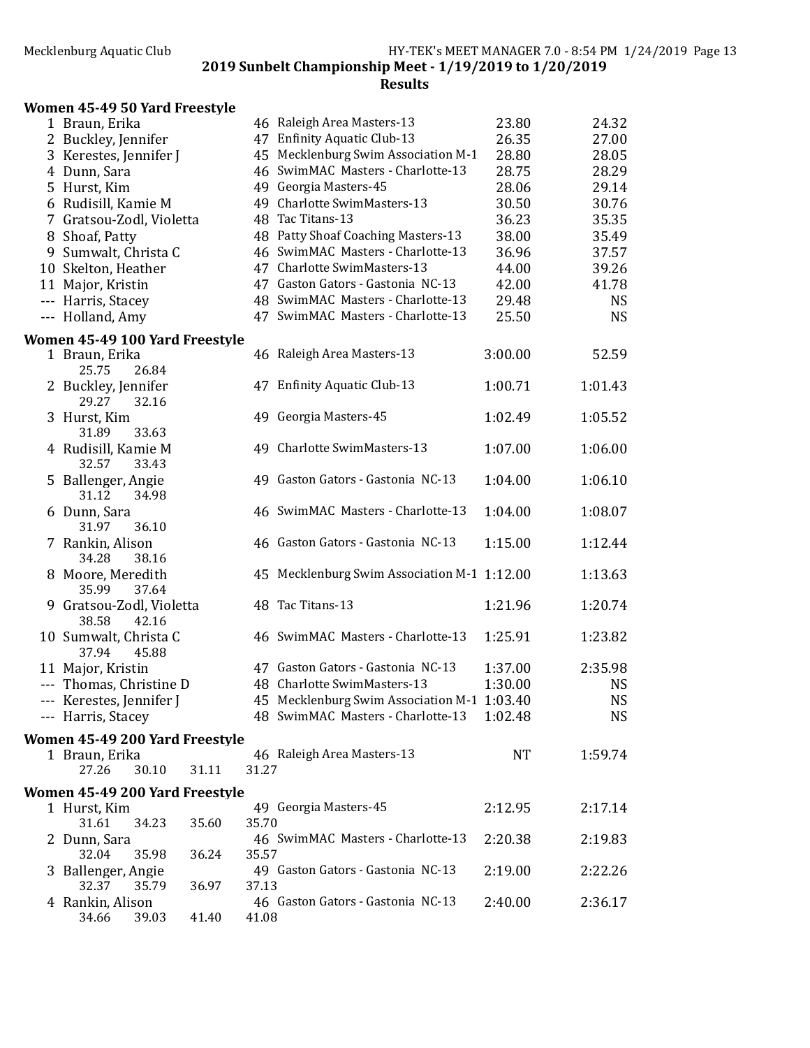## 2019 Sunbelt Championship Meet - 1/19/2019 to 1/20/2019

### Results

#### Women 45-49 50 Yard Freestyle

| Place | Name | Age | Team | Seed Time | Finals Time |
|---|---|---|---|---|---|
| 1 | Braun, Erika | 46 | Raleigh Area Masters-13 | 23.80 | 24.32 |
| 2 | Buckley, Jennifer | 47 | Enfinity Aquatic Club-13 | 26.35 | 27.00 |
| 3 | Kerestes, Jennifer J | 45 | Mecklenburg Swim Association M-1 | 28.80 | 28.05 |
| 4 | Dunn, Sara | 46 | SwimMAC Masters - Charlotte-13 | 28.75 | 28.29 |
| 5 | Hurst, Kim | 49 | Georgia Masters-45 | 28.06 | 29.14 |
| 6 | Rudisill, Kamie M | 49 | Charlotte SwimMasters-13 | 30.50 | 30.76 |
| 7 | Gratsou-Zodl, Violetta | 48 | Tac Titans-13 | 36.23 | 35.35 |
| 8 | Shoaf, Patty | 48 | Patty Shoaf Coaching Masters-13 | 38.00 | 35.49 |
| 9 | Sumwalt, Christa C | 46 | SwimMAC Masters - Charlotte-13 | 36.96 | 37.57 |
| 10 | Skelton, Heather | 47 | Charlotte SwimMasters-13 | 44.00 | 39.26 |
| 11 | Major, Kristin | 47 | Gaston Gators - Gastonia NC-13 | 42.00 | 41.78 |
| --- | Harris, Stacey | 48 | SwimMAC Masters - Charlotte-13 | 29.48 | NS |
| --- | Holland, Amy | 47 | SwimMAC Masters - Charlotte-13 | 25.50 | NS |

#### Women 45-49 100 Yard Freestyle

| Place | Name | Age | Team | Seed Time | Finals Time | Splits |
|---|---|---|---|---|---|---|
| 1 | Braun, Erika | 46 | Raleigh Area Masters-13 | 3:00.00 | 52.59 | 25.75, 26.84 |
| 2 | Buckley, Jennifer | 47 | Enfinity Aquatic Club-13 | 1:00.71 | 1:01.43 | 29.27, 32.16 |
| 3 | Hurst, Kim | 49 | Georgia Masters-45 | 1:02.49 | 1:05.52 | 31.89, 33.63 |
| 4 | Rudisill, Kamie M | 49 | Charlotte SwimMasters-13 | 1:07.00 | 1:06.00 | 32.57, 33.43 |
| 5 | Ballenger, Angie | 49 | Gaston Gators - Gastonia NC-13 | 1:04.00 | 1:06.10 | 31.12, 34.98 |
| 6 | Dunn, Sara | 46 | SwimMAC Masters - Charlotte-13 | 1:04.00 | 1:08.07 | 31.97, 36.10 |
| 7 | Rankin, Alison | 46 | Gaston Gators - Gastonia NC-13 | 1:15.00 | 1:12.44 | 34.28, 38.16 |
| 8 | Moore, Meredith | 45 | Mecklenburg Swim Association M-1 | 1:12.00 | 1:13.63 | 35.99, 37.64 |
| 9 | Gratsou-Zodl, Violetta | 48 | Tac Titans-13 | 1:21.96 | 1:20.74 | 38.58, 42.16 |
| 10 | Sumwalt, Christa C | 46 | SwimMAC Masters - Charlotte-13 | 1:25.91 | 1:23.82 | 37.94, 45.88 |
| 11 | Major, Kristin | 47 | Gaston Gators - Gastonia NC-13 | 1:37.00 | 2:35.98 | |
| --- | Thomas, Christine D | 48 | Charlotte SwimMasters-13 | 1:30.00 | NS | |
| --- | Kerestes, Jennifer J | 45 | Mecklenburg Swim Association M-1 | 1:03.40 | NS | |
| --- | Harris, Stacey | 48 | SwimMAC Masters - Charlotte-13 | 1:02.48 | NS | |

#### Women 45-49 200 Yard Freestyle

| Place | Name | Age | Team | Seed Time | Finals Time | Splits |
|---|---|---|---|---|---|---|
| 1 | Braun, Erika | 46 | Raleigh Area Masters-13 | NT | 1:59.74 | 27.26, 30.10, 31.11, 31.27 |

#### Women 45-49 200 Yard Freestyle

| Place | Name | Age | Team | Seed Time | Finals Time | Splits |
|---|---|---|---|---|---|---|
| 1 | Hurst, Kim | 49 | Georgia Masters-45 | 2:12.95 | 2:17.14 | 31.61, 34.23, 35.60, 35.70 |
| 2 | Dunn, Sara | 46 | SwimMAC Masters - Charlotte-13 | 2:20.38 | 2:19.83 | 32.04, 35.98, 36.24, 35.57 |
| 3 | Ballenger, Angie | 49 | Gaston Gators - Gastonia NC-13 | 2:19.00 | 2:22.26 | 32.37, 35.79, 36.97, 37.13 |
| 4 | Rankin, Alison | 46 | Gaston Gators - Gastonia NC-13 | 2:40.00 | 2:36.17 | 34.66, 39.03, 41.40, 41.08 |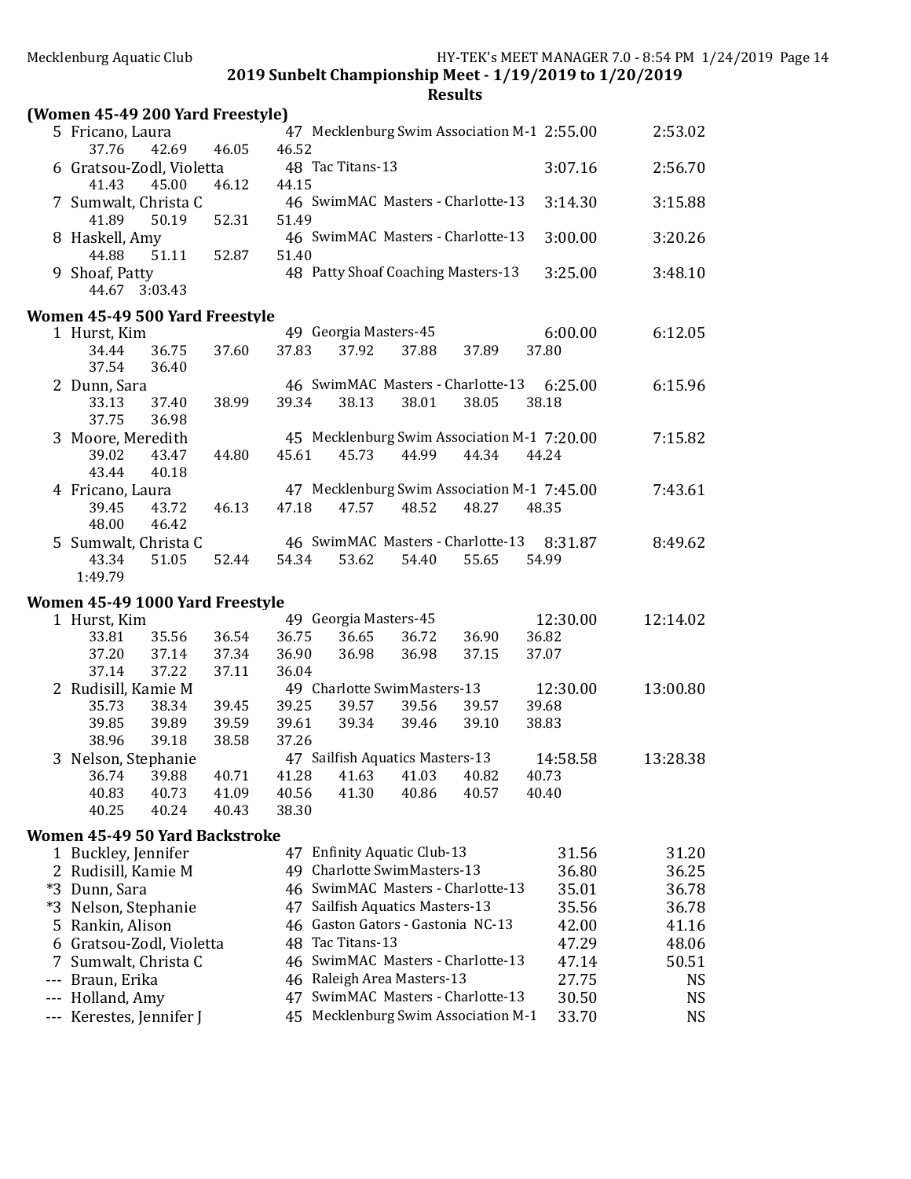**2019 Sunbelt Championship Meet - 1/19/2019 to 1/20/2019**

**Results**

### (Women 45-49 200 Yard Freestyle)

5 Fricano, Laura — 47 Mecklenburg Swim Association M-1 — 2:55.00 — 2:53.02
37.76 42.69 46.05 46.52

6 Gratsou-Zodl, Violetta — 48 Tac Titans-13 — 3:07.16 — 2:56.70
41.43 45.00 46.12 44.15

7 Sumwalt, Christa C — 46 SwimMAC Masters - Charlotte-13 — 3:14.30 — 3:15.88
41.89 50.19 52.31 51.49

8 Haskell, Amy — 46 SwimMAC Masters - Charlotte-13 — 3:00.00 — 3:20.26
44.88 51.11 52.87 51.40

9 Shoaf, Patty — 48 Patty Shoaf Coaching Masters-13 — 3:25.00 — 3:48.10
44.67 3:03.43

### Women 45-49 500 Yard Freestyle

1 Hurst, Kim — 49 Georgia Masters-45 — 6:00.00 — 6:12.05
34.44 36.75 37.60 37.83 37.92 37.88 37.89 37.80
37.54 36.40

2 Dunn, Sara — 46 SwimMAC Masters - Charlotte-13 — 6:25.00 — 6:15.96
33.13 37.40 38.99 39.34 38.13 38.01 38.05 38.18
37.75 36.98

3 Moore, Meredith — 45 Mecklenburg Swim Association M-1 — 7:20.00 — 7:15.82
39.02 43.47 44.80 45.61 45.73 44.99 44.34 44.24
43.44 40.18

4 Fricano, Laura — 47 Mecklenburg Swim Association M-1 — 7:45.00 — 7:43.61
39.45 43.72 46.13 47.18 47.57 48.52 48.27 48.35
48.00 46.42

5 Sumwalt, Christa C — 46 SwimMAC Masters - Charlotte-13 — 8:31.87 — 8:49.62
43.34 51.05 52.44 54.34 53.62 54.40 55.65 54.99
1:49.79

### Women 45-49 1000 Yard Freestyle

1 Hurst, Kim — 49 Georgia Masters-45 — 12:30.00 — 12:14.02
33.81 35.56 36.54 36.75 36.65 36.72 36.90 36.82
37.20 37.14 37.34 36.90 36.98 36.98 37.15 37.07
37.14 37.22 37.11 36.04

2 Rudisill, Kamie M — 49 Charlotte SwimMasters-13 — 12:30.00 — 13:00.80
35.73 38.34 39.45 39.25 39.57 39.56 39.57 39.68
39.85 39.89 39.59 39.61 39.34 39.46 39.10 38.83
38.96 39.18 38.58 37.26

3 Nelson, Stephanie — 47 Sailfish Aquatics Masters-13 — 14:58.58 — 13:28.38
36.74 39.88 40.71 41.28 41.63 41.03 40.82 40.73
40.83 40.73 41.09 40.56 41.30 40.86 40.57 40.40
40.25 40.24 40.43 38.30

### Women 45-49 50 Yard Backstroke

| Place | Name | Age | Team | Seed | Finals |
|---|---|---|---|---|---|
| 1 | Buckley, Jennifer | 47 | Enfinity Aquatic Club-13 | 31.56 | 31.20 |
| 2 | Rudisill, Kamie M | 49 | Charlotte SwimMasters-13 | 36.80 | 36.25 |
| *3 | Dunn, Sara | 46 | SwimMAC Masters - Charlotte-13 | 35.01 | 36.78 |
| *3 | Nelson, Stephanie | 47 | Sailfish Aquatics Masters-13 | 35.56 | 36.78 |
| 5 | Rankin, Alison | 46 | Gaston Gators - Gastonia NC-13 | 42.00 | 41.16 |
| 6 | Gratsou-Zodl, Violetta | 48 | Tac Titans-13 | 47.29 | 48.06 |
| 7 | Sumwalt, Christa C | 46 | SwimMAC Masters - Charlotte-13 | 47.14 | 50.51 |
| --- | Braun, Erika | 46 | Raleigh Area Masters-13 | 27.75 | NS |
| --- | Holland, Amy | 47 | SwimMAC Masters - Charlotte-13 | 30.50 | NS |
| --- | Kerestes, Jennifer J | 45 | Mecklenburg Swim Association M-1 | 33.70 | NS |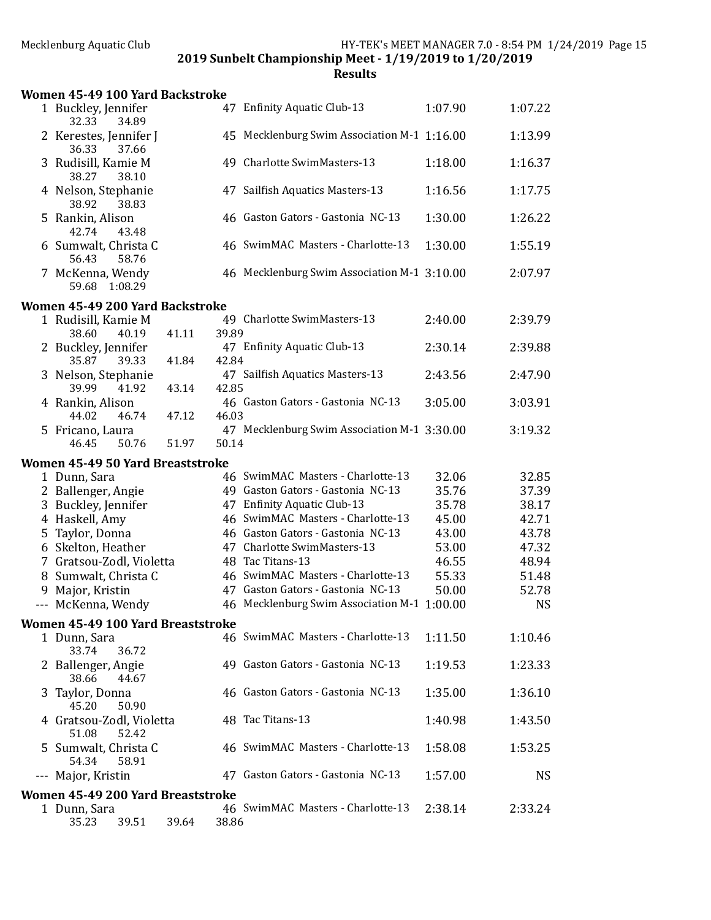## 2019 Sunbelt Championship Meet - 1/19/2019 to 1/20/2019

### Results

#### Women 45-49 100 Yard Backstroke

| Place | Name | Age | Team | Seed Time | Finals Time |
|---|---|---|---|---|---|
| 1 | Buckley, Jennifer | 47 | Enfinity Aquatic Club-13 | 1:07.90 | 1:07.22 |
| | 32.33 34.89 | | | | |
| 2 | Kerestes, Jennifer J | 45 | Mecklenburg Swim Association M-1 | 1:16.00 | 1:13.99 |
| | 36.33 37.66 | | | | |
| 3 | Rudisill, Kamie M | 49 | Charlotte SwimMasters-13 | 1:18.00 | 1:16.37 |
| | 38.27 38.10 | | | | |
| 4 | Nelson, Stephanie | 47 | Sailfish Aquatics Masters-13 | 1:16.56 | 1:17.75 |
| | 38.92 38.83 | | | | |
| 5 | Rankin, Alison | 46 | Gaston Gators - Gastonia NC-13 | 1:30.00 | 1:26.22 |
| | 42.74 43.48 | | | | |
| 6 | Sumwalt, Christa C | 46 | SwimMAC Masters - Charlotte-13 | 1:30.00 | 1:55.19 |
| | 56.43 58.76 | | | | |
| 7 | McKenna, Wendy | 46 | Mecklenburg Swim Association M-1 | 3:10.00 | 2:07.97 |
| | 59.68 1:08.29 | | | | |

#### Women 45-49 200 Yard Backstroke

| Place | Name | Age | Team | Seed Time | Finals Time |
|---|---|---|---|---|---|
| 1 | Rudisill, Kamie M | 49 | Charlotte SwimMasters-13 | 2:40.00 | 2:39.79 |
| | 38.60 40.19 41.11 39.89 | | | | |
| 2 | Buckley, Jennifer | 47 | Enfinity Aquatic Club-13 | 2:30.14 | 2:39.88 |
| | 35.87 39.33 41.84 42.84 | | | | |
| 3 | Nelson, Stephanie | 47 | Sailfish Aquatics Masters-13 | 2:43.56 | 2:47.90 |
| | 39.99 41.92 43.14 42.85 | | | | |
| 4 | Rankin, Alison | 46 | Gaston Gators - Gastonia NC-13 | 3:05.00 | 3:03.91 |
| | 44.02 46.74 47.12 46.03 | | | | |
| 5 | Fricano, Laura | 47 | Mecklenburg Swim Association M-1 | 3:30.00 | 3:19.32 |
| | 46.45 50.76 51.97 50.14 | | | | |

#### Women 45-49 50 Yard Breaststroke

| Place | Name | Age | Team | Seed Time | Finals Time |
|---|---|---|---|---|---|
| 1 | Dunn, Sara | 46 | SwimMAC Masters - Charlotte-13 | 32.06 | 32.85 |
| 2 | Ballenger, Angie | 49 | Gaston Gators - Gastonia NC-13 | 35.76 | 37.39 |
| 3 | Buckley, Jennifer | 47 | Enfinity Aquatic Club-13 | 35.78 | 38.17 |
| 4 | Haskell, Amy | 46 | SwimMAC Masters - Charlotte-13 | 45.00 | 42.71 |
| 5 | Taylor, Donna | 46 | Gaston Gators - Gastonia NC-13 | 43.00 | 43.78 |
| 6 | Skelton, Heather | 47 | Charlotte SwimMasters-13 | 53.00 | 47.32 |
| 7 | Gratsou-Zodl, Violetta | 48 | Tac Titans-13 | 46.55 | 48.94 |
| 8 | Sumwalt, Christa C | 46 | SwimMAC Masters - Charlotte-13 | 55.33 | 51.48 |
| 9 | Major, Kristin | 47 | Gaston Gators - Gastonia NC-13 | 50.00 | 52.78 |
| --- | McKenna, Wendy | 46 | Mecklenburg Swim Association M-1 | 1:00.00 | NS |

#### Women 45-49 100 Yard Breaststroke

| Place | Name | Age | Team | Seed Time | Finals Time |
|---|---|---|---|---|---|
| 1 | Dunn, Sara | 46 | SwimMAC Masters - Charlotte-13 | 1:11.50 | 1:10.46 |
| | 33.74 36.72 | | | | |
| 2 | Ballenger, Angie | 49 | Gaston Gators - Gastonia NC-13 | 1:19.53 | 1:23.33 |
| | 38.66 44.67 | | | | |
| 3 | Taylor, Donna | 46 | Gaston Gators - Gastonia NC-13 | 1:35.00 | 1:36.10 |
| | 45.20 50.90 | | | | |
| 4 | Gratsou-Zodl, Violetta | 48 | Tac Titans-13 | 1:40.98 | 1:43.50 |
| | 51.08 52.42 | | | | |
| 5 | Sumwalt, Christa C | 46 | SwimMAC Masters - Charlotte-13 | 1:58.08 | 1:53.25 |
| | 54.34 58.91 | | | | |
| --- | Major, Kristin | 47 | Gaston Gators - Gastonia NC-13 | 1:57.00 | NS |

#### Women 45-49 200 Yard Breaststroke

| Place | Name | Age | Team | Seed Time | Finals Time |
|---|---|---|---|---|---|
| 1 | Dunn, Sara | 46 | SwimMAC Masters - Charlotte-13 | 2:38.14 | 2:33.24 |
| | 35.23 39.51 39.64 38.86 | | | | |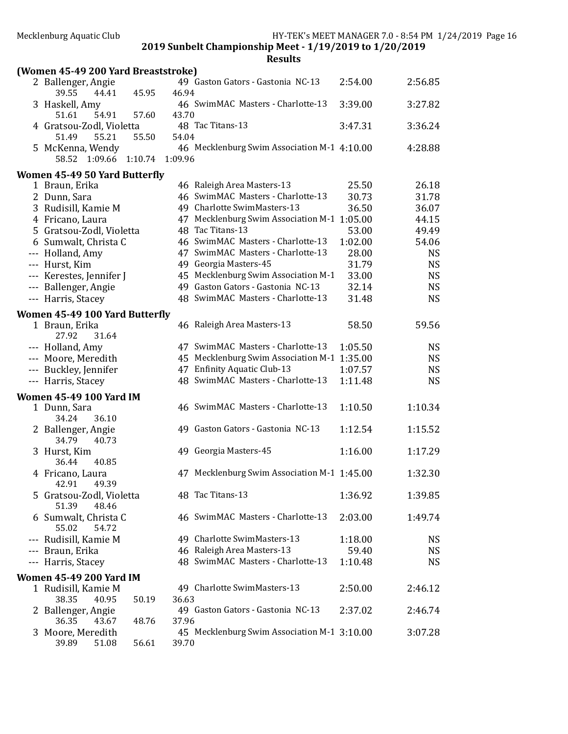## 2019 Sunbelt Championship Meet - 1/19/2019 to 1/20/2019

### Results

**(Women 45-49 200 Yard Breaststroke)**

| Place | Name | Age | Team | Seed Time | Finals Time |
|---|---|---|---|---|---|
| 2 | Ballenger, Angie | 49 | Gaston Gators - Gastonia NC-13 | 2:54.00 | 2:56.85 |
| | 39.55 44.41 45.95 46.94 | | | | |
| 3 | Haskell, Amy | 46 | SwimMAC Masters - Charlotte-13 | 3:39.00 | 3:27.82 |
| | 51.61 54.91 57.60 43.70 | | | | |
| 4 | Gratsou-Zodl, Violetta | 48 | Tac Titans-13 | 3:47.31 | 3:36.24 |
| | 51.49 55.21 55.50 54.04 | | | | |
| 5 | McKenna, Wendy | 46 | Mecklenburg Swim Association M-1 | 4:10.00 | 4:28.88 |
| | 58.52 1:09.66 1:10.74 1:09.96 | | | | |

**Women 45-49 50 Yard Butterfly**

| Place | Name | Age | Team | Seed Time | Finals Time |
|---|---|---|---|---|---|
| 1 | Braun, Erika | 46 | Raleigh Area Masters-13 | 25.50 | 26.18 |
| 2 | Dunn, Sara | 46 | SwimMAC Masters - Charlotte-13 | 30.73 | 31.78 |
| 3 | Rudisill, Kamie M | 49 | Charlotte SwimMasters-13 | 36.50 | 36.07 |
| 4 | Fricano, Laura | 47 | Mecklenburg Swim Association M-1 | 1:05.00 | 44.15 |
| 5 | Gratsou-Zodl, Violetta | 48 | Tac Titans-13 | 53.00 | 49.49 |
| 6 | Sumwalt, Christa C | 46 | SwimMAC Masters - Charlotte-13 | 1:02.00 | 54.06 |
| --- | Holland, Amy | 47 | SwimMAC Masters - Charlotte-13 | 28.00 | NS |
| --- | Hurst, Kim | 49 | Georgia Masters-45 | 31.79 | NS |
| --- | Kerestes, Jennifer J | 45 | Mecklenburg Swim Association M-1 | 33.00 | NS |
| --- | Ballenger, Angie | 49 | Gaston Gators - Gastonia NC-13 | 32.14 | NS |
| --- | Harris, Stacey | 48 | SwimMAC Masters - Charlotte-13 | 31.48 | NS |

**Women 45-49 100 Yard Butterfly**

| Place | Name | Age | Team | Seed Time | Finals Time |
|---|---|---|---|---|---|
| 1 | Braun, Erika | 46 | Raleigh Area Masters-13 | 58.50 | 59.56 |
| | 27.92 31.64 | | | | |
| --- | Holland, Amy | 47 | SwimMAC Masters - Charlotte-13 | 1:05.50 | NS |
| --- | Moore, Meredith | 45 | Mecklenburg Swim Association M-1 | 1:35.00 | NS |
| --- | Buckley, Jennifer | 47 | Enfinity Aquatic Club-13 | 1:07.57 | NS |
| --- | Harris, Stacey | 48 | SwimMAC Masters - Charlotte-13 | 1:11.48 | NS |

**Women 45-49 100 Yard IM**

| Place | Name | Age | Team | Seed Time | Finals Time |
|---|---|---|---|---|---|
| 1 | Dunn, Sara | 46 | SwimMAC Masters - Charlotte-13 | 1:10.50 | 1:10.34 |
| | 34.24 36.10 | | | | |
| 2 | Ballenger, Angie | 49 | Gaston Gators - Gastonia NC-13 | 1:12.54 | 1:15.52 |
| | 34.79 40.73 | | | | |
| 3 | Hurst, Kim | 49 | Georgia Masters-45 | 1:16.00 | 1:17.29 |
| | 36.44 40.85 | | | | |
| 4 | Fricano, Laura | 47 | Mecklenburg Swim Association M-1 | 1:45.00 | 1:32.30 |
| | 42.91 49.39 | | | | |
| 5 | Gratsou-Zodl, Violetta | 48 | Tac Titans-13 | 1:36.92 | 1:39.85 |
| | 51.39 48.46 | | | | |
| 6 | Sumwalt, Christa C | 46 | SwimMAC Masters - Charlotte-13 | 2:03.00 | 1:49.74 |
| | 55.02 54.72 | | | | |
| --- | Rudisill, Kamie M | 49 | Charlotte SwimMasters-13 | 1:18.00 | NS |
| --- | Braun, Erika | 46 | Raleigh Area Masters-13 | 59.40 | NS |
| --- | Harris, Stacey | 48 | SwimMAC Masters - Charlotte-13 | 1:10.48 | NS |

**Women 45-49 200 Yard IM**

| Place | Name | Age | Team | Seed Time | Finals Time |
|---|---|---|---|---|---|
| 1 | Rudisill, Kamie M | 49 | Charlotte SwimMasters-13 | 2:50.00 | 2:46.12 |
| | 38.35 40.95 50.19 36.63 | | | | |
| 2 | Ballenger, Angie | 49 | Gaston Gators - Gastonia NC-13 | 2:37.02 | 2:46.74 |
| | 36.35 43.67 48.76 37.96 | | | | |
| 3 | Moore, Meredith | 45 | Mecklenburg Swim Association M-1 | 3:10.00 | 3:07.28 |
| | 39.89 51.08 56.61 39.70 | | | | |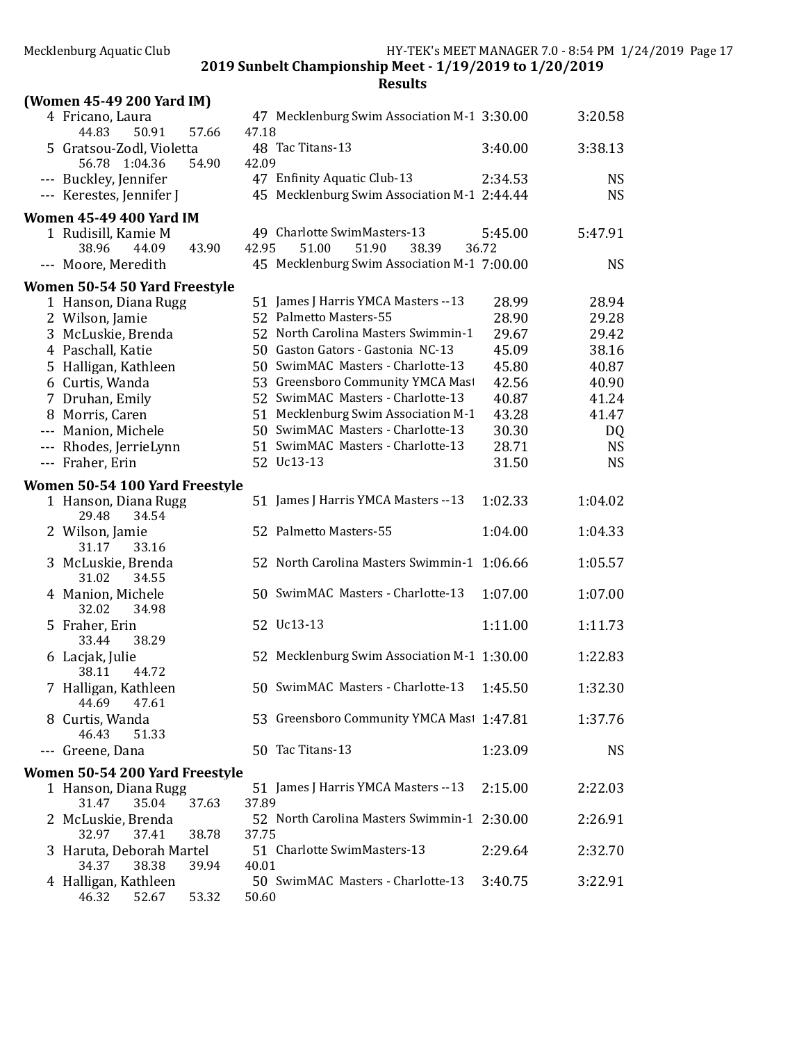## 2019 Sunbelt Championship Meet - 1/19/2019 to 1/20/2019

### Results

#### (Women 45-49 200 Yard IM)

| Place | Name | Age | Team | Seed Time | Finals Time |
|---|---|---|---|---|---|
| 4 | Fricano, Laura | 47 | Mecklenburg Swim Association M-1 | 3:30.00 | 3:20.58 |
| | 44.83 50.91 57.66 47.18 | | | | |
| 5 | Gratsou-Zodl, Violetta | 48 | Tac Titans-13 | 3:40.00 | 3:38.13 |
| | 56.78 1:04.36 54.90 42.09 | | | | |
| --- | Buckley, Jennifer | 47 | Enfinity Aquatic Club-13 | 2:34.53 | NS |
| --- | Kerestes, Jennifer J | 45 | Mecklenburg Swim Association M-1 | 2:44.44 | NS |

#### Women 45-49 400 Yard IM

| Place | Name | Age | Team | Seed Time | Finals Time |
|---|---|---|---|---|---|
| 1 | Rudisill, Kamie M | 49 | Charlotte SwimMasters-13 | 5:45.00 | 5:47.91 |
| | 38.96 44.09 43.90 42.95 51.00 51.90 38.39 36.72 | | | | |
| --- | Moore, Meredith | 45 | Mecklenburg Swim Association M-1 | 7:00.00 | NS |

#### Women 50-54 50 Yard Freestyle

| Place | Name | Age | Team | Seed Time | Finals Time |
|---|---|---|---|---|---|
| 1 | Hanson, Diana Rugg | 51 | James J Harris YMCA Masters --13 | 28.99 | 28.94 |
| 2 | Wilson, Jamie | 52 | Palmetto Masters-55 | 28.90 | 29.28 |
| 3 | McLuskie, Brenda | 52 | North Carolina Masters Swimmin-1 | 29.67 | 29.42 |
| 4 | Paschall, Katie | 50 | Gaston Gators - Gastonia NC-13 | 45.09 | 38.16 |
| 5 | Halligan, Kathleen | 50 | SwimMAC Masters - Charlotte-13 | 45.80 | 40.87 |
| 6 | Curtis, Wanda | 53 | Greensboro Community YMCA Mast | 42.56 | 40.90 |
| 7 | Druhan, Emily | 52 | SwimMAC Masters - Charlotte-13 | 40.87 | 41.24 |
| 8 | Morris, Caren | 51 | Mecklenburg Swim Association M-1 | 43.28 | 41.47 |
| --- | Manion, Michele | 50 | SwimMAC Masters - Charlotte-13 | 30.30 | DQ |
| --- | Rhodes, JerrieLynn | 51 | SwimMAC Masters - Charlotte-13 | 28.71 | NS |
| --- | Fraher, Erin | 52 | Uc13-13 | 31.50 | NS |

#### Women 50-54 100 Yard Freestyle

| Place | Name | Age | Team | Seed Time | Finals Time |
|---|---|---|---|---|---|
| 1 | Hanson, Diana Rugg | 51 | James J Harris YMCA Masters --13 | 1:02.33 | 1:04.02 |
| | 29.48 34.54 | | | | |
| 2 | Wilson, Jamie | 52 | Palmetto Masters-55 | 1:04.00 | 1:04.33 |
| | 31.17 33.16 | | | | |
| 3 | McLuskie, Brenda | 52 | North Carolina Masters Swimmin-1 | 1:06.66 | 1:05.57 |
| | 31.02 34.55 | | | | |
| 4 | Manion, Michele | 50 | SwimMAC Masters - Charlotte-13 | 1:07.00 | 1:07.00 |
| | 32.02 34.98 | | | | |
| 5 | Fraher, Erin | 52 | Uc13-13 | 1:11.00 | 1:11.73 |
| | 33.44 38.29 | | | | |
| 6 | Lacjak, Julie | 52 | Mecklenburg Swim Association M-1 | 1:30.00 | 1:22.83 |
| | 38.11 44.72 | | | | |
| 7 | Halligan, Kathleen | 50 | SwimMAC Masters - Charlotte-13 | 1:45.50 | 1:32.30 |
| | 44.69 47.61 | | | | |
| 8 | Curtis, Wanda | 53 | Greensboro Community YMCA Mast | 1:47.81 | 1:37.76 |
| | 46.43 51.33 | | | | |
| --- | Greene, Dana | 50 | Tac Titans-13 | 1:23.09 | NS |

#### Women 50-54 200 Yard Freestyle

| Place | Name | Age | Team | Seed Time | Finals Time |
|---|---|---|---|---|---|
| 1 | Hanson, Diana Rugg | 51 | James J Harris YMCA Masters --13 | 2:15.00 | 2:22.03 |
| | 31.47 35.04 37.63 37.89 | | | | |
| 2 | McLuskie, Brenda | 52 | North Carolina Masters Swimmin-1 | 2:30.00 | 2:26.91 |
| | 32.97 37.41 38.78 37.75 | | | | |
| 3 | Haruta, Deborah Martel | 51 | Charlotte SwimMasters-13 | 2:29.64 | 2:32.70 |
| | 34.37 38.38 39.94 40.01 | | | | |
| 4 | Halligan, Kathleen | 50 | SwimMAC Masters - Charlotte-13 | 3:40.75 | 3:22.91 |
| | 46.32 52.67 53.32 50.60 | | | | |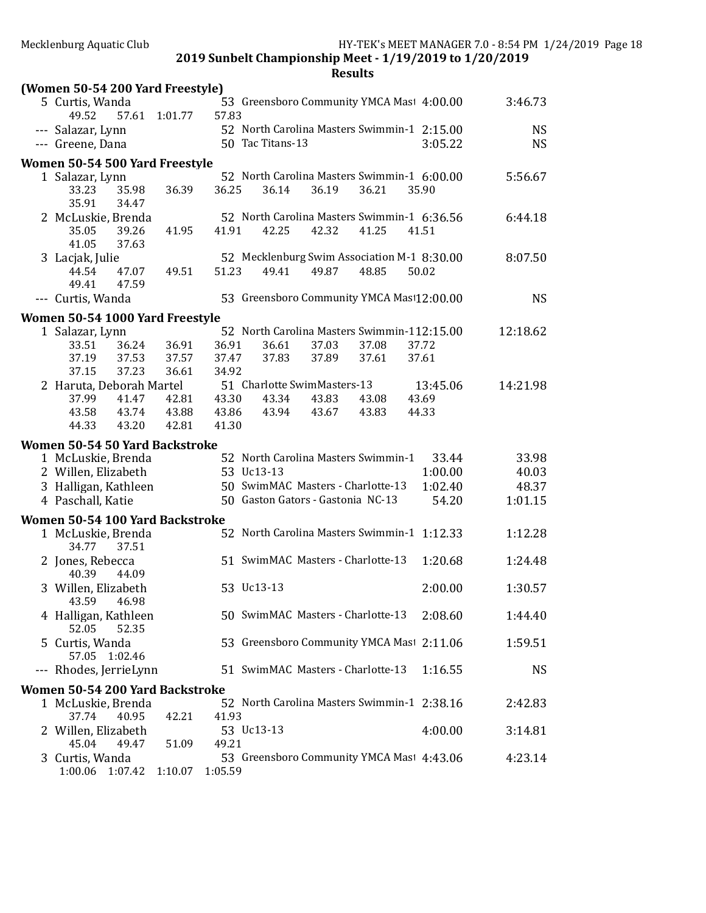2019 Sunbelt Championship Meet - 1/19/2019 to 1/20/2019

Results

**(Women 50-54 200 Yard Freestyle)**

```
  5 Curtis, Wanda              53 Greensboro Community YMCA Mast  4:00.00     3:46.73
      49.52    57.61  1:01.77    57.83
--- Salazar, Lynn              52 North Carolina Masters Swimmin-1 2:15.00         NS
--- Greene, Dana               50 Tac Titans-13                    3:05.22         NS
```

## Women 50-54 500 Yard Freestyle

```
  1 Salazar, Lynn              52 North Carolina Masters Swimmin-1 6:00.00    5:56.67
      33.23    35.98    36.39    36.25    36.14    36.19    36.21    35.90
      35.91    34.47
  2 McLuskie, Brenda           52 North Carolina Masters Swimmin-1 6:36.56    6:44.18
      35.05    39.26    41.95    41.91    42.25    42.32    41.25    41.51
      41.05    37.63
  3 Lacjak, Julie              52 Mecklenburg Swim Association M-1 8:30.00    8:07.50
      44.54    47.07    49.51    51.23    49.41    49.87    48.85    50.02
      49.41    47.59
--- Curtis, Wanda              53 Greensboro Community YMCA Mast 12:00.00         NS
```

## Women 50-54 1000 Yard Freestyle

```
  1 Salazar, Lynn              52 North Carolina Masters Swimmin-1 12:15.00  12:18.62
      33.51    36.24    36.91    36.91    36.61    37.03    37.08    37.72
      37.19    37.53    37.57    37.47    37.83    37.89    37.61    37.61
      37.15    37.23    36.61    34.92
  2 Haruta, Deborah Martel     51 Charlotte SwimMasters-13         13:45.06  14:21.98
      37.99    41.47    42.81    43.30    43.34    43.83    43.08    43.69
      43.58    43.74    43.88    43.86    43.94    43.67    43.83    44.33
      44.33    43.20    42.81    41.30
```

## Women 50-54 50 Yard Backstroke

```
  1 McLuskie, Brenda           52 North Carolina Masters Swimmin-1   33.44      33.98
  2 Willen, Elizabeth          53 Uc13-13                          1:00.00      40.03
  3 Halligan, Kathleen         50 SwimMAC Masters - Charlotte-13   1:02.40      48.37
  4 Paschall, Katie            50 Gaston Gators - Gastonia NC-13     54.20    1:01.15
```

## Women 50-54 100 Yard Backstroke

```
  1 McLuskie, Brenda           52 North Carolina Masters Swimmin-1 1:12.33    1:12.28
      34.77    37.51
  2 Jones, Rebecca             51 SwimMAC Masters - Charlotte-13   1:20.68    1:24.48
      40.39    44.09
  3 Willen, Elizabeth          53 Uc13-13                          2:00.00    1:30.57
      43.59    46.98
  4 Halligan, Kathleen         50 SwimMAC Masters - Charlotte-13   2:08.60    1:44.40
      52.05    52.35
  5 Curtis, Wanda              53 Greensboro Community YMCA Mast  2:11.06    1:59.51
      57.05  1:02.46
--- Rhodes, JerrieLynn         51 SwimMAC Masters - Charlotte-13   1:16.55         NS
```

## Women 50-54 200 Yard Backstroke

```
  1 McLuskie, Brenda           52 North Carolina Masters Swimmin-1 2:38.16    2:42.83
      37.74    40.95    42.21    41.93
  2 Willen, Elizabeth          53 Uc13-13                          4:00.00    3:14.81
      45.04    49.47    51.09    49.21
  3 Curtis, Wanda              53 Greensboro Community YMCA Mast  4:43.06    4:23.14
    1:00.06  1:07.42  1:10.07  1:05.59
```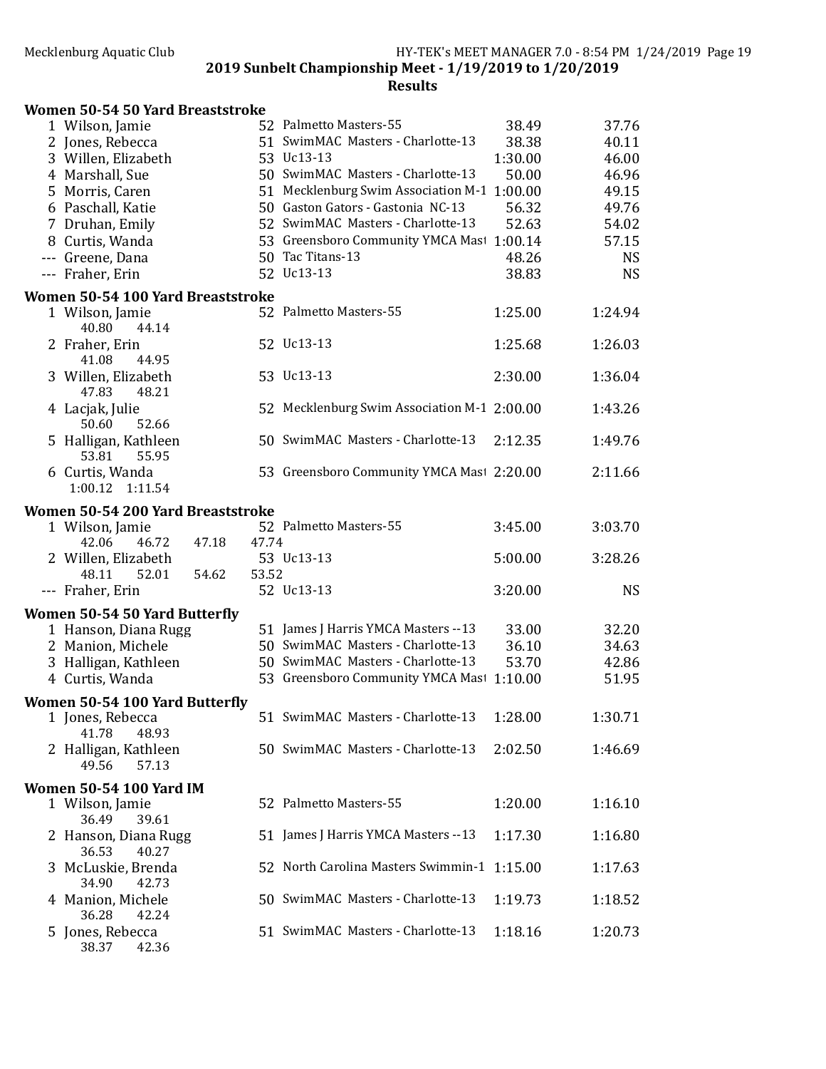## 2019 Sunbelt Championship Meet - 1/19/2019 to 1/20/2019

### Results

**Women 50-54 50 Yard Breaststroke**

| Place | Name | Age | Team | Seed Time | Finals Time |
|---|---|---|---|---|---|
| 1 | Wilson, Jamie | 52 | Palmetto Masters-55 | 38.49 | 37.76 |
| 2 | Jones, Rebecca | 51 | SwimMAC Masters - Charlotte-13 | 38.38 | 40.11 |
| 3 | Willen, Elizabeth | 53 | Uc13-13 | 1:30.00 | 46.00 |
| 4 | Marshall, Sue | 50 | SwimMAC Masters - Charlotte-13 | 50.00 | 46.96 |
| 5 | Morris, Caren | 51 | Mecklenburg Swim Association M-1 | 1:00.00 | 49.15 |
| 6 | Paschall, Katie | 50 | Gaston Gators - Gastonia NC-13 | 56.32 | 49.76 |
| 7 | Druhan, Emily | 52 | SwimMAC Masters - Charlotte-13 | 52.63 | 54.02 |
| 8 | Curtis, Wanda | 53 | Greensboro Community YMCA Mast | 1:00.14 | 57.15 |
| --- | Greene, Dana | 50 | Tac Titans-13 | 48.26 | NS |
| --- | Fraher, Erin | 52 | Uc13-13 | 38.83 | NS |

**Women 50-54 100 Yard Breaststroke**

| Place | Name | Age | Team | Seed Time | Finals Time |
|---|---|---|---|---|---|
| 1 | Wilson, Jamie | 52 | Palmetto Masters-55 | 1:25.00 | 1:24.94 |
| | 40.80 44.14 | | | | |
| 2 | Fraher, Erin | 52 | Uc13-13 | 1:25.68 | 1:26.03 |
| | 41.08 44.95 | | | | |
| 3 | Willen, Elizabeth | 53 | Uc13-13 | 2:30.00 | 1:36.04 |
| | 47.83 48.21 | | | | |
| 4 | Lacjak, Julie | 52 | Mecklenburg Swim Association M-1 | 2:00.00 | 1:43.26 |
| | 50.60 52.66 | | | | |
| 5 | Halligan, Kathleen | 50 | SwimMAC Masters - Charlotte-13 | 2:12.35 | 1:49.76 |
| | 53.81 55.95 | | | | |
| 6 | Curtis, Wanda | 53 | Greensboro Community YMCA Mast | 2:20.00 | 2:11.66 |
| | 1:00.12 1:11.54 | | | | |

**Women 50-54 200 Yard Breaststroke**

| Place | Name | Age | Team | Seed Time | Finals Time |
|---|---|---|---|---|---|
| 1 | Wilson, Jamie | 52 | Palmetto Masters-55 | 3:45.00 | 3:03.70 |
| | 42.06 46.72 47.18 47.74 | | | | |
| 2 | Willen, Elizabeth | 53 | Uc13-13 | 5:00.00 | 3:28.26 |
| | 48.11 52.01 54.62 53.52 | | | | |
| --- | Fraher, Erin | 52 | Uc13-13 | 3:20.00 | NS |

**Women 50-54 50 Yard Butterfly**

| Place | Name | Age | Team | Seed Time | Finals Time |
|---|---|---|---|---|---|
| 1 | Hanson, Diana Rugg | 51 | James J Harris YMCA Masters --13 | 33.00 | 32.20 |
| 2 | Manion, Michele | 50 | SwimMAC Masters - Charlotte-13 | 36.10 | 34.63 |
| 3 | Halligan, Kathleen | 50 | SwimMAC Masters - Charlotte-13 | 53.70 | 42.86 |
| 4 | Curtis, Wanda | 53 | Greensboro Community YMCA Mast | 1:10.00 | 51.95 |

**Women 50-54 100 Yard Butterfly**

| Place | Name | Age | Team | Seed Time | Finals Time |
|---|---|---|---|---|---|
| 1 | Jones, Rebecca | 51 | SwimMAC Masters - Charlotte-13 | 1:28.00 | 1:30.71 |
| | 41.78 48.93 | | | | |
| 2 | Halligan, Kathleen | 50 | SwimMAC Masters - Charlotte-13 | 2:02.50 | 1:46.69 |
| | 49.56 57.13 | | | | |

**Women 50-54 100 Yard IM**

| Place | Name | Age | Team | Seed Time | Finals Time |
|---|---|---|---|---|---|
| 1 | Wilson, Jamie | 52 | Palmetto Masters-55 | 1:20.00 | 1:16.10 |
| | 36.49 39.61 | | | | |
| 2 | Hanson, Diana Rugg | 51 | James J Harris YMCA Masters --13 | 1:17.30 | 1:16.80 |
| | 36.53 40.27 | | | | |
| 3 | McLuskie, Brenda | 52 | North Carolina Masters Swimmin-1 | 1:15.00 | 1:17.63 |
| | 34.90 42.73 | | | | |
| 4 | Manion, Michele | 50 | SwimMAC Masters - Charlotte-13 | 1:19.73 | 1:18.52 |
| | 36.28 42.24 | | | | |
| 5 | Jones, Rebecca | 51 | SwimMAC Masters - Charlotte-13 | 1:18.16 | 1:20.73 |
| | 38.37 42.36 | | | | |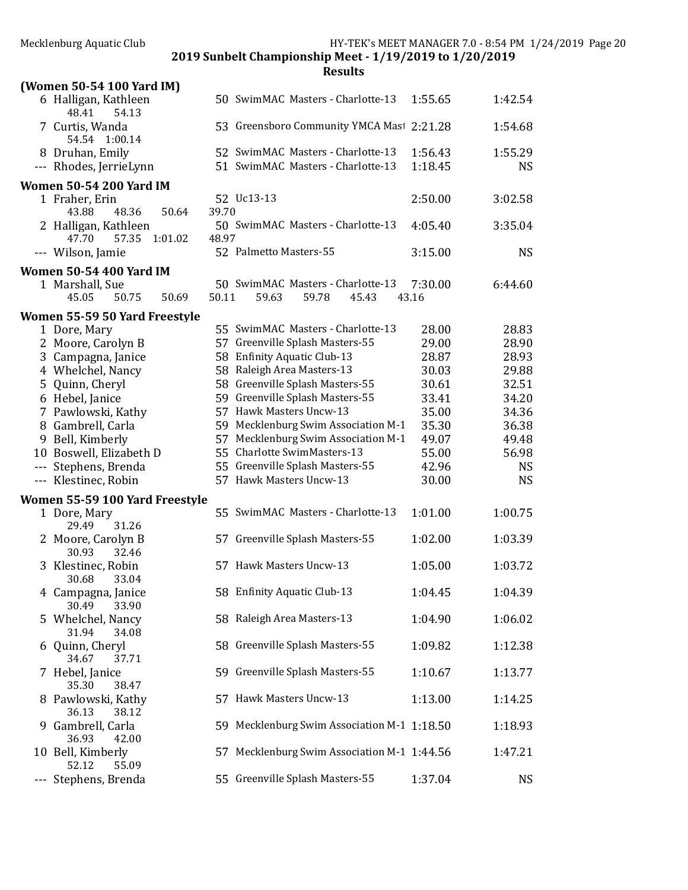**2019 Sunbelt Championship Meet - 1/19/2019 to 1/20/2019**

**Results**

### (Women 50-54 100 Yard IM)

| Place | Name | Age | Team | Seed Time | Finals Time |
|---|---|---|---|---|---|
| 6 | Halligan, Kathleen | 50 | SwimMAC Masters - Charlotte-13 | 1:55.65 | 1:42.54 |
| | 48.41 54.13 | | | | |
| 7 | Curtis, Wanda | 53 | Greensboro Community YMCA Mast | 2:21.28 | 1:54.68 |
| | 54.54 1:00.14 | | | | |
| 8 | Druhan, Emily | 52 | SwimMAC Masters - Charlotte-13 | 1:56.43 | 1:55.29 |
| --- | Rhodes, JerrieLynn | 51 | SwimMAC Masters - Charlotte-13 | 1:18.45 | NS |

### Women 50-54 200 Yard IM

| Place | Name | Age | Team | Seed Time | Finals Time |
|---|---|---|---|---|---|
| 1 | Fraher, Erin | 52 | Uc13-13 | 2:50.00 | 3:02.58 |
| | 43.88 48.36 50.64 39.70 | | | | |
| 2 | Halligan, Kathleen | 50 | SwimMAC Masters - Charlotte-13 | 4:05.40 | 3:35.04 |
| | 47.70 57.35 1:01.02 48.97 | | | | |
| --- | Wilson, Jamie | 52 | Palmetto Masters-55 | 3:15.00 | NS |

### Women 50-54 400 Yard IM

| Place | Name | Age | Team | Seed Time | Finals Time |
|---|---|---|---|---|---|
| 1 | Marshall, Sue | 50 | SwimMAC Masters - Charlotte-13 | 7:30.00 | 6:44.60 |
| | 45.05 50.75 50.69 50.11 59.63 59.78 45.43 43.16 | | | | |

### Women 55-59 50 Yard Freestyle

| Place | Name | Age | Team | Seed Time | Finals Time |
|---|---|---|---|---|---|
| 1 | Dore, Mary | 55 | SwimMAC Masters - Charlotte-13 | 28.00 | 28.83 |
| 2 | Moore, Carolyn B | 57 | Greenville Splash Masters-55 | 29.00 | 28.90 |
| 3 | Campagna, Janice | 58 | Enfinity Aquatic Club-13 | 28.87 | 28.93 |
| 4 | Whelchel, Nancy | 58 | Raleigh Area Masters-13 | 30.03 | 29.88 |
| 5 | Quinn, Cheryl | 58 | Greenville Splash Masters-55 | 30.61 | 32.51 |
| 6 | Hebel, Janice | 59 | Greenville Splash Masters-55 | 33.41 | 34.20 |
| 7 | Pawlowski, Kathy | 57 | Hawk Masters Uncw-13 | 35.00 | 34.36 |
| 8 | Gambrell, Carla | 59 | Mecklenburg Swim Association M-1 | 35.30 | 36.38 |
| 9 | Bell, Kimberly | 57 | Mecklenburg Swim Association M-1 | 49.07 | 49.48 |
| 10 | Boswell, Elizabeth D | 55 | Charlotte SwimMasters-13 | 55.00 | 56.98 |
| --- | Stephens, Brenda | 55 | Greenville Splash Masters-55 | 42.96 | NS |
| --- | Klestinec, Robin | 57 | Hawk Masters Uncw-13 | 30.00 | NS |

### Women 55-59 100 Yard Freestyle

| Place | Name | Age | Team | Seed Time | Finals Time |
|---|---|---|---|---|---|
| 1 | Dore, Mary | 55 | SwimMAC Masters - Charlotte-13 | 1:01.00 | 1:00.75 |
| | 29.49 31.26 | | | | |
| 2 | Moore, Carolyn B | 57 | Greenville Splash Masters-55 | 1:02.00 | 1:03.39 |
| | 30.93 32.46 | | | | |
| 3 | Klestinec, Robin | 57 | Hawk Masters Uncw-13 | 1:05.00 | 1:03.72 |
| | 30.68 33.04 | | | | |
| 4 | Campagna, Janice | 58 | Enfinity Aquatic Club-13 | 1:04.45 | 1:04.39 |
| | 30.49 33.90 | | | | |
| 5 | Whelchel, Nancy | 58 | Raleigh Area Masters-13 | 1:04.90 | 1:06.02 |
| | 31.94 34.08 | | | | |
| 6 | Quinn, Cheryl | 58 | Greenville Splash Masters-55 | 1:09.82 | 1:12.38 |
| | 34.67 37.71 | | | | |
| 7 | Hebel, Janice | 59 | Greenville Splash Masters-55 | 1:10.67 | 1:13.77 |
| | 35.30 38.47 | | | | |
| 8 | Pawlowski, Kathy | 57 | Hawk Masters Uncw-13 | 1:13.00 | 1:14.25 |
| | 36.13 38.12 | | | | |
| 9 | Gambrell, Carla | 59 | Mecklenburg Swim Association M-1 | 1:18.50 | 1:18.93 |
| | 36.93 42.00 | | | | |
| 10 | Bell, Kimberly | 57 | Mecklenburg Swim Association M-1 | 1:44.56 | 1:47.21 |
| | 52.12 55.09 | | | | |
| --- | Stephens, Brenda | 55 | Greenville Splash Masters-55 | 1:37.04 | NS |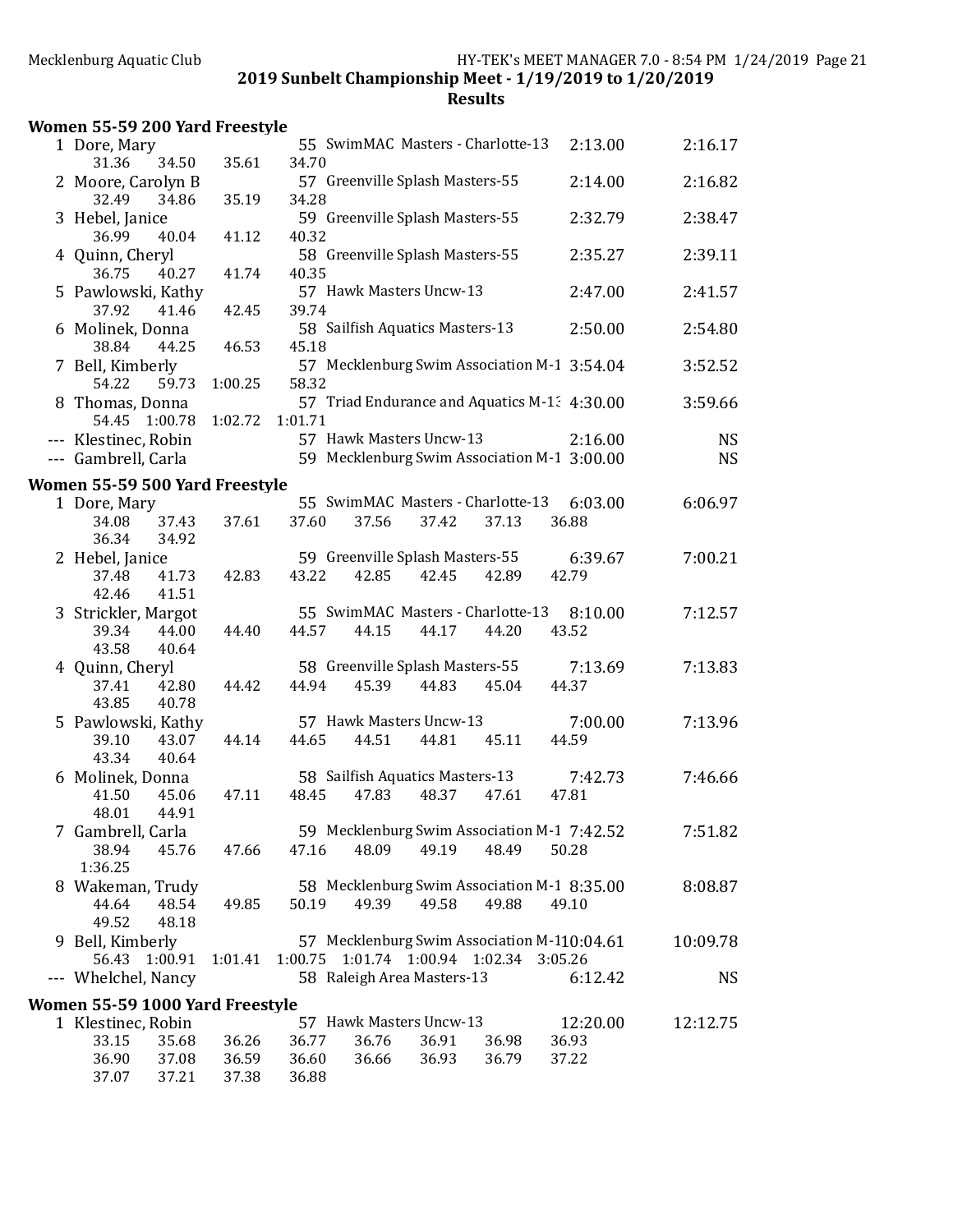## 2019 Sunbelt Championship Meet - 1/19/2019 to 1/20/2019

### Results

### Women 55-59 200 Yard Freestyle

| Place | Name | Age | Team | Seed Time | Finals Time |
|---|---|---|---|---|---|
| 1 | Dore, Mary | 55 | SwimMAC Masters - Charlotte-13 | 2:13.00 | 2:16.17 |
| | 31.36 34.50 35.61 34.70 | | | | |
| 2 | Moore, Carolyn B | 57 | Greenville Splash Masters-55 | 2:14.00 | 2:16.82 |
| | 32.49 34.86 35.19 34.28 | | | | |
| 3 | Hebel, Janice | 59 | Greenville Splash Masters-55 | 2:32.79 | 2:38.47 |
| | 36.99 40.04 41.12 40.32 | | | | |
| 4 | Quinn, Cheryl | 58 | Greenville Splash Masters-55 | 2:35.27 | 2:39.11 |
| | 36.75 40.27 41.74 40.35 | | | | |
| 5 | Pawlowski, Kathy | 57 | Hawk Masters Uncw-13 | 2:47.00 | 2:41.57 |
| | 37.92 41.46 42.45 39.74 | | | | |
| 6 | Molinek, Donna | 58 | Sailfish Aquatics Masters-13 | 2:50.00 | 2:54.80 |
| | 38.84 44.25 46.53 45.18 | | | | |
| 7 | Bell, Kimberly | 57 | Mecklenburg Swim Association M-1 | 3:54.04 | 3:52.52 |
| | 54.22 59.73 1:00.25 58.32 | | | | |
| 8 | Thomas, Donna | 57 | Triad Endurance and Aquatics M-13 | 4:30.00 | 3:59.66 |
| | 54.45 1:00.78 1:02.72 1:01.71 | | | | |
| --- | Klestinec, Robin | 57 | Hawk Masters Uncw-13 | 2:16.00 | NS |
| --- | Gambrell, Carla | 59 | Mecklenburg Swim Association M-1 | 3:00.00 | NS |

### Women 55-59 500 Yard Freestyle

| Place | Name | Age | Team | Seed Time | Finals Time |
|---|---|---|---|---|---|
| 1 | Dore, Mary | 55 | SwimMAC Masters - Charlotte-13 | 6:03.00 | 6:06.97 |
| | 34.08 37.43 37.61 37.60 37.56 37.42 37.13 36.88 36.34 34.92 | | | | |
| 2 | Hebel, Janice | 59 | Greenville Splash Masters-55 | 6:39.67 | 7:00.21 |
| | 37.48 41.73 42.83 43.22 42.85 42.45 42.89 42.79 42.46 41.51 | | | | |
| 3 | Strickler, Margot | 55 | SwimMAC Masters - Charlotte-13 | 8:10.00 | 7:12.57 |
| | 39.34 44.00 44.40 44.57 44.15 44.17 44.20 43.52 43.58 40.64 | | | | |
| 4 | Quinn, Cheryl | 58 | Greenville Splash Masters-55 | 7:13.69 | 7:13.83 |
| | 37.41 42.80 44.42 44.94 45.39 44.83 45.04 44.37 43.85 40.78 | | | | |
| 5 | Pawlowski, Kathy | 57 | Hawk Masters Uncw-13 | 7:00.00 | 7:13.96 |
| | 39.10 43.07 44.14 44.65 44.51 44.81 45.11 44.59 43.34 40.64 | | | | |
| 6 | Molinek, Donna | 58 | Sailfish Aquatics Masters-13 | 7:42.73 | 7:46.66 |
| | 41.50 45.06 47.11 48.45 47.83 48.37 47.61 47.81 48.01 44.91 | | | | |
| 7 | Gambrell, Carla | 59 | Mecklenburg Swim Association M-1 | 7:42.52 | 7:51.82 |
| | 38.94 45.76 47.66 47.16 48.09 49.19 48.49 50.28 1:36.25 | | | | |
| 8 | Wakeman, Trudy | 58 | Mecklenburg Swim Association M-1 | 8:35.00 | 8:08.87 |
| | 44.64 48.54 49.85 50.19 49.39 49.58 49.88 49.10 49.52 48.18 | | | | |
| 9 | Bell, Kimberly | 57 | Mecklenburg Swim Association M-1 | 10:04.61 | 10:09.78 |
| | 56.43 1:00.91 1:01.41 1:00.75 1:01.74 1:00.94 1:02.34 3:05.26 | | | | |
| --- | Whelchel, Nancy | 58 | Raleigh Area Masters-13 | 6:12.42 | NS |

### Women 55-59 1000 Yard Freestyle

| Place | Name | Age | Team | Seed Time | Finals Time |
|---|---|---|---|---|---|
| 1 | Klestinec, Robin | 57 | Hawk Masters Uncw-13 | 12:20.00 | 12:12.75 |
| | 33.15 35.68 36.26 36.77 36.76 36.91 36.98 36.93 36.90 37.08 36.59 36.60 36.66 36.93 36.79 37.22 37.07 37.21 37.38 36.88 | | | | |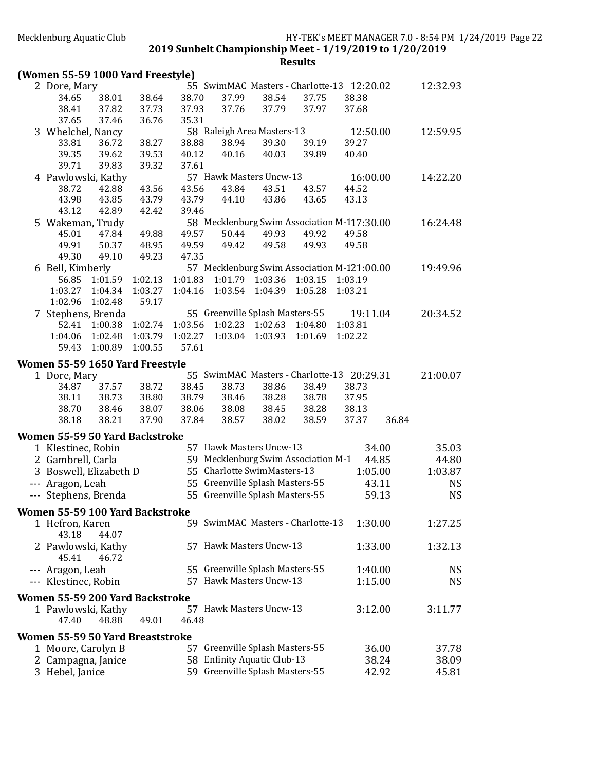## 2019 Sunbelt Championship Meet - 1/19/2019 to 1/20/2019

### Results

### (Women 55-59 1000 Yard Freestyle)

| Place | Name | Age | Team | Seed Time | Finals Time |
|---|---|---|---|---|---|
| 2 | Dore, Mary | 55 | SwimMAC Masters - Charlotte-13 | 12:20.02 | 12:32.93 |
| | 34.65 38.01 38.64 38.70 37.99 38.54 37.75 38.38 | | | | |
| | 38.41 37.82 37.73 37.93 37.76 37.79 37.97 37.68 | | | | |
| | 37.65 37.46 36.76 35.31 | | | | |
| 3 | Whelchel, Nancy | 58 | Raleigh Area Masters-13 | 12:50.00 | 12:59.95 |
| | 33.81 36.72 38.27 38.88 38.94 39.30 39.19 39.27 | | | | |
| | 39.35 39.62 39.53 40.12 40.16 40.03 39.89 40.40 | | | | |
| | 39.71 39.83 39.32 37.61 | | | | |
| 4 | Pawlowski, Kathy | 57 | Hawk Masters Uncw-13 | 16:00.00 | 14:22.20 |
| | 38.72 42.88 43.56 43.56 43.84 43.51 43.57 44.52 | | | | |
| | 43.98 43.85 43.79 43.79 44.10 43.86 43.65 43.13 | | | | |
| | 43.12 42.89 42.42 39.46 | | | | |
| 5 | Wakeman, Trudy | 58 | Mecklenburg Swim Association M-1 | 17:30.00 | 16:24.48 |
| | 45.01 47.84 49.88 49.57 50.44 49.93 49.92 49.58 | | | | |
| | 49.91 50.37 48.95 49.59 49.42 49.58 49.93 49.58 | | | | |
| | 49.30 49.10 49.23 47.35 | | | | |
| 6 | Bell, Kimberly | 57 | Mecklenburg Swim Association M-1 | 21:00.00 | 19:49.96 |
| | 56.85 1:01.59 1:02.13 1:01.83 1:01.79 1:03.36 1:03.15 1:03.19 | | | | |
| | 1:03.27 1:04.34 1:03.27 1:04.16 1:03.54 1:04.39 1:05.28 1:03.21 | | | | |
| | 1:02.96 1:02.48 59.17 | | | | |
| 7 | Stephens, Brenda | 55 | Greenville Splash Masters-55 | 19:11.04 | 20:34.52 |
| | 52.41 1:00.38 1:02.74 1:03.56 1:02.23 1:02.63 1:04.80 1:03.81 | | | | |
| | 1:04.06 1:02.48 1:03.79 1:02.27 1:03.04 1:03.93 1:01.69 1:02.22 | | | | |
| | 59.43 1:00.89 1:00.55 57.61 | | | | |

### Women 55-59 1650 Yard Freestyle

| Place | Name | Age | Team | Seed Time | Finals Time |
|---|---|---|---|---|---|
| 1 | Dore, Mary | 55 | SwimMAC Masters - Charlotte-13 | 20:29.31 | 21:00.07 |
| | 34.87 37.57 38.72 38.45 38.73 38.86 38.49 38.73 | | | | |
| | 38.11 38.73 38.80 38.79 38.46 38.28 38.78 37.95 | | | | |
| | 38.70 38.46 38.07 38.06 38.08 38.45 38.28 38.13 | | | | |
| | 38.18 38.21 37.90 37.84 38.57 38.02 38.59 37.37 36.84 | | | | |

### Women 55-59 50 Yard Backstroke

| Place | Name | Age | Team | Seed Time | Finals Time |
|---|---|---|---|---|---|
| 1 | Klestinec, Robin | 57 | Hawk Masters Uncw-13 | 34.00 | 35.03 |
| 2 | Gambrell, Carla | 59 | Mecklenburg Swim Association M-1 | 44.85 | 44.80 |
| 3 | Boswell, Elizabeth D | 55 | Charlotte SwimMasters-13 | 1:05.00 | 1:03.87 |
| --- | Aragon, Leah | 55 | Greenville Splash Masters-55 | 43.11 | NS |
| --- | Stephens, Brenda | 55 | Greenville Splash Masters-55 | 59.13 | NS |

### Women 55-59 100 Yard Backstroke

| Place | Name | Age | Team | Seed Time | Finals Time |
|---|---|---|---|---|---|
| 1 | Hefron, Karen | 59 | SwimMAC Masters - Charlotte-13 | 1:30.00 | 1:27.25 |
| | 43.18 44.07 | | | | |
| 2 | Pawlowski, Kathy | 57 | Hawk Masters Uncw-13 | 1:33.00 | 1:32.13 |
| | 45.41 46.72 | | | | |
| --- | Aragon, Leah | 55 | Greenville Splash Masters-55 | 1:40.00 | NS |
| --- | Klestinec, Robin | 57 | Hawk Masters Uncw-13 | 1:15.00 | NS |

### Women 55-59 200 Yard Backstroke

| Place | Name | Age | Team | Seed Time | Finals Time |
|---|---|---|---|---|---|
| 1 | Pawlowski, Kathy | 57 | Hawk Masters Uncw-13 | 3:12.00 | 3:11.77 |
| | 47.40 48.88 49.01 46.48 | | | | |

### Women 55-59 50 Yard Breaststroke

| Place | Name | Age | Team | Seed Time | Finals Time |
|---|---|---|---|---|---|
| 1 | Moore, Carolyn B | 57 | Greenville Splash Masters-55 | 36.00 | 37.78 |
| 2 | Campagna, Janice | 58 | Enfinity Aquatic Club-13 | 38.24 | 38.09 |
| 3 | Hebel, Janice | 59 | Greenville Splash Masters-55 | 42.92 | 45.81 |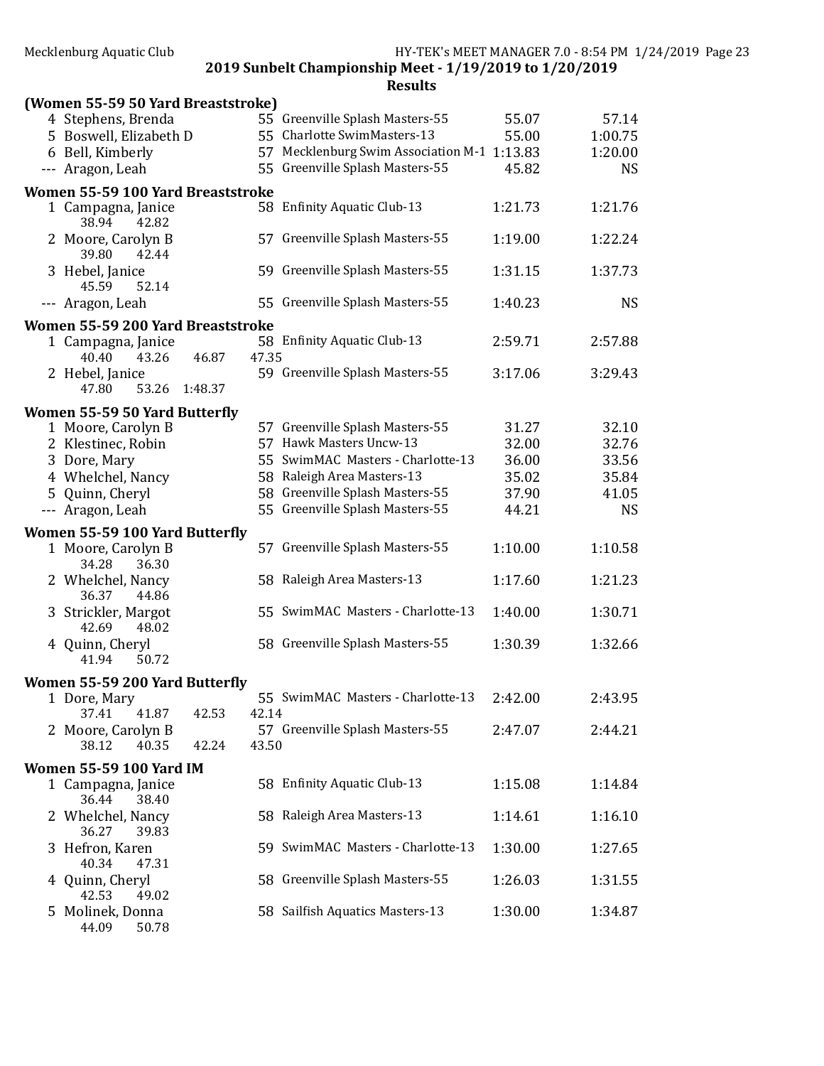## 2019 Sunbelt Championship Meet - 1/19/2019 to 1/20/2019

### Results

**(Women 55-59 50 Yard Breaststroke)**

| Place | Name | Age | Team | Seed Time | Finals Time |
|---|---|---|---|---|---|
| 4 | Stephens, Brenda | 55 | Greenville Splash Masters-55 | 55.07 | 57.14 |
| 5 | Boswell, Elizabeth D | 55 | Charlotte SwimMasters-13 | 55.00 | 1:00.75 |
| 6 | Bell, Kimberly | 57 | Mecklenburg Swim Association M-1 | 1:13.83 | 1:20.00 |
| --- | Aragon, Leah | 55 | Greenville Splash Masters-55 | 45.82 | NS |

**Women 55-59 100 Yard Breaststroke**

| Place | Name | Age | Team | Seed Time | Finals Time |
|---|---|---|---|---|---|
| 1 | Campagna, Janice | 58 | Enfinity Aquatic Club-13 | 1:21.73 | 1:21.76 |
| | 38.94 42.82 | | | | |
| 2 | Moore, Carolyn B | 57 | Greenville Splash Masters-55 | 1:19.00 | 1:22.24 |
| | 39.80 42.44 | | | | |
| 3 | Hebel, Janice | 59 | Greenville Splash Masters-55 | 1:31.15 | 1:37.73 |
| | 45.59 52.14 | | | | |
| --- | Aragon, Leah | 55 | Greenville Splash Masters-55 | 1:40.23 | NS |

**Women 55-59 200 Yard Breaststroke**

| Place | Name | Age | Team | Seed Time | Finals Time |
|---|---|---|---|---|---|
| 1 | Campagna, Janice | 58 | Enfinity Aquatic Club-13 | 2:59.71 | 2:57.88 |
| | 40.40 43.26 46.87 47.35 | | | | |
| 2 | Hebel, Janice | 59 | Greenville Splash Masters-55 | 3:17.06 | 3:29.43 |
| | 47.80 53.26 1:48.37 | | | | |

**Women 55-59 50 Yard Butterfly**

| Place | Name | Age | Team | Seed Time | Finals Time |
|---|---|---|---|---|---|
| 1 | Moore, Carolyn B | 57 | Greenville Splash Masters-55 | 31.27 | 32.10 |
| 2 | Klestinec, Robin | 57 | Hawk Masters Uncw-13 | 32.00 | 32.76 |
| 3 | Dore, Mary | 55 | SwimMAC Masters - Charlotte-13 | 36.00 | 33.56 |
| 4 | Whelchel, Nancy | 58 | Raleigh Area Masters-13 | 35.02 | 35.84 |
| 5 | Quinn, Cheryl | 58 | Greenville Splash Masters-55 | 37.90 | 41.05 |
| --- | Aragon, Leah | 55 | Greenville Splash Masters-55 | 44.21 | NS |

**Women 55-59 100 Yard Butterfly**

| Place | Name | Age | Team | Seed Time | Finals Time |
|---|---|---|---|---|---|
| 1 | Moore, Carolyn B | 57 | Greenville Splash Masters-55 | 1:10.00 | 1:10.58 |
| | 34.28 36.30 | | | | |
| 2 | Whelchel, Nancy | 58 | Raleigh Area Masters-13 | 1:17.60 | 1:21.23 |
| | 36.37 44.86 | | | | |
| 3 | Strickler, Margot | 55 | SwimMAC Masters - Charlotte-13 | 1:40.00 | 1:30.71 |
| | 42.69 48.02 | | | | |
| 4 | Quinn, Cheryl | 58 | Greenville Splash Masters-55 | 1:30.39 | 1:32.66 |
| | 41.94 50.72 | | | | |

**Women 55-59 200 Yard Butterfly**

| Place | Name | Age | Team | Seed Time | Finals Time |
|---|---|---|---|---|---|
| 1 | Dore, Mary | 55 | SwimMAC Masters - Charlotte-13 | 2:42.00 | 2:43.95 |
| | 37.41 41.87 42.53 42.14 | | | | |
| 2 | Moore, Carolyn B | 57 | Greenville Splash Masters-55 | 2:47.07 | 2:44.21 |
| | 38.12 40.35 42.24 43.50 | | | | |

**Women 55-59 100 Yard IM**

| Place | Name | Age | Team | Seed Time | Finals Time |
|---|---|---|---|---|---|
| 1 | Campagna, Janice | 58 | Enfinity Aquatic Club-13 | 1:15.08 | 1:14.84 |
| | 36.44 38.40 | | | | |
| 2 | Whelchel, Nancy | 58 | Raleigh Area Masters-13 | 1:14.61 | 1:16.10 |
| | 36.27 39.83 | | | | |
| 3 | Hefron, Karen | 59 | SwimMAC Masters - Charlotte-13 | 1:30.00 | 1:27.65 |
| | 40.34 47.31 | | | | |
| 4 | Quinn, Cheryl | 58 | Greenville Splash Masters-55 | 1:26.03 | 1:31.55 |
| | 42.53 49.02 | | | | |
| 5 | Molinek, Donna | 58 | Sailfish Aquatics Masters-13 | 1:30.00 | 1:34.87 |
| | 44.09 50.78 | | | | |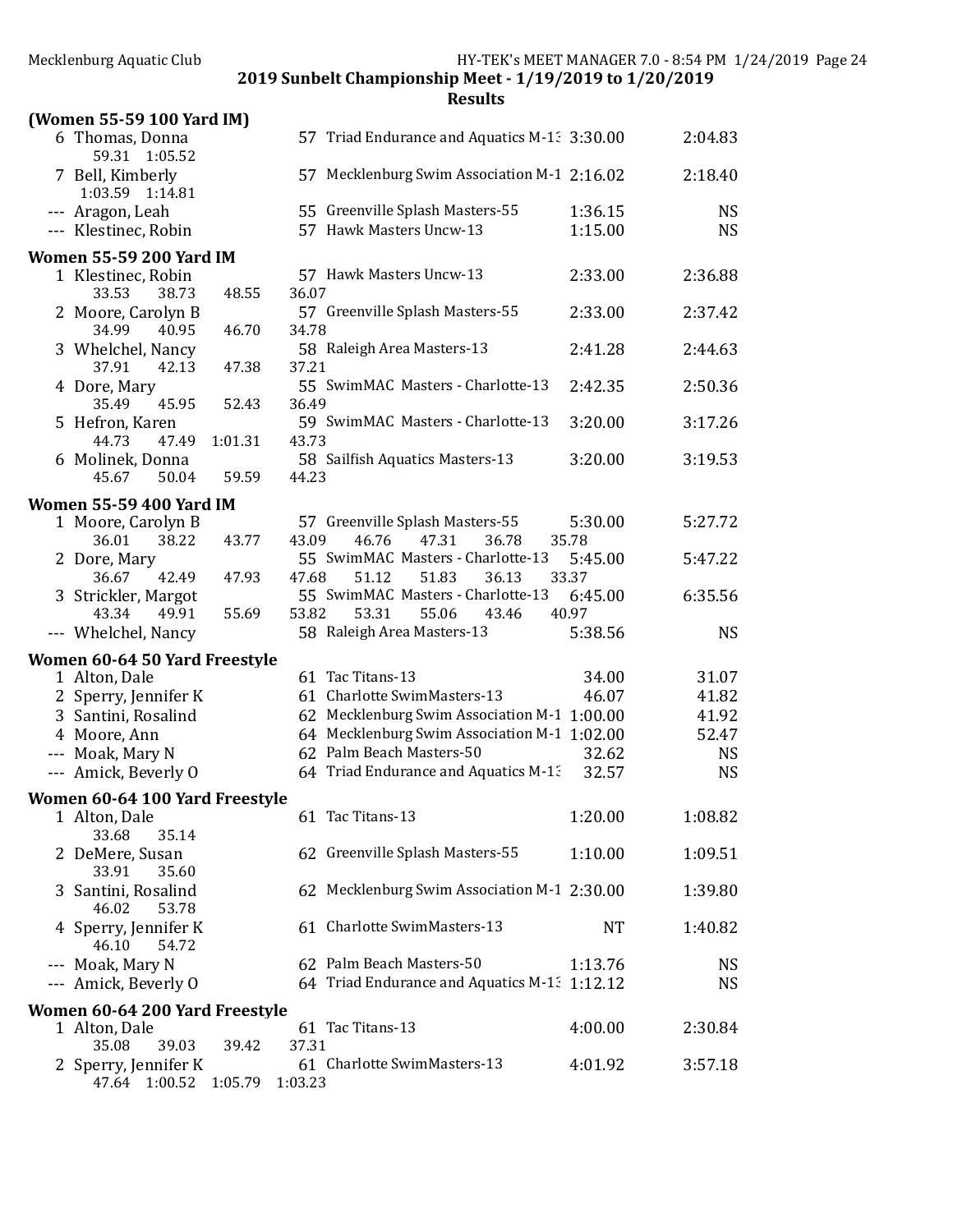**2019 Sunbelt Championship Meet - 1/19/2019 to 1/20/2019**

**Results**

**(Women 55-59 100 Yard IM)**

```
  6 Thomas, Donna              57 Triad Endurance and Aquatics M-13 3:30.00    2:04.83
      59.31   1:05.52
  7 Bell, Kimberly             57 Mecklenburg Swim Association M-1 2:16.02     2:18.40
    1:03.59   1:14.81
--- Aragon, Leah               55 Greenville Splash Masters-55     1:36.15          NS
--- Klestinec, Robin           57 Hawk Masters Uncw-13             1:15.00          NS
```

**Women 55-59 200 Yard IM**

```
  1 Klestinec, Robin           57 Hawk Masters Uncw-13             2:33.00     2:36.88
      33.53     38.73     48.55     36.07
  2 Moore, Carolyn B           57 Greenville Splash Masters-55     2:33.00     2:37.42
      34.99     40.95     46.70     34.78
  3 Whelchel, Nancy            58 Raleigh Area Masters-13          2:41.28     2:44.63
      37.91     42.13     47.38     37.21
  4 Dore, Mary                 55 SwimMAC Masters - Charlotte-13   2:42.35     2:50.36
      35.49     45.95     52.43     36.49
  5 Hefron, Karen              59 SwimMAC Masters - Charlotte-13   3:20.00     3:17.26
      44.73     47.49   1:01.31     43.73
  6 Molinek, Donna             58 Sailfish Aquatics Masters-13     3:20.00     3:19.53
      45.67     50.04     59.59     44.23
```

**Women 55-59 400 Yard IM**

```
  1 Moore, Carolyn B           57 Greenville Splash Masters-55     5:30.00     5:27.72
      36.01     38.22     43.77     43.09     46.76     47.31     36.78     35.78
  2 Dore, Mary                 55 SwimMAC Masters - Charlotte-13   5:45.00     5:47.22
      36.67     42.49     47.93     47.68     51.12     51.83     36.13     33.37
  3 Strickler, Margot          55 SwimMAC Masters - Charlotte-13   6:45.00     6:35.56
      43.34     49.91     55.69     53.82     53.31     55.06     43.46     40.97
--- Whelchel, Nancy            58 Raleigh Area Masters-13          5:38.56          NS
```

**Women 60-64 50 Yard Freestyle**

```
  1 Alton, Dale                61 Tac Titans-13                      34.00       31.07
  2 Sperry, Jennifer K         61 Charlotte SwimMasters-13           46.07       41.82
  3 Santini, Rosalind          62 Mecklenburg Swim Association M-1 1:00.00       41.92
  4 Moore, Ann                 64 Mecklenburg Swim Association M-1 1:02.00       52.47
--- Moak, Mary N               62 Palm Beach Masters-50              32.62          NS
--- Amick, Beverly O           64 Triad Endurance and Aquatics M-13  32.57          NS
```

**Women 60-64 100 Yard Freestyle**

```
  1 Alton, Dale                61 Tac Titans-13                    1:20.00     1:08.82
      33.68     35.14
  2 DeMere, Susan              62 Greenville Splash Masters-55     1:10.00     1:09.51
      33.91     35.60
  3 Santini, Rosalind          62 Mecklenburg Swim Association M-1 2:30.00     1:39.80
      46.02     53.78
  4 Sperry, Jennifer K         61 Charlotte SwimMasters-13              NT     1:40.82
      46.10     54.72
--- Moak, Mary N               62 Palm Beach Masters-50            1:13.76          NS
--- Amick, Beverly O           64 Triad Endurance and Aquatics M-13 1:12.12         NS
```

**Women 60-64 200 Yard Freestyle**

```
  1 Alton, Dale                61 Tac Titans-13                    4:00.00     2:30.84
      35.08     39.03     39.42     37.31
  2 Sperry, Jennifer K         61 Charlotte SwimMasters-13         4:01.92     3:57.18
      47.64   1:00.52   1:05.79   1:03.23
```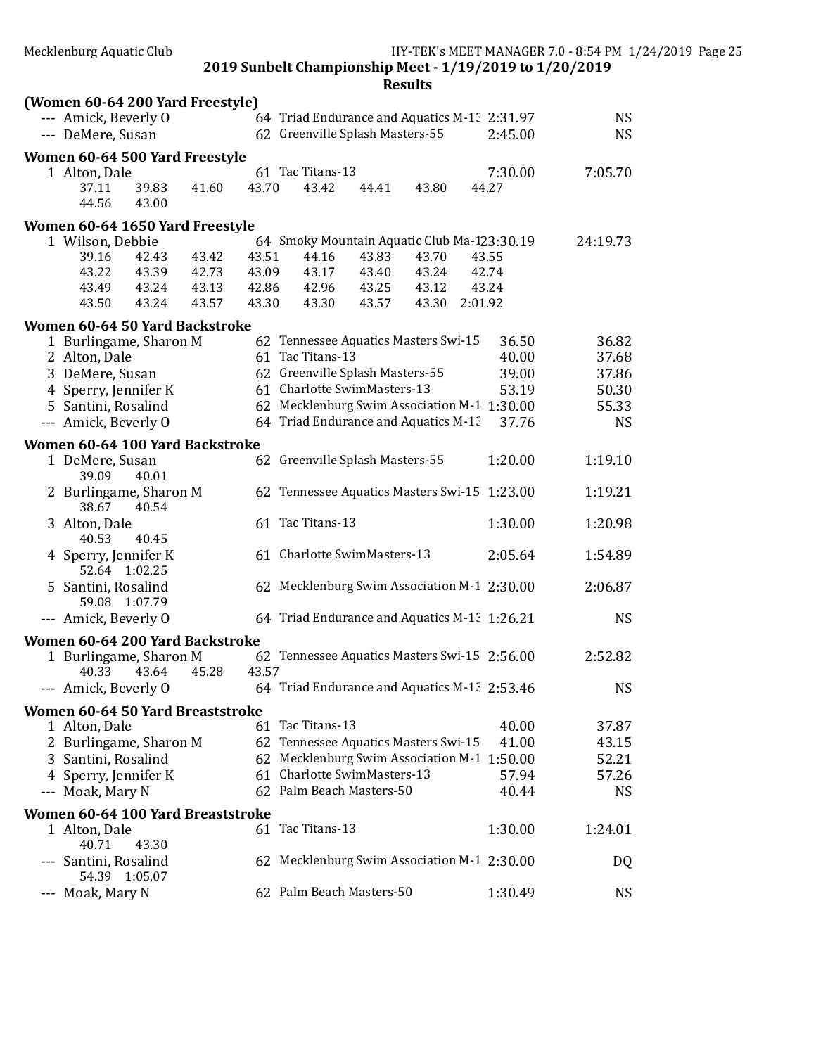## 2019 Sunbelt Championship Meet - 1/19/2019 to 1/20/2019

### Results

**(Women 60-64 200 Yard Freestyle)**

| Place | Name | Age | Team | Seed Time | Finals Time |
|---|---|---|---|---|---|
| --- | Amick, Beverly O | 64 | Triad Endurance and Aquatics M-13 | 2:31.97 | NS |
| --- | DeMere, Susan | 62 | Greenville Splash Masters-55 | 2:45.00 | NS |

**Women 60-64 500 Yard Freestyle**

| Place | Name | Age | Team | Seed Time | Finals Time |
|---|---|---|---|---|---|
| 1 | Alton, Dale | 61 | Tac Titans-13 | 7:30.00 | 7:05.70 |

Splits: 37.11 39.83 41.60 43.70 43.42 44.41 43.80 44.27 44.56 43.00

**Women 60-64 1650 Yard Freestyle**

| Place | Name | Age | Team | Seed Time | Finals Time |
|---|---|---|---|---|---|
| 1 | Wilson, Debbie | 64 | Smoky Mountain Aquatic Club Ma-1 | 23:30.19 | 24:19.73 |

Splits: 39.16 42.43 43.42 43.51 44.16 43.83 43.70 43.55 43.22 43.39 42.73 43.09 43.17 43.40 43.24 42.74 43.49 43.24 43.13 42.86 42.96 43.25 43.12 43.24 43.50 43.24 43.57 43.30 43.30 43.57 43.30 2:01.92

**Women 60-64 50 Yard Backstroke**

| Place | Name | Age | Team | Seed Time | Finals Time |
|---|---|---|---|---|---|
| 1 | Burlingame, Sharon M | 62 | Tennessee Aquatics Masters Swi-15 | 36.50 | 36.82 |
| 2 | Alton, Dale | 61 | Tac Titans-13 | 40.00 | 37.68 |
| 3 | DeMere, Susan | 62 | Greenville Splash Masters-55 | 39.00 | 37.86 |
| 4 | Sperry, Jennifer K | 61 | Charlotte SwimMasters-13 | 53.19 | 50.30 |
| 5 | Santini, Rosalind | 62 | Mecklenburg Swim Association M-1 | 1:30.00 | 55.33 |
| --- | Amick, Beverly O | 64 | Triad Endurance and Aquatics M-13 | 37.76 | NS |

**Women 60-64 100 Yard Backstroke**

| Place | Name | Age | Team | Seed Time | Finals Time | Splits |
|---|---|---|---|---|---|---|
| 1 | DeMere, Susan | 62 | Greenville Splash Masters-55 | 1:20.00 | 1:19.10 | 39.09 40.01 |
| 2 | Burlingame, Sharon M | 62 | Tennessee Aquatics Masters Swi-15 | 1:23.00 | 1:19.21 | 38.67 40.54 |
| 3 | Alton, Dale | 61 | Tac Titans-13 | 1:30.00 | 1:20.98 | 40.53 40.45 |
| 4 | Sperry, Jennifer K | 61 | Charlotte SwimMasters-13 | 2:05.64 | 1:54.89 | 52.64 1:02.25 |
| 5 | Santini, Rosalind | 62 | Mecklenburg Swim Association M-1 | 2:30.00 | 2:06.87 | 59.08 1:07.79 |
| --- | Amick, Beverly O | 64 | Triad Endurance and Aquatics M-13 | 1:26.21 | NS | |

**Women 60-64 200 Yard Backstroke**

| Place | Name | Age | Team | Seed Time | Finals Time | Splits |
|---|---|---|---|---|---|---|
| 1 | Burlingame, Sharon M | 62 | Tennessee Aquatics Masters Swi-15 | 2:56.00 | 2:52.82 | 40.33 43.64 45.28 43.57 |
| --- | Amick, Beverly O | 64 | Triad Endurance and Aquatics M-13 | 2:53.46 | NS | |

**Women 60-64 50 Yard Breaststroke**

| Place | Name | Age | Team | Seed Time | Finals Time |
|---|---|---|---|---|---|
| 1 | Alton, Dale | 61 | Tac Titans-13 | 40.00 | 37.87 |
| 2 | Burlingame, Sharon M | 62 | Tennessee Aquatics Masters Swi-15 | 41.00 | 43.15 |
| 3 | Santini, Rosalind | 62 | Mecklenburg Swim Association M-1 | 1:50.00 | 52.21 |
| 4 | Sperry, Jennifer K | 61 | Charlotte SwimMasters-13 | 57.94 | 57.26 |
| --- | Moak, Mary N | 62 | Palm Beach Masters-50 | 40.44 | NS |

**Women 60-64 100 Yard Breaststroke**

| Place | Name | Age | Team | Seed Time | Finals Time | Splits |
|---|---|---|---|---|---|---|
| 1 | Alton, Dale | 61 | Tac Titans-13 | 1:30.00 | 1:24.01 | 40.71 43.30 |
| --- | Santini, Rosalind | 62 | Mecklenburg Swim Association M-1 | 2:30.00 | DQ | 54.39 1:05.07 |
| --- | Moak, Mary N | 62 | Palm Beach Masters-50 | 1:30.49 | NS | |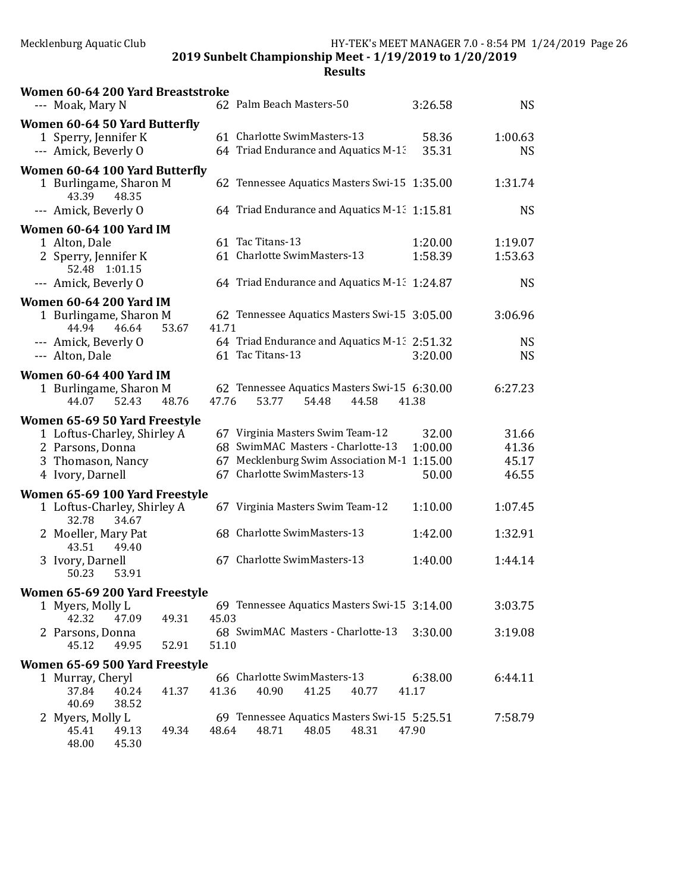## 2019 Sunbelt Championship Meet - 1/19/2019 to 1/20/2019

### Results

**Women 60-64 200 Yard Breaststroke**

| Place | Name | Age | Team | Seed Time | Finals Time |
|---|---|---|---|---|---|
| --- | Moak, Mary N | 62 | Palm Beach Masters-50 | 3:26.58 | NS |

**Women 60-64 50 Yard Butterfly**

| Place | Name | Age | Team | Seed Time | Finals Time |
|---|---|---|---|---|---|
| 1 | Sperry, Jennifer K | 61 | Charlotte SwimMasters-13 | 58.36 | 1:00.63 |
| --- | Amick, Beverly O | 64 | Triad Endurance and Aquatics M-13 | 35.31 | NS |

**Women 60-64 100 Yard Butterfly**

| Place | Name | Age | Team | Seed Time | Finals Time |
|---|---|---|---|---|---|
| 1 | Burlingame, Sharon M | 62 | Tennessee Aquatics Masters Swi-15 | 1:35.00 | 1:31.74 |
| | 43.39 48.35 | | | | |
| --- | Amick, Beverly O | 64 | Triad Endurance and Aquatics M-13 | 1:15.81 | NS |

**Women 60-64 100 Yard IM**

| Place | Name | Age | Team | Seed Time | Finals Time |
|---|---|---|---|---|---|
| 1 | Alton, Dale | 61 | Tac Titans-13 | 1:20.00 | 1:19.07 |
| 2 | Sperry, Jennifer K | 61 | Charlotte SwimMasters-13 | 1:58.39 | 1:53.63 |
| | 52.48 1:01.15 | | | | |
| --- | Amick, Beverly O | 64 | Triad Endurance and Aquatics M-13 | 1:24.87 | NS |

**Women 60-64 200 Yard IM**

| Place | Name | Age | Team | Seed Time | Finals Time |
|---|---|---|---|---|---|
| 1 | Burlingame, Sharon M | 62 | Tennessee Aquatics Masters Swi-15 | 3:05.00 | 3:06.96 |
| | 44.94 46.64 53.67 41.71 | | | | |
| --- | Amick, Beverly O | 64 | Triad Endurance and Aquatics M-13 | 2:51.32 | NS |
| --- | Alton, Dale | 61 | Tac Titans-13 | 3:20.00 | NS |

**Women 60-64 400 Yard IM**

| Place | Name | Age | Team | Seed Time | Finals Time |
|---|---|---|---|---|---|
| 1 | Burlingame, Sharon M | 62 | Tennessee Aquatics Masters Swi-15 | 6:30.00 | 6:27.23 |
| | 44.07 52.43 48.76 47.76 53.77 54.48 44.58 41.38 | | | | |

**Women 65-69 50 Yard Freestyle**

| Place | Name | Age | Team | Seed Time | Finals Time |
|---|---|---|---|---|---|
| 1 | Loftus-Charley, Shirley A | 67 | Virginia Masters Swim Team-12 | 32.00 | 31.66 |
| 2 | Parsons, Donna | 68 | SwimMAC Masters - Charlotte-13 | 1:00.00 | 41.36 |
| 3 | Thomason, Nancy | 67 | Mecklenburg Swim Association M-1 | 1:15.00 | 45.17 |
| 4 | Ivory, Darnell | 67 | Charlotte SwimMasters-13 | 50.00 | 46.55 |

**Women 65-69 100 Yard Freestyle**

| Place | Name | Age | Team | Seed Time | Finals Time |
|---|---|---|---|---|---|
| 1 | Loftus-Charley, Shirley A | 67 | Virginia Masters Swim Team-12 | 1:10.00 | 1:07.45 |
| | 32.78 34.67 | | | | |
| 2 | Moeller, Mary Pat | 68 | Charlotte SwimMasters-13 | 1:42.00 | 1:32.91 |
| | 43.51 49.40 | | | | |
| 3 | Ivory, Darnell | 67 | Charlotte SwimMasters-13 | 1:40.00 | 1:44.14 |
| | 50.23 53.91 | | | | |

**Women 65-69 200 Yard Freestyle**

| Place | Name | Age | Team | Seed Time | Finals Time |
|---|---|---|---|---|---|
| 1 | Myers, Molly L | 69 | Tennessee Aquatics Masters Swi-15 | 3:14.00 | 3:03.75 |
| | 42.32 47.09 49.31 45.03 | | | | |
| 2 | Parsons, Donna | 68 | SwimMAC Masters - Charlotte-13 | 3:30.00 | 3:19.08 |
| | 45.12 49.95 52.91 51.10 | | | | |

**Women 65-69 500 Yard Freestyle**

| Place | Name | Age | Team | Seed Time | Finals Time |
|---|---|---|---|---|---|
| 1 | Murray, Cheryl | 66 | Charlotte SwimMasters-13 | 6:38.00 | 6:44.11 |
| | 37.84 40.24 41.37 41.36 40.90 41.25 40.77 41.17 40.69 38.52 | | | | |
| 2 | Myers, Molly L | 69 | Tennessee Aquatics Masters Swi-15 | 5:25.51 | 7:58.79 |
| | 45.41 49.13 49.34 48.64 48.71 48.05 48.31 47.90 48.00 45.30 | | | | |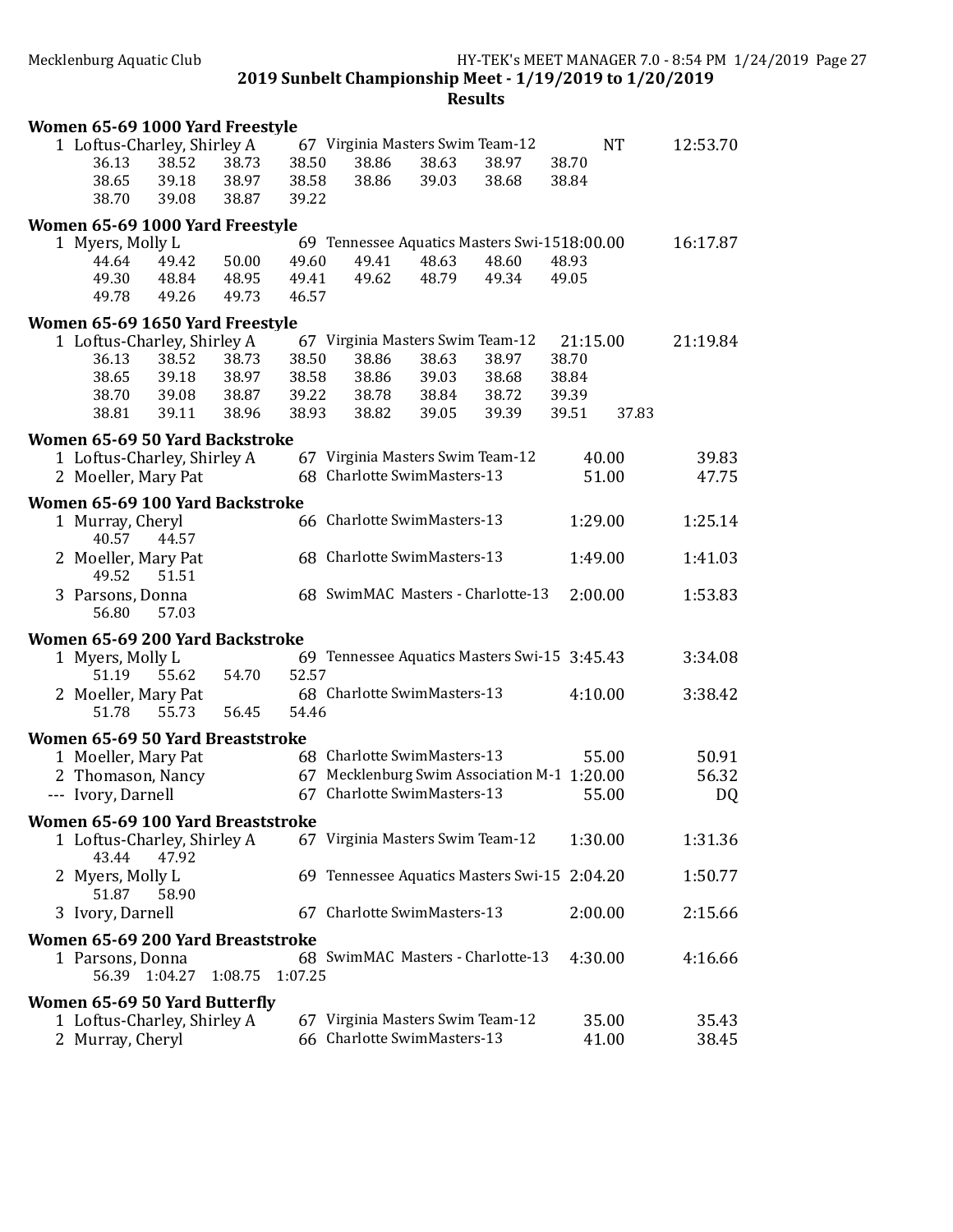2019 Sunbelt Championship Meet - 1/19/2019 to 1/20/2019

**Results**

### Women 65-69 1000 Yard Freestyle

| Place | Name | Age | Team | Seed | Finals |
|---|---|---|---|---|---|
| 1 | Loftus-Charley, Shirley A | 67 | Virginia Masters Swim Team-12 | NT | 12:53.70 |

36.13 38.52 38.73 38.50 38.86 38.63 38.97 38.70
38.65 39.18 38.97 38.58 38.86 39.03 38.68 38.84
38.70 39.08 38.87 39.22

### Women 65-69 1000 Yard Freestyle

| Place | Name | Age | Team | Seed | Finals |
|---|---|---|---|---|---|
| 1 | Myers, Molly L | 69 | Tennessee Aquatics Masters Swi-15 | 18:00.00 | 16:17.87 |

44.64 49.42 50.00 49.60 49.41 48.63 48.60 48.93
49.30 48.84 48.95 49.41 49.62 48.79 49.34 49.05
49.78 49.26 49.73 46.57

### Women 65-69 1650 Yard Freestyle

| Place | Name | Age | Team | Seed | Finals |
|---|---|---|---|---|---|
| 1 | Loftus-Charley, Shirley A | 67 | Virginia Masters Swim Team-12 | 21:15.00 | 21:19.84 |

36.13 38.52 38.73 38.50 38.86 38.63 38.97 38.70
38.65 39.18 38.97 38.58 38.86 39.03 38.68 38.84
38.70 39.08 38.87 39.22 38.78 38.84 38.72 39.39
38.81 39.11 38.96 38.93 38.82 39.05 39.39 39.51 37.83

### Women 65-69 50 Yard Backstroke

| Place | Name | Age | Team | Seed | Finals |
|---|---|---|---|---|---|
| 1 | Loftus-Charley, Shirley A | 67 | Virginia Masters Swim Team-12 | 40.00 | 39.83 |
| 2 | Moeller, Mary Pat | 68 | Charlotte SwimMasters-13 | 51.00 | 47.75 |

### Women 65-69 100 Yard Backstroke

| Place | Name | Age | Team | Seed | Finals |
|---|---|---|---|---|---|
| 1 | Murray, Cheryl | 66 | Charlotte SwimMasters-13 | 1:29.00 | 1:25.14 |
| | 40.57 44.57 | | | | |
| 2 | Moeller, Mary Pat | 68 | Charlotte SwimMasters-13 | 1:49.00 | 1:41.03 |
| | 49.52 51.51 | | | | |
| 3 | Parsons, Donna | 68 | SwimMAC Masters - Charlotte-13 | 2:00.00 | 1:53.83 |
| | 56.80 57.03 | | | | |

### Women 65-69 200 Yard Backstroke

| Place | Name | Age | Team | Seed | Finals |
|---|---|---|---|---|---|
| 1 | Myers, Molly L | 69 | Tennessee Aquatics Masters Swi-15 | 3:45.43 | 3:34.08 |
| | 51.19 55.62 54.70 52.57 | | | | |
| 2 | Moeller, Mary Pat | 68 | Charlotte SwimMasters-13 | 4:10.00 | 3:38.42 |
| | 51.78 55.73 56.45 54.46 | | | | |

### Women 65-69 50 Yard Breaststroke

| Place | Name | Age | Team | Seed | Finals |
|---|---|---|---|---|---|
| 1 | Moeller, Mary Pat | 68 | Charlotte SwimMasters-13 | 55.00 | 50.91 |
| 2 | Thomason, Nancy | 67 | Mecklenburg Swim Association M-1 | 1:20.00 | 56.32 |
| --- | Ivory, Darnell | 67 | Charlotte SwimMasters-13 | 55.00 | DQ |

### Women 65-69 100 Yard Breaststroke

| Place | Name | Age | Team | Seed | Finals |
|---|---|---|---|---|---|
| 1 | Loftus-Charley, Shirley A | 67 | Virginia Masters Swim Team-12 | 1:30.00 | 1:31.36 |
| | 43.44 47.92 | | | | |
| 2 | Myers, Molly L | 69 | Tennessee Aquatics Masters Swi-15 | 2:04.20 | 1:50.77 |
| | 51.87 58.90 | | | | |
| 3 | Ivory, Darnell | 67 | Charlotte SwimMasters-13 | 2:00.00 | 2:15.66 |

### Women 65-69 200 Yard Breaststroke

| Place | Name | Age | Team | Seed | Finals |
|---|---|---|---|---|---|
| 1 | Parsons, Donna | 68 | SwimMAC Masters - Charlotte-13 | 4:30.00 | 4:16.66 |
| | 56.39 1:04.27 1:08.75 1:07.25 | | | | |

### Women 65-69 50 Yard Butterfly

| Place | Name | Age | Team | Seed | Finals |
|---|---|---|---|---|---|
| 1 | Loftus-Charley, Shirley A | 67 | Virginia Masters Swim Team-12 | 35.00 | 35.43 |
| 2 | Murray, Cheryl | 66 | Charlotte SwimMasters-13 | 41.00 | 38.45 |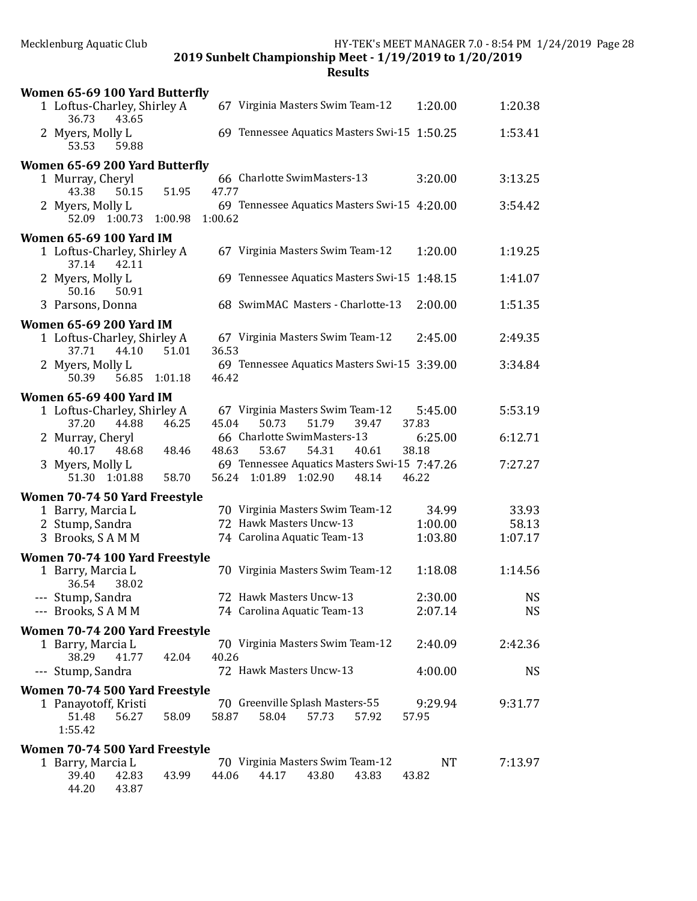**2019 Sunbelt Championship Meet - 1/19/2019 to 1/20/2019**

**Results**

### Women 65-69 100 Yard Butterfly

| Place | Name | Age | Team | Seed Time | Finals Time |
|---|---|---|---|---|---|
| 1 | Loftus-Charley, Shirley A | 67 | Virginia Masters Swim Team-12 | 1:20.00 | 1:20.38 |
| | 36.73 43.65 | | | | |
| 2 | Myers, Molly L | 69 | Tennessee Aquatics Masters Swi-15 | 1:50.25 | 1:53.41 |
| | 53.53 59.88 | | | | |

### Women 65-69 200 Yard Butterfly

| Place | Name | Age | Team | Seed Time | Finals Time |
|---|---|---|---|---|---|
| 1 | Murray, Cheryl | 66 | Charlotte SwimMasters-13 | 3:20.00 | 3:13.25 |
| | 43.38 50.15 51.95 47.77 | | | | |
| 2 | Myers, Molly L | 69 | Tennessee Aquatics Masters Swi-15 | 4:20.00 | 3:54.42 |
| | 52.09 1:00.73 1:00.98 1:00.62 | | | | |

### Women 65-69 100 Yard IM

| Place | Name | Age | Team | Seed Time | Finals Time |
|---|---|---|---|---|---|
| 1 | Loftus-Charley, Shirley A | 67 | Virginia Masters Swim Team-12 | 1:20.00 | 1:19.25 |
| | 37.14 42.11 | | | | |
| 2 | Myers, Molly L | 69 | Tennessee Aquatics Masters Swi-15 | 1:48.15 | 1:41.07 |
| | 50.16 50.91 | | | | |
| 3 | Parsons, Donna | 68 | SwimMAC Masters - Charlotte-13 | 2:00.00 | 1:51.35 |

### Women 65-69 200 Yard IM

| Place | Name | Age | Team | Seed Time | Finals Time |
|---|---|---|---|---|---|
| 1 | Loftus-Charley, Shirley A | 67 | Virginia Masters Swim Team-12 | 2:45.00 | 2:49.35 |
| | 37.71 44.10 51.01 36.53 | | | | |
| 2 | Myers, Molly L | 69 | Tennessee Aquatics Masters Swi-15 | 3:39.00 | 3:34.84 |
| | 50.39 56.85 1:01.18 46.42 | | | | |

### Women 65-69 400 Yard IM

| Place | Name | Age | Team | Seed Time | Finals Time |
|---|---|---|---|---|---|
| 1 | Loftus-Charley, Shirley A | 67 | Virginia Masters Swim Team-12 | 5:45.00 | 5:53.19 |
| | 37.20 44.88 46.25 45.04 50.73 51.79 39.47 37.83 | | | | |
| 2 | Murray, Cheryl | 66 | Charlotte SwimMasters-13 | 6:25.00 | 6:12.71 |
| | 40.17 48.68 48.46 48.63 53.67 54.31 40.61 38.18 | | | | |
| 3 | Myers, Molly L | 69 | Tennessee Aquatics Masters Swi-15 | 7:47.26 | 7:27.27 |
| | 51.30 1:01.88 58.70 56.24 1:01.89 1:02.90 48.14 46.22 | | | | |

### Women 70-74 50 Yard Freestyle

| Place | Name | Age | Team | Seed Time | Finals Time |
|---|---|---|---|---|---|
| 1 | Barry, Marcia L | 70 | Virginia Masters Swim Team-12 | 34.99 | 33.93 |
| 2 | Stump, Sandra | 72 | Hawk Masters Uncw-13 | 1:00.00 | 58.13 |
| 3 | Brooks, S A M M | 74 | Carolina Aquatic Team-13 | 1:03.80 | 1:07.17 |

### Women 70-74 100 Yard Freestyle

| Place | Name | Age | Team | Seed Time | Finals Time |
|---|---|---|---|---|---|
| 1 | Barry, Marcia L | 70 | Virginia Masters Swim Team-12 | 1:18.08 | 1:14.56 |
| | 36.54 38.02 | | | | |
| --- | Stump, Sandra | 72 | Hawk Masters Uncw-13 | 2:30.00 | NS |
| --- | Brooks, S A M M | 74 | Carolina Aquatic Team-13 | 2:07.14 | NS |

### Women 70-74 200 Yard Freestyle

| Place | Name | Age | Team | Seed Time | Finals Time |
|---|---|---|---|---|---|
| 1 | Barry, Marcia L | 70 | Virginia Masters Swim Team-12 | 2:40.09 | 2:42.36 |
| | 38.29 41.77 42.04 40.26 | | | | |
| --- | Stump, Sandra | 72 | Hawk Masters Uncw-13 | 4:00.00 | NS |

### Women 70-74 500 Yard Freestyle

| Place | Name | Age | Team | Seed Time | Finals Time |
|---|---|---|---|---|---|
| 1 | Panayotoff, Kristi | 70 | Greenville Splash Masters-55 | 9:29.94 | 9:31.77 |
| | 51.48 56.27 58.09 58.87 58.04 57.73 57.92 57.95 1:55.42 | | | | |

### Women 70-74 500 Yard Freestyle

| Place | Name | Age | Team | Seed Time | Finals Time |
|---|---|---|---|---|---|
| 1 | Barry, Marcia L | 70 | Virginia Masters Swim Team-12 | NT | 7:13.97 |
| | 39.40 42.83 43.99 44.06 44.17 43.80 43.83 43.82 44.20 43.87 | | | | |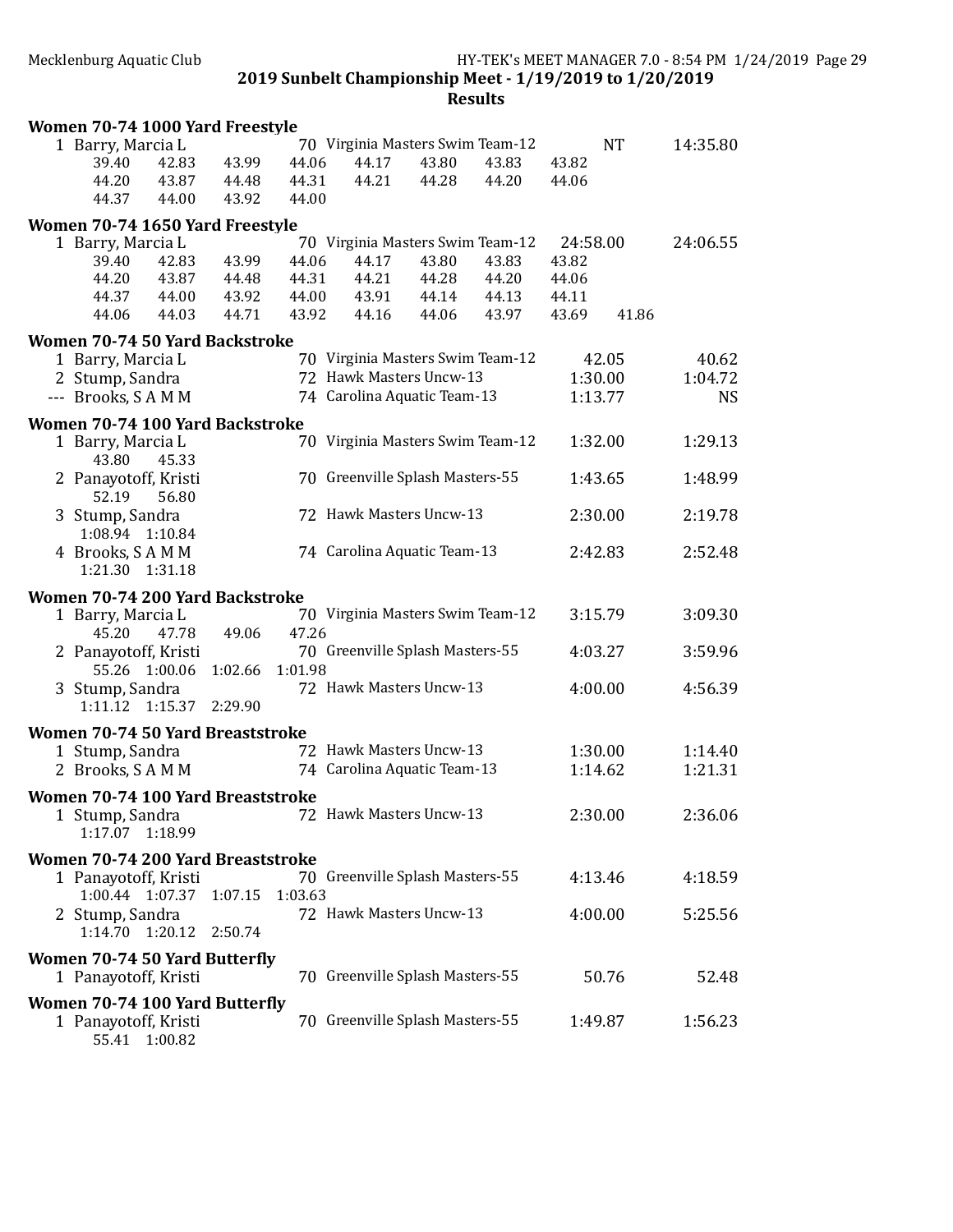**2019 Sunbelt Championship Meet - 1/19/2019 to 1/20/2019**

**Results**

### Women 70-74 1000 Yard Freestyle

```
  1 Barry, Marcia L            70 Virginia Masters Swim Team-12         NT      14:35.80
       39.40    42.83    43.99    44.06    44.17    43.80    43.83    43.82
       44.20    43.87    44.48    44.31    44.21    44.28    44.20    44.06
       44.37    44.00    43.92    44.00
```

### Women 70-74 1650 Yard Freestyle

```
  1 Barry, Marcia L            70 Virginia Masters Swim Team-12   24:58.00      24:06.55
       39.40    42.83    43.99    44.06    44.17    43.80    43.83    43.82
       44.20    43.87    44.48    44.31    44.21    44.28    44.20    44.06
       44.37    44.00    43.92    44.00    43.91    44.14    44.13    44.11
       44.06    44.03    44.71    43.92    44.16    44.06    43.97    43.69    41.86
```

### Women 70-74 50 Yard Backstroke

```
  1 Barry, Marcia L            70 Virginia Masters Swim Team-12      42.05         40.62
  2 Stump, Sandra              72 Hawk Masters Uncw-13             1:30.00       1:04.72
--- Brooks, S A M M            74 Carolina Aquatic Team-13         1:13.77            NS
```

### Women 70-74 100 Yard Backstroke

```
  1 Barry, Marcia L            70 Virginia Masters Swim Team-12    1:32.00       1:29.13
       43.80    45.33
  2 Panayotoff, Kristi         70 Greenville Splash Masters-55     1:43.65       1:48.99
       52.19    56.80
  3 Stump, Sandra              72 Hawk Masters Uncw-13             2:30.00       2:19.78
     1:08.94  1:10.84
  4 Brooks, S A M M            74 Carolina Aquatic Team-13         2:42.83       2:52.48
     1:21.30  1:31.18
```

### Women 70-74 200 Yard Backstroke

```
  1 Barry, Marcia L            70 Virginia Masters Swim Team-12    3:15.79       3:09.30
       45.20    47.78    49.06    47.26
  2 Panayotoff, Kristi         70 Greenville Splash Masters-55     4:03.27       3:59.96
       55.26  1:00.06  1:02.66  1:01.98
  3 Stump, Sandra              72 Hawk Masters Uncw-13             4:00.00       4:56.39
     1:11.12  1:15.37  2:29.90
```

### Women 70-74 50 Yard Breaststroke

```
  1 Stump, Sandra              72 Hawk Masters Uncw-13             1:30.00       1:14.40
  2 Brooks, S A M M            74 Carolina Aquatic Team-13         1:14.62       1:21.31
```

### Women 70-74 100 Yard Breaststroke

```
  1 Stump, Sandra              72 Hawk Masters Uncw-13             2:30.00       2:36.06
     1:17.07  1:18.99
```

### Women 70-74 200 Yard Breaststroke

```
  1 Panayotoff, Kristi         70 Greenville Splash Masters-55     4:13.46       4:18.59
     1:00.44  1:07.37  1:07.15  1:03.63
  2 Stump, Sandra              72 Hawk Masters Uncw-13             4:00.00       5:25.56
     1:14.70  1:20.12  2:50.74
```

### Women 70-74 50 Yard Butterfly

```
  1 Panayotoff, Kristi         70 Greenville Splash Masters-55       50.76         52.48
```

### Women 70-74 100 Yard Butterfly

```
  1 Panayotoff, Kristi         70 Greenville Splash Masters-55     1:49.87       1:56.23
       55.41  1:00.82
```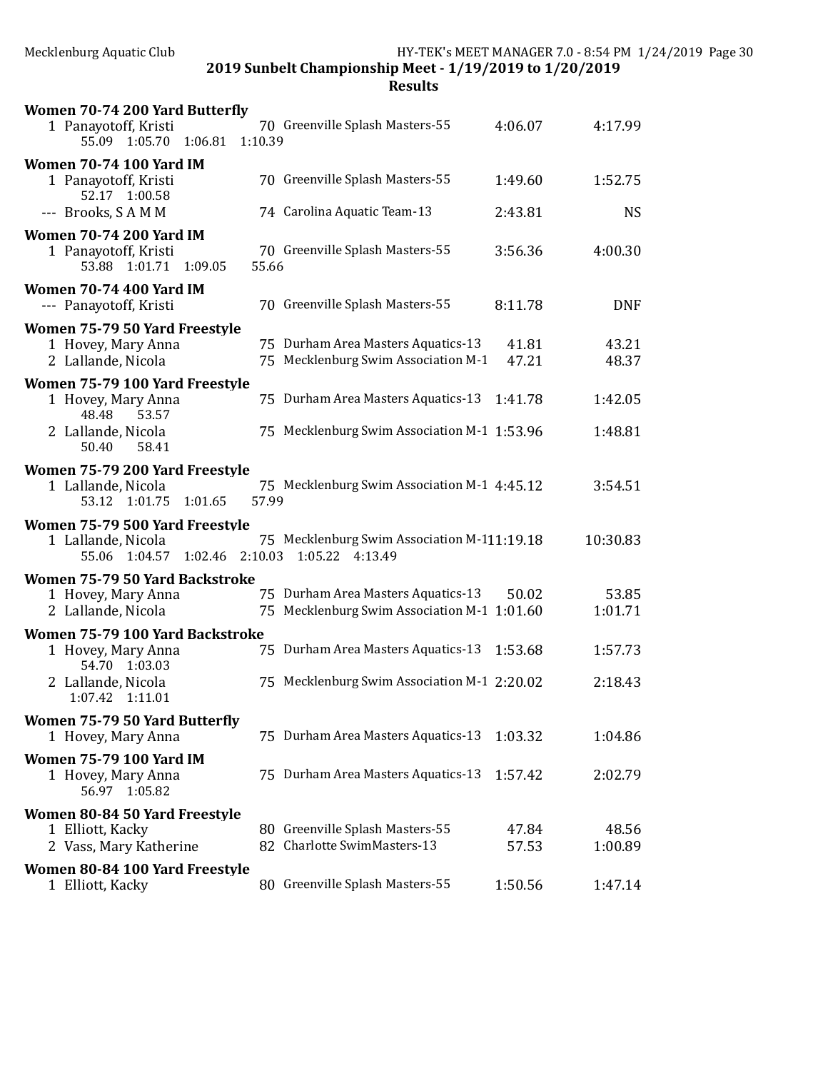**2019 Sunbelt Championship Meet - 1/19/2019 to 1/20/2019**

**Results**

**Women 70-74 200 Yard Butterfly**

| | Name | Age | Team | Seed Time | Finals Time |
|---|---|---|---|---|---|
| 1 | Panayotoff, Kristi | 70 | Greenville Splash Masters-55 | 4:06.07 | 4:17.99 |
| | 55.09 1:05.70 1:06.81 1:10.39 | | | | |

**Women 70-74 100 Yard IM**

| | Name | Age | Team | Seed Time | Finals Time |
|---|---|---|---|---|---|
| 1 | Panayotoff, Kristi | 70 | Greenville Splash Masters-55 | 1:49.60 | 1:52.75 |
| | 52.17 1:00.58 | | | | |
| --- | Brooks, S A M M | 74 | Carolina Aquatic Team-13 | 2:43.81 | NS |

**Women 70-74 200 Yard IM**

| | Name | Age | Team | Seed Time | Finals Time |
|---|---|---|---|---|---|
| 1 | Panayotoff, Kristi | 70 | Greenville Splash Masters-55 | 3:56.36 | 4:00.30 |
| | 53.88 1:01.71 1:09.05 55.66 | | | | |

**Women 70-74 400 Yard IM**

| | Name | Age | Team | Seed Time | Finals Time |
|---|---|---|---|---|---|
| --- | Panayotoff, Kristi | 70 | Greenville Splash Masters-55 | 8:11.78 | DNF |

**Women 75-79 50 Yard Freestyle**

| | Name | Age | Team | Seed Time | Finals Time |
|---|---|---|---|---|---|
| 1 | Hovey, Mary Anna | 75 | Durham Area Masters Aquatics-13 | 41.81 | 43.21 |
| 2 | Lallande, Nicola | 75 | Mecklenburg Swim Association M-1 | 47.21 | 48.37 |

**Women 75-79 100 Yard Freestyle**

| | Name | Age | Team | Seed Time | Finals Time |
|---|---|---|---|---|---|
| 1 | Hovey, Mary Anna | 75 | Durham Area Masters Aquatics-13 | 1:41.78 | 1:42.05 |
| | 48.48 53.57 | | | | |
| 2 | Lallande, Nicola | 75 | Mecklenburg Swim Association M-1 | 1:53.96 | 1:48.81 |
| | 50.40 58.41 | | | | |

**Women 75-79 200 Yard Freestyle**

| | Name | Age | Team | Seed Time | Finals Time |
|---|---|---|---|---|---|
| 1 | Lallande, Nicola | 75 | Mecklenburg Swim Association M-1 | 4:45.12 | 3:54.51 |
| | 53.12 1:01.75 1:01.65 57.99 | | | | |

**Women 75-79 500 Yard Freestyle**

| | Name | Age | Team | Seed Time | Finals Time |
|---|---|---|---|---|---|
| 1 | Lallande, Nicola | 75 | Mecklenburg Swim Association M-1 | 11:19.18 | 10:30.83 |
| | 55.06 1:04.57 1:02.46 2:10.03 1:05.22 4:13.49 | | | | |

**Women 75-79 50 Yard Backstroke**

| | Name | Age | Team | Seed Time | Finals Time |
|---|---|---|---|---|---|
| 1 | Hovey, Mary Anna | 75 | Durham Area Masters Aquatics-13 | 50.02 | 53.85 |
| 2 | Lallande, Nicola | 75 | Mecklenburg Swim Association M-1 | 1:01.60 | 1:01.71 |

**Women 75-79 100 Yard Backstroke**

| | Name | Age | Team | Seed Time | Finals Time |
|---|---|---|---|---|---|
| 1 | Hovey, Mary Anna | 75 | Durham Area Masters Aquatics-13 | 1:53.68 | 1:57.73 |
| | 54.70 1:03.03 | | | | |
| 2 | Lallande, Nicola | 75 | Mecklenburg Swim Association M-1 | 2:20.02 | 2:18.43 |
| | 1:07.42 1:11.01 | | | | |

**Women 75-79 50 Yard Butterfly**

| | Name | Age | Team | Seed Time | Finals Time |
|---|---|---|---|---|---|
| 1 | Hovey, Mary Anna | 75 | Durham Area Masters Aquatics-13 | 1:03.32 | 1:04.86 |

**Women 75-79 100 Yard IM**

| | Name | Age | Team | Seed Time | Finals Time |
|---|---|---|---|---|---|
| 1 | Hovey, Mary Anna | 75 | Durham Area Masters Aquatics-13 | 1:57.42 | 2:02.79 |
| | 56.97 1:05.82 | | | | |

**Women 80-84 50 Yard Freestyle**

| | Name | Age | Team | Seed Time | Finals Time |
|---|---|---|---|---|---|
| 1 | Elliott, Kacky | 80 | Greenville Splash Masters-55 | 47.84 | 48.56 |
| 2 | Vass, Mary Katherine | 82 | Charlotte SwimMasters-13 | 57.53 | 1:00.89 |

**Women 80-84 100 Yard Freestyle**

| | Name | Age | Team | Seed Time | Finals Time |
|---|---|---|---|---|---|
| 1 | Elliott, Kacky | 80 | Greenville Splash Masters-55 | 1:50.56 | 1:47.14 |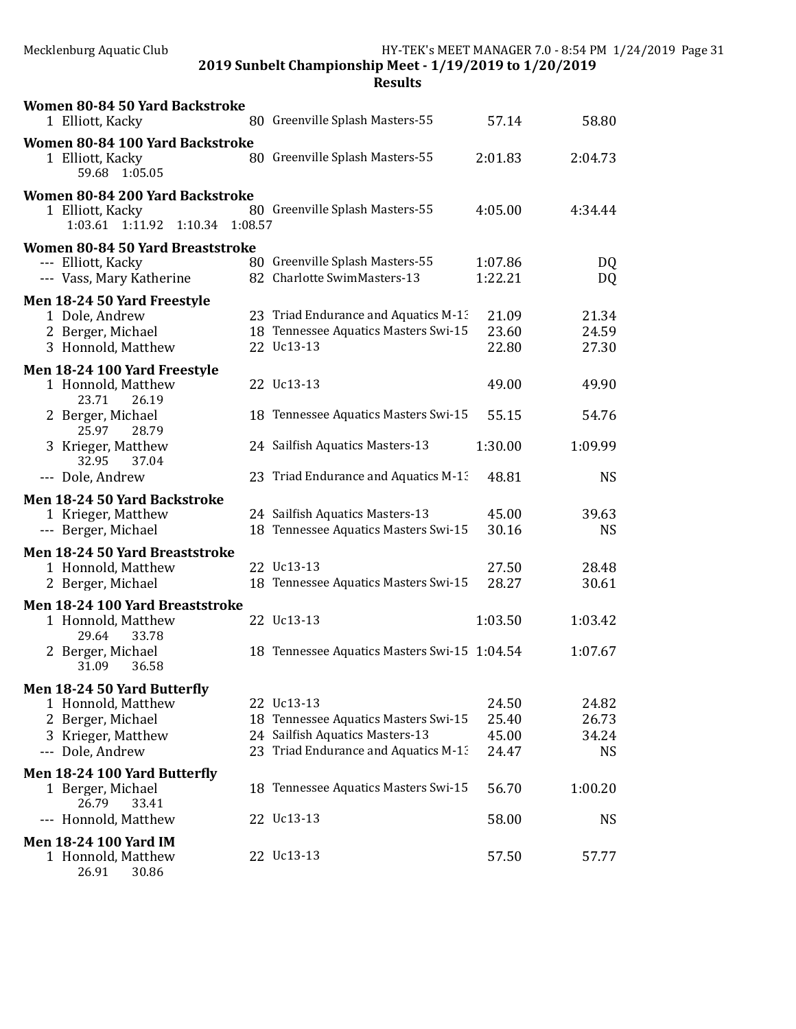**2019 Sunbelt Championship Meet - 1/19/2019 to 1/20/2019**

**Results**

**Women 80-84 50 Yard Backstroke**

| Place | Name | Age | Team | Seed Time | Finals Time |
|---|---|---|---|---|---|
| 1 | Elliott, Kacky | 80 | Greenville Splash Masters-55 | 57.14 | 58.80 |

**Women 80-84 100 Yard Backstroke**

| Place | Name | Age | Team | Seed Time | Finals Time |
|---|---|---|---|---|---|
| 1 | Elliott, Kacky | 80 | Greenville Splash Masters-55 | 2:01.83 | 2:04.73 |
| | 59.68 1:05.05 | | | | |

**Women 80-84 200 Yard Backstroke**

| Place | Name | Age | Team | Seed Time | Finals Time |
|---|---|---|---|---|---|
| 1 | Elliott, Kacky | 80 | Greenville Splash Masters-55 | 4:05.00 | 4:34.44 |
| | 1:03.61 1:11.92 1:10.34 1:08.57 | | | | |

**Women 80-84 50 Yard Breaststroke**

| Place | Name | Age | Team | Seed Time | Finals Time |
|---|---|---|---|---|---|
| --- | Elliott, Kacky | 80 | Greenville Splash Masters-55 | 1:07.86 | DQ |
| --- | Vass, Mary Katherine | 82 | Charlotte SwimMasters-13 | 1:22.21 | DQ |

**Men 18-24 50 Yard Freestyle**

| Place | Name | Age | Team | Seed Time | Finals Time |
|---|---|---|---|---|---|
| 1 | Dole, Andrew | 23 | Triad Endurance and Aquatics M-13 | 21.09 | 21.34 |
| 2 | Berger, Michael | 18 | Tennessee Aquatics Masters Swi-15 | 23.60 | 24.59 |
| 3 | Honnold, Matthew | 22 | Uc13-13 | 22.80 | 27.30 |

**Men 18-24 100 Yard Freestyle**

| Place | Name | Age | Team | Seed Time | Finals Time |
|---|---|---|---|---|---|
| 1 | Honnold, Matthew | 22 | Uc13-13 | 49.00 | 49.90 |
| | 23.71 26.19 | | | | |
| 2 | Berger, Michael | 18 | Tennessee Aquatics Masters Swi-15 | 55.15 | 54.76 |
| | 25.97 28.79 | | | | |
| 3 | Krieger, Matthew | 24 | Sailfish Aquatics Masters-13 | 1:30.00 | 1:09.99 |
| | 32.95 37.04 | | | | |
| --- | Dole, Andrew | 23 | Triad Endurance and Aquatics M-13 | 48.81 | NS |

**Men 18-24 50 Yard Backstroke**

| Place | Name | Age | Team | Seed Time | Finals Time |
|---|---|---|---|---|---|
| 1 | Krieger, Matthew | 24 | Sailfish Aquatics Masters-13 | 45.00 | 39.63 |
| --- | Berger, Michael | 18 | Tennessee Aquatics Masters Swi-15 | 30.16 | NS |

**Men 18-24 50 Yard Breaststroke**

| Place | Name | Age | Team | Seed Time | Finals Time |
|---|---|---|---|---|---|
| 1 | Honnold, Matthew | 22 | Uc13-13 | 27.50 | 28.48 |
| 2 | Berger, Michael | 18 | Tennessee Aquatics Masters Swi-15 | 28.27 | 30.61 |

**Men 18-24 100 Yard Breaststroke**

| Place | Name | Age | Team | Seed Time | Finals Time |
|---|---|---|---|---|---|
| 1 | Honnold, Matthew | 22 | Uc13-13 | 1:03.50 | 1:03.42 |
| | 29.64 33.78 | | | | |
| 2 | Berger, Michael | 18 | Tennessee Aquatics Masters Swi-15 | 1:04.54 | 1:07.67 |
| | 31.09 36.58 | | | | |

**Men 18-24 50 Yard Butterfly**

| Place | Name | Age | Team | Seed Time | Finals Time |
|---|---|---|---|---|---|
| 1 | Honnold, Matthew | 22 | Uc13-13 | 24.50 | 24.82 |
| 2 | Berger, Michael | 18 | Tennessee Aquatics Masters Swi-15 | 25.40 | 26.73 |
| 3 | Krieger, Matthew | 24 | Sailfish Aquatics Masters-13 | 45.00 | 34.24 |
| --- | Dole, Andrew | 23 | Triad Endurance and Aquatics M-13 | 24.47 | NS |

**Men 18-24 100 Yard Butterfly**

| Place | Name | Age | Team | Seed Time | Finals Time |
|---|---|---|---|---|---|
| 1 | Berger, Michael | 18 | Tennessee Aquatics Masters Swi-15 | 56.70 | 1:00.20 |
| | 26.79 33.41 | | | | |
| --- | Honnold, Matthew | 22 | Uc13-13 | 58.00 | NS |

**Men 18-24 100 Yard IM**

| Place | Name | Age | Team | Seed Time | Finals Time |
|---|---|---|---|---|---|
| 1 | Honnold, Matthew | 22 | Uc13-13 | 57.50 | 57.77 |
| | 26.91 30.86 | | | | |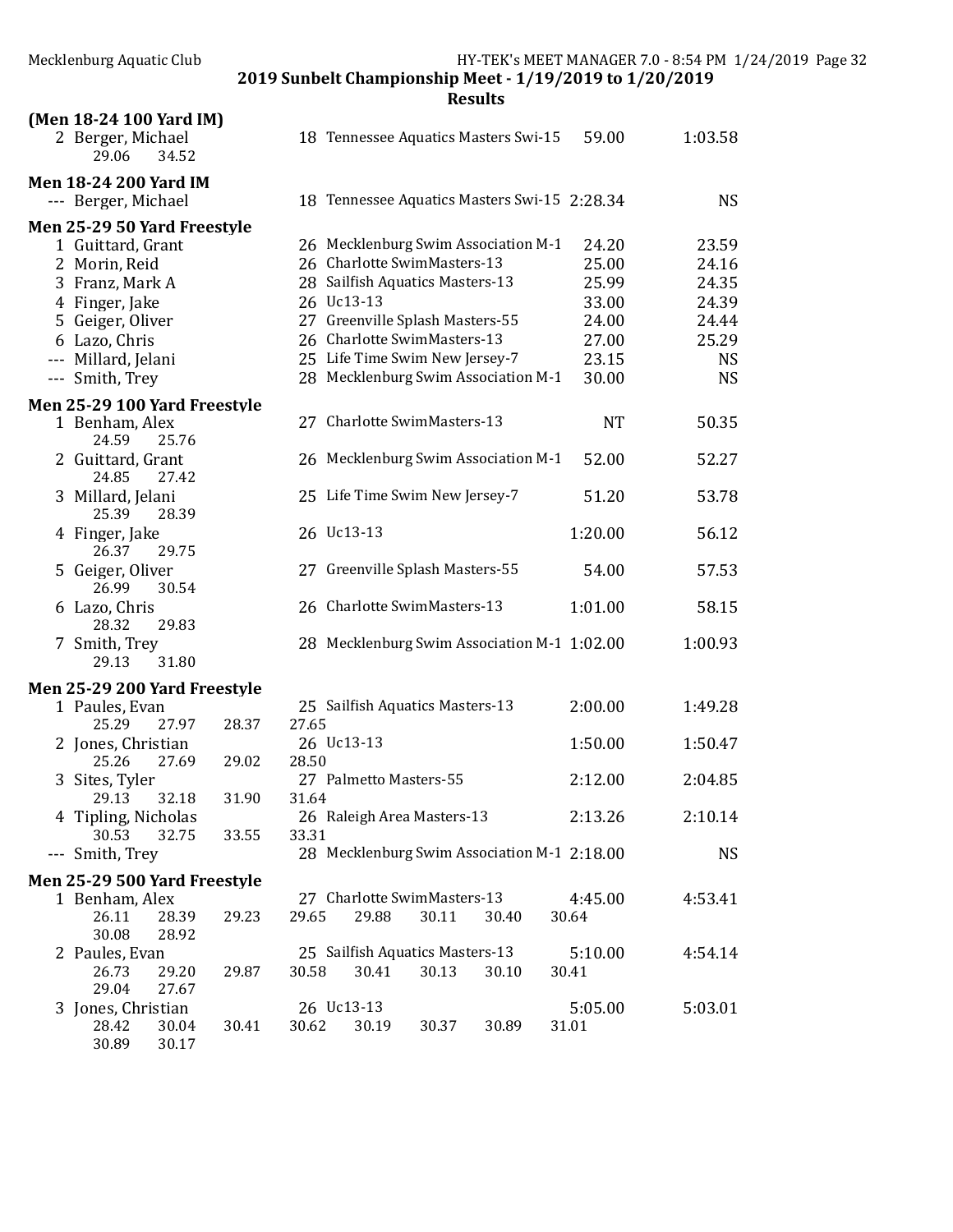2019 Sunbelt Championship Meet - 1/19/2019 to 1/20/2019

**Results**

### (Men 18-24 100 Yard IM)

| | Name | Age | Team | Seed Time | Finals Time |
|---|---|---|---|---|---|
| 2 | Berger, Michael | 18 | Tennessee Aquatics Masters Swi-15 | 59.00 | 1:03.58 |
| | 29.06 34.52 | | | | |

### Men 18-24 200 Yard IM

| | Name | Age | Team | Seed Time | Finals Time |
|---|---|---|---|---|---|
| --- | Berger, Michael | 18 | Tennessee Aquatics Masters Swi-15 | 2:28.34 | NS |

### Men 25-29 50 Yard Freestyle

| | Name | Age | Team | Seed Time | Finals Time |
|---|---|---|---|---|---|
| 1 | Guittard, Grant | 26 | Mecklenburg Swim Association M-1 | 24.20 | 23.59 |
| 2 | Morin, Reid | 26 | Charlotte SwimMasters-13 | 25.00 | 24.16 |
| 3 | Franz, Mark A | 28 | Sailfish Aquatics Masters-13 | 25.99 | 24.35 |
| 4 | Finger, Jake | 26 | Uc13-13 | 33.00 | 24.39 |
| 5 | Geiger, Oliver | 27 | Greenville Splash Masters-55 | 24.00 | 24.44 |
| 6 | Lazo, Chris | 26 | Charlotte SwimMasters-13 | 27.00 | 25.29 |
| --- | Millard, Jelani | 25 | Life Time Swim New Jersey-7 | 23.15 | NS |
| --- | Smith, Trey | 28 | Mecklenburg Swim Association M-1 | 30.00 | NS |

### Men 25-29 100 Yard Freestyle

| | Name | Age | Team | Seed Time | Finals Time |
|---|---|---|---|---|---|
| 1 | Benham, Alex | 27 | Charlotte SwimMasters-13 | NT | 50.35 |
| | 24.59 25.76 | | | | |
| 2 | Guittard, Grant | 26 | Mecklenburg Swim Association M-1 | 52.00 | 52.27 |
| | 24.85 27.42 | | | | |
| 3 | Millard, Jelani | 25 | Life Time Swim New Jersey-7 | 51.20 | 53.78 |
| | 25.39 28.39 | | | | |
| 4 | Finger, Jake | 26 | Uc13-13 | 1:20.00 | 56.12 |
| | 26.37 29.75 | | | | |
| 5 | Geiger, Oliver | 27 | Greenville Splash Masters-55 | 54.00 | 57.53 |
| | 26.99 30.54 | | | | |
| 6 | Lazo, Chris | 26 | Charlotte SwimMasters-13 | 1:01.00 | 58.15 |
| | 28.32 29.83 | | | | |
| 7 | Smith, Trey | 28 | Mecklenburg Swim Association M-1 | 1:02.00 | 1:00.93 |
| | 29.13 31.80 | | | | |

### Men 25-29 200 Yard Freestyle

| | Name | Age | Team | Seed Time | Finals Time |
|---|---|---|---|---|---|
| 1 | Paules, Evan | 25 | Sailfish Aquatics Masters-13 | 2:00.00 | 1:49.28 |
| | 25.29 27.97 28.37 27.65 | | | | |
| 2 | Jones, Christian | 26 | Uc13-13 | 1:50.00 | 1:50.47 |
| | 25.26 27.69 29.02 28.50 | | | | |
| 3 | Sites, Tyler | 27 | Palmetto Masters-55 | 2:12.00 | 2:04.85 |
| | 29.13 32.18 31.90 31.64 | | | | |
| 4 | Tipling, Nicholas | 26 | Raleigh Area Masters-13 | 2:13.26 | 2:10.14 |
| | 30.53 32.75 33.55 33.31 | | | | |
| --- | Smith, Trey | 28 | Mecklenburg Swim Association M-1 | 2:18.00 | NS |

### Men 25-29 500 Yard Freestyle

| | Name | Age | Team | Seed Time | Finals Time |
|---|---|---|---|---|---|
| 1 | Benham, Alex | 27 | Charlotte SwimMasters-13 | 4:45.00 | 4:53.41 |
| | 26.11 28.39 29.23 29.65 29.88 30.11 30.40 30.64 30.08 28.92 | | | | |
| 2 | Paules, Evan | 25 | Sailfish Aquatics Masters-13 | 5:10.00 | 4:54.14 |
| | 26.73 29.20 29.87 30.58 30.41 30.13 30.10 30.41 29.04 27.67 | | | | |
| 3 | Jones, Christian | 26 | Uc13-13 | 5:05.00 | 5:03.01 |
| | 28.42 30.04 30.41 30.62 30.19 30.37 30.89 31.01 30.89 30.17 | | | | |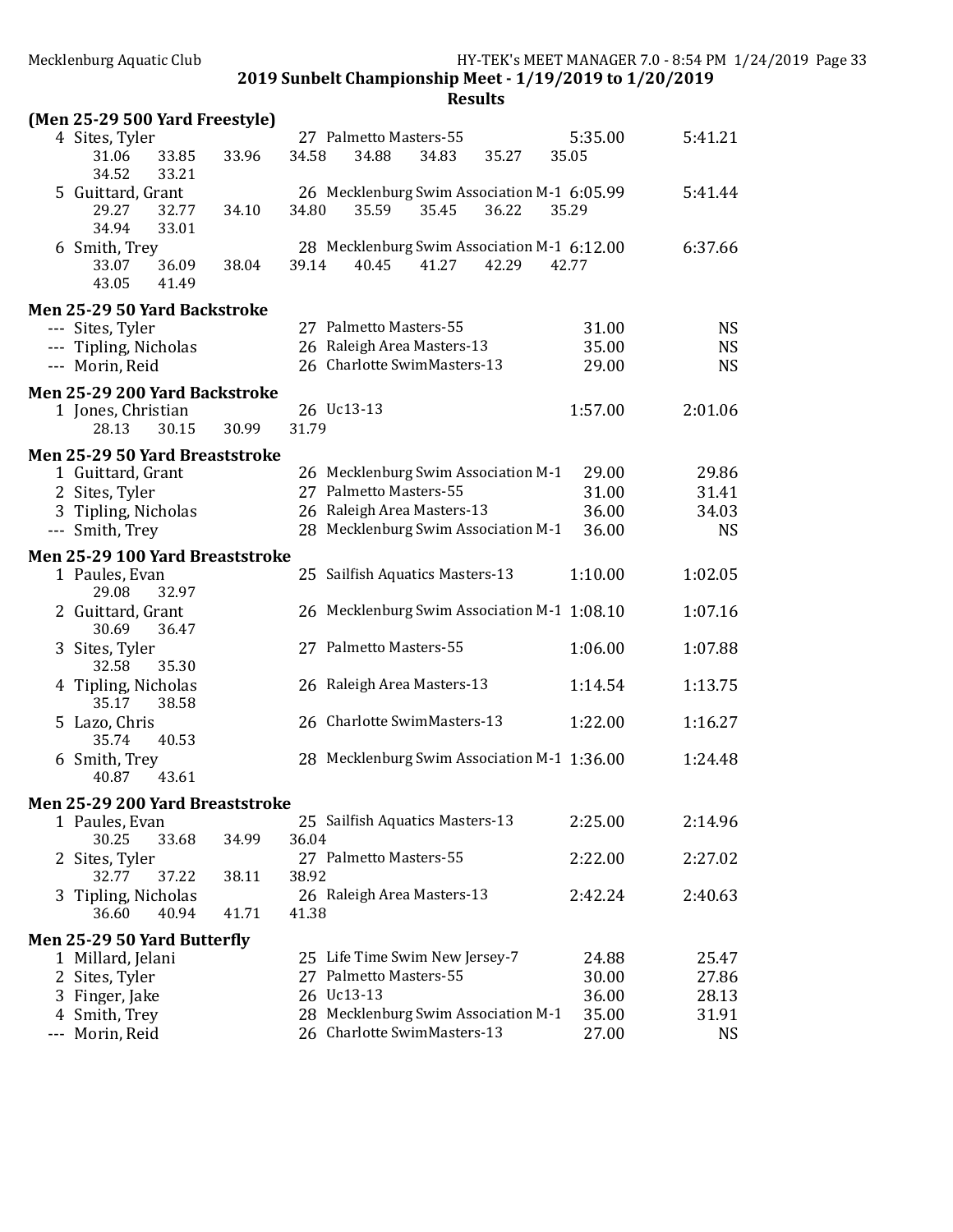**2019 Sunbelt Championship Meet - 1/19/2019 to 1/20/2019**

**Results**

## (Men 25-29 500 Yard Freestyle)

| Place | Name | Age | Team | Seed Time | Finals Time |
|---|---|---|---|---|---|
| 4 | Sites, Tyler | 27 | Palmetto Masters-55 | 5:35.00 | 5:41.21 |
| | 31.06 33.85 33.96 34.58 34.88 34.83 35.27 35.05 34.52 33.21 | | | | |
| 5 | Guittard, Grant | 26 | Mecklenburg Swim Association M-1 | 6:05.99 | 5:41.44 |
| | 29.27 32.77 34.10 34.80 35.59 35.45 36.22 35.29 34.94 33.01 | | | | |
| 6 | Smith, Trey | 28 | Mecklenburg Swim Association M-1 | 6:12.00 | 6:37.66 |
| | 33.07 36.09 38.04 39.14 40.45 41.27 42.29 42.77 43.05 41.49 | | | | |

## Men 25-29 50 Yard Backstroke

| Place | Name | Age | Team | Seed Time | Finals Time |
|---|---|---|---|---|---|
| --- | Sites, Tyler | 27 | Palmetto Masters-55 | 31.00 | NS |
| --- | Tipling, Nicholas | 26 | Raleigh Area Masters-13 | 35.00 | NS |
| --- | Morin, Reid | 26 | Charlotte SwimMasters-13 | 29.00 | NS |

## Men 25-29 200 Yard Backstroke

| Place | Name | Age | Team | Seed Time | Finals Time |
|---|---|---|---|---|---|
| 1 | Jones, Christian | 26 | Uc13-13 | 1:57.00 | 2:01.06 |
| | 28.13 30.15 30.99 31.79 | | | | |

## Men 25-29 50 Yard Breaststroke

| Place | Name | Age | Team | Seed Time | Finals Time |
|---|---|---|---|---|---|
| 1 | Guittard, Grant | 26 | Mecklenburg Swim Association M-1 | 29.00 | 29.86 |
| 2 | Sites, Tyler | 27 | Palmetto Masters-55 | 31.00 | 31.41 |
| 3 | Tipling, Nicholas | 26 | Raleigh Area Masters-13 | 36.00 | 34.03 |
| --- | Smith, Trey | 28 | Mecklenburg Swim Association M-1 | 36.00 | NS |

## Men 25-29 100 Yard Breaststroke

| Place | Name | Age | Team | Seed Time | Finals Time |
|---|---|---|---|---|---|
| 1 | Paules, Evan | 25 | Sailfish Aquatics Masters-13 | 1:10.00 | 1:02.05 |
| | 29.08 32.97 | | | | |
| 2 | Guittard, Grant | 26 | Mecklenburg Swim Association M-1 | 1:08.10 | 1:07.16 |
| | 30.69 36.47 | | | | |
| 3 | Sites, Tyler | 27 | Palmetto Masters-55 | 1:06.00 | 1:07.88 |
| | 32.58 35.30 | | | | |
| 4 | Tipling, Nicholas | 26 | Raleigh Area Masters-13 | 1:14.54 | 1:13.75 |
| | 35.17 38.58 | | | | |
| 5 | Lazo, Chris | 26 | Charlotte SwimMasters-13 | 1:22.00 | 1:16.27 |
| | 35.74 40.53 | | | | |
| 6 | Smith, Trey | 28 | Mecklenburg Swim Association M-1 | 1:36.00 | 1:24.48 |
| | 40.87 43.61 | | | | |

## Men 25-29 200 Yard Breaststroke

| Place | Name | Age | Team | Seed Time | Finals Time |
|---|---|---|---|---|---|
| 1 | Paules, Evan | 25 | Sailfish Aquatics Masters-13 | 2:25.00 | 2:14.96 |
| | 30.25 33.68 34.99 36.04 | | | | |
| 2 | Sites, Tyler | 27 | Palmetto Masters-55 | 2:22.00 | 2:27.02 |
| | 32.77 37.22 38.11 38.92 | | | | |
| 3 | Tipling, Nicholas | 26 | Raleigh Area Masters-13 | 2:42.24 | 2:40.63 |
| | 36.60 40.94 41.71 41.38 | | | | |

## Men 25-29 50 Yard Butterfly

| Place | Name | Age | Team | Seed Time | Finals Time |
|---|---|---|---|---|---|
| 1 | Millard, Jelani | 25 | Life Time Swim New Jersey-7 | 24.88 | 25.47 |
| 2 | Sites, Tyler | 27 | Palmetto Masters-55 | 30.00 | 27.86 |
| 3 | Finger, Jake | 26 | Uc13-13 | 36.00 | 28.13 |
| 4 | Smith, Trey | 28 | Mecklenburg Swim Association M-1 | 35.00 | 31.91 |
| --- | Morin, Reid | 26 | Charlotte SwimMasters-13 | 27.00 | NS |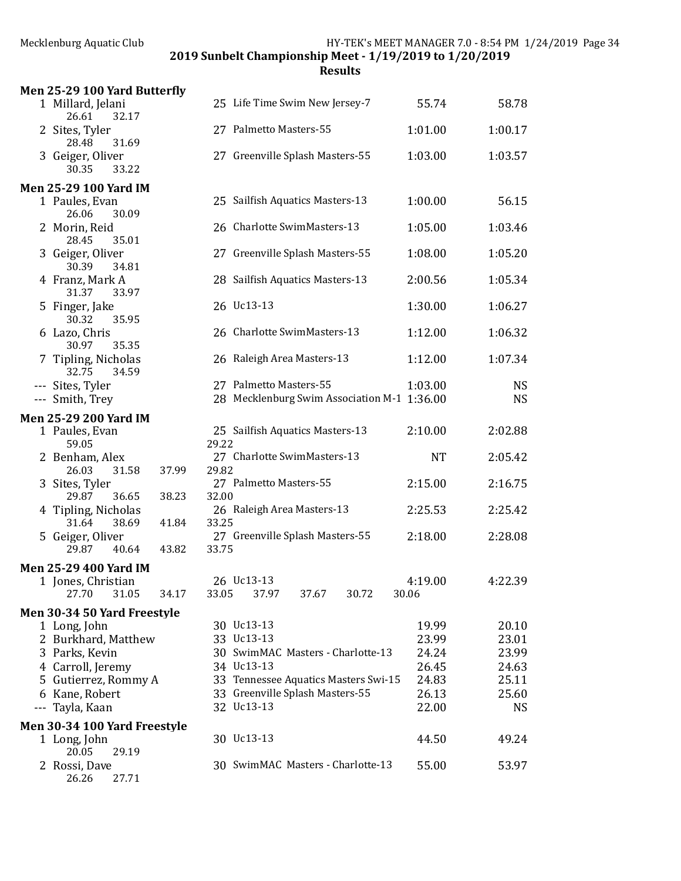**2019 Sunbelt Championship Meet - 1/19/2019 to 1/20/2019**

**Results**

### Men 25-29 100 Yard Butterfly

| | Name | Age | Team | Seed Time | Finals Time |
|---|---|---|---|---|---|
| 1 | Millard, Jelani | 25 | Life Time Swim New Jersey-7 | 55.74 | 58.78 |
| | 26.61 32.17 | | | | |
| 2 | Sites, Tyler | 27 | Palmetto Masters-55 | 1:01.00 | 1:00.17 |
| | 28.48 31.69 | | | | |
| 3 | Geiger, Oliver | 27 | Greenville Splash Masters-55 | 1:03.00 | 1:03.57 |
| | 30.35 33.22 | | | | |

### Men 25-29 100 Yard IM

| | Name | Age | Team | Seed Time | Finals Time |
|---|---|---|---|---|---|
| 1 | Paules, Evan | 25 | Sailfish Aquatics Masters-13 | 1:00.00 | 56.15 |
| | 26.06 30.09 | | | | |
| 2 | Morin, Reid | 26 | Charlotte SwimMasters-13 | 1:05.00 | 1:03.46 |
| | 28.45 35.01 | | | | |
| 3 | Geiger, Oliver | 27 | Greenville Splash Masters-55 | 1:08.00 | 1:05.20 |
| | 30.39 34.81 | | | | |
| 4 | Franz, Mark A | 28 | Sailfish Aquatics Masters-13 | 2:00.56 | 1:05.34 |
| | 31.37 33.97 | | | | |
| 5 | Finger, Jake | 26 | Uc13-13 | 1:30.00 | 1:06.27 |
| | 30.32 35.95 | | | | |
| 6 | Lazo, Chris | 26 | Charlotte SwimMasters-13 | 1:12.00 | 1:06.32 |
| | 30.97 35.35 | | | | |
| 7 | Tipling, Nicholas | 26 | Raleigh Area Masters-13 | 1:12.00 | 1:07.34 |
| | 32.75 34.59 | | | | |
| --- | Sites, Tyler | 27 | Palmetto Masters-55 | 1:03.00 | NS |
| --- | Smith, Trey | 28 | Mecklenburg Swim Association M-1 | 1:36.00 | NS |

### Men 25-29 200 Yard IM

| | Name | Age | Team | Seed Time | Finals Time |
|---|---|---|---|---|---|
| 1 | Paules, Evan | 25 | Sailfish Aquatics Masters-13 | 2:10.00 | 2:02.88 |
| | 59.05 29.22 | | | | |
| 2 | Benham, Alex | 27 | Charlotte SwimMasters-13 | NT | 2:05.42 |
| | 26.03 31.58 37.99 29.82 | | | | |
| 3 | Sites, Tyler | 27 | Palmetto Masters-55 | 2:15.00 | 2:16.75 |
| | 29.87 36.65 38.23 32.00 | | | | |
| 4 | Tipling, Nicholas | 26 | Raleigh Area Masters-13 | 2:25.53 | 2:25.42 |
| | 31.64 38.69 41.84 33.25 | | | | |
| 5 | Geiger, Oliver | 27 | Greenville Splash Masters-55 | 2:18.00 | 2:28.08 |
| | 29.87 40.64 43.82 33.75 | | | | |

### Men 25-29 400 Yard IM

| | Name | Age | Team | Seed Time | Finals Time |
|---|---|---|---|---|---|
| 1 | Jones, Christian | 26 | Uc13-13 | 4:19.00 | 4:22.39 |
| | 27.70 31.05 34.17 33.05 37.97 37.67 30.72 30.06 | | | | |

### Men 30-34 50 Yard Freestyle

| | Name | Age | Team | Seed Time | Finals Time |
|---|---|---|---|---|---|
| 1 | Long, John | 30 | Uc13-13 | 19.99 | 20.10 |
| 2 | Burkhard, Matthew | 33 | Uc13-13 | 23.99 | 23.01 |
| 3 | Parks, Kevin | 30 | SwimMAC Masters - Charlotte-13 | 24.24 | 23.99 |
| 4 | Carroll, Jeremy | 34 | Uc13-13 | 26.45 | 24.63 |
| 5 | Gutierrez, Rommy A | 33 | Tennessee Aquatics Masters Swi-15 | 24.83 | 25.11 |
| 6 | Kane, Robert | 33 | Greenville Splash Masters-55 | 26.13 | 25.60 |
| --- | Tayla, Kaan | 32 | Uc13-13 | 22.00 | NS |

### Men 30-34 100 Yard Freestyle

| | Name | Age | Team | Seed Time | Finals Time |
|---|---|---|---|---|---|
| 1 | Long, John | 30 | Uc13-13 | 44.50 | 49.24 |
| | 20.05 29.19 | | | | |
| 2 | Rossi, Dave | 30 | SwimMAC Masters - Charlotte-13 | 55.00 | 53.97 |
| | 26.26 27.71 | | | | |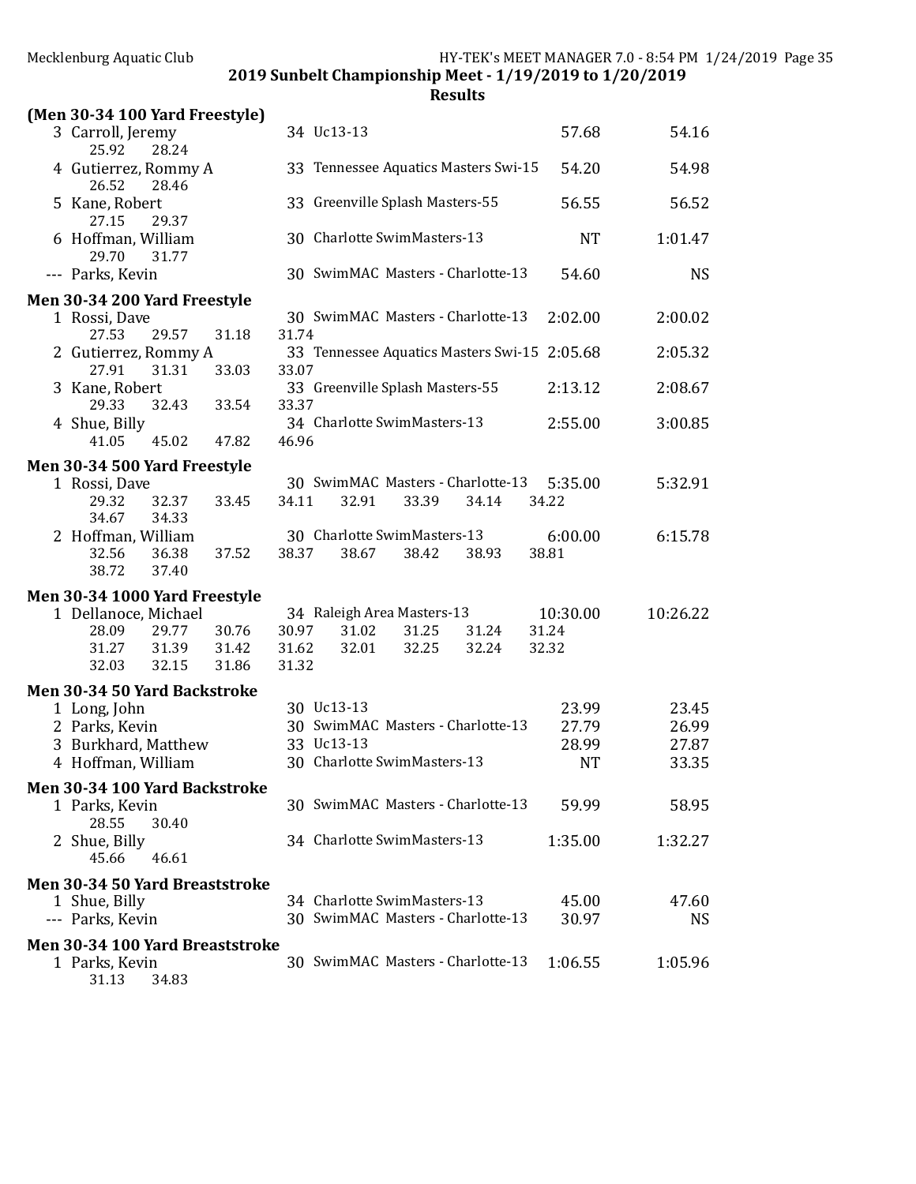**2019 Sunbelt Championship Meet - 1/19/2019 to 1/20/2019**

**Results**

### (Men 30-34 100 Yard Freestyle)

| Place | Name | Age | Team | Seed Time | Finals Time |
|---|---|---|---|---|---|
| 3 | Carroll, Jeremy | 34 | Uc13-13 | 57.68 | 54.16 |
| | 25.92  28.24 | | | | |
| 4 | Gutierrez, Rommy A | 33 | Tennessee Aquatics Masters Swi-15 | 54.20 | 54.98 |
| | 26.52  28.46 | | | | |
| 5 | Kane, Robert | 33 | Greenville Splash Masters-55 | 56.55 | 56.52 |
| | 27.15  29.37 | | | | |
| 6 | Hoffman, William | 30 | Charlotte SwimMasters-13 | NT | 1:01.47 |
| | 29.70  31.77 | | | | |
| --- | Parks, Kevin | 30 | SwimMAC Masters - Charlotte-13 | 54.60 | NS |

### Men 30-34 200 Yard Freestyle

| Place | Name | Age | Team | Seed Time | Finals Time |
|---|---|---|---|---|---|
| 1 | Rossi, Dave | 30 | SwimMAC Masters - Charlotte-13 | 2:02.00 | 2:00.02 |
| | 27.53  29.57  31.18  31.74 | | | | |
| 2 | Gutierrez, Rommy A | 33 | Tennessee Aquatics Masters Swi-15 | 2:05.68 | 2:05.32 |
| | 27.91  31.31  33.03  33.07 | | | | |
| 3 | Kane, Robert | 33 | Greenville Splash Masters-55 | 2:13.12 | 2:08.67 |
| | 29.33  32.43  33.54  33.37 | | | | |
| 4 | Shue, Billy | 34 | Charlotte SwimMasters-13 | 2:55.00 | 3:00.85 |
| | 41.05  45.02  47.82  46.96 | | | | |

### Men 30-34 500 Yard Freestyle

| Place | Name | Age | Team | Seed Time | Finals Time |
|---|---|---|---|---|---|
| 1 | Rossi, Dave | 30 | SwimMAC Masters - Charlotte-13 | 5:35.00 | 5:32.91 |
| | 29.32  32.37  33.45  34.11  32.91  33.39  34.14  34.22  34.67  34.33 | | | | |
| 2 | Hoffman, William | 30 | Charlotte SwimMasters-13 | 6:00.00 | 6:15.78 |
| | 32.56  36.38  37.52  38.37  38.67  38.42  38.93  38.81  38.72  37.40 | | | | |

### Men 30-34 1000 Yard Freestyle

| Place | Name | Age | Team | Seed Time | Finals Time |
|---|---|---|---|---|---|
| 1 | Dellanoce, Michael | 34 | Raleigh Area Masters-13 | 10:30.00 | 10:26.22 |
| | 28.09  29.77  30.76  30.97  31.02  31.25  31.24  31.24  31.27  31.39  31.42  31.62  32.01  32.25  32.24  32.32  32.03  32.15  31.86  31.32 | | | | |

### Men 30-34 50 Yard Backstroke

| Place | Name | Age | Team | Seed Time | Finals Time |
|---|---|---|---|---|---|
| 1 | Long, John | 30 | Uc13-13 | 23.99 | 23.45 |
| 2 | Parks, Kevin | 30 | SwimMAC Masters - Charlotte-13 | 27.79 | 26.99 |
| 3 | Burkhard, Matthew | 33 | Uc13-13 | 28.99 | 27.87 |
| 4 | Hoffman, William | 30 | Charlotte SwimMasters-13 | NT | 33.35 |

### Men 30-34 100 Yard Backstroke

| Place | Name | Age | Team | Seed Time | Finals Time |
|---|---|---|---|---|---|
| 1 | Parks, Kevin | 30 | SwimMAC Masters - Charlotte-13 | 59.99 | 58.95 |
| | 28.55  30.40 | | | | |
| 2 | Shue, Billy | 34 | Charlotte SwimMasters-13 | 1:35.00 | 1:32.27 |
| | 45.66  46.61 | | | | |

### Men 30-34 50 Yard Breaststroke

| Place | Name | Age | Team | Seed Time | Finals Time |
|---|---|---|---|---|---|
| 1 | Shue, Billy | 34 | Charlotte SwimMasters-13 | 45.00 | 47.60 |
| --- | Parks, Kevin | 30 | SwimMAC Masters - Charlotte-13 | 30.97 | NS |

### Men 30-34 100 Yard Breaststroke

| Place | Name | Age | Team | Seed Time | Finals Time |
|---|---|---|---|---|---|
| 1 | Parks, Kevin | 30 | SwimMAC Masters - Charlotte-13 | 1:06.55 | 1:05.96 |
| | 31.13  34.83 | | | | |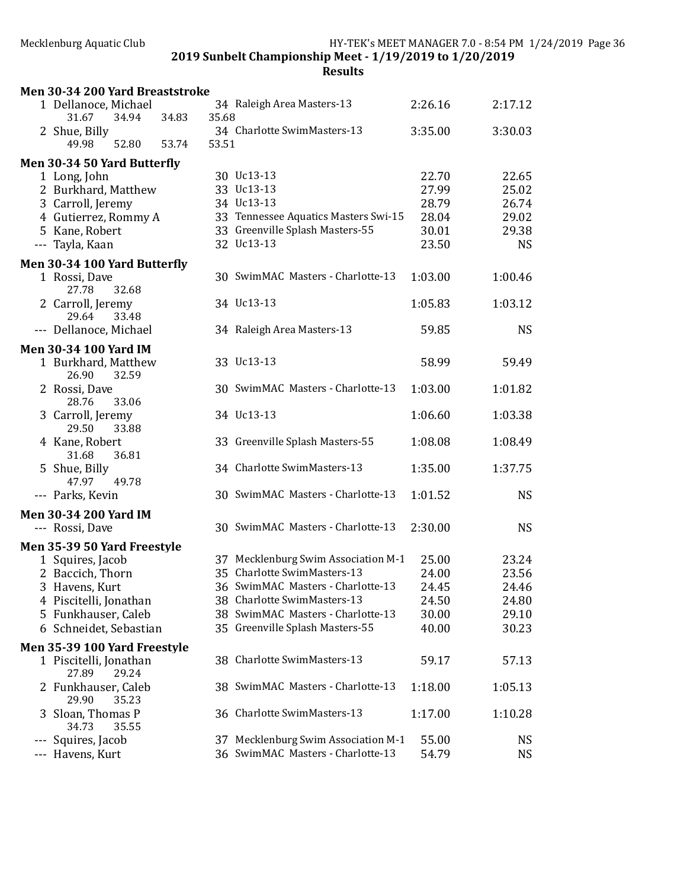## 2019 Sunbelt Championship Meet - 1/19/2019 to 1/20/2019

### Results

### Men 30-34 200 Yard Breaststroke

| Place | Name | Age | Team | Seed Time | Finals Time |
|---|---|---|---|---|---|
| 1 | Dellanoce, Michael | 34 | Raleigh Area Masters-13 | 2:26.16 | 2:17.12 |
| | 31.67 34.94 34.83 35.68 | | | | |
| 2 | Shue, Billy | 34 | Charlotte SwimMasters-13 | 3:35.00 | 3:30.03 |
| | 49.98 52.80 53.74 53.51 | | | | |

### Men 30-34 50 Yard Butterfly

| Place | Name | Age | Team | Seed Time | Finals Time |
|---|---|---|---|---|---|
| 1 | Long, John | 30 | Uc13-13 | 22.70 | 22.65 |
| 2 | Burkhard, Matthew | 33 | Uc13-13 | 27.99 | 25.02 |
| 3 | Carroll, Jeremy | 34 | Uc13-13 | 28.79 | 26.74 |
| 4 | Gutierrez, Rommy A | 33 | Tennessee Aquatics Masters Swi-15 | 28.04 | 29.02 |
| 5 | Kane, Robert | 33 | Greenville Splash Masters-55 | 30.01 | 29.38 |
| --- | Tayla, Kaan | 32 | Uc13-13 | 23.50 | NS |

### Men 30-34 100 Yard Butterfly

| Place | Name | Age | Team | Seed Time | Finals Time |
|---|---|---|---|---|---|
| 1 | Rossi, Dave | 30 | SwimMAC Masters - Charlotte-13 | 1:03.00 | 1:00.46 |
| | 27.78 32.68 | | | | |
| 2 | Carroll, Jeremy | 34 | Uc13-13 | 1:05.83 | 1:03.12 |
| | 29.64 33.48 | | | | |
| --- | Dellanoce, Michael | 34 | Raleigh Area Masters-13 | 59.85 | NS |

### Men 30-34 100 Yard IM

| Place | Name | Age | Team | Seed Time | Finals Time |
|---|---|---|---|---|---|
| 1 | Burkhard, Matthew | 33 | Uc13-13 | 58.99 | 59.49 |
| | 26.90 32.59 | | | | |
| 2 | Rossi, Dave | 30 | SwimMAC Masters - Charlotte-13 | 1:03.00 | 1:01.82 |
| | 28.76 33.06 | | | | |
| 3 | Carroll, Jeremy | 34 | Uc13-13 | 1:06.60 | 1:03.38 |
| | 29.50 33.88 | | | | |
| 4 | Kane, Robert | 33 | Greenville Splash Masters-55 | 1:08.08 | 1:08.49 |
| | 31.68 36.81 | | | | |
| 5 | Shue, Billy | 34 | Charlotte SwimMasters-13 | 1:35.00 | 1:37.75 |
| | 47.97 49.78 | | | | |
| --- | Parks, Kevin | 30 | SwimMAC Masters - Charlotte-13 | 1:01.52 | NS |

### Men 30-34 200 Yard IM

| Place | Name | Age | Team | Seed Time | Finals Time |
|---|---|---|---|---|---|
| --- | Rossi, Dave | 30 | SwimMAC Masters - Charlotte-13 | 2:30.00 | NS |

### Men 35-39 50 Yard Freestyle

| Place | Name | Age | Team | Seed Time | Finals Time |
|---|---|---|---|---|---|
| 1 | Squires, Jacob | 37 | Mecklenburg Swim Association M-1 | 25.00 | 23.24 |
| 2 | Baccich, Thorn | 35 | Charlotte SwimMasters-13 | 24.00 | 23.56 |
| 3 | Havens, Kurt | 36 | SwimMAC Masters - Charlotte-13 | 24.45 | 24.46 |
| 4 | Piscitelli, Jonathan | 38 | Charlotte SwimMasters-13 | 24.50 | 24.80 |
| 5 | Funkhauser, Caleb | 38 | SwimMAC Masters - Charlotte-13 | 30.00 | 29.10 |
| 6 | Schneidet, Sebastian | 35 | Greenville Splash Masters-55 | 40.00 | 30.23 |

### Men 35-39 100 Yard Freestyle

| Place | Name | Age | Team | Seed Time | Finals Time |
|---|---|---|---|---|---|
| 1 | Piscitelli, Jonathan | 38 | Charlotte SwimMasters-13 | 59.17 | 57.13 |
| | 27.89 29.24 | | | | |
| 2 | Funkhauser, Caleb | 38 | SwimMAC Masters - Charlotte-13 | 1:18.00 | 1:05.13 |
| | 29.90 35.23 | | | | |
| 3 | Sloan, Thomas P | 36 | Charlotte SwimMasters-13 | 1:17.00 | 1:10.28 |
| | 34.73 35.55 | | | | |
| --- | Squires, Jacob | 37 | Mecklenburg Swim Association M-1 | 55.00 | NS |
| --- | Havens, Kurt | 36 | SwimMAC Masters - Charlotte-13 | 54.79 | NS |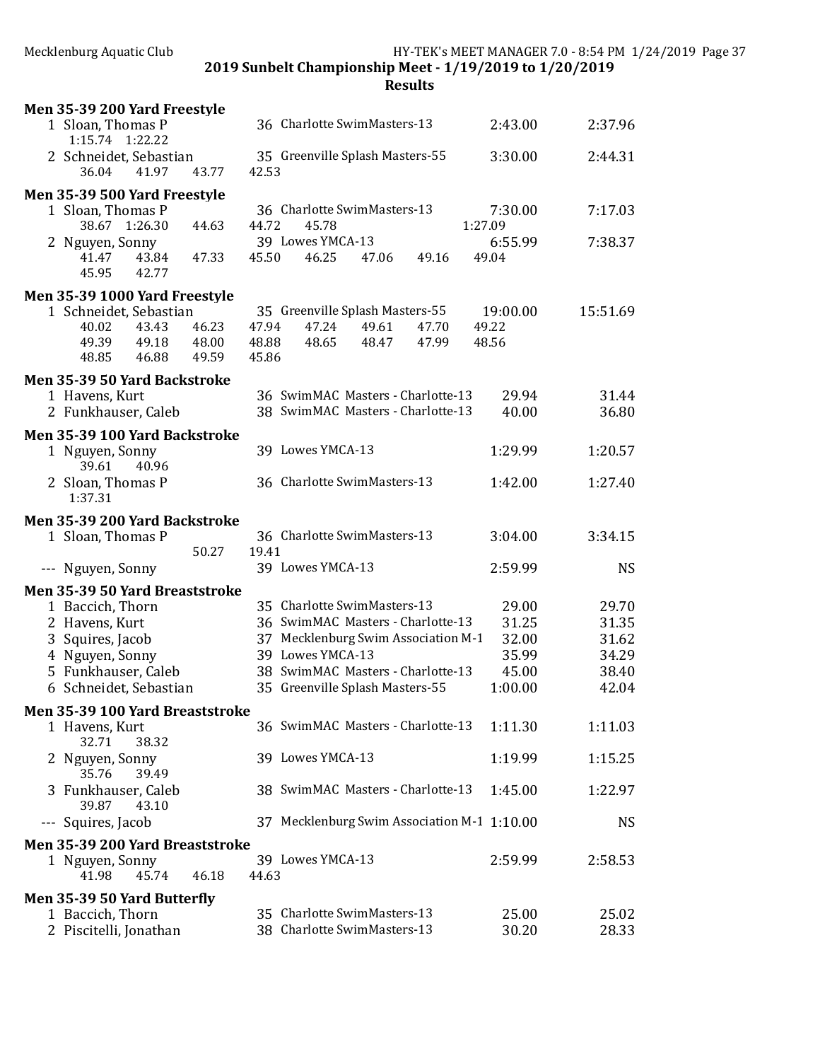**2019 Sunbelt Championship Meet - 1/19/2019 to 1/20/2019**

**Results**

### Men 35-39 200 Yard Freestyle

| Place | Name | Age | Team | Seed Time | Finals Time |
|---|---|---|---|---|---|
| 1 | Sloan, Thomas P | 36 | Charlotte SwimMasters-13 | 2:43.00 | 2:37.96 |
| | 1:15.74 1:22.22 | | | | |
| 2 | Schneidet, Sebastian | 35 | Greenville Splash Masters-55 | 3:30.00 | 2:44.31 |
| | 36.04 41.97 43.77 42.53 | | | | |

### Men 35-39 500 Yard Freestyle

| Place | Name | Age | Team | Seed Time | Finals Time |
|---|---|---|---|---|---|
| 1 | Sloan, Thomas P | 36 | Charlotte SwimMasters-13 | 7:30.00 | 7:17.03 |
| | 38.67 1:26.30 44.63 44.72 45.78 1:27.09 | | | | |
| 2 | Nguyen, Sonny | 39 | Lowes YMCA-13 | 6:55.99 | 7:38.37 |
| | 41.47 43.84 47.33 45.50 46.25 47.06 49.16 49.04 45.95 42.77 | | | | |

### Men 35-39 1000 Yard Freestyle

| Place | Name | Age | Team | Seed Time | Finals Time |
|---|---|---|---|---|---|
| 1 | Schneidet, Sebastian | 35 | Greenville Splash Masters-55 | 19:00.00 | 15:51.69 |
| | 40.02 43.43 46.23 47.94 47.24 49.61 47.70 49.22 49.39 49.18 48.00 48.88 48.65 48.47 47.99 48.56 48.85 46.88 49.59 45.86 | | | | |

### Men 35-39 50 Yard Backstroke

| Place | Name | Age | Team | Seed Time | Finals Time |
|---|---|---|---|---|---|
| 1 | Havens, Kurt | 36 | SwimMAC Masters - Charlotte-13 | 29.94 | 31.44 |
| 2 | Funkhauser, Caleb | 38 | SwimMAC Masters - Charlotte-13 | 40.00 | 36.80 |

### Men 35-39 100 Yard Backstroke

| Place | Name | Age | Team | Seed Time | Finals Time |
|---|---|---|---|---|---|
| 1 | Nguyen, Sonny | 39 | Lowes YMCA-13 | 1:29.99 | 1:20.57 |
| | 39.61 40.96 | | | | |
| 2 | Sloan, Thomas P | 36 | Charlotte SwimMasters-13 | 1:42.00 | 1:27.40 |
| | 1:37.31 | | | | |

### Men 35-39 200 Yard Backstroke

| Place | Name | Age | Team | Seed Time | Finals Time |
|---|---|---|---|---|---|
| 1 | Sloan, Thomas P | 36 | Charlotte SwimMasters-13 | 3:04.00 | 3:34.15 |
| | 50.27 19.41 | | | | |
| --- | Nguyen, Sonny | 39 | Lowes YMCA-13 | 2:59.99 | NS |

### Men 35-39 50 Yard Breaststroke

| Place | Name | Age | Team | Seed Time | Finals Time |
|---|---|---|---|---|---|
| 1 | Baccich, Thorn | 35 | Charlotte SwimMasters-13 | 29.00 | 29.70 |
| 2 | Havens, Kurt | 36 | SwimMAC Masters - Charlotte-13 | 31.25 | 31.35 |
| 3 | Squires, Jacob | 37 | Mecklenburg Swim Association M-1 | 32.00 | 31.62 |
| 4 | Nguyen, Sonny | 39 | Lowes YMCA-13 | 35.99 | 34.29 |
| 5 | Funkhauser, Caleb | 38 | SwimMAC Masters - Charlotte-13 | 45.00 | 38.40 |
| 6 | Schneidet, Sebastian | 35 | Greenville Splash Masters-55 | 1:00.00 | 42.04 |

### Men 35-39 100 Yard Breaststroke

| Place | Name | Age | Team | Seed Time | Finals Time |
|---|---|---|---|---|---|
| 1 | Havens, Kurt | 36 | SwimMAC Masters - Charlotte-13 | 1:11.30 | 1:11.03 |
| | 32.71 38.32 | | | | |
| 2 | Nguyen, Sonny | 39 | Lowes YMCA-13 | 1:19.99 | 1:15.25 |
| | 35.76 39.49 | | | | |
| 3 | Funkhauser, Caleb | 38 | SwimMAC Masters - Charlotte-13 | 1:45.00 | 1:22.97 |
| | 39.87 43.10 | | | | |
| --- | Squires, Jacob | 37 | Mecklenburg Swim Association M-1 | 1:10.00 | NS |

### Men 35-39 200 Yard Breaststroke

| Place | Name | Age | Team | Seed Time | Finals Time |
|---|---|---|---|---|---|
| 1 | Nguyen, Sonny | 39 | Lowes YMCA-13 | 2:59.99 | 2:58.53 |
| | 41.98 45.74 46.18 44.63 | | | | |

### Men 35-39 50 Yard Butterfly

| Place | Name | Age | Team | Seed Time | Finals Time |
|---|---|---|---|---|---|
| 1 | Baccich, Thorn | 35 | Charlotte SwimMasters-13 | 25.00 | 25.02 |
| 2 | Piscitelli, Jonathan | 38 | Charlotte SwimMasters-13 | 30.20 | 28.33 |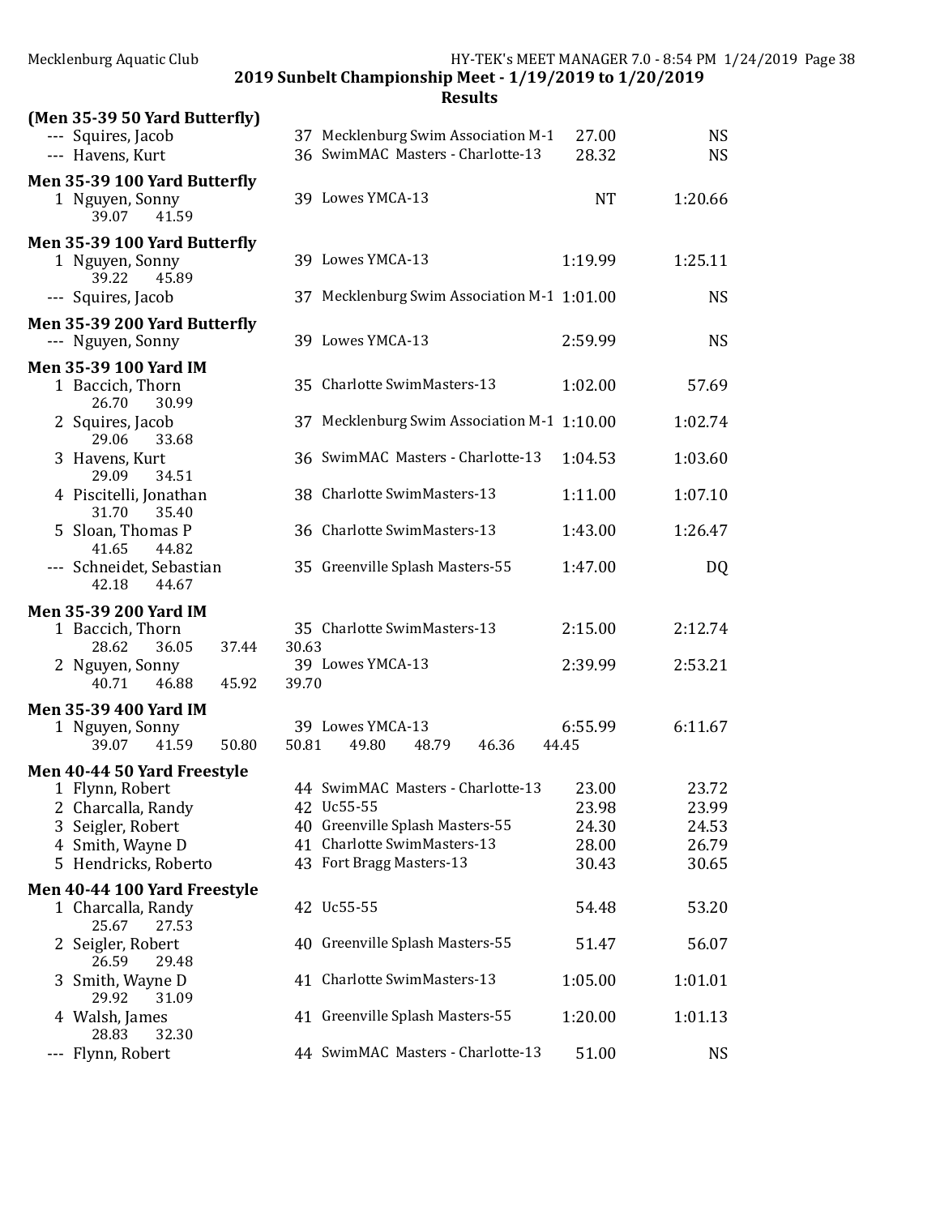## 2019 Sunbelt Championship Meet - 1/19/2019 to 1/20/2019

### Results

**(Men 35-39 50 Yard Butterfly)**

| Place | Name | Age | Team | Seed Time | Finals Time |
|---|---|---|---|---|---|
| --- | Squires, Jacob | 37 | Mecklenburg Swim Association M-1 | 27.00 | NS |
| --- | Havens, Kurt | 36 | SwimMAC Masters - Charlotte-13 | 28.32 | NS |

**Men 35-39 100 Yard Butterfly**

| Place | Name | Age | Team | Seed Time | Finals Time |
|---|---|---|---|---|---|
| 1 | Nguyen, Sonny | 39 | Lowes YMCA-13 | NT | 1:20.66 |
| | 39.07 41.59 | | | | |

**Men 35-39 100 Yard Butterfly**

| Place | Name | Age | Team | Seed Time | Finals Time |
|---|---|---|---|---|---|
| 1 | Nguyen, Sonny | 39 | Lowes YMCA-13 | 1:19.99 | 1:25.11 |
| | 39.22 45.89 | | | | |
| --- | Squires, Jacob | 37 | Mecklenburg Swim Association M-1 | 1:01.00 | NS |

**Men 35-39 200 Yard Butterfly**

| Place | Name | Age | Team | Seed Time | Finals Time |
|---|---|---|---|---|---|
| --- | Nguyen, Sonny | 39 | Lowes YMCA-13 | 2:59.99 | NS |

**Men 35-39 100 Yard IM**

| Place | Name | Age | Team | Seed Time | Finals Time |
|---|---|---|---|---|---|
| 1 | Baccich, Thorn | 35 | Charlotte SwimMasters-13 | 1:02.00 | 57.69 |
| | 26.70 30.99 | | | | |
| 2 | Squires, Jacob | 37 | Mecklenburg Swim Association M-1 | 1:10.00 | 1:02.74 |
| | 29.06 33.68 | | | | |
| 3 | Havens, Kurt | 36 | SwimMAC Masters - Charlotte-13 | 1:04.53 | 1:03.60 |
| | 29.09 34.51 | | | | |
| 4 | Piscitelli, Jonathan | 38 | Charlotte SwimMasters-13 | 1:11.00 | 1:07.10 |
| | 31.70 35.40 | | | | |
| 5 | Sloan, Thomas P | 36 | Charlotte SwimMasters-13 | 1:43.00 | 1:26.47 |
| | 41.65 44.82 | | | | |
| --- | Schneidet, Sebastian | 35 | Greenville Splash Masters-55 | 1:47.00 | DQ |
| | 42.18 44.67 | | | | |

**Men 35-39 200 Yard IM**

| Place | Name | Age | Team | Seed Time | Finals Time |
|---|---|---|---|---|---|
| 1 | Baccich, Thorn | 35 | Charlotte SwimMasters-13 | 2:15.00 | 2:12.74 |
| | 28.62 36.05 37.44 30.63 | | | | |
| 2 | Nguyen, Sonny | 39 | Lowes YMCA-13 | 2:39.99 | 2:53.21 |
| | 40.71 46.88 45.92 39.70 | | | | |

**Men 35-39 400 Yard IM**

| Place | Name | Age | Team | Seed Time | Finals Time |
|---|---|---|---|---|---|
| 1 | Nguyen, Sonny | 39 | Lowes YMCA-13 | 6:55.99 | 6:11.67 |
| | 39.07 41.59 50.80 50.81 49.80 48.79 46.36 44.45 | | | | |

**Men 40-44 50 Yard Freestyle**

| Place | Name | Age | Team | Seed Time | Finals Time |
|---|---|---|---|---|---|
| 1 | Flynn, Robert | 44 | SwimMAC Masters - Charlotte-13 | 23.00 | 23.72 |
| 2 | Charcalla, Randy | 42 | Uc55-55 | 23.98 | 23.99 |
| 3 | Seigler, Robert | 40 | Greenville Splash Masters-55 | 24.30 | 24.53 |
| 4 | Smith, Wayne D | 41 | Charlotte SwimMasters-13 | 28.00 | 26.79 |
| 5 | Hendricks, Roberto | 43 | Fort Bragg Masters-13 | 30.43 | 30.65 |

**Men 40-44 100 Yard Freestyle**

| Place | Name | Age | Team | Seed Time | Finals Time |
|---|---|---|---|---|---|
| 1 | Charcalla, Randy | 42 | Uc55-55 | 54.48 | 53.20 |
| | 25.67 27.53 | | | | |
| 2 | Seigler, Robert | 40 | Greenville Splash Masters-55 | 51.47 | 56.07 |
| | 26.59 29.48 | | | | |
| 3 | Smith, Wayne D | 41 | Charlotte SwimMasters-13 | 1:05.00 | 1:01.01 |
| | 29.92 31.09 | | | | |
| 4 | Walsh, James | 41 | Greenville Splash Masters-55 | 1:20.00 | 1:01.13 |
| | 28.83 32.30 | | | | |
| --- | Flynn, Robert | 44 | SwimMAC Masters - Charlotte-13 | 51.00 | NS |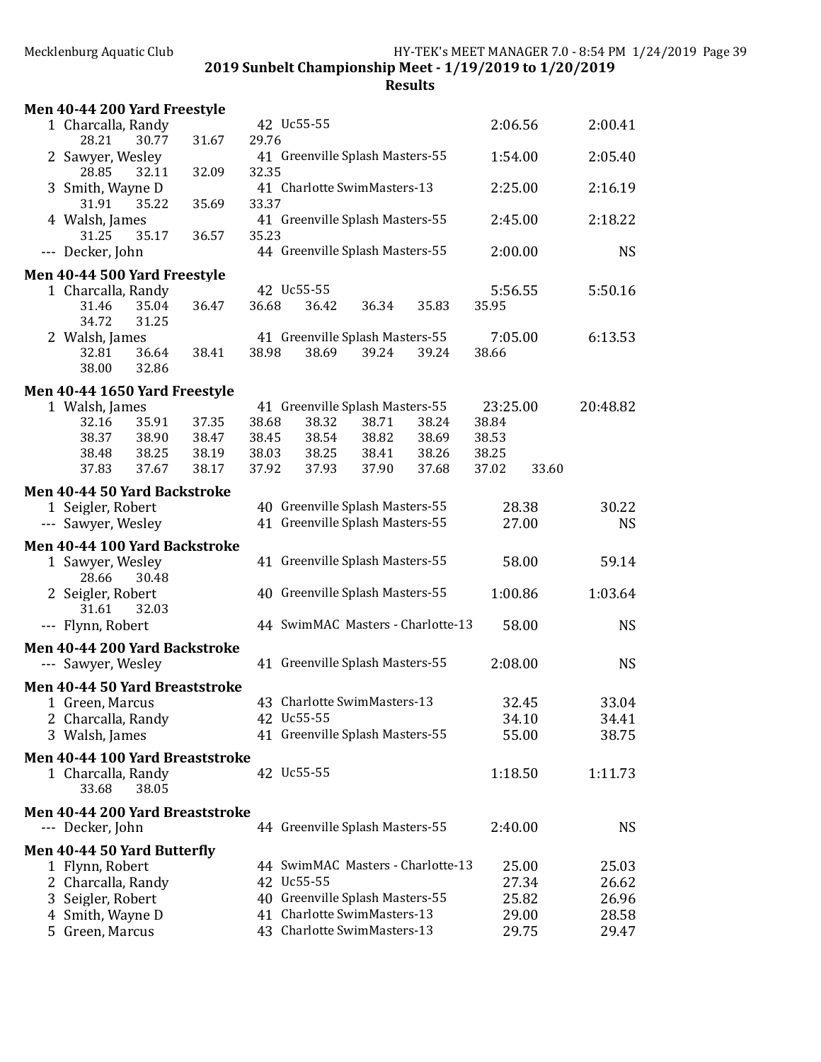## 2019 Sunbelt Championship Meet - 1/19/2019 to 1/20/2019

### Results

#### Men 40-44 200 Yard Freestyle

| Place | Name | Age | Team | Seed Time | Finals Time |
|---|---|---|---|---|---|
| 1 | Charcalla, Randy | 42 | Uc55-55 | 2:06.56 | 2:00.41 |
| | 28.21 30.77 31.67 29.76 | | | | |
| 2 | Sawyer, Wesley | 41 | Greenville Splash Masters-55 | 1:54.00 | 2:05.40 |
| | 28.85 32.11 32.09 32.35 | | | | |
| 3 | Smith, Wayne D | 41 | Charlotte SwimMasters-13 | 2:25.00 | 2:16.19 |
| | 31.91 35.22 35.69 33.37 | | | | |
| 4 | Walsh, James | 41 | Greenville Splash Masters-55 | 2:45.00 | 2:18.22 |
| | 31.25 35.17 36.57 35.23 | | | | |
| --- | Decker, John | 44 | Greenville Splash Masters-55 | 2:00.00 | NS |

#### Men 40-44 500 Yard Freestyle

| Place | Name | Age | Team | Seed Time | Finals Time |
|---|---|---|---|---|---|
| 1 | Charcalla, Randy | 42 | Uc55-55 | 5:56.55 | 5:50.16 |
| | 31.46 35.04 36.47 36.68 36.42 36.34 35.83 35.95 | | | | |
| | 34.72 31.25 | | | | |
| 2 | Walsh, James | 41 | Greenville Splash Masters-55 | 7:05.00 | 6:13.53 |
| | 32.81 36.64 38.41 38.98 38.69 39.24 39.24 38.66 | | | | |
| | 38.00 32.86 | | | | |

#### Men 40-44 1650 Yard Freestyle

| Place | Name | Age | Team | Seed Time | Finals Time |
|---|---|---|---|---|---|
| 1 | Walsh, James | 41 | Greenville Splash Masters-55 | 23:25.00 | 20:48.82 |
| | 32.16 35.91 37.35 38.68 38.32 38.71 38.24 38.84 | | | | |
| | 38.37 38.90 38.47 38.45 38.54 38.82 38.69 38.53 | | | | |
| | 38.48 38.25 38.19 38.03 38.25 38.41 38.26 38.25 | | | | |
| | 37.83 37.67 38.17 37.92 37.93 37.90 37.68 37.02 33.60 | | | | |

#### Men 40-44 50 Yard Backstroke

| Place | Name | Age | Team | Seed Time | Finals Time |
|---|---|---|---|---|---|
| 1 | Seigler, Robert | 40 | Greenville Splash Masters-55 | 28.38 | 30.22 |
| --- | Sawyer, Wesley | 41 | Greenville Splash Masters-55 | 27.00 | NS |

#### Men 40-44 100 Yard Backstroke

| Place | Name | Age | Team | Seed Time | Finals Time |
|---|---|---|---|---|---|
| 1 | Sawyer, Wesley | 41 | Greenville Splash Masters-55 | 58.00 | 59.14 |
| | 28.66 30.48 | | | | |
| 2 | Seigler, Robert | 40 | Greenville Splash Masters-55 | 1:00.86 | 1:03.64 |
| | 31.61 32.03 | | | | |
| --- | Flynn, Robert | 44 | SwimMAC Masters - Charlotte-13 | 58.00 | NS |

#### Men 40-44 200 Yard Backstroke

| Place | Name | Age | Team | Seed Time | Finals Time |
|---|---|---|---|---|---|
| --- | Sawyer, Wesley | 41 | Greenville Splash Masters-55 | 2:08.00 | NS |

#### Men 40-44 50 Yard Breaststroke

| Place | Name | Age | Team | Seed Time | Finals Time |
|---|---|---|---|---|---|
| 1 | Green, Marcus | 43 | Charlotte SwimMasters-13 | 32.45 | 33.04 |
| 2 | Charcalla, Randy | 42 | Uc55-55 | 34.10 | 34.41 |
| 3 | Walsh, James | 41 | Greenville Splash Masters-55 | 55.00 | 38.75 |

#### Men 40-44 100 Yard Breaststroke

| Place | Name | Age | Team | Seed Time | Finals Time |
|---|---|---|---|---|---|
| 1 | Charcalla, Randy | 42 | Uc55-55 | 1:18.50 | 1:11.73 |
| | 33.68 38.05 | | | | |

#### Men 40-44 200 Yard Breaststroke

| Place | Name | Age | Team | Seed Time | Finals Time |
|---|---|---|---|---|---|
| --- | Decker, John | 44 | Greenville Splash Masters-55 | 2:40.00 | NS |

#### Men 40-44 50 Yard Butterfly

| Place | Name | Age | Team | Seed Time | Finals Time |
|---|---|---|---|---|---|
| 1 | Flynn, Robert | 44 | SwimMAC Masters - Charlotte-13 | 25.00 | 25.03 |
| 2 | Charcalla, Randy | 42 | Uc55-55 | 27.34 | 26.62 |
| 3 | Seigler, Robert | 40 | Greenville Splash Masters-55 | 25.82 | 26.96 |
| 4 | Smith, Wayne D | 41 | Charlotte SwimMasters-13 | 29.00 | 28.58 |
| 5 | Green, Marcus | 43 | Charlotte SwimMasters-13 | 29.75 | 29.47 |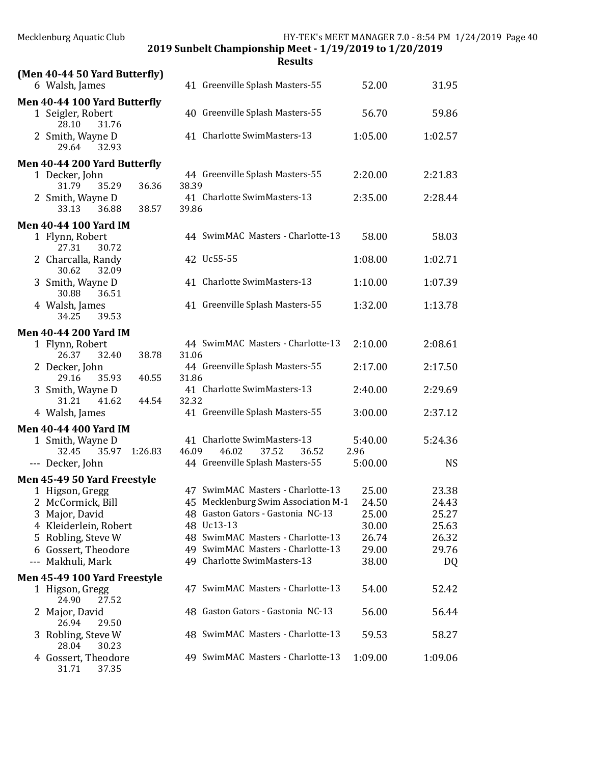## 2019 Sunbelt Championship Meet - 1/19/2019 to 1/20/2019

### Results

**(Men 40-44 50 Yard Butterfly)**

| Place | Name | Age | Team | Seed Time | Finals Time |
|---|---|---|---|---|---|
| 6 | Walsh, James | 41 | Greenville Splash Masters-55 | 52.00 | 31.95 |

**Men 40-44 100 Yard Butterfly**

| Place | Name | Age | Team | Seed Time | Finals Time |
|---|---|---|---|---|---|
| 1 | Seigler, Robert | 40 | Greenville Splash Masters-55 | 56.70 | 59.86 |
| | 28.10 31.76 | | | | |
| 2 | Smith, Wayne D | 41 | Charlotte SwimMasters-13 | 1:05.00 | 1:02.57 |
| | 29.64 32.93 | | | | |

**Men 40-44 200 Yard Butterfly**

| Place | Name | Age | Team | Seed Time | Finals Time |
|---|---|---|---|---|---|
| 1 | Decker, John | 44 | Greenville Splash Masters-55 | 2:20.00 | 2:21.83 |
| | 31.79 35.29 36.36 38.39 | | | | |
| 2 | Smith, Wayne D | 41 | Charlotte SwimMasters-13 | 2:35.00 | 2:28.44 |
| | 33.13 36.88 38.57 39.86 | | | | |

**Men 40-44 100 Yard IM**

| Place | Name | Age | Team | Seed Time | Finals Time |
|---|---|---|---|---|---|
| 1 | Flynn, Robert | 44 | SwimMAC Masters - Charlotte-13 | 58.00 | 58.03 |
| | 27.31 30.72 | | | | |
| 2 | Charcalla, Randy | 42 | Uc55-55 | 1:08.00 | 1:02.71 |
| | 30.62 32.09 | | | | |
| 3 | Smith, Wayne D | 41 | Charlotte SwimMasters-13 | 1:10.00 | 1:07.39 |
| | 30.88 36.51 | | | | |
| 4 | Walsh, James | 41 | Greenville Splash Masters-55 | 1:32.00 | 1:13.78 |
| | 34.25 39.53 | | | | |

**Men 40-44 200 Yard IM**

| Place | Name | Age | Team | Seed Time | Finals Time |
|---|---|---|---|---|---|
| 1 | Flynn, Robert | 44 | SwimMAC Masters - Charlotte-13 | 2:10.00 | 2:08.61 |
| | 26.37 32.40 38.78 31.06 | | | | |
| 2 | Decker, John | 44 | Greenville Splash Masters-55 | 2:17.00 | 2:17.50 |
| | 29.16 35.93 40.55 31.86 | | | | |
| 3 | Smith, Wayne D | 41 | Charlotte SwimMasters-13 | 2:40.00 | 2:29.69 |
| | 31.21 41.62 44.54 32.32 | | | | |
| 4 | Walsh, James | 41 | Greenville Splash Masters-55 | 3:00.00 | 2:37.12 |

**Men 40-44 400 Yard IM**

| Place | Name | Age | Team | Seed Time | Finals Time |
|---|---|---|---|---|---|
| 1 | Smith, Wayne D | 41 | Charlotte SwimMasters-13 | 5:40.00 | 5:24.36 |
| | 32.45 35.97 1:26.83 46.09 46.02 37.52 36.52 2.96 | | | | |
| --- | Decker, John | 44 | Greenville Splash Masters-55 | 5:00.00 | NS |

**Men 45-49 50 Yard Freestyle**

| Place | Name | Age | Team | Seed Time | Finals Time |
|---|---|---|---|---|---|
| 1 | Higson, Gregg | 47 | SwimMAC Masters - Charlotte-13 | 25.00 | 23.38 |
| 2 | McCormick, Bill | 45 | Mecklenburg Swim Association M-1 | 24.50 | 24.43 |
| 3 | Major, David | 48 | Gaston Gators - Gastonia NC-13 | 25.00 | 25.27 |
| 4 | Kleiderlein, Robert | 48 | Uc13-13 | 30.00 | 25.63 |
| 5 | Robling, Steve W | 48 | SwimMAC Masters - Charlotte-13 | 26.74 | 26.32 |
| 6 | Gossert, Theodore | 49 | SwimMAC Masters - Charlotte-13 | 29.00 | 29.76 |
| --- | Makhuli, Mark | 49 | Charlotte SwimMasters-13 | 38.00 | DQ |

**Men 45-49 100 Yard Freestyle**

| Place | Name | Age | Team | Seed Time | Finals Time |
|---|---|---|---|---|---|
| 1 | Higson, Gregg | 47 | SwimMAC Masters - Charlotte-13 | 54.00 | 52.42 |
| | 24.90 27.52 | | | | |
| 2 | Major, David | 48 | Gaston Gators - Gastonia NC-13 | 56.00 | 56.44 |
| | 26.94 29.50 | | | | |
| 3 | Robling, Steve W | 48 | SwimMAC Masters - Charlotte-13 | 59.53 | 58.27 |
| | 28.04 30.23 | | | | |
| 4 | Gossert, Theodore | 49 | SwimMAC Masters - Charlotte-13 | 1:09.00 | 1:09.06 |
| | 31.71 37.35 | | | | |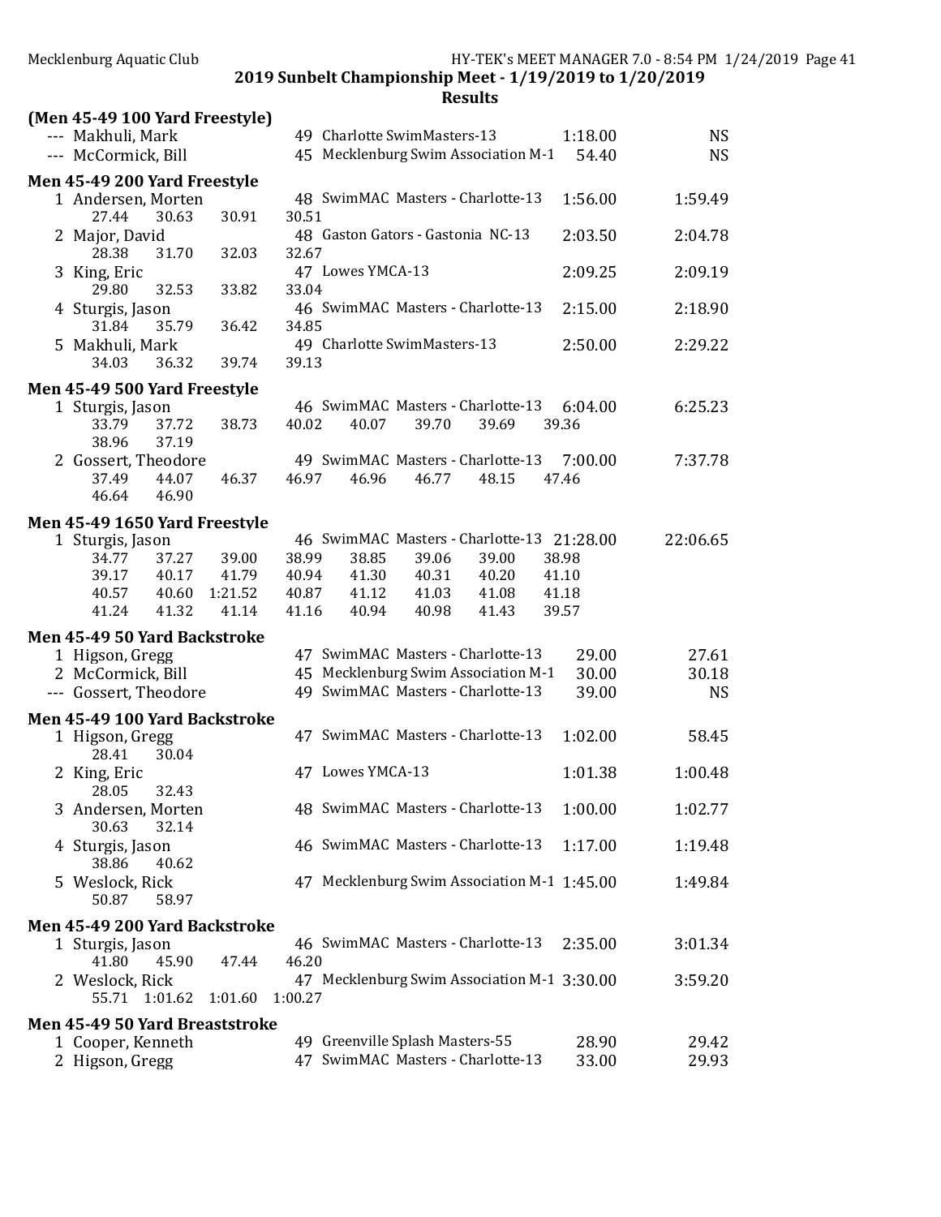## 2019 Sunbelt Championship Meet - 1/19/2019 to 1/20/2019

### Results

**(Men 45-49 100 Yard Freestyle)**

```
 --- Makhuli, Mark                   49 Charlotte SwimMasters-13           1:18.00         NS
 --- McCormick, Bill                 45 Mecklenburg Swim Association M-1     54.40         NS
```

**Men 45-49 200 Yard Freestyle**

```
   1 Andersen, Morten                48 SwimMAC Masters - Charlotte-13     1:56.00    1:59.49
        27.44    30.63    30.91    30.51
   2 Major, David                    48 Gaston Gators - Gastonia NC-13     2:03.50    2:04.78
        28.38    31.70    32.03    32.67
   3 King, Eric                      47 Lowes YMCA-13                      2:09.25    2:09.19
        29.80    32.53    33.82    33.04
   4 Sturgis, Jason                  46 SwimMAC Masters - Charlotte-13     2:15.00    2:18.90
        31.84    35.79    36.42    34.85
   5 Makhuli, Mark                   49 Charlotte SwimMasters-13           2:50.00    2:29.22
        34.03    36.32    39.74    39.13
```

**Men 45-49 500 Yard Freestyle**

```
   1 Sturgis, Jason                  46 SwimMAC Masters - Charlotte-13     6:04.00    6:25.23
        33.79    37.72    38.73    40.02    40.07    39.70    39.69    39.36
        38.96    37.19
   2 Gossert, Theodore               49 SwimMAC Masters - Charlotte-13     7:00.00    7:37.78
        37.49    44.07    46.37    46.97    46.96    46.77    48.15    47.46
        46.64    46.90
```

**Men 45-49 1650 Yard Freestyle**

```
   1 Sturgis, Jason                  46 SwimMAC Masters - Charlotte-13    21:28.00   22:06.65
        34.77    37.27    39.00    38.99    38.85    39.06    39.00    38.98
        39.17    40.17    41.79    40.94    41.30    40.31    40.20    41.10
        40.57    40.60  1:21.52    40.87    41.12    41.03    41.08    41.18
        41.24    41.32    41.14    41.16    40.94    40.98    41.43    39.57
```

**Men 45-49 50 Yard Backstroke**

```
   1 Higson, Gregg                   47 SwimMAC Masters - Charlotte-13       29.00      27.61
   2 McCormick, Bill                 45 Mecklenburg Swim Association M-1     30.00      30.18
 --- Gossert, Theodore               49 SwimMAC Masters - Charlotte-13       39.00         NS
```

**Men 45-49 100 Yard Backstroke**

```
   1 Higson, Gregg                   47 SwimMAC Masters - Charlotte-13     1:02.00      58.45
        28.41    30.04
   2 King, Eric                      47 Lowes YMCA-13                      1:01.38    1:00.48
        28.05    32.43
   3 Andersen, Morten                48 SwimMAC Masters - Charlotte-13     1:00.00    1:02.77
        30.63    32.14
   4 Sturgis, Jason                  46 SwimMAC Masters - Charlotte-13     1:17.00    1:19.48
        38.86    40.62
   5 Weslock, Rick                   47 Mecklenburg Swim Association M-1   1:45.00    1:49.84
        50.87    58.97
```

**Men 45-49 200 Yard Backstroke**

```
   1 Sturgis, Jason                  46 SwimMAC Masters - Charlotte-13     2:35.00    3:01.34
        41.80    45.90    47.44    46.20
   2 Weslock, Rick                   47 Mecklenburg Swim Association M-1   3:30.00    3:59.20
        55.71  1:01.62  1:01.60  1:00.27
```

**Men 45-49 50 Yard Breaststroke**

```
   1 Cooper, Kenneth                 49 Greenville Splash Masters-55         28.90      29.42
   2 Higson, Gregg                   47 SwimMAC Masters - Charlotte-13       33.00      29.93
```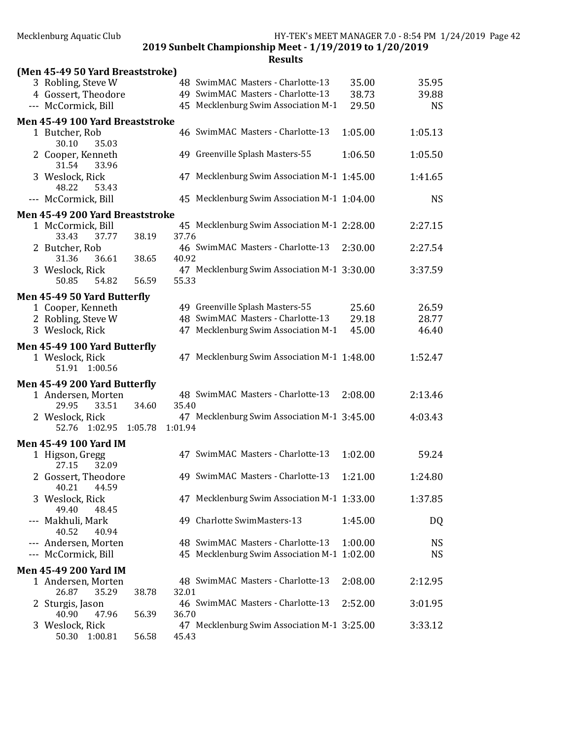## 2019 Sunbelt Championship Meet - 1/19/2019 to 1/20/2019

### Results

**(Men 45-49 50 Yard Breaststroke)**

| Place | Name | Age | Team | Seed Time | Finals Time |
|---|---|---|---|---|---|
| 3 | Robling, Steve W | 48 | SwimMAC Masters - Charlotte-13 | 35.00 | 35.95 |
| 4 | Gossert, Theodore | 49 | SwimMAC Masters - Charlotte-13 | 38.73 | 39.88 |
| --- | McCormick, Bill | 45 | Mecklenburg Swim Association M-1 | 29.50 | NS |

**Men 45-49 100 Yard Breaststroke**

| Place | Name | Age | Team | Seed Time | Finals Time |
|---|---|---|---|---|---|
| 1 | Butcher, Rob | 46 | SwimMAC Masters - Charlotte-13 | 1:05.00 | 1:05.13 |
| | 30.10 35.03 | | | | |
| 2 | Cooper, Kenneth | 49 | Greenville Splash Masters-55 | 1:06.50 | 1:05.50 |
| | 31.54 33.96 | | | | |
| 3 | Weslock, Rick | 47 | Mecklenburg Swim Association M-1 | 1:45.00 | 1:41.65 |
| | 48.22 53.43 | | | | |
| --- | McCormick, Bill | 45 | Mecklenburg Swim Association M-1 | 1:04.00 | NS |

**Men 45-49 200 Yard Breaststroke**

| Place | Name | Age | Team | Seed Time | Finals Time |
|---|---|---|---|---|---|
| 1 | McCormick, Bill | 45 | Mecklenburg Swim Association M-1 | 2:28.00 | 2:27.15 |
| | 33.43 37.77 38.19 37.76 | | | | |
| 2 | Butcher, Rob | 46 | SwimMAC Masters - Charlotte-13 | 2:30.00 | 2:27.54 |
| | 31.36 36.61 38.65 40.92 | | | | |
| 3 | Weslock, Rick | 47 | Mecklenburg Swim Association M-1 | 3:30.00 | 3:37.59 |
| | 50.85 54.82 56.59 55.33 | | | | |

**Men 45-49 50 Yard Butterfly**

| Place | Name | Age | Team | Seed Time | Finals Time |
|---|---|---|---|---|---|
| 1 | Cooper, Kenneth | 49 | Greenville Splash Masters-55 | 25.60 | 26.59 |
| 2 | Robling, Steve W | 48 | SwimMAC Masters - Charlotte-13 | 29.18 | 28.77 |
| 3 | Weslock, Rick | 47 | Mecklenburg Swim Association M-1 | 45.00 | 46.40 |

**Men 45-49 100 Yard Butterfly**

| Place | Name | Age | Team | Seed Time | Finals Time |
|---|---|---|---|---|---|
| 1 | Weslock, Rick | 47 | Mecklenburg Swim Association M-1 | 1:48.00 | 1:52.47 |
| | 51.91 1:00.56 | | | | |

**Men 45-49 200 Yard Butterfly**

| Place | Name | Age | Team | Seed Time | Finals Time |
|---|---|---|---|---|---|
| 1 | Andersen, Morten | 48 | SwimMAC Masters - Charlotte-13 | 2:08.00 | 2:13.46 |
| | 29.95 33.51 34.60 35.40 | | | | |
| 2 | Weslock, Rick | 47 | Mecklenburg Swim Association M-1 | 3:45.00 | 4:03.43 |
| | 52.76 1:02.95 1:05.78 1:01.94 | | | | |

**Men 45-49 100 Yard IM**

| Place | Name | Age | Team | Seed Time | Finals Time |
|---|---|---|---|---|---|
| 1 | Higson, Gregg | 47 | SwimMAC Masters - Charlotte-13 | 1:02.00 | 59.24 |
| | 27.15 32.09 | | | | |
| 2 | Gossert, Theodore | 49 | SwimMAC Masters - Charlotte-13 | 1:21.00 | 1:24.80 |
| | 40.21 44.59 | | | | |
| 3 | Weslock, Rick | 47 | Mecklenburg Swim Association M-1 | 1:33.00 | 1:37.85 |
| | 49.40 48.45 | | | | |
| --- | Makhuli, Mark | 49 | Charlotte SwimMasters-13 | 1:45.00 | DQ |
| | 40.52 40.94 | | | | |
| --- | Andersen, Morten | 48 | SwimMAC Masters - Charlotte-13 | 1:00.00 | NS |
| --- | McCormick, Bill | 45 | Mecklenburg Swim Association M-1 | 1:02.00 | NS |

**Men 45-49 200 Yard IM**

| Place | Name | Age | Team | Seed Time | Finals Time |
|---|---|---|---|---|---|
| 1 | Andersen, Morten | 48 | SwimMAC Masters - Charlotte-13 | 2:08.00 | 2:12.95 |
| | 26.87 35.29 38.78 32.01 | | | | |
| 2 | Sturgis, Jason | 46 | SwimMAC Masters - Charlotte-13 | 2:52.00 | 3:01.95 |
| | 40.90 47.96 56.39 36.70 | | | | |
| 3 | Weslock, Rick | 47 | Mecklenburg Swim Association M-1 | 3:25.00 | 3:33.12 |
| | 50.30 1:00.81 56.58 45.43 | | | | |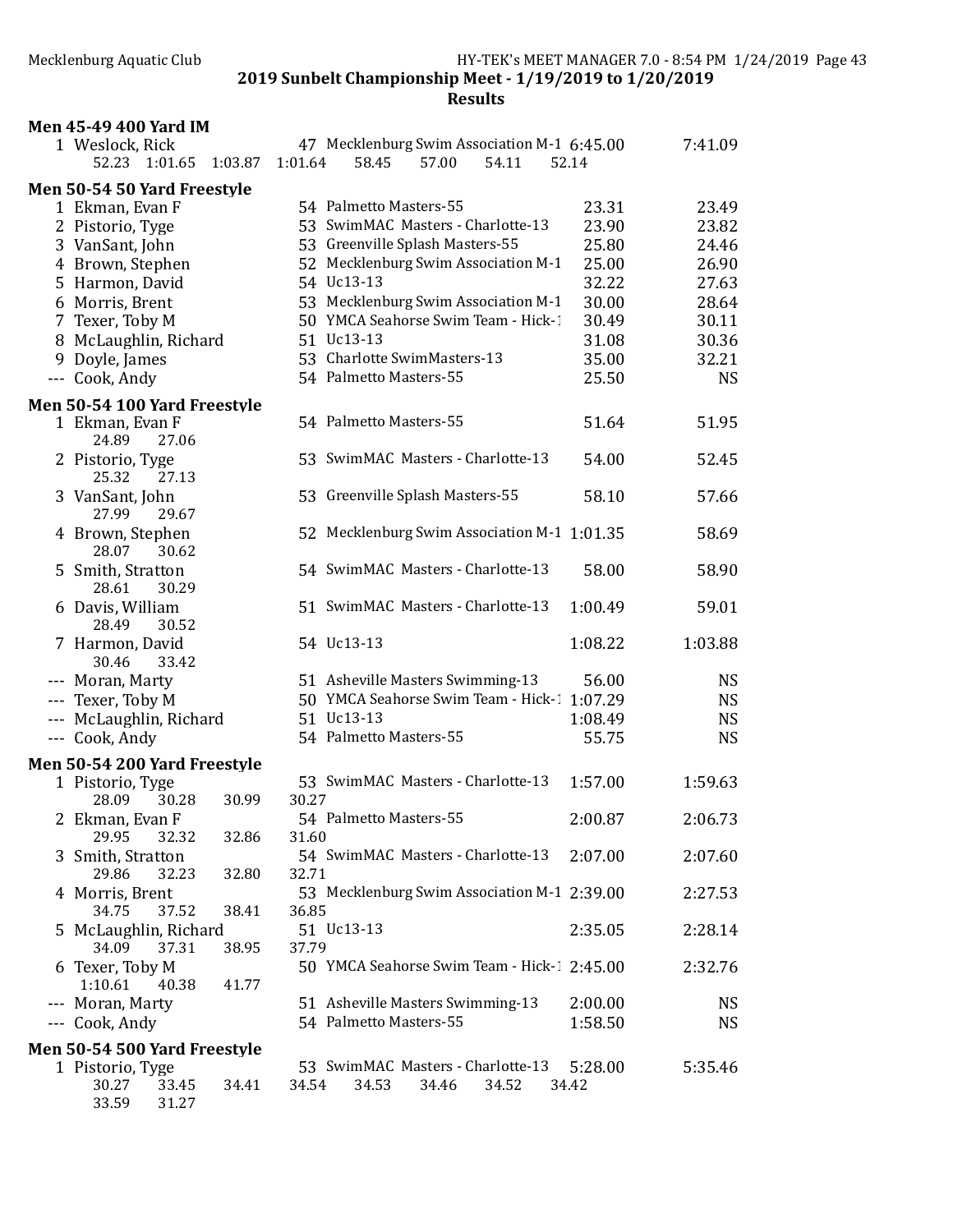# 2019 Sunbelt Championship Meet - 1/19/2019 to 1/20/2019

## Results

### Men 45-49 400 Yard IM

| Place | Name | Age | Team | Seed Time | Finals Time |
|---|---|---|---|---|---|
| 1 | Weslock, Rick | 47 | Mecklenburg Swim Association M-1 | 6:45.00 | 7:41.09 |
| | 52.23 1:01.65 1:03.87 1:01.64 58.45 57.00 54.11 52.14 | | | | |

### Men 50-54 50 Yard Freestyle

| Place | Name | Age | Team | Seed Time | Finals Time |
|---|---|---|---|---|---|
| 1 | Ekman, Evan F | 54 | Palmetto Masters-55 | 23.31 | 23.49 |
| 2 | Pistorio, Tyge | 53 | SwimMAC Masters - Charlotte-13 | 23.90 | 23.82 |
| 3 | VanSant, John | 53 | Greenville Splash Masters-55 | 25.80 | 24.46 |
| 4 | Brown, Stephen | 52 | Mecklenburg Swim Association M-1 | 25.00 | 26.90 |
| 5 | Harmon, David | 54 | Uc13-13 | 32.22 | 27.63 |
| 6 | Morris, Brent | 53 | Mecklenburg Swim Association M-1 | 30.00 | 28.64 |
| 7 | Texer, Toby M | 50 | YMCA Seahorse Swim Team - Hick-1 | 30.49 | 30.11 |
| 8 | McLaughlin, Richard | 51 | Uc13-13 | 31.08 | 30.36 |
| 9 | Doyle, James | 53 | Charlotte SwimMasters-13 | 35.00 | 32.21 |
| --- | Cook, Andy | 54 | Palmetto Masters-55 | 25.50 | NS |

### Men 50-54 100 Yard Freestyle

| Place | Name | Age | Team | Seed Time | Finals Time |
|---|---|---|---|---|---|
| 1 | Ekman, Evan F | 54 | Palmetto Masters-55 | 51.64 | 51.95 |
| | 24.89 27.06 | | | | |
| 2 | Pistorio, Tyge | 53 | SwimMAC Masters - Charlotte-13 | 54.00 | 52.45 |
| | 25.32 27.13 | | | | |
| 3 | VanSant, John | 53 | Greenville Splash Masters-55 | 58.10 | 57.66 |
| | 27.99 29.67 | | | | |
| 4 | Brown, Stephen | 52 | Mecklenburg Swim Association M-1 | 1:01.35 | 58.69 |
| | 28.07 30.62 | | | | |
| 5 | Smith, Stratton | 54 | SwimMAC Masters - Charlotte-13 | 58.00 | 58.90 |
| | 28.61 30.29 | | | | |
| 6 | Davis, William | 51 | SwimMAC Masters - Charlotte-13 | 1:00.49 | 59.01 |
| | 28.49 30.52 | | | | |
| 7 | Harmon, David | 54 | Uc13-13 | 1:08.22 | 1:03.88 |
| | 30.46 33.42 | | | | |
| --- | Moran, Marty | 51 | Asheville Masters Swimming-13 | 56.00 | NS |
| --- | Texer, Toby M | 50 | YMCA Seahorse Swim Team - Hick-1 | 1:07.29 | NS |
| --- | McLaughlin, Richard | 51 | Uc13-13 | 1:08.49 | NS |
| --- | Cook, Andy | 54 | Palmetto Masters-55 | 55.75 | NS |

### Men 50-54 200 Yard Freestyle

| Place | Name | Age | Team | Seed Time | Finals Time |
|---|---|---|---|---|---|
| 1 | Pistorio, Tyge | 53 | SwimMAC Masters - Charlotte-13 | 1:57.00 | 1:59.63 |
| | 28.09 30.28 30.99 30.27 | | | | |
| 2 | Ekman, Evan F | 54 | Palmetto Masters-55 | 2:00.87 | 2:06.73 |
| | 29.95 32.32 32.86 31.60 | | | | |
| 3 | Smith, Stratton | 54 | SwimMAC Masters - Charlotte-13 | 2:07.00 | 2:07.60 |
| | 29.86 32.23 32.80 32.71 | | | | |
| 4 | Morris, Brent | 53 | Mecklenburg Swim Association M-1 | 2:39.00 | 2:27.53 |
| | 34.75 37.52 38.41 36.85 | | | | |
| 5 | McLaughlin, Richard | 51 | Uc13-13 | 2:35.05 | 2:28.14 |
| | 34.09 37.31 38.95 37.79 | | | | |
| 6 | Texer, Toby M | 50 | YMCA Seahorse Swim Team - Hick-1 | 2:45.00 | 2:32.76 |
| | 1:10.61 40.38 41.77 | | | | |
| --- | Moran, Marty | 51 | Asheville Masters Swimming-13 | 2:00.00 | NS |
| --- | Cook, Andy | 54 | Palmetto Masters-55 | 1:58.50 | NS |

### Men 50-54 500 Yard Freestyle

| Place | Name | Age | Team | Seed Time | Finals Time |
|---|---|---|---|---|---|
| 1 | Pistorio, Tyge | 53 | SwimMAC Masters - Charlotte-13 | 5:28.00 | 5:35.46 |
| | 30.27 33.45 34.41 34.54 34.53 34.46 34.52 34.42 | | | | |
| | 33.59 31.27 | | | | |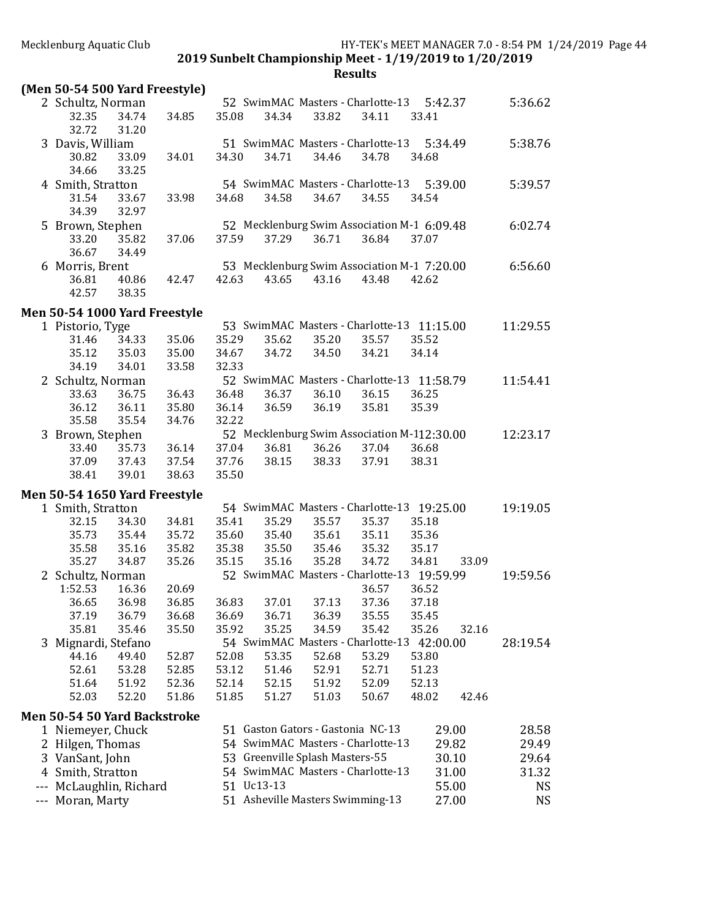**2019 Sunbelt Championship Meet - 1/19/2019 to 1/20/2019**

**Results**

## (Men 50-54 500 Yard Freestyle)

2 Schultz, Norman — 52 SwimMAC Masters - Charlotte-13 — 5:42.37 — 5:36.62
32.35 34.74 34.85 35.08 34.34 33.82 34.11 33.41
32.72 31.20

3 Davis, William — 51 SwimMAC Masters - Charlotte-13 — 5:34.49 — 5:38.76
30.82 33.09 34.01 34.30 34.71 34.46 34.78 34.68
34.66 33.25

4 Smith, Stratton — 54 SwimMAC Masters - Charlotte-13 — 5:39.00 — 5:39.57
31.54 33.67 33.98 34.68 34.58 34.67 34.55 34.54
34.39 32.97

5 Brown, Stephen — 52 Mecklenburg Swim Association M-1 — 6:09.48 — 6:02.74
33.20 35.82 37.06 37.59 37.29 36.71 36.84 37.07
36.67 34.49

6 Morris, Brent — 53 Mecklenburg Swim Association M-1 — 7:20.00 — 6:56.60
36.81 40.86 42.47 42.63 43.65 43.16 43.48 42.62
42.57 38.35

## Men 50-54 1000 Yard Freestyle

1 Pistorio, Tyge — 53 SwimMAC Masters - Charlotte-13 — 11:15.00 — 11:29.55
31.46 34.33 35.06 35.29 35.62 35.20 35.57 35.52
35.12 35.03 35.00 34.67 34.72 34.50 34.21 34.14
34.19 34.01 33.58 32.33

2 Schultz, Norman — 52 SwimMAC Masters - Charlotte-13 — 11:58.79 — 11:54.41
33.63 36.75 36.43 36.48 36.37 36.10 36.15 36.25
36.12 36.11 35.80 36.14 36.59 36.19 35.81 35.39
35.58 35.54 34.76 32.22

3 Brown, Stephen — 52 Mecklenburg Swim Association M-1 — 12:30.00 — 12:23.17
33.40 35.73 36.14 37.04 36.81 36.26 37.04 36.68
37.09 37.43 37.54 37.76 38.15 38.33 37.91 38.31
38.41 39.01 38.63 35.50

## Men 50-54 1650 Yard Freestyle

1 Smith, Stratton — 54 SwimMAC Masters - Charlotte-13 — 19:25.00 — 19:19.05
32.15 34.30 34.81 35.41 35.29 35.57 35.37 35.18
35.73 35.44 35.72 35.60 35.40 35.61 35.11 35.36
35.58 35.16 35.82 35.38 35.50 35.46 35.32 35.17
35.27 34.87 35.26 35.15 35.16 35.28 34.72 34.81 33.09

2 Schultz, Norman — 52 SwimMAC Masters - Charlotte-13 — 19:59.99 — 19:59.56
1:52.53 16.36 20.69 36.57 36.52
36.65 36.98 36.85 36.83 37.01 37.13 37.36 37.18
37.19 36.79 36.68 36.69 36.71 36.39 35.55 35.45
35.81 35.46 35.50 35.92 35.25 34.59 35.42 35.26 32.16

3 Mignardi, Stefano — 54 SwimMAC Masters - Charlotte-13 — 42:00.00 — 28:19.54
44.16 49.40 52.87 52.08 53.35 52.68 53.29 53.80
52.61 53.28 52.85 53.12 51.46 52.91 52.71 51.23
51.64 51.92 52.36 52.14 52.15 51.92 52.09 52.13
52.03 52.20 51.86 51.85 51.27 51.03 50.67 48.02 42.46

## Men 50-54 50 Yard Backstroke

| Place | Name | Age | Team | Seed | Finals |
|---|---|---|---|---|---|
| 1 | Niemeyer, Chuck | 51 | Gaston Gators - Gastonia NC-13 | 29.00 | 28.58 |
| 2 | Hilgen, Thomas | 54 | SwimMAC Masters - Charlotte-13 | 29.82 | 29.49 |
| 3 | VanSant, John | 53 | Greenville Splash Masters-55 | 30.10 | 29.64 |
| 4 | Smith, Stratton | 54 | SwimMAC Masters - Charlotte-13 | 31.00 | 31.32 |
| --- | McLaughlin, Richard | 51 | Uc13-13 | 55.00 | NS |
| --- | Moran, Marty | 51 | Asheville Masters Swimming-13 | 27.00 | NS |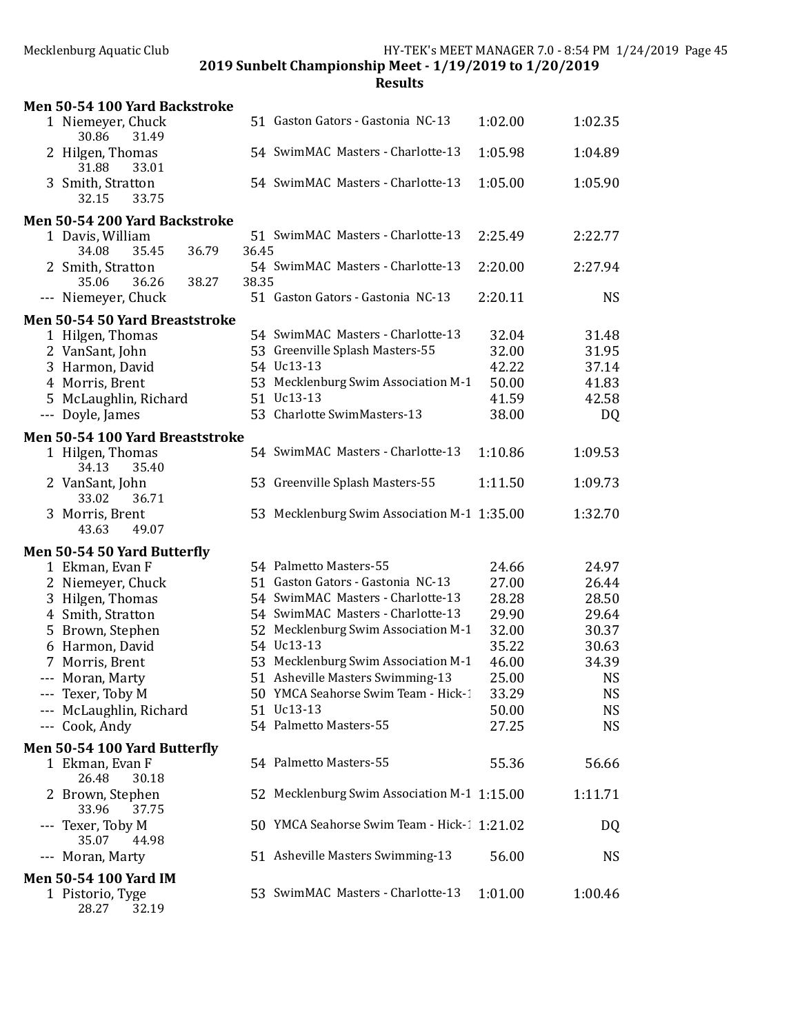**2019 Sunbelt Championship Meet - 1/19/2019 to 1/20/2019**

**Results**

### Men 50-54 100 Yard Backstroke

| Place | Name | Age | Team | Seed Time | Finals Time |
|---|---|---|---|---|---|
| 1 | Niemeyer, Chuck | 51 | Gaston Gators - Gastonia NC-13 | 1:02.00 | 1:02.35 |
| | 30.86 31.49 | | | | |
| 2 | Hilgen, Thomas | 54 | SwimMAC Masters - Charlotte-13 | 1:05.98 | 1:04.89 |
| | 31.88 33.01 | | | | |
| 3 | Smith, Stratton | 54 | SwimMAC Masters - Charlotte-13 | 1:05.00 | 1:05.90 |
| | 32.15 33.75 | | | | |

### Men 50-54 200 Yard Backstroke

| Place | Name | Age | Team | Seed Time | Finals Time |
|---|---|---|---|---|---|
| 1 | Davis, William | 51 | SwimMAC Masters - Charlotte-13 | 2:25.49 | 2:22.77 |
| | 34.08 35.45 36.79 36.45 | | | | |
| 2 | Smith, Stratton | 54 | SwimMAC Masters - Charlotte-13 | 2:20.00 | 2:27.94 |
| | 35.06 36.26 38.27 38.35 | | | | |
| --- | Niemeyer, Chuck | 51 | Gaston Gators - Gastonia NC-13 | 2:20.11 | NS |

### Men 50-54 50 Yard Breaststroke

| Place | Name | Age | Team | Seed Time | Finals Time |
|---|---|---|---|---|---|
| 1 | Hilgen, Thomas | 54 | SwimMAC Masters - Charlotte-13 | 32.04 | 31.48 |
| 2 | VanSant, John | 53 | Greenville Splash Masters-55 | 32.00 | 31.95 |
| 3 | Harmon, David | 54 | Uc13-13 | 42.22 | 37.14 |
| 4 | Morris, Brent | 53 | Mecklenburg Swim Association M-1 | 50.00 | 41.83 |
| 5 | McLaughlin, Richard | 51 | Uc13-13 | 41.59 | 42.58 |
| --- | Doyle, James | 53 | Charlotte SwimMasters-13 | 38.00 | DQ |

### Men 50-54 100 Yard Breaststroke

| Place | Name | Age | Team | Seed Time | Finals Time |
|---|---|---|---|---|---|
| 1 | Hilgen, Thomas | 54 | SwimMAC Masters - Charlotte-13 | 1:10.86 | 1:09.53 |
| | 34.13 35.40 | | | | |
| 2 | VanSant, John | 53 | Greenville Splash Masters-55 | 1:11.50 | 1:09.73 |
| | 33.02 36.71 | | | | |
| 3 | Morris, Brent | 53 | Mecklenburg Swim Association M-1 | 1:35.00 | 1:32.70 |
| | 43.63 49.07 | | | | |

### Men 50-54 50 Yard Butterfly

| Place | Name | Age | Team | Seed Time | Finals Time |
|---|---|---|---|---|---|
| 1 | Ekman, Evan F | 54 | Palmetto Masters-55 | 24.66 | 24.97 |
| 2 | Niemeyer, Chuck | 51 | Gaston Gators - Gastonia NC-13 | 27.00 | 26.44 |
| 3 | Hilgen, Thomas | 54 | SwimMAC Masters - Charlotte-13 | 28.28 | 28.50 |
| 4 | Smith, Stratton | 54 | SwimMAC Masters - Charlotte-13 | 29.90 | 29.64 |
| 5 | Brown, Stephen | 52 | Mecklenburg Swim Association M-1 | 32.00 | 30.37 |
| 6 | Harmon, David | 54 | Uc13-13 | 35.22 | 30.63 |
| 7 | Morris, Brent | 53 | Mecklenburg Swim Association M-1 | 46.00 | 34.39 |
| --- | Moran, Marty | 51 | Asheville Masters Swimming-13 | 25.00 | NS |
| --- | Texer, Toby M | 50 | YMCA Seahorse Swim Team - Hick-1 | 33.29 | NS |
| --- | McLaughlin, Richard | 51 | Uc13-13 | 50.00 | NS |
| --- | Cook, Andy | 54 | Palmetto Masters-55 | 27.25 | NS |

### Men 50-54 100 Yard Butterfly

| Place | Name | Age | Team | Seed Time | Finals Time |
|---|---|---|---|---|---|
| 1 | Ekman, Evan F | 54 | Palmetto Masters-55 | 55.36 | 56.66 |
| | 26.48 30.18 | | | | |
| 2 | Brown, Stephen | 52 | Mecklenburg Swim Association M-1 | 1:15.00 | 1:11.71 |
| | 33.96 37.75 | | | | |
| --- | Texer, Toby M | 50 | YMCA Seahorse Swim Team - Hick-1 | 1:21.02 | DQ |
| | 35.07 44.98 | | | | |
| --- | Moran, Marty | 51 | Asheville Masters Swimming-13 | 56.00 | NS |

### Men 50-54 100 Yard IM

| Place | Name | Age | Team | Seed Time | Finals Time |
|---|---|---|---|---|---|
| 1 | Pistorio, Tyge | 53 | SwimMAC Masters - Charlotte-13 | 1:01.00 | 1:00.46 |
| | 28.27 32.19 | | | | |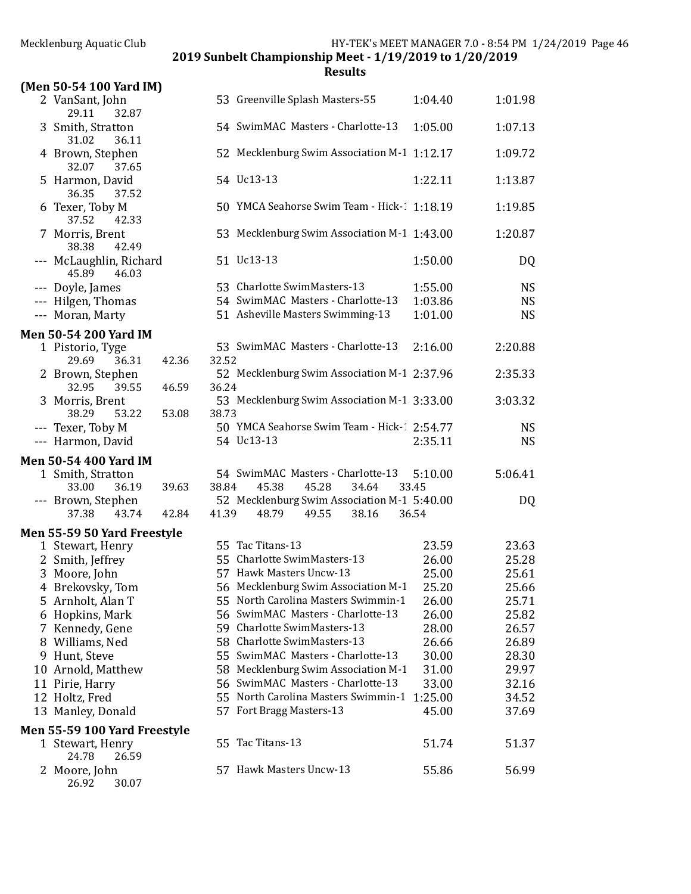## 2019 Sunbelt Championship Meet - 1/19/2019 to 1/20/2019

### Results

**(Men 50-54 100 Yard IM)**

| Place | Name | Age | Team | Seed Time | Finals Time |
|---|---|---|---|---|---|
| 2 | VanSant, John | 53 | Greenville Splash Masters-55 | 1:04.40 | 1:01.98 |
| | 29.11 32.87 | | | | |
| 3 | Smith, Stratton | 54 | SwimMAC Masters - Charlotte-13 | 1:05.00 | 1:07.13 |
| | 31.02 36.11 | | | | |
| 4 | Brown, Stephen | 52 | Mecklenburg Swim Association M-1 | 1:12.17 | 1:09.72 |
| | 32.07 37.65 | | | | |
| 5 | Harmon, David | 54 | Uc13-13 | 1:22.11 | 1:13.87 |
| | 36.35 37.52 | | | | |
| 6 | Texer, Toby M | 50 | YMCA Seahorse Swim Team - Hick-1 | 1:18.19 | 1:19.85 |
| | 37.52 42.33 | | | | |
| 7 | Morris, Brent | 53 | Mecklenburg Swim Association M-1 | 1:43.00 | 1:20.87 |
| | 38.38 42.49 | | | | |
| --- | McLaughlin, Richard | 51 | Uc13-13 | 1:50.00 | DQ |
| | 45.89 46.03 | | | | |
| --- | Doyle, James | 53 | Charlotte SwimMasters-13 | 1:55.00 | NS |
| --- | Hilgen, Thomas | 54 | SwimMAC Masters - Charlotte-13 | 1:03.86 | NS |
| --- | Moran, Marty | 51 | Asheville Masters Swimming-13 | 1:01.00 | NS |

**Men 50-54 200 Yard IM**

| Place | Name | Age | Team | Seed Time | Finals Time |
|---|---|---|---|---|---|
| 1 | Pistorio, Tyge | 53 | SwimMAC Masters - Charlotte-13 | 2:16.00 | 2:20.88 |
| | 29.69 36.31 42.36 32.52 | | | | |
| 2 | Brown, Stephen | 52 | Mecklenburg Swim Association M-1 | 2:37.96 | 2:35.33 |
| | 32.95 39.55 46.59 36.24 | | | | |
| 3 | Morris, Brent | 53 | Mecklenburg Swim Association M-1 | 3:33.00 | 3:03.32 |
| | 38.29 53.22 53.08 38.73 | | | | |
| --- | Texer, Toby M | 50 | YMCA Seahorse Swim Team - Hick-1 | 2:54.77 | NS |
| --- | Harmon, David | 54 | Uc13-13 | 2:35.11 | NS |

**Men 50-54 400 Yard IM**

| Place | Name | Age | Team | Seed Time | Finals Time |
|---|---|---|---|---|---|
| 1 | Smith, Stratton | 54 | SwimMAC Masters - Charlotte-13 | 5:10.00 | 5:06.41 |
| | 33.00 36.19 39.63 38.84 45.38 45.28 34.64 33.45 | | | | |
| --- | Brown, Stephen | 52 | Mecklenburg Swim Association M-1 | 5:40.00 | DQ |
| | 37.38 43.74 42.84 41.39 48.79 49.55 38.16 36.54 | | | | |

**Men 55-59 50 Yard Freestyle**

| Place | Name | Age | Team | Seed Time | Finals Time |
|---|---|---|---|---|---|
| 1 | Stewart, Henry | 55 | Tac Titans-13 | 23.59 | 23.63 |
| 2 | Smith, Jeffrey | 55 | Charlotte SwimMasters-13 | 26.00 | 25.28 |
| 3 | Moore, John | 57 | Hawk Masters Uncw-13 | 25.00 | 25.61 |
| 4 | Brekovsky, Tom | 56 | Mecklenburg Swim Association M-1 | 25.20 | 25.66 |
| 5 | Arnholt, Alan T | 55 | North Carolina Masters Swimmin-1 | 26.00 | 25.71 |
| 6 | Hopkins, Mark | 56 | SwimMAC Masters - Charlotte-13 | 26.00 | 25.82 |
| 7 | Kennedy, Gene | 59 | Charlotte SwimMasters-13 | 28.00 | 26.57 |
| 8 | Williams, Ned | 58 | Charlotte SwimMasters-13 | 26.66 | 26.89 |
| 9 | Hunt, Steve | 55 | SwimMAC Masters - Charlotte-13 | 30.00 | 28.30 |
| 10 | Arnold, Matthew | 58 | Mecklenburg Swim Association M-1 | 31.00 | 29.97 |
| 11 | Pirie, Harry | 56 | SwimMAC Masters - Charlotte-13 | 33.00 | 32.16 |
| 12 | Holtz, Fred | 55 | North Carolina Masters Swimmin-1 | 1:25.00 | 34.52 |
| 13 | Manley, Donald | 57 | Fort Bragg Masters-13 | 45.00 | 37.69 |

**Men 55-59 100 Yard Freestyle**

| Place | Name | Age | Team | Seed Time | Finals Time |
|---|---|---|---|---|---|
| 1 | Stewart, Henry | 55 | Tac Titans-13 | 51.74 | 51.37 |
| | 24.78 26.59 | | | | |
| 2 | Moore, John | 57 | Hawk Masters Uncw-13 | 55.86 | 56.99 |
| | 26.92 30.07 | | | | |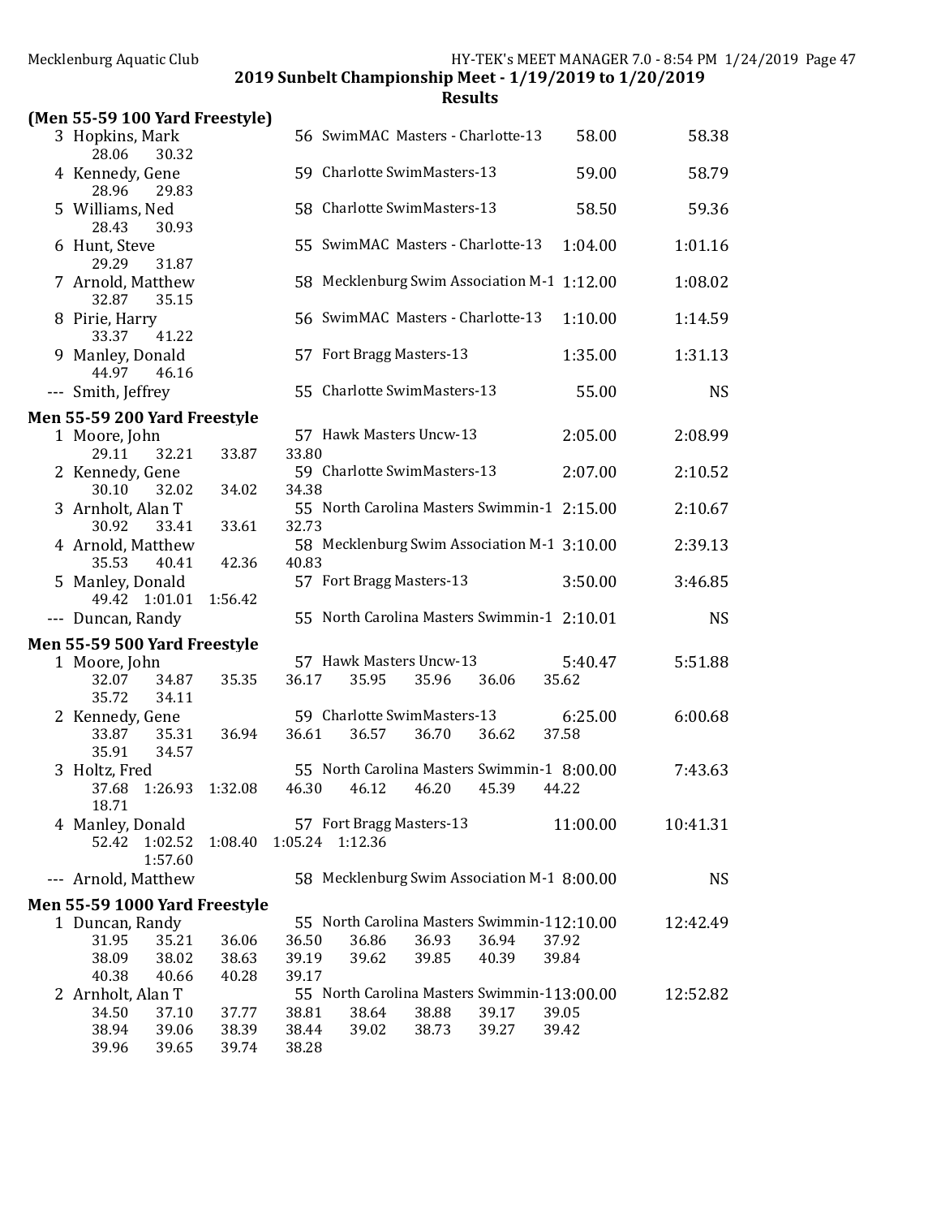Mecklenburg Aquatic Club HY-TEK's MEET MANAGER 7.0 - 8:54 PM 1/24/2019

## 2019 Sunbelt Championship Meet - 1/19/2019 to 1/20/2019

## Results

### (Men 55-59 100 Yard Freestyle)

```
  3 Hopkins, Mark                 56 SwimMAC Masters - Charlotte-13       58.00        58.38
      28.06     30.32
  4 Kennedy, Gene                 59 Charlotte SwimMasters-13             59.00        58.79
      28.96     29.83
  5 Williams, Ned                 58 Charlotte SwimMasters-13             58.50        59.36
      28.43     30.93
  6 Hunt, Steve                   55 SwimMAC Masters - Charlotte-13     1:04.00      1:01.16
      29.29     31.87
  7 Arnold, Matthew               58 Mecklenburg Swim Association M-1   1:12.00      1:08.02
      32.87     35.15
  8 Pirie, Harry                  56 SwimMAC Masters - Charlotte-13     1:10.00      1:14.59
      33.37     41.22
  9 Manley, Donald                57 Fort Bragg Masters-13              1:35.00      1:31.13
      44.97     46.16
--- Smith, Jeffrey                55 Charlotte SwimMasters-13             55.00           NS
```

### Men 55-59 200 Yard Freestyle

```
  1 Moore, John                   57 Hawk Masters Uncw-13               2:05.00      2:08.99
      29.11     32.21     33.87     33.80
  2 Kennedy, Gene                 59 Charlotte SwimMasters-13           2:07.00      2:10.52
      30.10     32.02     34.02     34.38
  3 Arnholt, Alan T               55 North Carolina Masters Swimmin-1   2:15.00      2:10.67
      30.92     33.41     33.61     32.73
  4 Arnold, Matthew               58 Mecklenburg Swim Association M-1   3:10.00      2:39.13
      35.53     40.41     42.36     40.83
  5 Manley, Donald                57 Fort Bragg Masters-13              3:50.00      3:46.85
      49.42   1:01.01   1:56.42
--- Duncan, Randy                 55 North Carolina Masters Swimmin-1   2:10.01           NS
```

### Men 55-59 500 Yard Freestyle

```
  1 Moore, John                   57 Hawk Masters Uncw-13               5:40.47      5:51.88
      32.07     34.87     35.35     36.17     35.95     35.96     36.06     35.62
      35.72     34.11
  2 Kennedy, Gene                 59 Charlotte SwimMasters-13           6:25.00      6:00.68
      33.87     35.31     36.94     36.61     36.57     36.70     36.62     37.58
      35.91     34.57
  3 Holtz, Fred                   55 North Carolina Masters Swimmin-1   8:00.00      7:43.63
      37.68   1:26.93   1:32.08     46.30     46.12     46.20     45.39     44.22
      18.71
  4 Manley, Donald                57 Fort Bragg Masters-13             11:00.00     10:41.31
      52.42   1:02.52   1:08.40   1:05.24   1:12.36
              1:57.60
--- Arnold, Matthew               58 Mecklenburg Swim Association M-1   8:00.00           NS
```

### Men 55-59 1000 Yard Freestyle

```
  1 Duncan, Randy                 55 North Carolina Masters Swimmin-1  12:10.00     12:42.49
      31.95     35.21     36.06     36.50     36.86     36.93     36.94     37.92
      38.09     38.02     38.63     39.19     39.62     39.85     40.39     39.84
      40.38     40.66     40.28     39.17
  2 Arnholt, Alan T               55 North Carolina Masters Swimmin-1  13:00.00     12:52.82
      34.50     37.10     37.77     38.81     38.64     38.88     39.17     39.05
      38.94     39.06     38.39     38.44     39.02     38.73     39.27     39.42
      39.96     39.65     39.74     38.28
```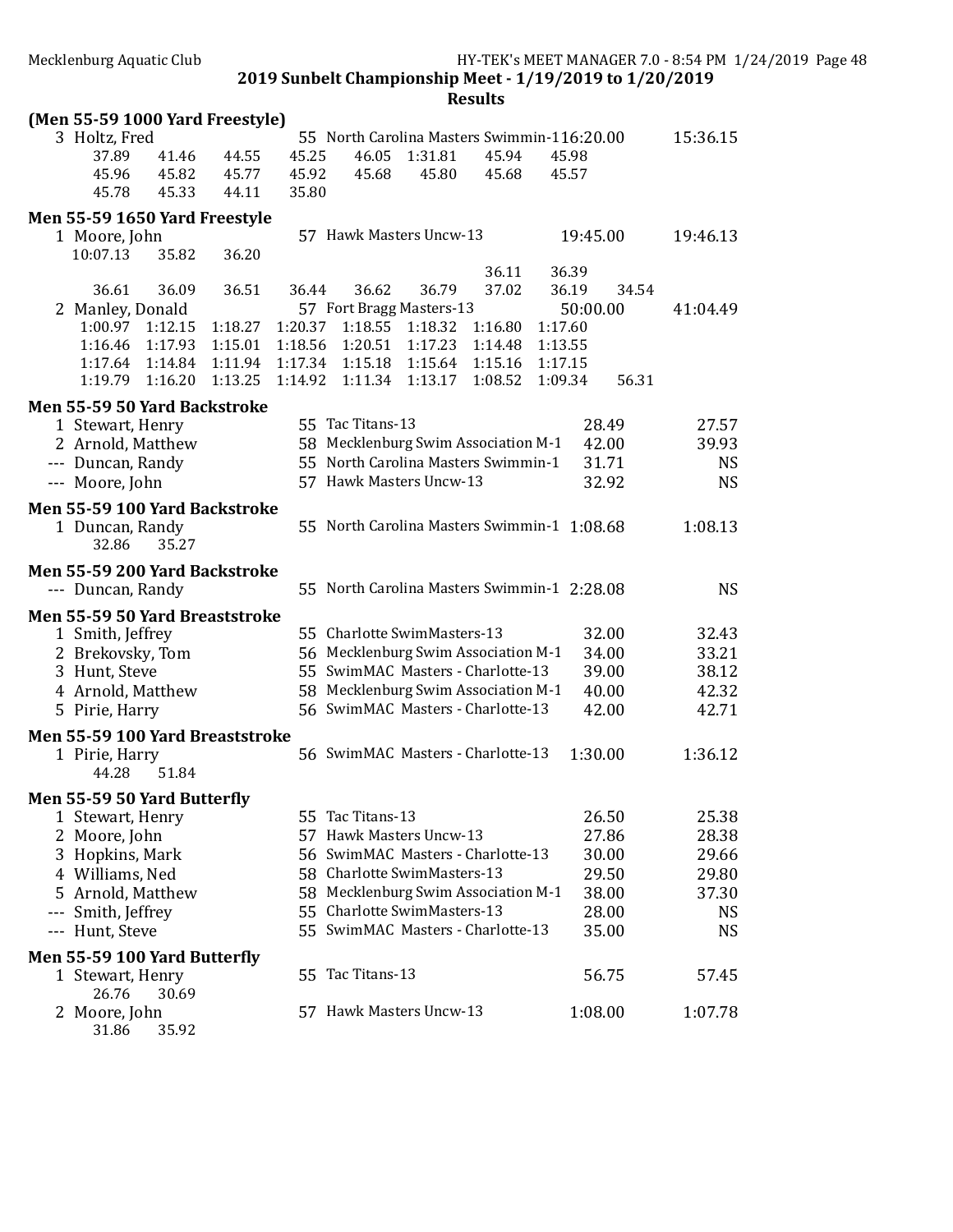## 2019 Sunbelt Championship Meet - 1/19/2019 to 1/20/2019

### Results

**(Men 55-59 1000 Yard Freestyle)**

```
  3 Holtz, Fred                 55 North Carolina Masters Swimmin-116:20.00      15:36.15
       37.89    41.46    44.55    45.25    46.05  1:31.81    45.94    45.98
       45.96    45.82    45.77    45.92    45.68    45.80    45.68    45.57
       45.78    45.33    44.11    35.80
```

**Men 55-59 1650 Yard Freestyle**

```
  1 Moore, John                 57 Hawk Masters Uncw-13            19:45.00      19:46.13
    10:07.13    35.82    36.20
                                                         36.11    36.39
       36.61    36.09    36.51    36.44    36.62    36.79    37.02    36.19    34.54
  2 Manley, Donald              57 Fort Bragg Masters-13           50:00.00      41:04.49
     1:00.97  1:12.15  1:18.27  1:20.37  1:18.55  1:18.32  1:16.80  1:17.60
     1:16.46  1:17.93  1:15.01  1:18.56  1:20.51  1:17.23  1:14.48  1:13.55
     1:17.64  1:14.84  1:11.94  1:17.34  1:15.18  1:15.64  1:15.16  1:17.15
     1:19.79  1:16.20  1:13.25  1:14.92  1:11.34  1:13.17  1:08.52  1:09.34    56.31
```

**Men 55-59 50 Yard Backstroke**

```
  1 Stewart, Henry              55 Tac Titans-13                      28.49         27.57
  2 Arnold, Matthew             58 Mecklenburg Swim Association M-1   42.00         39.93
--- Duncan, Randy               55 North Carolina Masters Swimmin-1   31.71            NS
--- Moore, John                 57 Hawk Masters Uncw-13               32.92            NS
```

**Men 55-59 100 Yard Backstroke**

```
  1 Duncan, Randy               55 North Carolina Masters Swimmin-1 1:08.68       1:08.13
       32.86    35.27
```

**Men 55-59 200 Yard Backstroke**

```
--- Duncan, Randy               55 North Carolina Masters Swimmin-1 2:28.08            NS
```

**Men 55-59 50 Yard Breaststroke**

```
  1 Smith, Jeffrey              55 Charlotte SwimMasters-13           32.00         32.43
  2 Brekovsky, Tom              56 Mecklenburg Swim Association M-1   34.00         33.21
  3 Hunt, Steve                 55 SwimMAC  Masters - Charlotte-13    39.00         38.12
  4 Arnold, Matthew             58 Mecklenburg Swim Association M-1   40.00         42.32
  5 Pirie, Harry                56 SwimMAC  Masters - Charlotte-13    42.00         42.71
```

**Men 55-59 100 Yard Breaststroke**

```
  1 Pirie, Harry                56 SwimMAC  Masters - Charlotte-13  1:30.00       1:36.12
       44.28    51.84
```

**Men 55-59 50 Yard Butterfly**

```
  1 Stewart, Henry              55 Tac Titans-13                      26.50         25.38
  2 Moore, John                 57 Hawk Masters Uncw-13               27.86         28.38
  3 Hopkins, Mark               56 SwimMAC  Masters - Charlotte-13    30.00         29.66
  4 Williams, Ned               58 Charlotte SwimMasters-13           29.50         29.80
  5 Arnold, Matthew             58 Mecklenburg Swim Association M-1   38.00         37.30
--- Smith, Jeffrey              55 Charlotte SwimMasters-13           28.00            NS
--- Hunt, Steve                 55 SwimMAC  Masters - Charlotte-13    35.00            NS
```

**Men 55-59 100 Yard Butterfly**

```
  1 Stewart, Henry              55 Tac Titans-13                      56.75         57.45
       26.76    30.69
  2 Moore, John                 57 Hawk Masters Uncw-13             1:08.00       1:07.78
       31.86    35.92
```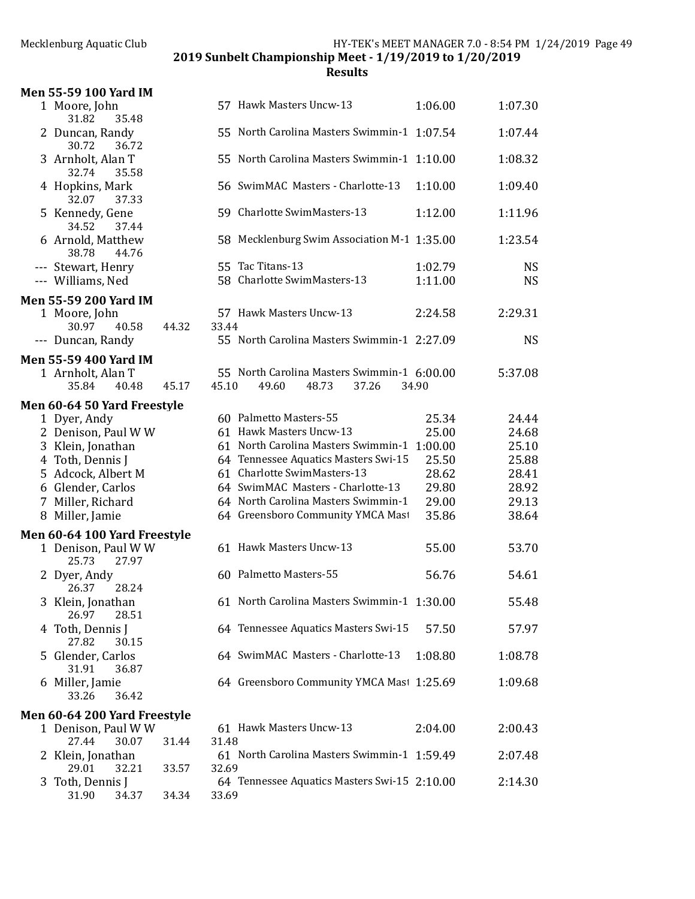# 2019 Sunbelt Championship Meet - 1/19/2019 to 1/20/2019

## Results

### Men 55-59 100 Yard IM

| Place | Name | Age | Team | Seed Time | Finals Time |
|---|---|---|---|---|---|
| 1 | Moore, John | 57 | Hawk Masters Uncw-13 | 1:06.00 | 1:07.30 |
| | 31.82 35.48 | | | | |
| 2 | Duncan, Randy | 55 | North Carolina Masters Swimmin-1 | 1:07.54 | 1:07.44 |
| | 30.72 36.72 | | | | |
| 3 | Arnholt, Alan T | 55 | North Carolina Masters Swimmin-1 | 1:10.00 | 1:08.32 |
| | 32.74 35.58 | | | | |
| 4 | Hopkins, Mark | 56 | SwimMAC Masters - Charlotte-13 | 1:10.00 | 1:09.40 |
| | 32.07 37.33 | | | | |
| 5 | Kennedy, Gene | 59 | Charlotte SwimMasters-13 | 1:12.00 | 1:11.96 |
| | 34.52 37.44 | | | | |
| 6 | Arnold, Matthew | 58 | Mecklenburg Swim Association M-1 | 1:35.00 | 1:23.54 |
| | 38.78 44.76 | | | | |
| --- | Stewart, Henry | 55 | Tac Titans-13 | 1:02.79 | NS |
| --- | Williams, Ned | 58 | Charlotte SwimMasters-13 | 1:11.00 | NS |

### Men 55-59 200 Yard IM

| Place | Name | Age | Team | Seed Time | Finals Time |
|---|---|---|---|---|---|
| 1 | Moore, John | 57 | Hawk Masters Uncw-13 | 2:24.58 | 2:29.31 |
| | 30.97 40.58 44.32 33.44 | | | | |
| --- | Duncan, Randy | 55 | North Carolina Masters Swimmin-1 | 2:27.09 | NS |

### Men 55-59 400 Yard IM

| Place | Name | Age | Team | Seed Time | Finals Time |
|---|---|---|---|---|---|
| 1 | Arnholt, Alan T | 55 | North Carolina Masters Swimmin-1 | 6:00.00 | 5:37.08 |
| | 35.84 40.48 45.17 45.10 49.60 48.73 37.26 34.90 | | | | |

### Men 60-64 50 Yard Freestyle

| Place | Name | Age | Team | Seed Time | Finals Time |
|---|---|---|---|---|---|
| 1 | Dyer, Andy | 60 | Palmetto Masters-55 | 25.34 | 24.44 |
| 2 | Denison, Paul W W | 61 | Hawk Masters Uncw-13 | 25.00 | 24.68 |
| 3 | Klein, Jonathan | 61 | North Carolina Masters Swimmin-1 | 1:00.00 | 25.10 |
| 4 | Toth, Dennis J | 64 | Tennessee Aquatics Masters Swi-15 | 25.50 | 25.88 |
| 5 | Adcock, Albert M | 61 | Charlotte SwimMasters-13 | 28.62 | 28.41 |
| 6 | Glender, Carlos | 64 | SwimMAC Masters - Charlotte-13 | 29.80 | 28.92 |
| 7 | Miller, Richard | 64 | North Carolina Masters Swimmin-1 | 29.00 | 29.13 |
| 8 | Miller, Jamie | 64 | Greensboro Community YMCA Mast | 35.86 | 38.64 |

### Men 60-64 100 Yard Freestyle

| Place | Name | Age | Team | Seed Time | Finals Time |
|---|---|---|---|---|---|
| 1 | Denison, Paul W W | 61 | Hawk Masters Uncw-13 | 55.00 | 53.70 |
| | 25.73 27.97 | | | | |
| 2 | Dyer, Andy | 60 | Palmetto Masters-55 | 56.76 | 54.61 |
| | 26.37 28.24 | | | | |
| 3 | Klein, Jonathan | 61 | North Carolina Masters Swimmin-1 | 1:30.00 | 55.48 |
| | 26.97 28.51 | | | | |
| 4 | Toth, Dennis J | 64 | Tennessee Aquatics Masters Swi-15 | 57.50 | 57.97 |
| | 27.82 30.15 | | | | |
| 5 | Glender, Carlos | 64 | SwimMAC Masters - Charlotte-13 | 1:08.80 | 1:08.78 |
| | 31.91 36.87 | | | | |
| 6 | Miller, Jamie | 64 | Greensboro Community YMCA Mast | 1:25.69 | 1:09.68 |
| | 33.26 36.42 | | | | |

### Men 60-64 200 Yard Freestyle

| Place | Name | Age | Team | Seed Time | Finals Time |
|---|---|---|---|---|---|
| 1 | Denison, Paul W W | 61 | Hawk Masters Uncw-13 | 2:04.00 | 2:00.43 |
| | 27.44 30.07 31.44 31.48 | | | | |
| 2 | Klein, Jonathan | 61 | North Carolina Masters Swimmin-1 | 1:59.49 | 2:07.48 |
| | 29.01 32.21 33.57 32.69 | | | | |
| 3 | Toth, Dennis J | 64 | Tennessee Aquatics Masters Swi-15 | 2:10.00 | 2:14.30 |
| | 31.90 34.37 34.34 33.69 | | | | |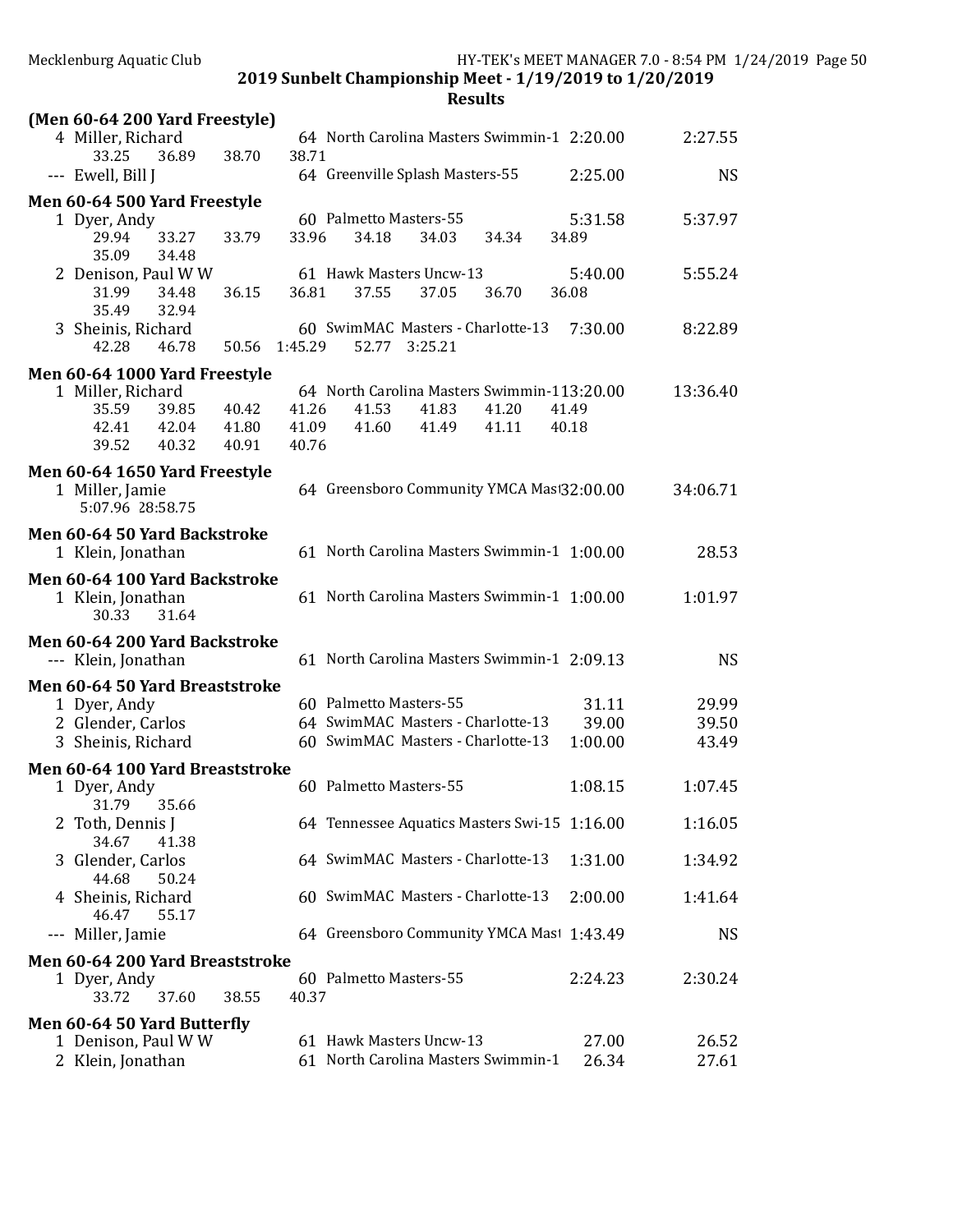**2019 Sunbelt Championship Meet - 1/19/2019 to 1/20/2019**

**Results**

### (Men 60-64 200 Yard Freestyle)

```
  4 Miller, Richard              64 North Carolina Masters Swimmin-1  2:20.00      2:27.55
      33.25     36.89     38.70     38.71
--- Ewell, Bill J                64 Greenville Splash Masters-55      2:25.00           NS
```

### Men 60-64 500 Yard Freestyle

```
  1 Dyer, Andy                   60 Palmetto Masters-55               5:31.58      5:37.97
      29.94     33.27     33.79     33.96     34.18     34.03     34.34     34.89
      35.09     34.48
  2 Denison, Paul W W            61 Hawk Masters Uncw-13              5:40.00      5:55.24
      31.99     34.48     36.15     36.81     37.55     37.05     36.70     36.08
      35.49     32.94
  3 Sheinis, Richard             60 SwimMAC  Masters - Charlotte-13   7:30.00      8:22.89
      42.28     46.78     50.56   1:45.29     52.77   3:25.21
```

### Men 60-64 1000 Yard Freestyle

```
  1 Miller, Richard              64 North Carolina Masters Swimmin-1 13:20.00     13:36.40
      35.59     39.85     40.42     41.26     41.53     41.83     41.20     41.49
      42.41     42.04     41.80     41.09     41.60     41.49     41.11     40.18
      39.52     40.32     40.91     40.76
```

### Men 60-64 1650 Yard Freestyle

```
  1 Miller, Jamie                64 Greensboro Community YMCA Mast32:00.00     34:06.71
    5:07.96  28:58.75
```

### Men 60-64 50 Yard Backstroke

```
  1 Klein, Jonathan              61 North Carolina Masters Swimmin-1  1:00.00        28.53
```

### Men 60-64 100 Yard Backstroke

```
  1 Klein, Jonathan              61 North Carolina Masters Swimmin-1  1:00.00      1:01.97
      30.33     31.64
```

### Men 60-64 200 Yard Backstroke

```
--- Klein, Jonathan              61 North Carolina Masters Swimmin-1  2:09.13           NS
```

### Men 60-64 50 Yard Breaststroke

```
  1 Dyer, Andy                   60 Palmetto Masters-55                 31.11        29.99
  2 Glender, Carlos              64 SwimMAC  Masters - Charlotte-13     39.00        39.50
  3 Sheinis, Richard             60 SwimMAC  Masters - Charlotte-13   1:00.00        43.49
```

### Men 60-64 100 Yard Breaststroke

```
  1 Dyer, Andy                   60 Palmetto Masters-55               1:08.15      1:07.45
      31.79     35.66
  2 Toth, Dennis J               64 Tennessee Aquatics Masters Swi-15 1:16.00      1:16.05
      34.67     41.38
  3 Glender, Carlos              64 SwimMAC  Masters - Charlotte-13   1:31.00      1:34.92
      44.68     50.24
  4 Sheinis, Richard             60 SwimMAC  Masters - Charlotte-13   2:00.00      1:41.64
      46.47     55.17
--- Miller, Jamie                64 Greensboro Community YMCA Mast    1:43.49           NS
```

### Men 60-64 200 Yard Breaststroke

```
  1 Dyer, Andy                   60 Palmetto Masters-55               2:24.23      2:30.24
      33.72     37.60     38.55     40.37
```

### Men 60-64 50 Yard Butterfly

```
  1 Denison, Paul W W            61 Hawk Masters Uncw-13                27.00        26.52
  2 Klein, Jonathan              61 North Carolina Masters Swimmin-1    26.34        27.61
```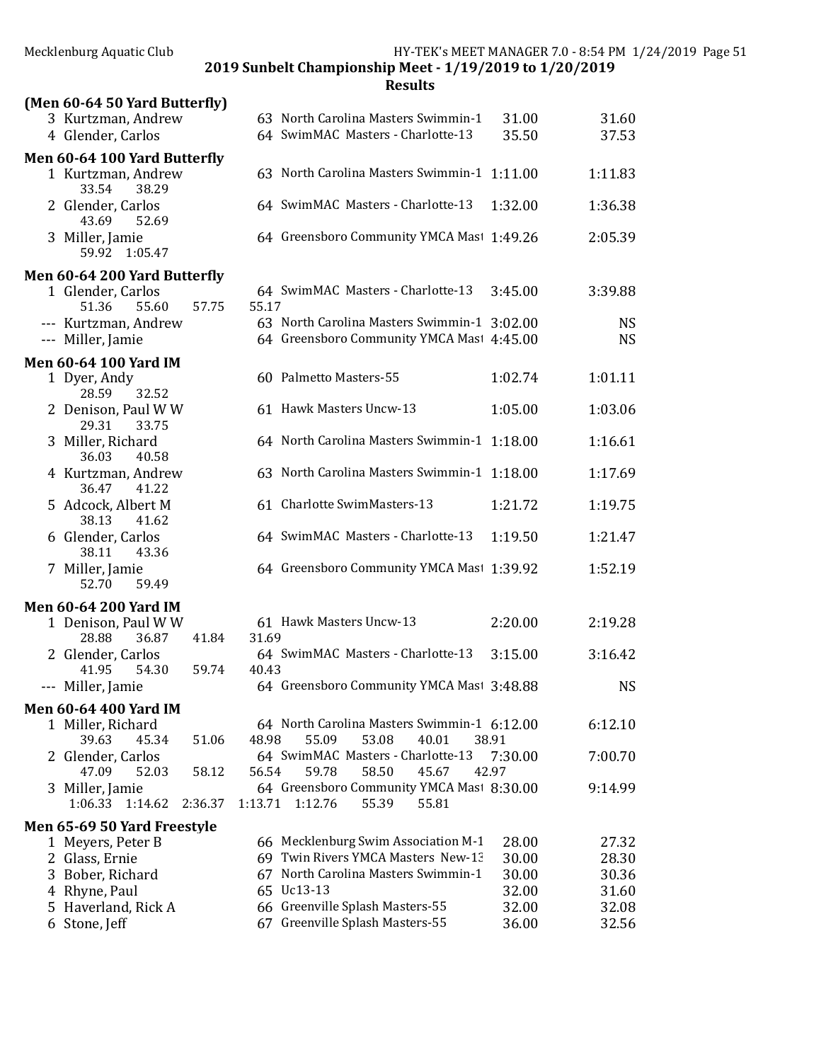## 2019 Sunbelt Championship Meet - 1/19/2019 to 1/20/2019

### Results

**(Men 60-64 50 Yard Butterfly)**

| Place | Name | Age | Team | Seed Time | Finals Time |
|---|---|---|---|---|---|
| 3 | Kurtzman, Andrew | 63 | North Carolina Masters Swimmin-1 | 31.00 | 31.60 |
| 4 | Glender, Carlos | 64 | SwimMAC Masters - Charlotte-13 | 35.50 | 37.53 |

**Men 60-64 100 Yard Butterfly**

| Place | Name | Age | Team | Seed Time | Finals Time |
|---|---|---|---|---|---|
| 1 | Kurtzman, Andrew | 63 | North Carolina Masters Swimmin-1 | 1:11.00 | 1:11.83 |
| | 33.54 38.29 | | | | |
| 2 | Glender, Carlos | 64 | SwimMAC Masters - Charlotte-13 | 1:32.00 | 1:36.38 |
| | 43.69 52.69 | | | | |
| 3 | Miller, Jamie | 64 | Greensboro Community YMCA Mast | 1:49.26 | 2:05.39 |
| | 59.92 1:05.47 | | | | |

**Men 60-64 200 Yard Butterfly**

| Place | Name | Age | Team | Seed Time | Finals Time |
|---|---|---|---|---|---|
| 1 | Glender, Carlos | 64 | SwimMAC Masters - Charlotte-13 | 3:45.00 | 3:39.88 |
| | 51.36 55.60 57.75 55.17 | | | | |
| --- | Kurtzman, Andrew | 63 | North Carolina Masters Swimmin-1 | 3:02.00 | NS |
| --- | Miller, Jamie | 64 | Greensboro Community YMCA Mast | 4:45.00 | NS |

**Men 60-64 100 Yard IM**

| Place | Name | Age | Team | Seed Time | Finals Time |
|---|---|---|---|---|---|
| 1 | Dyer, Andy | 60 | Palmetto Masters-55 | 1:02.74 | 1:01.11 |
| | 28.59 32.52 | | | | |
| 2 | Denison, Paul W W | 61 | Hawk Masters Uncw-13 | 1:05.00 | 1:03.06 |
| | 29.31 33.75 | | | | |
| 3 | Miller, Richard | 64 | North Carolina Masters Swimmin-1 | 1:18.00 | 1:16.61 |
| | 36.03 40.58 | | | | |
| 4 | Kurtzman, Andrew | 63 | North Carolina Masters Swimmin-1 | 1:18.00 | 1:17.69 |
| | 36.47 41.22 | | | | |
| 5 | Adcock, Albert M | 61 | Charlotte SwimMasters-13 | 1:21.72 | 1:19.75 |
| | 38.13 41.62 | | | | |
| 6 | Glender, Carlos | 64 | SwimMAC Masters - Charlotte-13 | 1:19.50 | 1:21.47 |
| | 38.11 43.36 | | | | |
| 7 | Miller, Jamie | 64 | Greensboro Community YMCA Mast | 1:39.92 | 1:52.19 |
| | 52.70 59.49 | | | | |

**Men 60-64 200 Yard IM**

| Place | Name | Age | Team | Seed Time | Finals Time |
|---|---|---|---|---|---|
| 1 | Denison, Paul W W | 61 | Hawk Masters Uncw-13 | 2:20.00 | 2:19.28 |
| | 28.88 36.87 41.84 31.69 | | | | |
| 2 | Glender, Carlos | 64 | SwimMAC Masters - Charlotte-13 | 3:15.00 | 3:16.42 |
| | 41.95 54.30 59.74 40.43 | | | | |
| --- | Miller, Jamie | 64 | Greensboro Community YMCA Mast | 3:48.88 | NS |

**Men 60-64 400 Yard IM**

| Place | Name | Age | Team | Seed Time | Finals Time |
|---|---|---|---|---|---|
| 1 | Miller, Richard | 64 | North Carolina Masters Swimmin-1 | 6:12.00 | 6:12.10 |
| | 39.63 45.34 51.06 48.98 55.09 53.08 40.01 38.91 | | | | |
| 2 | Glender, Carlos | 64 | SwimMAC Masters - Charlotte-13 | 7:30.00 | 7:00.70 |
| | 47.09 52.03 58.12 56.54 59.78 58.50 45.67 42.97 | | | | |
| 3 | Miller, Jamie | 64 | Greensboro Community YMCA Mast | 8:30.00 | 9:14.99 |
| | 1:06.33 1:14.62 2:36.37 1:13.71 1:12.76 55.39 55.81 | | | | |

**Men 65-69 50 Yard Freestyle**

| Place | Name | Age | Team | Seed Time | Finals Time |
|---|---|---|---|---|---|
| 1 | Meyers, Peter B | 66 | Mecklenburg Swim Association M-1 | 28.00 | 27.32 |
| 2 | Glass, Ernie | 69 | Twin Rivers YMCA Masters New-13 | 30.00 | 28.30 |
| 3 | Bober, Richard | 67 | North Carolina Masters Swimmin-1 | 30.00 | 30.36 |
| 4 | Rhyne, Paul | 65 | Uc13-13 | 32.00 | 31.60 |
| 5 | Haverland, Rick A | 66 | Greenville Splash Masters-55 | 32.00 | 32.08 |
| 6 | Stone, Jeff | 67 | Greenville Splash Masters-55 | 36.00 | 32.56 |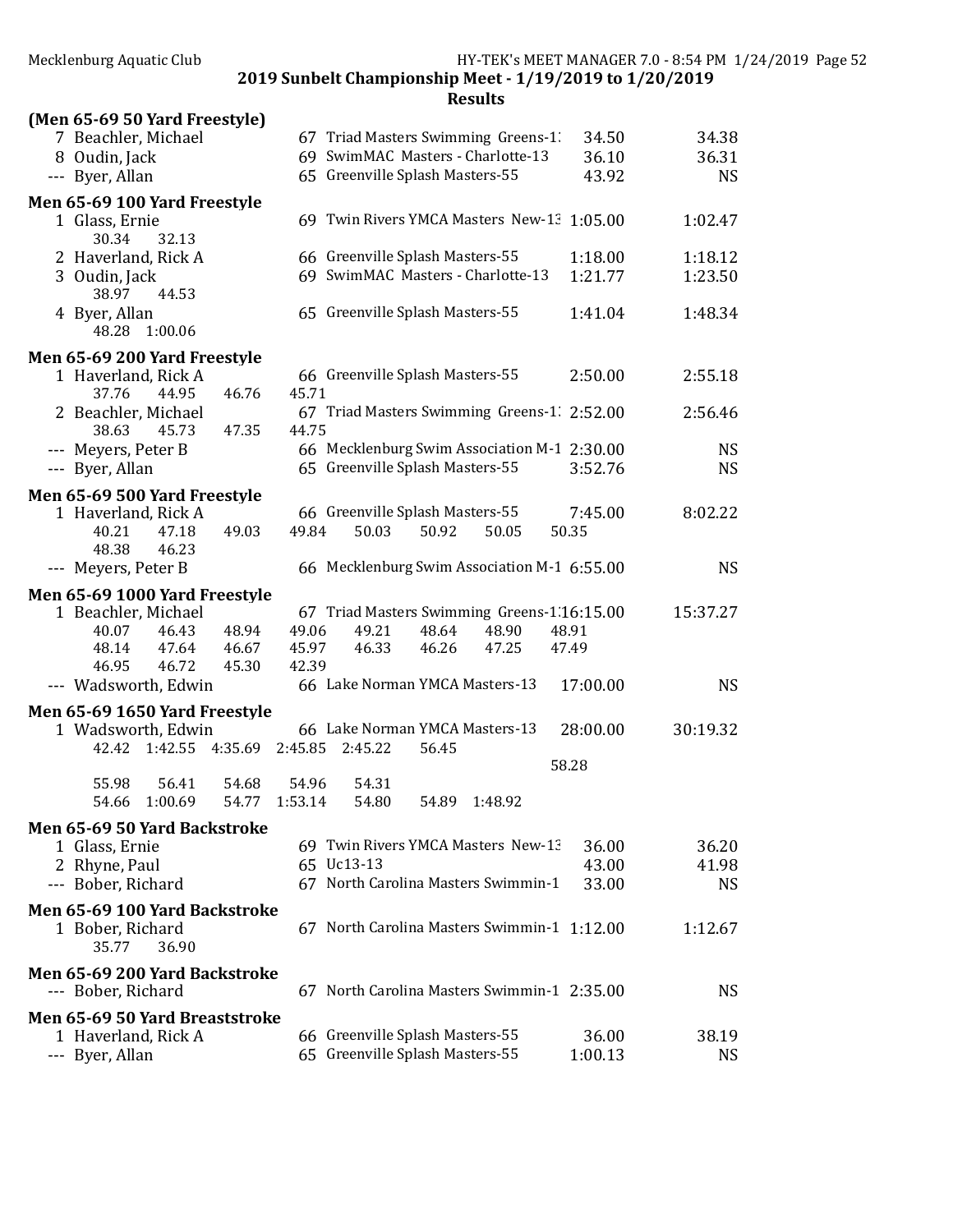## 2019 Sunbelt Championship Meet - 1/19/2019 to 1/20/2019

### Results

**(Men 65-69 50 Yard Freestyle)**

| | Name | Age | Team | Seed Time | Finals Time |
|---|---|---|---|---|---|
| 7 | Beachler, Michael | 67 | Triad Masters Swimming Greens-1: | 34.50 | 34.38 |
| 8 | Oudin, Jack | 69 | SwimMAC Masters - Charlotte-13 | 36.10 | 36.31 |
| --- | Byer, Allan | 65 | Greenville Splash Masters-55 | 43.92 | NS |

**Men 65-69 100 Yard Freestyle**

| | Name | Age | Team | Seed Time | Finals Time |
|---|---|---|---|---|---|
| 1 | Glass, Ernie | 69 | Twin Rivers YMCA Masters New-13 | 1:05.00 | 1:02.47 |
| | 30.34 32.13 | | | | |
| 2 | Haverland, Rick A | 66 | Greenville Splash Masters-55 | 1:18.00 | 1:18.12 |
| 3 | Oudin, Jack | 69 | SwimMAC Masters - Charlotte-13 | 1:21.77 | 1:23.50 |
| | 38.97 44.53 | | | | |
| 4 | Byer, Allan | 65 | Greenville Splash Masters-55 | 1:41.04 | 1:48.34 |
| | 48.28 1:00.06 | | | | |

**Men 65-69 200 Yard Freestyle**

| | Name | Age | Team | Seed Time | Finals Time |
|---|---|---|---|---|---|
| 1 | Haverland, Rick A | 66 | Greenville Splash Masters-55 | 2:50.00 | 2:55.18 |
| | 37.76 44.95 46.76 45.71 | | | | |
| 2 | Beachler, Michael | 67 | Triad Masters Swimming Greens-1: | 2:52.00 | 2:56.46 |
| | 38.63 45.73 47.35 44.75 | | | | |
| --- | Meyers, Peter B | 66 | Mecklenburg Swim Association M-1 | 2:30.00 | NS |
| --- | Byer, Allan | 65 | Greenville Splash Masters-55 | 3:52.76 | NS |

**Men 65-69 500 Yard Freestyle**

| | Name | Age | Team | Seed Time | Finals Time |
|---|---|---|---|---|---|
| 1 | Haverland, Rick A | 66 | Greenville Splash Masters-55 | 7:45.00 | 8:02.22 |
| | 40.21 47.18 49.03 49.84 50.03 50.92 50.05 50.35 | | | | |
| | 48.38 46.23 | | | | |
| --- | Meyers, Peter B | 66 | Mecklenburg Swim Association M-1 | 6:55.00 | NS |

**Men 65-69 1000 Yard Freestyle**

| | Name | Age | Team | Seed Time | Finals Time |
|---|---|---|---|---|---|
| 1 | Beachler, Michael | 67 | Triad Masters Swimming Greens-1: | 16:15.00 | 15:37.27 |
| | 40.07 46.43 48.94 49.06 49.21 48.64 48.90 48.91 | | | | |
| | 48.14 47.64 46.67 45.97 46.33 46.26 47.25 47.49 | | | | |
| | 46.95 46.72 45.30 42.39 | | | | |
| --- | Wadsworth, Edwin | 66 | Lake Norman YMCA Masters-13 | 17:00.00 | NS |

**Men 65-69 1650 Yard Freestyle**

| | Name | Age | Team | Seed Time | Finals Time |
|---|---|---|---|---|---|
| 1 | Wadsworth, Edwin | 66 | Lake Norman YMCA Masters-13 | 28:00.00 | 30:19.32 |
| | 42.42 1:42.55 4:35.69 2:45.85 2:45.22 56.45 58.28 | | | | |
| | 55.98 56.41 54.68 54.96 54.31 | | | | |
| | 54.66 1:00.69 54.77 1:53.14 54.80 54.89 1:48.92 | | | | |

**Men 65-69 50 Yard Backstroke**

| | Name | Age | Team | Seed Time | Finals Time |
|---|---|---|---|---|---|
| 1 | Glass, Ernie | 69 | Twin Rivers YMCA Masters New-13 | 36.00 | 36.20 |
| 2 | Rhyne, Paul | 65 | Uc13-13 | 43.00 | 41.98 |
| --- | Bober, Richard | 67 | North Carolina Masters Swimmin-1 | 33.00 | NS |

**Men 65-69 100 Yard Backstroke**

| | Name | Age | Team | Seed Time | Finals Time |
|---|---|---|---|---|---|
| 1 | Bober, Richard | 67 | North Carolina Masters Swimmin-1 | 1:12.00 | 1:12.67 |
| | 35.77 36.90 | | | | |

**Men 65-69 200 Yard Backstroke**

| | Name | Age | Team | Seed Time | Finals Time |
|---|---|---|---|---|---|
| --- | Bober, Richard | 67 | North Carolina Masters Swimmin-1 | 2:35.00 | NS |

**Men 65-69 50 Yard Breaststroke**

| | Name | Age | Team | Seed Time | Finals Time |
|---|---|---|---|---|---|
| 1 | Haverland, Rick A | 66 | Greenville Splash Masters-55 | 36.00 | 38.19 |
| --- | Byer, Allan | 65 | Greenville Splash Masters-55 | 1:00.13 | NS |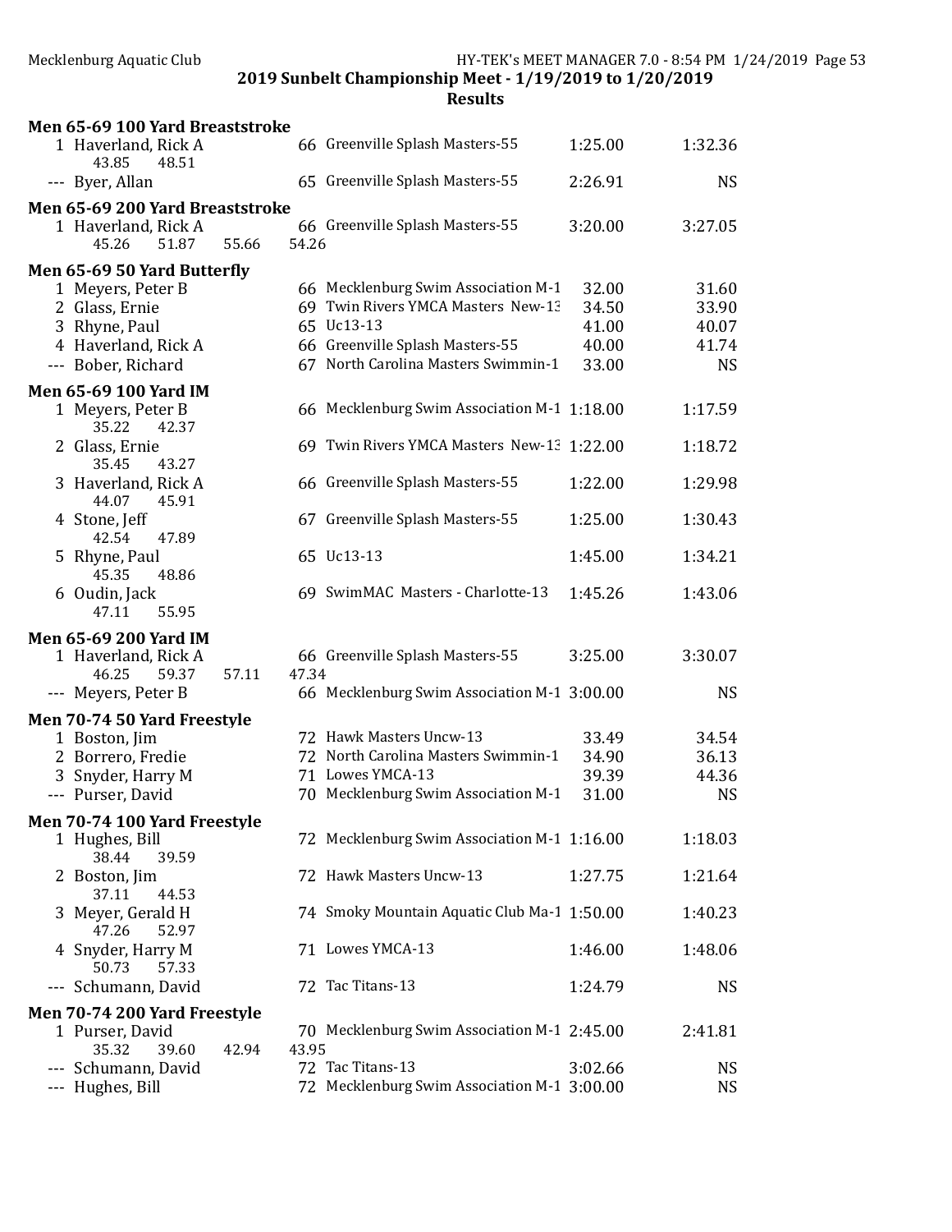## 2019 Sunbelt Championship Meet - 1/19/2019 to 1/20/2019

### Results

**Men 65-69 100 Yard Breaststroke**

| Place | Name | Age | Team | Seed Time | Finals Time |
|---|---|---|---|---|---|
| 1 | Haverland, Rick A | 66 | Greenville Splash Masters-55 | 1:25.00 | 1:32.36 |
| | 43.85  48.51 | | | | |
| --- | Byer, Allan | 65 | Greenville Splash Masters-55 | 2:26.91 | NS |

**Men 65-69 200 Yard Breaststroke**

| Place | Name | Age | Team | Seed Time | Finals Time |
|---|---|---|---|---|---|
| 1 | Haverland, Rick A | 66 | Greenville Splash Masters-55 | 3:20.00 | 3:27.05 |
| | 45.26  51.87  55.66  54.26 | | | | |

**Men 65-69 50 Yard Butterfly**

| Place | Name | Age | Team | Seed Time | Finals Time |
|---|---|---|---|---|---|
| 1 | Meyers, Peter B | 66 | Mecklenburg Swim Association M-1 | 32.00 | 31.60 |
| 2 | Glass, Ernie | 69 | Twin Rivers YMCA Masters New-13 | 34.50 | 33.90 |
| 3 | Rhyne, Paul | 65 | Uc13-13 | 41.00 | 40.07 |
| 4 | Haverland, Rick A | 66 | Greenville Splash Masters-55 | 40.00 | 41.74 |
| --- | Bober, Richard | 67 | North Carolina Masters Swimmin-1 | 33.00 | NS |

**Men 65-69 100 Yard IM**

| Place | Name | Age | Team | Seed Time | Finals Time |
|---|---|---|---|---|---|
| 1 | Meyers, Peter B | 66 | Mecklenburg Swim Association M-1 | 1:18.00 | 1:17.59 |
| | 35.22  42.37 | | | | |
| 2 | Glass, Ernie | 69 | Twin Rivers YMCA Masters New-13 | 1:22.00 | 1:18.72 |
| | 35.45  43.27 | | | | |
| 3 | Haverland, Rick A | 66 | Greenville Splash Masters-55 | 1:22.00 | 1:29.98 |
| | 44.07  45.91 | | | | |
| 4 | Stone, Jeff | 67 | Greenville Splash Masters-55 | 1:25.00 | 1:30.43 |
| | 42.54  47.89 | | | | |
| 5 | Rhyne, Paul | 65 | Uc13-13 | 1:45.00 | 1:34.21 |
| | 45.35  48.86 | | | | |
| 6 | Oudin, Jack | 69 | SwimMAC Masters - Charlotte-13 | 1:45.26 | 1:43.06 |
| | 47.11  55.95 | | | | |

**Men 65-69 200 Yard IM**

| Place | Name | Age | Team | Seed Time | Finals Time |
|---|---|---|---|---|---|
| 1 | Haverland, Rick A | 66 | Greenville Splash Masters-55 | 3:25.00 | 3:30.07 |
| | 46.25  59.37  57.11  47.34 | | | | |
| --- | Meyers, Peter B | 66 | Mecklenburg Swim Association M-1 | 3:00.00 | NS |

**Men 70-74 50 Yard Freestyle**

| Place | Name | Age | Team | Seed Time | Finals Time |
|---|---|---|---|---|---|
| 1 | Boston, Jim | 72 | Hawk Masters Uncw-13 | 33.49 | 34.54 |
| 2 | Borrero, Fredie | 72 | North Carolina Masters Swimmin-1 | 34.90 | 36.13 |
| 3 | Snyder, Harry M | 71 | Lowes YMCA-13 | 39.39 | 44.36 |
| --- | Purser, David | 70 | Mecklenburg Swim Association M-1 | 31.00 | NS |

**Men 70-74 100 Yard Freestyle**

| Place | Name | Age | Team | Seed Time | Finals Time |
|---|---|---|---|---|---|
| 1 | Hughes, Bill | 72 | Mecklenburg Swim Association M-1 | 1:16.00 | 1:18.03 |
| | 38.44  39.59 | | | | |
| 2 | Boston, Jim | 72 | Hawk Masters Uncw-13 | 1:27.75 | 1:21.64 |
| | 37.11  44.53 | | | | |
| 3 | Meyer, Gerald H | 74 | Smoky Mountain Aquatic Club Ma-1 | 1:50.00 | 1:40.23 |
| | 47.26  52.97 | | | | |
| 4 | Snyder, Harry M | 71 | Lowes YMCA-13 | 1:46.00 | 1:48.06 |
| | 50.73  57.33 | | | | |
| --- | Schumann, David | 72 | Tac Titans-13 | 1:24.79 | NS |

**Men 70-74 200 Yard Freestyle**

| Place | Name | Age | Team | Seed Time | Finals Time |
|---|---|---|---|---|---|
| 1 | Purser, David | 70 | Mecklenburg Swim Association M-1 | 2:45.00 | 2:41.81 |
| | 35.32  39.60  42.94  43.95 | | | | |
| --- | Schumann, David | 72 | Tac Titans-13 | 3:02.66 | NS |
| --- | Hughes, Bill | 72 | Mecklenburg Swim Association M-1 | 3:00.00 | NS |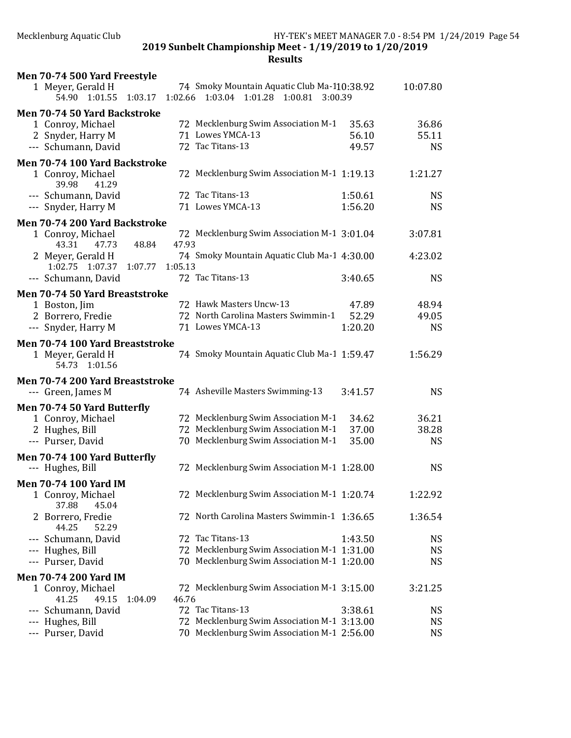**2019 Sunbelt Championship Meet - 1/19/2019 to 1/20/2019**

**Results**

### Men 70-74 500 Yard Freestyle

| Place | Name | Age | Team | Seed Time | Finals Time |
|---|---|---|---|---|---|
| 1 | Meyer, Gerald H | 74 | Smoky Mountain Aquatic Club Ma-1 | 10:38.92 | 10:07.80 |
| | 54.90 1:01.55 1:03.17 1:02.66 1:03.04 1:01.28 1:00.81 3:00.39 | | | | |

### Men 70-74 50 Yard Backstroke

| Place | Name | Age | Team | Seed Time | Finals Time |
|---|---|---|---|---|---|
| 1 | Conroy, Michael | 72 | Mecklenburg Swim Association M-1 | 35.63 | 36.86 |
| 2 | Snyder, Harry M | 71 | Lowes YMCA-13 | 56.10 | 55.11 |
| --- | Schumann, David | 72 | Tac Titans-13 | 49.57 | NS |

### Men 70-74 100 Yard Backstroke

| Place | Name | Age | Team | Seed Time | Finals Time |
|---|---|---|---|---|---|
| 1 | Conroy, Michael | 72 | Mecklenburg Swim Association M-1 | 1:19.13 | 1:21.27 |
| | 39.98 41.29 | | | | |
| --- | Schumann, David | 72 | Tac Titans-13 | 1:50.61 | NS |
| --- | Snyder, Harry M | 71 | Lowes YMCA-13 | 1:56.20 | NS |

### Men 70-74 200 Yard Backstroke

| Place | Name | Age | Team | Seed Time | Finals Time |
|---|---|---|---|---|---|
| 1 | Conroy, Michael | 72 | Mecklenburg Swim Association M-1 | 3:01.04 | 3:07.81 |
| | 43.31 47.73 48.84 47.93 | | | | |
| 2 | Meyer, Gerald H | 74 | Smoky Mountain Aquatic Club Ma-1 | 4:30.00 | 4:23.02 |
| | 1:02.75 1:07.37 1:07.77 1:05.13 | | | | |
| --- | Schumann, David | 72 | Tac Titans-13 | 3:40.65 | NS |

### Men 70-74 50 Yard Breaststroke

| Place | Name | Age | Team | Seed Time | Finals Time |
|---|---|---|---|---|---|
| 1 | Boston, Jim | 72 | Hawk Masters Uncw-13 | 47.89 | 48.94 |
| 2 | Borrero, Fredie | 72 | North Carolina Masters Swimmin-1 | 52.29 | 49.05 |
| --- | Snyder, Harry M | 71 | Lowes YMCA-13 | 1:20.20 | NS |

### Men 70-74 100 Yard Breaststroke

| Place | Name | Age | Team | Seed Time | Finals Time |
|---|---|---|---|---|---|
| 1 | Meyer, Gerald H | 74 | Smoky Mountain Aquatic Club Ma-1 | 1:59.47 | 1:56.29 |
| | 54.73 1:01.56 | | | | |

### Men 70-74 200 Yard Breaststroke

| Place | Name | Age | Team | Seed Time | Finals Time |
|---|---|---|---|---|---|
| --- | Green, James M | 74 | Asheville Masters Swimming-13 | 3:41.57 | NS |

### Men 70-74 50 Yard Butterfly

| Place | Name | Age | Team | Seed Time | Finals Time |
|---|---|---|---|---|---|
| 1 | Conroy, Michael | 72 | Mecklenburg Swim Association M-1 | 34.62 | 36.21 |
| 2 | Hughes, Bill | 72 | Mecklenburg Swim Association M-1 | 37.00 | 38.28 |
| --- | Purser, David | 70 | Mecklenburg Swim Association M-1 | 35.00 | NS |

### Men 70-74 100 Yard Butterfly

| Place | Name | Age | Team | Seed Time | Finals Time |
|---|---|---|---|---|---|
| --- | Hughes, Bill | 72 | Mecklenburg Swim Association M-1 | 1:28.00 | NS |

### Men 70-74 100 Yard IM

| Place | Name | Age | Team | Seed Time | Finals Time |
|---|---|---|---|---|---|
| 1 | Conroy, Michael | 72 | Mecklenburg Swim Association M-1 | 1:20.74 | 1:22.92 |
| | 37.88 45.04 | | | | |
| 2 | Borrero, Fredie | 72 | North Carolina Masters Swimmin-1 | 1:36.65 | 1:36.54 |
| | 44.25 52.29 | | | | |
| --- | Schumann, David | 72 | Tac Titans-13 | 1:43.50 | NS |
| --- | Hughes, Bill | 72 | Mecklenburg Swim Association M-1 | 1:31.00 | NS |
| --- | Purser, David | 70 | Mecklenburg Swim Association M-1 | 1:20.00 | NS |

### Men 70-74 200 Yard IM

| Place | Name | Age | Team | Seed Time | Finals Time |
|---|---|---|---|---|---|
| 1 | Conroy, Michael | 72 | Mecklenburg Swim Association M-1 | 3:15.00 | 3:21.25 |
| | 41.25 49.15 1:04.09 46.76 | | | | |
| --- | Schumann, David | 72 | Tac Titans-13 | 3:38.61 | NS |
| --- | Hughes, Bill | 72 | Mecklenburg Swim Association M-1 | 3:13.00 | NS |
| --- | Purser, David | 70 | Mecklenburg Swim Association M-1 | 2:56.00 | NS |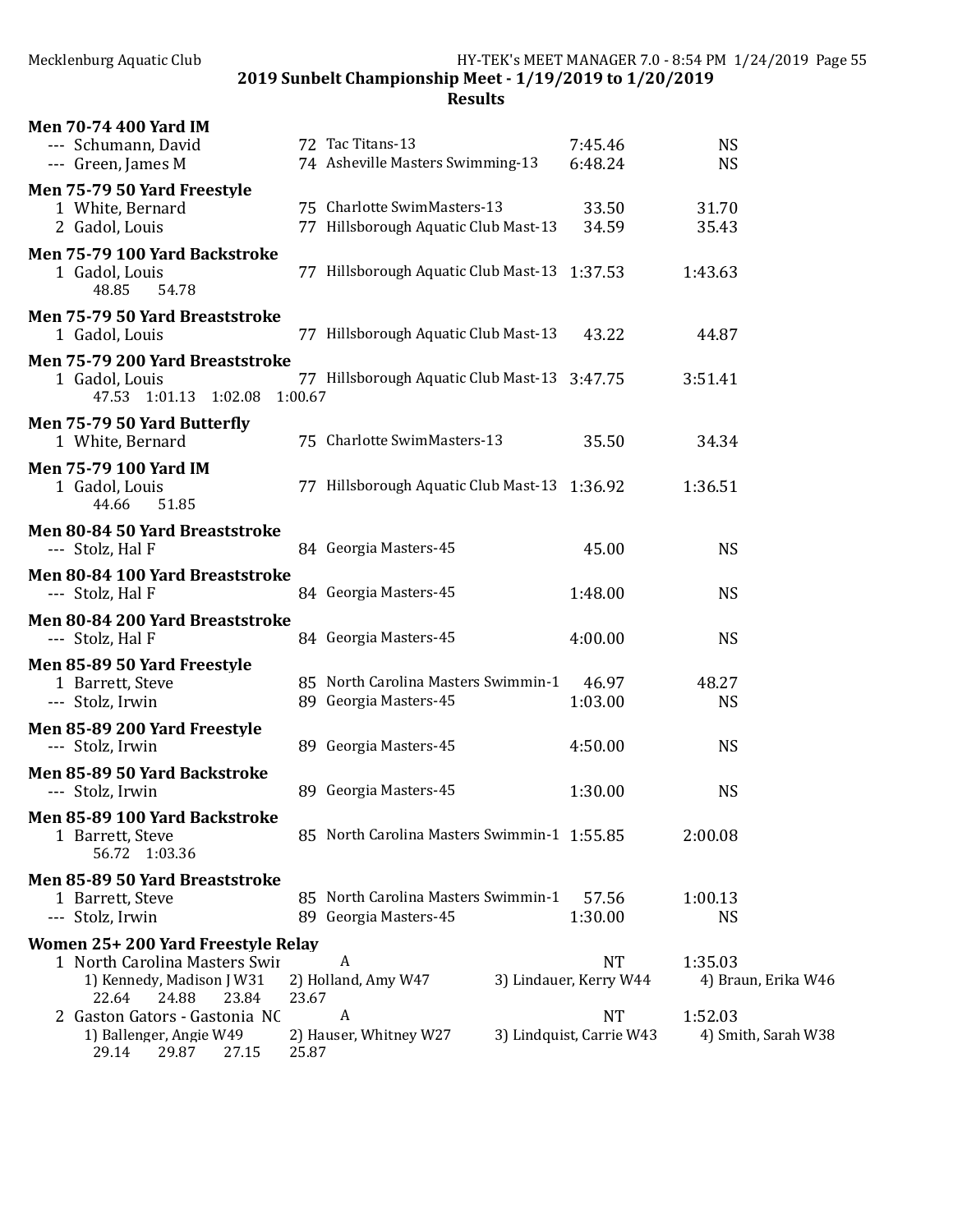## 2019 Sunbelt Championship Meet - 1/19/2019 to 1/20/2019

### Results

**Men 70-74 400 Yard IM**

| Place | Name | Age | Team | Seed Time | Finals Time |
|---|---|---|---|---|---|
| --- | Schumann, David | 72 | Tac Titans-13 | 7:45.46 | NS |
| --- | Green, James M | 74 | Asheville Masters Swimming-13 | 6:48.24 | NS |

**Men 75-79 50 Yard Freestyle**

| Place | Name | Age | Team | Seed Time | Finals Time |
|---|---|---|---|---|---|
| 1 | White, Bernard | 75 | Charlotte SwimMasters-13 | 33.50 | 31.70 |
| 2 | Gadol, Louis | 77 | Hillsborough Aquatic Club Mast-13 | 34.59 | 35.43 |

**Men 75-79 100 Yard Backstroke**

| Place | Name | Age | Team | Seed Time | Finals Time |
|---|---|---|---|---|---|
| 1 | Gadol, Louis | 77 | Hillsborough Aquatic Club Mast-13 | 1:37.53 | 1:43.63 |

Splits: 48.85 54.78

**Men 75-79 50 Yard Breaststroke**

| Place | Name | Age | Team | Seed Time | Finals Time |
|---|---|---|---|---|---|
| 1 | Gadol, Louis | 77 | Hillsborough Aquatic Club Mast-13 | 43.22 | 44.87 |

**Men 75-79 200 Yard Breaststroke**

| Place | Name | Age | Team | Seed Time | Finals Time |
|---|---|---|---|---|---|
| 1 | Gadol, Louis | 77 | Hillsborough Aquatic Club Mast-13 | 3:47.75 | 3:51.41 |

Splits: 47.53 1:01.13 1:02.08 1:00.67

**Men 75-79 50 Yard Butterfly**

| Place | Name | Age | Team | Seed Time | Finals Time |
|---|---|---|---|---|---|
| 1 | White, Bernard | 75 | Charlotte SwimMasters-13 | 35.50 | 34.34 |

**Men 75-79 100 Yard IM**

| Place | Name | Age | Team | Seed Time | Finals Time |
|---|---|---|---|---|---|
| 1 | Gadol, Louis | 77 | Hillsborough Aquatic Club Mast-13 | 1:36.92 | 1:36.51 |

Splits: 44.66 51.85

**Men 80-84 50 Yard Breaststroke**

| Place | Name | Age | Team | Seed Time | Finals Time |
|---|---|---|---|---|---|
| --- | Stolz, Hal F | 84 | Georgia Masters-45 | 45.00 | NS |

**Men 80-84 100 Yard Breaststroke**

| Place | Name | Age | Team | Seed Time | Finals Time |
|---|---|---|---|---|---|
| --- | Stolz, Hal F | 84 | Georgia Masters-45 | 1:48.00 | NS |

**Men 80-84 200 Yard Breaststroke**

| Place | Name | Age | Team | Seed Time | Finals Time |
|---|---|---|---|---|---|
| --- | Stolz, Hal F | 84 | Georgia Masters-45 | 4:00.00 | NS |

**Men 85-89 50 Yard Freestyle**

| Place | Name | Age | Team | Seed Time | Finals Time |
|---|---|---|---|---|---|
| 1 | Barrett, Steve | 85 | North Carolina Masters Swimmin-1 | 46.97 | 48.27 |
| --- | Stolz, Irwin | 89 | Georgia Masters-45 | 1:03.00 | NS |

**Men 85-89 200 Yard Freestyle**

| Place | Name | Age | Team | Seed Time | Finals Time |
|---|---|---|---|---|---|
| --- | Stolz, Irwin | 89 | Georgia Masters-45 | 4:50.00 | NS |

**Men 85-89 50 Yard Backstroke**

| Place | Name | Age | Team | Seed Time | Finals Time |
|---|---|---|---|---|---|
| --- | Stolz, Irwin | 89 | Georgia Masters-45 | 1:30.00 | NS |

**Men 85-89 100 Yard Backstroke**

| Place | Name | Age | Team | Seed Time | Finals Time |
|---|---|---|---|---|---|
| 1 | Barrett, Steve | 85 | North Carolina Masters Swimmin-1 | 1:55.85 | 2:00.08 |

Splits: 56.72 1:03.36

**Men 85-89 50 Yard Breaststroke**

| Place | Name | Age | Team | Seed Time | Finals Time |
|---|---|---|---|---|---|
| 1 | Barrett, Steve | 85 | North Carolina Masters Swimmin-1 | 57.56 | 1:00.13 |
| --- | Stolz, Irwin | 89 | Georgia Masters-45 | 1:30.00 | NS |

**Women 25+ 200 Yard Freestyle Relay**

| Place | Team | Relay | Seed Time | Finals Time |
|---|---|---|---|---|
| 1 | North Carolina Masters Swir | A | NT | 1:35.03 |
| 2 | Gaston Gators - Gastonia NC | A | NT | 1:52.03 |

1. North Carolina Masters Swir — 1) Kennedy, Madison J W31, 2) Holland, Amy W47, 3) Lindauer, Kerry W44, 4) Braun, Erika W46
   Splits: 22.64 24.88 23.84 23.67
2. Gaston Gators - Gastonia NC — 1) Ballenger, Angie W49, 2) Hauser, Whitney W27, 3) Lindquist, Carrie W43, 4) Smith, Sarah W38
   Splits: 29.14 29.87 27.15 25.87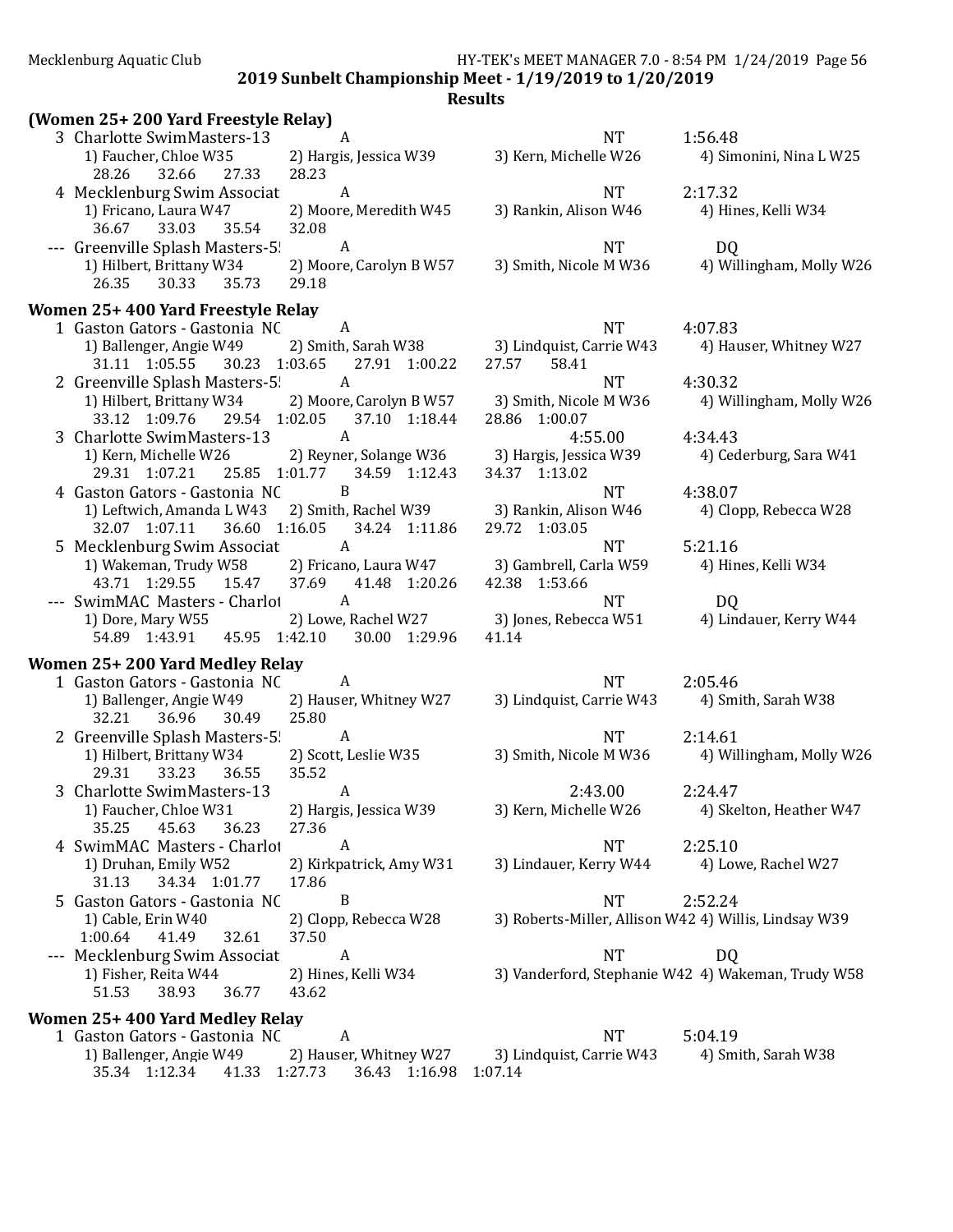## 2019 Sunbelt Championship Meet - 1/19/2019 to 1/20/2019

### Results

### (Women 25+ 200 Yard Freestyle Relay)

```
  3 Charlotte SwimMasters-13          A                                    NT          1:56.48
     1) Faucher, Chloe W35         2) Hargis, Jessica W39        3) Kern, Michelle W26          4) Simonini, Nina L W25
       28.26      32.66      27.33      28.23
  4 Mecklenburg Swim Associat         A                                    NT          2:17.32
     1) Fricano, Laura W47         2) Moore, Meredith W45        3) Rankin, Alison W46          4) Hines, Kelli W34
       36.67      33.03      35.54      32.08
 --- Greenville Splash Masters-5!     A                                    NT            DQ
     1) Hilbert, Brittany W34      2) Moore, Carolyn B W57       3) Smith, Nicole M W36         4) Willingham, Molly W26
       26.35      30.33      35.73      29.18
```

### Women 25+ 400 Yard Freestyle Relay

```
  1 Gaston Gators - Gastonia NC       A                                    NT          4:07.83
     1) Ballenger, Angie W49       2) Smith, Sarah W38           3) Lindquist, Carrie W43       4) Hauser, Whitney W27
       31.11   1:05.55     30.23   1:03.65     27.91   1:00.22     27.57     58.41
  2 Greenville Splash Masters-5!      A                                    NT          4:30.32
     1) Hilbert, Brittany W34      2) Moore, Carolyn B W57       3) Smith, Nicole M W36         4) Willingham, Molly W26
       33.12   1:09.76     29.54   1:02.05     37.10   1:18.44     28.86   1:00.07
  3 Charlotte SwimMasters-13          A                                 4:55.00        4:34.43
     1) Kern, Michelle W26         2) Reyner, Solange W36        3) Hargis, Jessica W39         4) Cederburg, Sara W41
       29.31   1:07.21     25.85   1:01.77     34.59   1:12.43     34.37   1:13.02
  4 Gaston Gators - Gastonia NC       B                                    NT          4:38.07
     1) Leftwich, Amanda L W43     2) Smith, Rachel W39          3) Rankin, Alison W46          4) Clopp, Rebecca W28
       32.07   1:07.11     36.60   1:16.05     34.24   1:11.86     29.72   1:03.05
  5 Mecklenburg Swim Associat         A                                    NT          5:21.16
     1) Wakeman, Trudy W58         2) Fricano, Laura W47         3) Gambrell, Carla W59         4) Hines, Kelli W34
       43.71   1:29.55     15.47     37.69     41.48   1:20.26     42.38   1:53.66
 --- SwimMAC Masters - Charlot        A                                    NT            DQ
     1) Dore, Mary W55             2) Lowe, Rachel W27           3) Jones, Rebecca W51          4) Lindauer, Kerry W44
       54.89   1:43.91     45.95   1:42.10     30.00   1:29.96     41.14
```

### Women 25+ 200 Yard Medley Relay

```
  1 Gaston Gators - Gastonia NC       A                                    NT          2:05.46
     1) Ballenger, Angie W49       2) Hauser, Whitney W27        3) Lindquist, Carrie W43       4) Smith, Sarah W38
       32.21      36.96      30.49      25.80
  2 Greenville Splash Masters-5!      A                                    NT          2:14.61
     1) Hilbert, Brittany W34      2) Scott, Leslie W35          3) Smith, Nicole M W36         4) Willingham, Molly W26
       29.31      33.23      36.55      35.52
  3 Charlotte SwimMasters-13          A                                 2:43.00        2:24.47
     1) Faucher, Chloe W31         2) Hargis, Jessica W39        3) Kern, Michelle W26          4) Skelton, Heather W47
       35.25      45.63      36.23      27.36
  4 SwimMAC Masters - Charlot         A                                    NT          2:25.10
     1) Druhan, Emily W52          2) Kirkpatrick, Amy W31       3) Lindauer, Kerry W44         4) Lowe, Rachel W27
       31.13      34.34    1:01.77      17.86
  5 Gaston Gators - Gastonia NC       B                                    NT          2:52.24
     1) Cable, Erin W40            2) Clopp, Rebecca W28         3) Roberts-Miller, Allison W42 4) Willis, Lindsay W39
     1:00.64      41.49      32.61      37.50
 --- Mecklenburg Swim Associat        A                                    NT            DQ
     1) Fisher, Reita W44          2) Hines, Kelli W34           3) Vanderford, Stephanie W42 4) Wakeman, Trudy W58
       51.53      38.93      36.77      43.62
```

### Women 25+ 400 Yard Medley Relay

```
  1 Gaston Gators - Gastonia NC       A                                    NT          5:04.19
     1) Ballenger, Angie W49       2) Hauser, Whitney W27        3) Lindquist, Carrie W43       4) Smith, Sarah W38
       35.34   1:12.34     41.33   1:27.73     36.43   1:16.98   1:07.14
```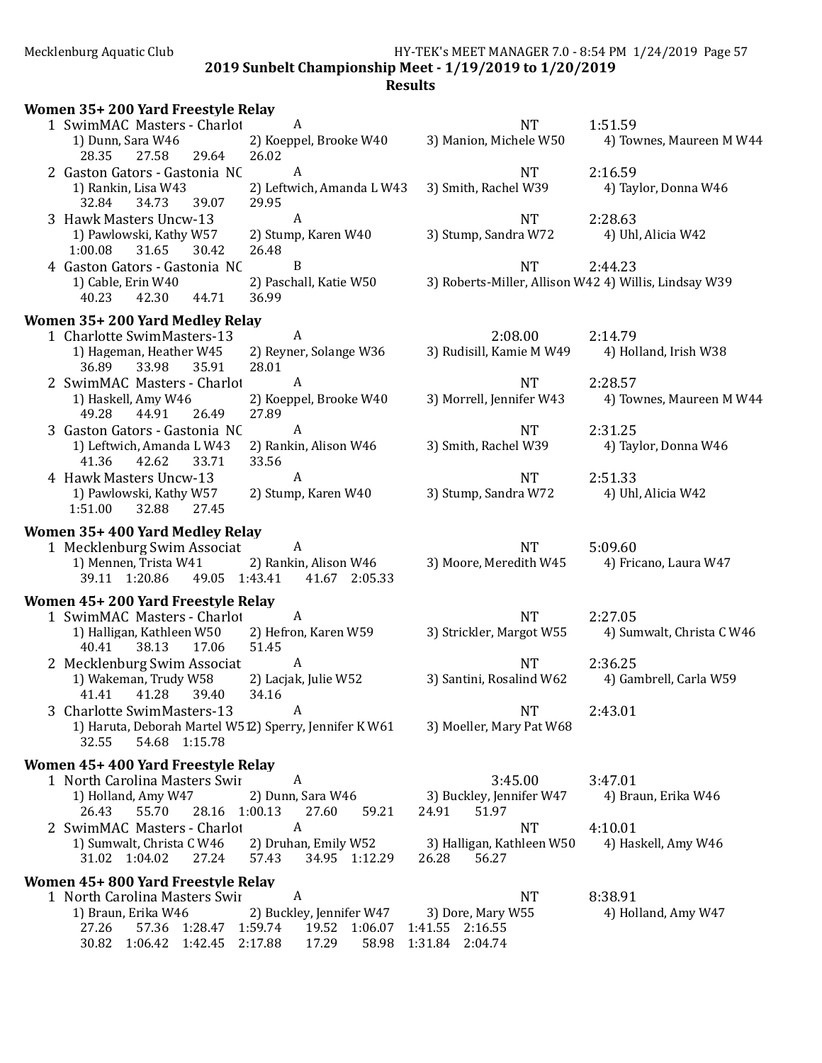**2019 Sunbelt Championship Meet - 1/19/2019 to 1/20/2019**

**Results**

### Women 35+ 200 Yard Freestyle Relay

```
 1 SwimMAC Masters - Charlot           A                            NT          1:51.59
    1) Dunn, Sara W46            2) Koeppel, Brooke W40       3) Manion, Michele W50      4) Townes, Maureen M W44
     28.35     27.58     29.64     26.02
 2 Gaston Gators - Gastonia NC         A                            NT          2:16.59
    1) Rankin, Lisa W43          2) Leftwich, Amanda L W43    3) Smith, Rachel W39        4) Taylor, Donna W46
     32.84     34.73     39.07     29.95
 3 Hawk Masters Uncw-13                A                            NT          2:28.63
    1) Pawlowski, Kathy W57      2) Stump, Karen W40          3) Stump, Sandra W72        4) Uhl, Alicia W42
   1:00.08     31.65     30.42     26.48
 4 Gaston Gators - Gastonia NC         B                            NT          2:44.23
    1) Cable, Erin W40           2) Paschall, Katie W50       3) Roberts-Miller, Allison W42 4) Willis, Lindsay W39
     40.23     42.30     44.71     36.99
```

### Women 35+ 200 Yard Medley Relay

```
 1 Charlotte SwimMasters-13            A                            2:08.00     2:14.79
    1) Hageman, Heather W45      2) Reyner, Solange W36       3) Rudisill, Kamie M W49    4) Holland, Irish W38
     36.89     33.98     35.91     28.01
 2 SwimMAC Masters - Charlot           A                            NT          2:28.57
    1) Haskell, Amy W46          2) Koeppel, Brooke W40       3) Morrell, Jennifer W43    4) Townes, Maureen M W44
     49.28     44.91     26.49     27.89
 3 Gaston Gators - Gastonia NC         A                            NT          2:31.25
    1) Leftwich, Amanda L W43    2) Rankin, Alison W46        3) Smith, Rachel W39        4) Taylor, Donna W46
     41.36     42.62     33.71     33.56
 4 Hawk Masters Uncw-13                A                            NT          2:51.33
    1) Pawlowski, Kathy W57      2) Stump, Karen W40          3) Stump, Sandra W72        4) Uhl, Alicia W42
   1:51.00     32.88     27.45
```

### Women 35+ 400 Yard Medley Relay

```
 1 Mecklenburg Swim Associat           A                            NT          5:09.60
    1) Mennen, Trista W41        2) Rankin, Alison W46        3) Moore, Meredith W45      4) Fricano, Laura W47
     39.11   1:20.86     49.05   1:43.41     41.67   2:05.33
```

### Women 45+ 200 Yard Freestyle Relay

```
 1 SwimMAC Masters - Charlot           A                            NT          2:27.05
    1) Halligan, Kathleen W50    2) Hefron, Karen W59         3) Strickler, Margot W55    4) Sumwalt, Christa C W46
     40.41     38.13     17.06     51.45
 2 Mecklenburg Swim Associat           A                            NT          2:36.25
    1) Wakeman, Trudy W58        2) Lacjak, Julie W52         3) Santini, Rosalind W62    4) Gambrell, Carla W59
     41.41     41.28     39.40     34.16
 3 Charlotte SwimMasters-13            A                            NT          2:43.01
    1) Haruta, Deborah Martel W512) Sperry, Jennifer K W61    3) Moeller, Mary Pat W68
     32.55     54.68   1:15.78
```

### Women 45+ 400 Yard Freestyle Relay

```
 1 North Carolina Masters Swir         A                            3:45.00     3:47.01
    1) Holland, Amy W47          2) Dunn, Sara W46            3) Buckley, Jennifer W47    4) Braun, Erika W46
     26.43     55.70     28.16   1:00.13     27.60     59.21     24.91     51.97
 2 SwimMAC Masters - Charlot           A                            NT          4:10.01
    1) Sumwalt, Christa C W46    2) Druhan, Emily W52         3) Halligan, Kathleen W50   4) Haskell, Amy W46
     31.02   1:04.02     27.24     57.43     34.95   1:12.29     26.28     56.27
```

### Women 45+ 800 Yard Freestyle Relay

```
 1 North Carolina Masters Swir         A                            NT          8:38.91
    1) Braun, Erika W46          2) Buckley, Jennifer W47     3) Dore, Mary W55           4) Holland, Amy W47
     27.26     57.36   1:28.47   1:59.74     19.52   1:06.07   1:41.55   2:16.55
     30.82   1:06.42   1:42.45   2:17.88     17.29     58.98   1:31.84   2:04.74
```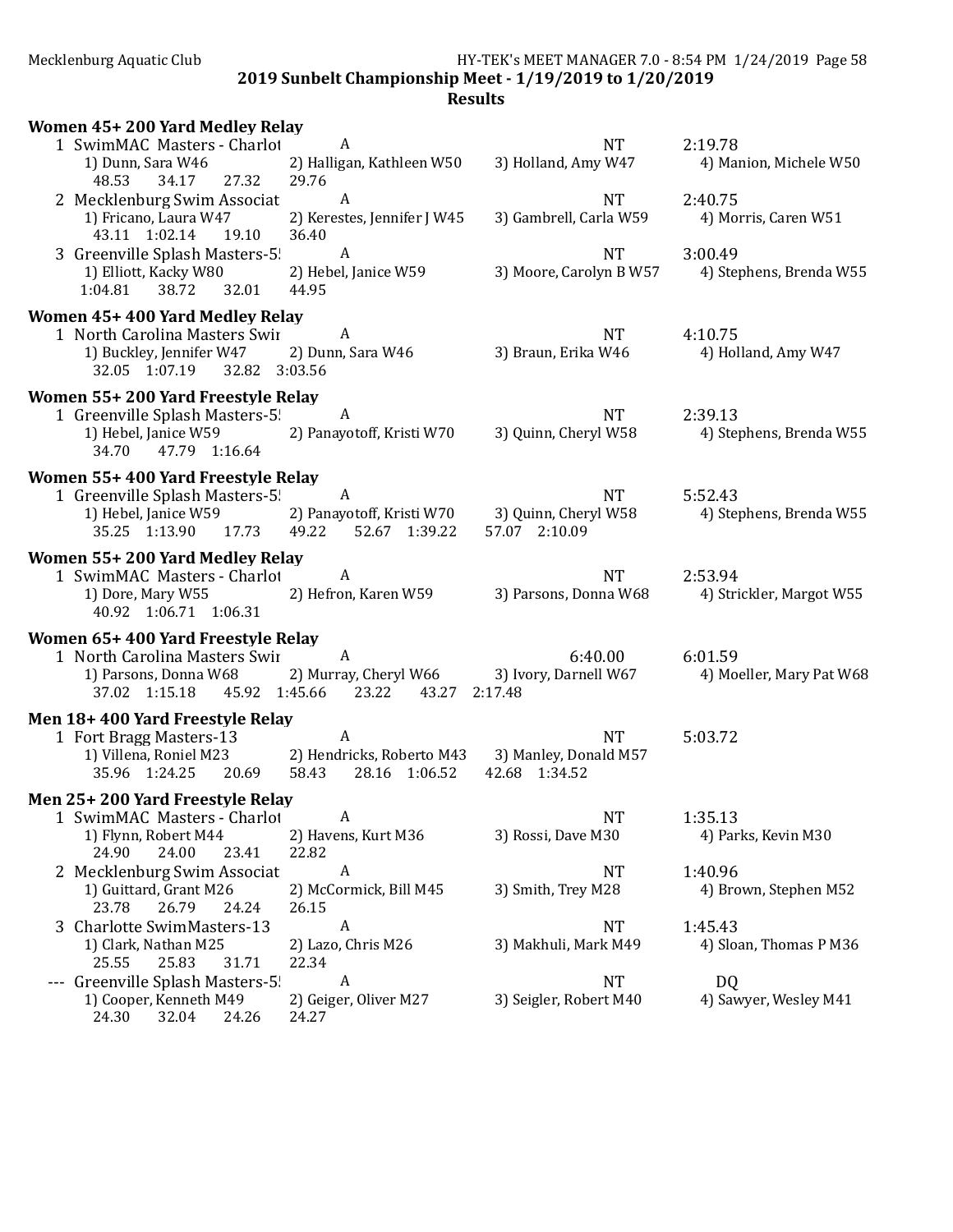## 2019 Sunbelt Championship Meet - 1/19/2019 to 1/20/2019

### Results

**Women 45+ 200 Yard Medley Relay**

1 SwimMAC Masters - Charlot — A — NT — 2:19.78
- 1) Dunn, Sara W46
- 2) Halligan, Kathleen W50
- 3) Holland, Amy W47
- 4) Manion, Michele W50

48.53 34.17 27.32 29.76

2 Mecklenburg Swim Associat — A — NT — 2:40.75
- 1) Fricano, Laura W47
- 2) Kerestes, Jennifer J W45
- 3) Gambrell, Carla W59
- 4) Morris, Caren W51

43.11 1:02.14 19.10 36.40

3 Greenville Splash Masters-5! — A — NT — 3:00.49
- 1) Elliott, Kacky W80
- 2) Hebel, Janice W59
- 3) Moore, Carolyn B W57
- 4) Stephens, Brenda W55

1:04.81 38.72 32.01 44.95

**Women 45+ 400 Yard Medley Relay**

1 North Carolina Masters Swir — A — NT — 4:10.75
- 1) Buckley, Jennifer W47
- 2) Dunn, Sara W46
- 3) Braun, Erika W46
- 4) Holland, Amy W47

32.05 1:07.19 32.82 3:03.56

**Women 55+ 200 Yard Freestyle Relay**

1 Greenville Splash Masters-5! — A — NT — 2:39.13
- 1) Hebel, Janice W59
- 2) Panayotoff, Kristi W70
- 3) Quinn, Cheryl W58
- 4) Stephens, Brenda W55

34.70 47.79 1:16.64

**Women 55+ 400 Yard Freestyle Relay**

1 Greenville Splash Masters-5! — A — NT — 5:52.43
- 1) Hebel, Janice W59
- 2) Panayotoff, Kristi W70
- 3) Quinn, Cheryl W58
- 4) Stephens, Brenda W55

35.25 1:13.90 17.73 49.22 52.67 1:39.22 57.07 2:10.09

**Women 55+ 200 Yard Medley Relay**

1 SwimMAC Masters - Charlot — A — NT — 2:53.94
- 1) Dore, Mary W55
- 2) Hefron, Karen W59
- 3) Parsons, Donna W68
- 4) Strickler, Margot W55

40.92 1:06.71 1:06.31

**Women 65+ 400 Yard Freestyle Relay**

1 North Carolina Masters Swir — A — 6:40.00 — 6:01.59
- 1) Parsons, Donna W68
- 2) Murray, Cheryl W66
- 3) Ivory, Darnell W67
- 4) Moeller, Mary Pat W68

37.02 1:15.18 45.92 1:45.66 23.22 43.27 2:17.48

**Men 18+ 400 Yard Freestyle Relay**

1 Fort Bragg Masters-13 — A — NT — 5:03.72
- 1) Villena, Roniel M23
- 2) Hendricks, Roberto M43
- 3) Manley, Donald M57

35.96 1:24.25 20.69 58.43 28.16 1:06.52 42.68 1:34.52

**Men 25+ 200 Yard Freestyle Relay**

1 SwimMAC Masters - Charlot — A — NT — 1:35.13
- 1) Flynn, Robert M44
- 2) Havens, Kurt M36
- 3) Rossi, Dave M30
- 4) Parks, Kevin M30

24.90 24.00 23.41 22.82

2 Mecklenburg Swim Associat — A — NT — 1:40.96
- 1) Guittard, Grant M26
- 2) McCormick, Bill M45
- 3) Smith, Trey M28
- 4) Brown, Stephen M52

23.78 26.79 24.24 26.15

3 Charlotte SwimMasters-13 — A — NT — 1:45.43
- 1) Clark, Nathan M25
- 2) Lazo, Chris M26
- 3) Makhuli, Mark M49
- 4) Sloan, Thomas P M36

25.55 25.83 31.71 22.34

--- Greenville Splash Masters-5! — A — NT — DQ
- 1) Cooper, Kenneth M49
- 2) Geiger, Oliver M27
- 3) Seigler, Robert M40
- 4) Sawyer, Wesley M41

24.30 32.04 24.26 24.27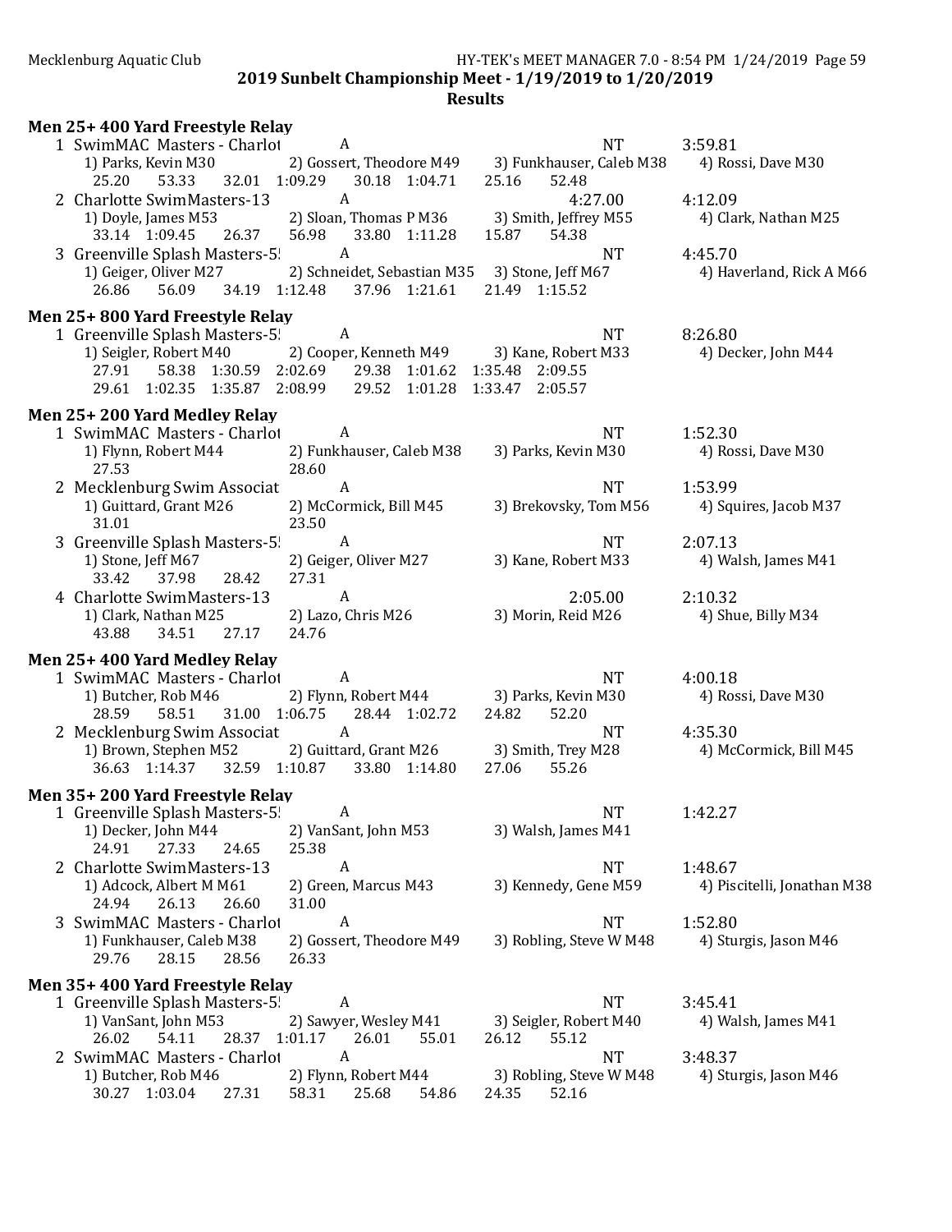## 2019 Sunbelt Championship Meet - 1/19/2019 to 1/20/2019

### Results

**Men 25+ 400 Yard Freestyle Relay**

```
 1 SwimMAC Masters - Charlot          A                              NT           3:59.81
     1) Parks, Kevin M30          2) Gossert, Theodore M49     3) Funkhauser, Caleb M38     4) Rossi, Dave M30
     25.20    53.33    32.01  1:09.29    30.18  1:04.71    25.16    52.48
 2 Charlotte SwimMasters-13           A                            4:27.00        4:12.09
     1) Doyle, James M53          2) Sloan, Thomas P M36       3) Smith, Jeffrey M55        4) Clark, Nathan M25
     33.14  1:09.45    26.37    56.98    33.80  1:11.28    15.87    54.38
 3 Greenville Splash Masters-5!       A                              NT           4:45.70
     1) Geiger, Oliver M27        2) Schneidet, Sebastian M35  3) Stone, Jeff M67           4) Haverland, Rick A M66
     26.86    56.09    34.19  1:12.48    37.96  1:21.61    21.49  1:15.52
```

**Men 25+ 800 Yard Freestyle Relay**

```
 1 Greenville Splash Masters-5!       A                              NT           8:26.80
     1) Seigler, Robert M40       2) Cooper, Kenneth M49       3) Kane, Robert M33          4) Decker, John M44
     27.91    58.38  1:30.59  2:02.69    29.38  1:01.62  1:35.48  2:09.55
     29.61  1:02.35  1:35.87  2:08.99    29.52  1:01.28  1:33.47  2:05.57
```

**Men 25+ 200 Yard Medley Relay**

```
 1 SwimMAC Masters - Charlot          A                              NT           1:52.30
     1) Flynn, Robert M44         2) Funkhauser, Caleb M38     3) Parks, Kevin M30          4) Rossi, Dave M30
     27.53                        28.60
 2 Mecklenburg Swim Associat          A                              NT           1:53.99
     1) Guittard, Grant M26       2) McCormick, Bill M45       3) Brekovsky, Tom M56        4) Squires, Jacob M37
     31.01                        23.50
 3 Greenville Splash Masters-5!       A                              NT           2:07.13
     1) Stone, Jeff M67           2) Geiger, Oliver M27        3) Kane, Robert M33          4) Walsh, James M41
     33.42    37.98    28.42    27.31
 4 Charlotte SwimMasters-13           A                            2:05.00        2:10.32
     1) Clark, Nathan M25         2) Lazo, Chris M26           3) Morin, Reid M26           4) Shue, Billy M34
     43.88    34.51    27.17    24.76
```

**Men 25+ 400 Yard Medley Relay**

```
 1 SwimMAC Masters - Charlot          A                              NT           4:00.18
     1) Butcher, Rob M46          2) Flynn, Robert M44         3) Parks, Kevin M30          4) Rossi, Dave M30
     28.59    58.51    31.00  1:06.75    28.44  1:02.72    24.82    52.20
 2 Mecklenburg Swim Associat          A                              NT           4:35.30
     1) Brown, Stephen M52        2) Guittard, Grant M26       3) Smith, Trey M28           4) McCormick, Bill M45
     36.63  1:14.37    32.59  1:10.87    33.80  1:14.80    27.06    55.26
```

**Men 35+ 200 Yard Freestyle Relay**

```
 1 Greenville Splash Masters-5!       A                              NT           1:42.27
     1) Decker, John M44          2) VanSant, John M53         3) Walsh, James M41
     24.91    27.33    24.65    25.38
 2 Charlotte SwimMasters-13           A                              NT           1:48.67
     1) Adcock, Albert M M61      2) Green, Marcus M43         3) Kennedy, Gene M59         4) Piscitelli, Jonathan M38
     24.94    26.13    26.60    31.00
 3 SwimMAC Masters - Charlot          A                              NT           1:52.80
     1) Funkhauser, Caleb M38     2) Gossert, Theodore M49     3) Robling, Steve W M48      4) Sturgis, Jason M46
     29.76    28.15    28.56    26.33
```

**Men 35+ 400 Yard Freestyle Relay**

```
 1 Greenville Splash Masters-5!       A                              NT           3:45.41
     1) VanSant, John M53         2) Sawyer, Wesley M41        3) Seigler, Robert M40       4) Walsh, James M41
     26.02    54.11    28.37  1:01.17    26.01    55.01    26.12    55.12
 2 SwimMAC Masters - Charlot          A                              NT           3:48.37
     1) Butcher, Rob M46          2) Flynn, Robert M44         3) Robling, Steve W M48      4) Sturgis, Jason M46
     30.27  1:03.04    27.31    58.31    25.68    54.86    24.35    52.16
```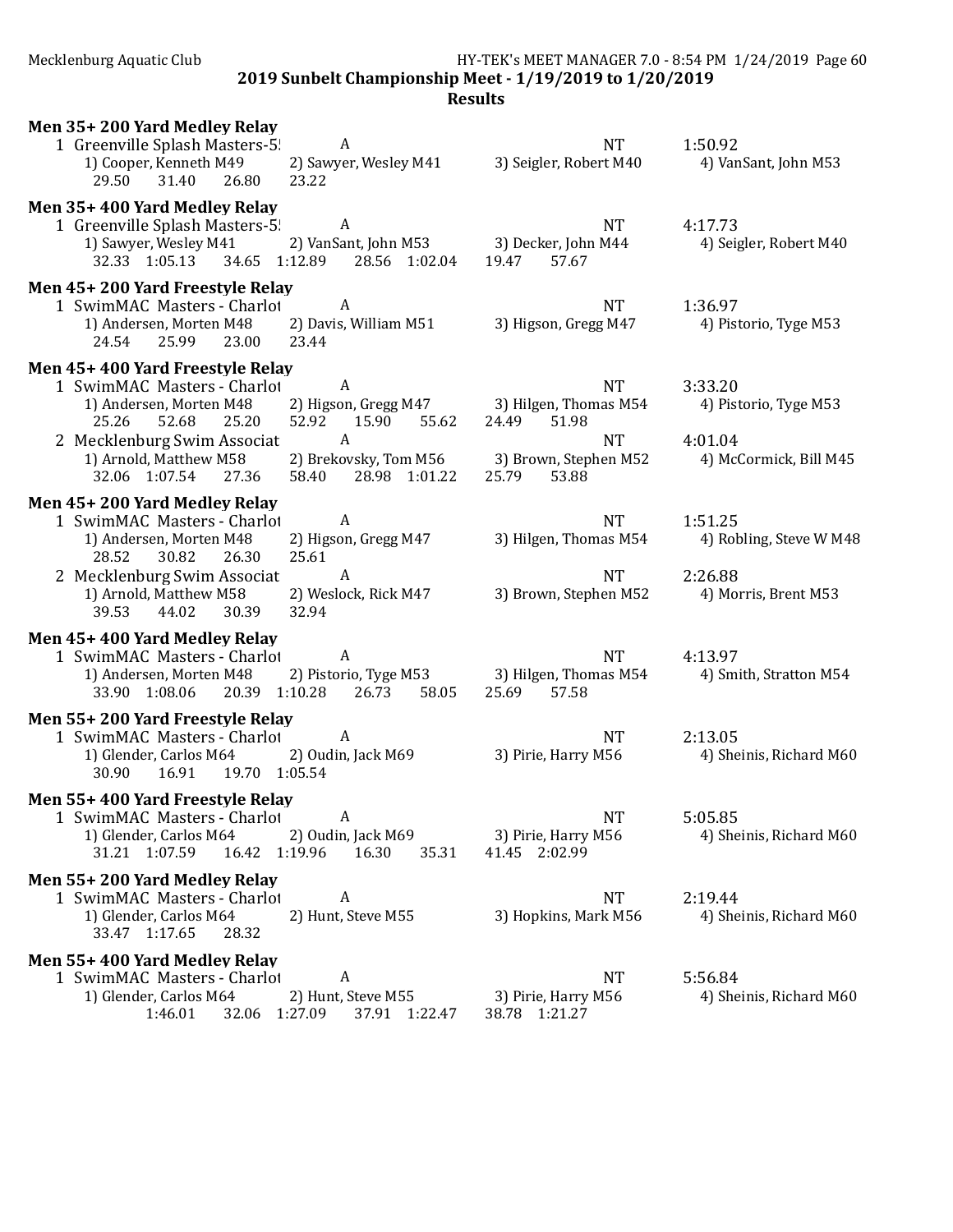## 2019 Sunbelt Championship Meet - 1/19/2019 to 1/20/2019

### Results

**Men 35+ 200 Yard Medley Relay**

1 Greenville Splash Masters-5! A NT 1:50.92
1) Cooper, Kenneth M49 2) Sawyer, Wesley M41 3) Seigler, Robert M40 4) VanSant, John M53
29.50 31.40 26.80 23.22

**Men 35+ 400 Yard Medley Relay**

1 Greenville Splash Masters-5! A NT 4:17.73
1) Sawyer, Wesley M41 2) VanSant, John M53 3) Decker, John M44 4) Seigler, Robert M40
32.33 1:05.13 34.65 1:12.89 28.56 1:02.04 19.47 57.67

**Men 45+ 200 Yard Freestyle Relay**

1 SwimMAC Masters - Charlot A NT 1:36.97
1) Andersen, Morten M48 2) Davis, William M51 3) Higson, Gregg M47 4) Pistorio, Tyge M53
24.54 25.99 23.00 23.44

**Men 45+ 400 Yard Freestyle Relay**

1 SwimMAC Masters - Charlot A NT 3:33.20
1) Andersen, Morten M48 2) Higson, Gregg M47 3) Hilgen, Thomas M54 4) Pistorio, Tyge M53
25.26 52.68 25.20 52.92 15.90 55.62 24.49 51.98

2 Mecklenburg Swim Associat A NT 4:01.04
1) Arnold, Matthew M58 2) Brekovsky, Tom M56 3) Brown, Stephen M52 4) McCormick, Bill M45
32.06 1:07.54 27.36 58.40 28.98 1:01.22 25.79 53.88

**Men 45+ 200 Yard Medley Relay**

1 SwimMAC Masters - Charlot A NT 1:51.25
1) Andersen, Morten M48 2) Higson, Gregg M47 3) Hilgen, Thomas M54 4) Robling, Steve W M48
28.52 30.82 26.30 25.61

2 Mecklenburg Swim Associat A NT 2:26.88
1) Arnold, Matthew M58 2) Weslock, Rick M47 3) Brown, Stephen M52 4) Morris, Brent M53
39.53 44.02 30.39 32.94

**Men 45+ 400 Yard Medley Relay**

1 SwimMAC Masters - Charlot A NT 4:13.97
1) Andersen, Morten M48 2) Pistorio, Tyge M53 3) Hilgen, Thomas M54 4) Smith, Stratton M54
33.90 1:08.06 20.39 1:10.28 26.73 58.05 25.69 57.58

**Men 55+ 200 Yard Freestyle Relay**

1 SwimMAC Masters - Charlot A NT 2:13.05
1) Glender, Carlos M64 2) Oudin, Jack M69 3) Pirie, Harry M56 4) Sheinis, Richard M60
30.90 16.91 19.70 1:05.54

**Men 55+ 400 Yard Freestyle Relay**

1 SwimMAC Masters - Charlot A NT 5:05.85
1) Glender, Carlos M64 2) Oudin, Jack M69 3) Pirie, Harry M56 4) Sheinis, Richard M60
31.21 1:07.59 16.42 1:19.96 16.30 35.31 41.45 2:02.99

**Men 55+ 200 Yard Medley Relay**

1 SwimMAC Masters - Charlot A NT 2:19.44
1) Glender, Carlos M64 2) Hunt, Steve M55 3) Hopkins, Mark M56 4) Sheinis, Richard M60
33.47 1:17.65 28.32

**Men 55+ 400 Yard Medley Relay**

1 SwimMAC Masters - Charlot A NT 5:56.84
1) Glender, Carlos M64 2) Hunt, Steve M55 3) Pirie, Harry M56 4) Sheinis, Richard M60
1:46.01 32.06 1:27.09 37.91 1:22.47 38.78 1:21.27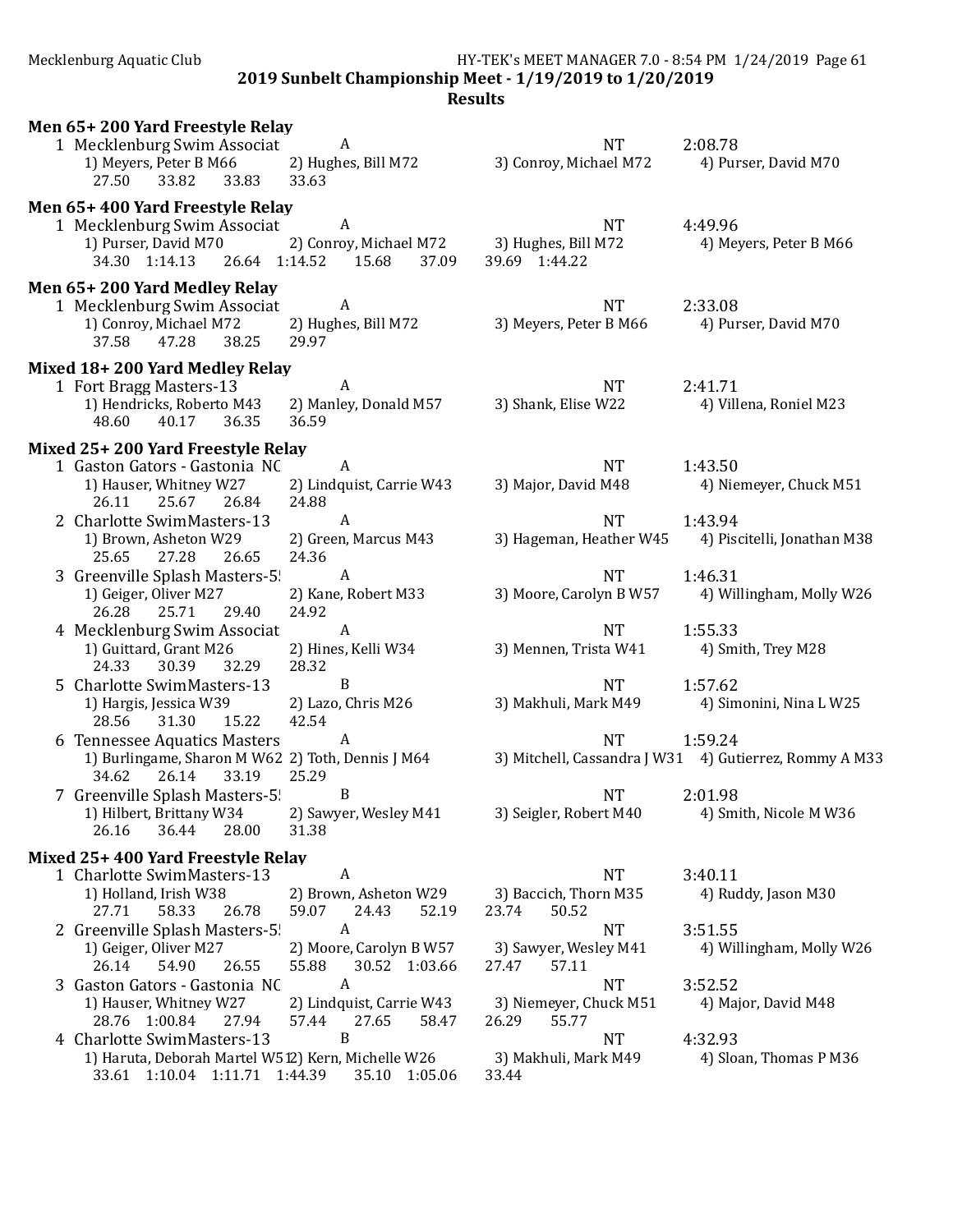**2019 Sunbelt Championship Meet - 1/19/2019 to 1/20/2019**

**Results**

**Men 65+ 200 Yard Freestyle Relay**

```
  1 Mecklenburg Swim Associat          A                                        NT         2:08.78
      1) Meyers, Peter B M66       2) Hughes, Bill M72         3) Conroy, Michael M72      4) Purser, David M70
        27.50     33.82     33.83     33.63
```

**Men 65+ 400 Yard Freestyle Relay**

```
  1 Mecklenburg Swim Associat          A                                        NT         4:49.96
      1) Purser, David M70         2) Conroy, Michael M72      3) Hughes, Bill M72         4) Meyers, Peter B M66
        34.30   1:14.13     26.64   1:14.52     15.68     37.09     39.69   1:44.22
```

**Men 65+ 200 Yard Medley Relay**

```
  1 Mecklenburg Swim Associat          A                                        NT         2:33.08
      1) Conroy, Michael M72       2) Hughes, Bill M72         3) Meyers, Peter B M66      4) Purser, David M70
        37.58     47.28     38.25     29.97
```

**Mixed 18+ 200 Yard Medley Relay**

```
  1 Fort Bragg Masters-13              A                                        NT         2:41.71
      1) Hendricks, Roberto M43    2) Manley, Donald M57       3) Shank, Elise W22         4) Villena, Roniel M23
        48.60     40.17     36.35     36.59
```

**Mixed 25+ 200 Yard Freestyle Relay**

```
  1 Gaston Gators - Gastonia NC        A                                        NT         1:43.50
      1) Hauser, Whitney W27       2) Lindquist, Carrie W43    3) Major, David M48         4) Niemeyer, Chuck M51
        26.11     25.67     26.84     24.88
  2 Charlotte SwimMasters-13           A                                        NT         1:43.94
      1) Brown, Asheton W29        2) Green, Marcus M43        3) Hageman, Heather W45     4) Piscitelli, Jonathan M38
        25.65     27.28     26.65     24.36
  3 Greenville Splash Masters-5!       A                                        NT         1:46.31
      1) Geiger, Oliver M27        2) Kane, Robert M33         3) Moore, Carolyn B W57     4) Willingham, Molly W26
        26.28     25.71     29.40     24.92
  4 Mecklenburg Swim Associat          A                                        NT         1:55.33
      1) Guittard, Grant M26       2) Hines, Kelli W34         3) Mennen, Trista W41       4) Smith, Trey M28
        24.33     30.39     32.29     28.32
  5 Charlotte SwimMasters-13           B                                        NT         1:57.62
      1) Hargis, Jessica W39       2) Lazo, Chris M26          3) Makhuli, Mark M49        4) Simonini, Nina L W25
        28.56     31.30     15.22     42.54
  6 Tennessee Aquatics Masters         A                                        NT         1:59.24
      1) Burlingame, Sharon M W62  2) Toth, Dennis J M64       3) Mitchell, Cassandra J W31  4) Gutierrez, Rommy A M33
        34.62     26.14     33.19     25.29
  7 Greenville Splash Masters-5!       B                                        NT         2:01.98
      1) Hilbert, Brittany W34     2) Sawyer, Wesley M41       3) Seigler, Robert M40      4) Smith, Nicole M W36
        26.16     36.44     28.00     31.38
```

**Mixed 25+ 400 Yard Freestyle Relay**

```
  1 Charlotte SwimMasters-13           A                                        NT         3:40.11
      1) Holland, Irish W38        2) Brown, Asheton W29       3) Baccich, Thorn M35       4) Ruddy, Jason M30
        27.71     58.33     26.78     59.07     24.43     52.19     23.74     50.52
  2 Greenville Splash Masters-5!       A                                        NT         3:51.55
      1) Geiger, Oliver M27        2) Moore, Carolyn B W57     3) Sawyer, Wesley M41       4) Willingham, Molly W26
        26.14     54.90     26.55     55.88     30.52   1:03.66     27.47     57.11
  3 Gaston Gators - Gastonia NC        A                                        NT         3:52.52
      1) Hauser, Whitney W27       2) Lindquist, Carrie W43    3) Niemeyer, Chuck M51      4) Major, David M48
        28.76   1:00.84     27.94     57.44     27.65     58.47     26.29     55.77
  4 Charlotte SwimMasters-13           B                                        NT         4:32.93
      1) Haruta, Deborah Martel W512) Kern, Michelle W26       3) Makhuli, Mark M49        4) Sloan, Thomas P M36
        33.61   1:10.04   1:11.71   1:44.39     35.10   1:05.06     33.44
```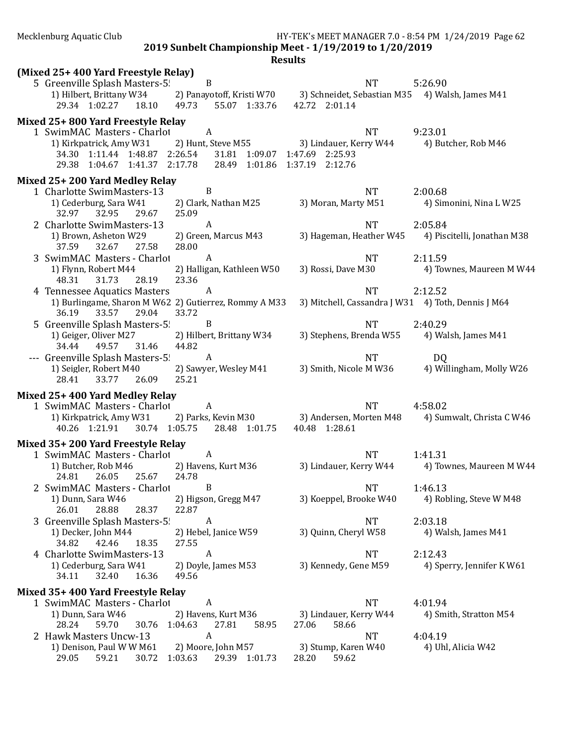**2019 Sunbelt Championship Meet - 1/19/2019 to 1/20/2019**

**Results**

**(Mixed 25+ 400 Yard Freestyle Relay)**

```
  5 Greenville Splash Masters-5!        B                            NT         5:26.90
     1) Hilbert, Brittany W34     2) Panayotoff, Kristi W70     3) Schneidet, Sebastian M35   4) Walsh, James M41
       29.34   1:02.27   18.10   49.73   55.07   1:33.76   42.72   2:01.14
```

**Mixed 25+ 800 Yard Freestyle Relay**

```
  1 SwimMAC Masters - Charlot           A                            NT         9:23.01
     1) Kirkpatrick, Amy W31      2) Hunt, Steve M55            3) Lindauer, Kerry W44        4) Butcher, Rob M46
       34.30   1:11.44   1:48.87   2:26.54   31.81   1:09.07   1:47.69   2:25.93
       29.38   1:04.67   1:41.37   2:17.78   28.49   1:01.86   1:37.19   2:12.76
```

**Mixed 25+ 200 Yard Medley Relay**

```
  1 Charlotte SwimMasters-13            B                            NT         2:00.68
     1) Cederburg, Sara W41       2) Clark, Nathan M25          3) Moran, Marty M51           4) Simonini, Nina L W25
       32.97   32.95   29.67   25.09
  2 Charlotte SwimMasters-13            A                            NT         2:05.84
     1) Brown, Asheton W29        2) Green, Marcus M43          3) Hageman, Heather W45       4) Piscitelli, Jonathan M38
       37.59   32.67   27.58   28.00
  3 SwimMAC Masters - Charlot           A                            NT         2:11.59
     1) Flynn, Robert M44         2) Halligan, Kathleen W50     3) Rossi, Dave M30            4) Townes, Maureen M W44
       48.31   31.73   28.19   23.36
  4 Tennessee Aquatics Masters          A                            NT         2:12.52
     1) Burlingame, Sharon M W62  2) Gutierrez, Rommy A M33     3) Mitchell, Cassandra J W31  4) Toth, Dennis J M64
       36.19   33.57   29.04   33.72
  5 Greenville Splash Masters-5!        B                            NT         2:40.29
     1) Geiger, Oliver M27        2) Hilbert, Brittany W34      3) Stephens, Brenda W55       4) Walsh, James M41
       34.44   49.57   31.46   44.82
--- Greenville Splash Masters-5!        A                            NT         DQ
     1) Seigler, Robert M40       2) Sawyer, Wesley M41         3) Smith, Nicole M W36        4) Willingham, Molly W26
       28.41   33.77   26.09   25.21
```

**Mixed 25+ 400 Yard Medley Relay**

```
  1 SwimMAC Masters - Charlot           A                            NT         4:58.02
     1) Kirkpatrick, Amy W31      2) Parks, Kevin M30           3) Andersen, Morten M48       4) Sumwalt, Christa C W46
       40.26   1:21.91   30.74   1:05.75   28.48   1:01.75   40.48   1:28.61
```

**Mixed 35+ 200 Yard Freestyle Relay**

```
  1 SwimMAC Masters - Charlot           A                            NT         1:41.31
     1) Butcher, Rob M46          2) Havens, Kurt M36           3) Lindauer, Kerry W44        4) Townes, Maureen M W44
       24.81   26.05   25.67   24.78
  2 SwimMAC Masters - Charlot           B                            NT         1:46.13
     1) Dunn, Sara W46            2) Higson, Gregg M47          3) Koeppel, Brooke W40        4) Robling, Steve W M48
       26.01   28.88   28.37   22.87
  3 Greenville Splash Masters-5!        A                            NT         2:03.18
     1) Decker, John M44          2) Hebel, Janice W59          3) Quinn, Cheryl W58          4) Walsh, James M41
       34.82   42.46   18.35   27.55
  4 Charlotte SwimMasters-13            A                            NT         2:12.43
     1) Cederburg, Sara W41       2) Doyle, James M53           3) Kennedy, Gene M59          4) Sperry, Jennifer K W61
       34.11   32.40   16.36   49.56
```

**Mixed 35+ 400 Yard Freestyle Relay**

```
  1 SwimMAC Masters - Charlot           A                            NT         4:01.94
     1) Dunn, Sara W46            2) Havens, Kurt M36           3) Lindauer, Kerry W44        4) Smith, Stratton M54
       28.24   59.70   30.76   1:04.63   27.81   58.95   27.06   58.66
  2 Hawk Masters Uncw-13                A                            NT         4:04.19
     1) Denison, Paul W W M61     2) Moore, John M57            3) Stump, Karen W40           4) Uhl, Alicia W42
       29.05   59.21   30.72   1:03.63   29.39   1:01.73   28.20   59.62
```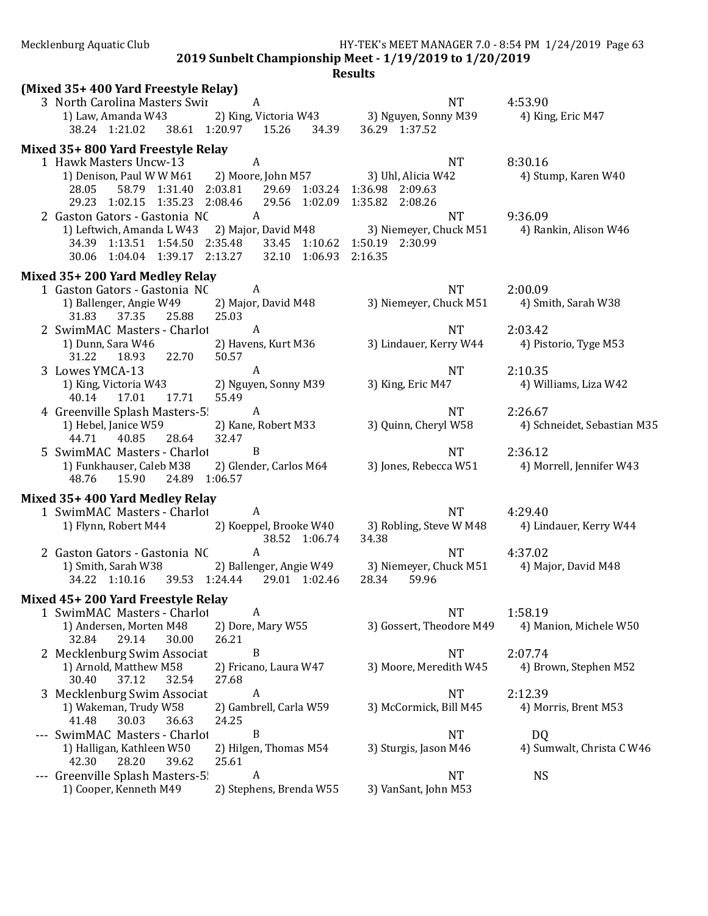**2019 Sunbelt Championship Meet - 1/19/2019 to 1/20/2019**

**Results**

**(Mixed 35+ 400 Yard Freestyle Relay)**

```
  3 North Carolina Masters Swir       A                              NT          4:53.90
     1) Law, Amanda W43          2) King, Victoria W43       3) Nguyen, Sonny M39      4) King, Eric M47
       38.24   1:21.02     38.61   1:20.97     15.26     34.39     36.29   1:37.52
```

**Mixed 35+ 800 Yard Freestyle Relay**

```
  1 Hawk Masters Uncw-13              A                              NT          8:30.16
     1) Denison, Paul W W M61    2) Moore, John M57          3) Uhl, Alicia W42        4) Stump, Karen W40
       28.05     58.79   1:31.40   2:03.81     29.69   1:03.24   1:36.98   2:09.63
       29.23   1:02.15   1:35.23   2:08.46     29.56   1:02.09   1:35.82   2:08.26
  2 Gaston Gators - Gastonia NC       A                              NT          9:36.09
     1) Leftwich, Amanda L W43   2) Major, David M48         3) Niemeyer, Chuck M51    4) Rankin, Alison W46
       34.39   1:13.51   1:54.50   2:35.48     33.45   1:10.62   1:50.19   2:30.99
       30.06   1:04.04   1:39.17   2:13.27     32.10   1:06.93   2:16.35
```

**Mixed 35+ 200 Yard Medley Relay**

```
  1 Gaston Gators - Gastonia NC       A                              NT          2:00.09
     1) Ballenger, Angie W49     2) Major, David M48         3) Niemeyer, Chuck M51    4) Smith, Sarah W38
       31.83     37.35     25.88     25.03
  2 SwimMAC Masters - Charlot         A                              NT          2:03.42
     1) Dunn, Sara W46           2) Havens, Kurt M36         3) Lindauer, Kerry W44    4) Pistorio, Tyge M53
       31.22     18.93     22.70     50.57
  3 Lowes YMCA-13                     A                              NT          2:10.35
     1) King, Victoria W43       2) Nguyen, Sonny M39        3) King, Eric M47         4) Williams, Liza W42
       40.14     17.01     17.71     55.49
  4 Greenville Splash Masters-5!      A                              NT          2:26.67
     1) Hebel, Janice W59        2) Kane, Robert M33         3) Quinn, Cheryl W58      4) Schneidet, Sebastian M35
       44.71     40.85     28.64     32.47
  5 SwimMAC Masters - Charlot         B                              NT          2:36.12
     1) Funkhauser, Caleb M38    2) Glender, Carlos M64      3) Jones, Rebecca W51     4) Morrell, Jennifer W43
       48.76     15.90     24.89   1:06.57
```

**Mixed 35+ 400 Yard Medley Relay**

```
  1 SwimMAC Masters - Charlot         A                              NT          4:29.40
     1) Flynn, Robert M44        2) Koeppel, Brooke W40      3) Robling, Steve W M48   4) Lindauer, Kerry W44
                                           38.52   1:06.74     34.38
  2 Gaston Gators - Gastonia NC       A                              NT          4:37.02
     1) Smith, Sarah W38         2) Ballenger, Angie W49     3) Niemeyer, Chuck M51    4) Major, David M48
       34.22   1:10.16     39.53   1:24.44     29.01   1:02.46     28.34     59.96
```

**Mixed 45+ 200 Yard Freestyle Relay**

```
  1 SwimMAC Masters - Charlot         A                              NT          1:58.19
     1) Andersen, Morten M48     2) Dore, Mary W55           3) Gossert, Theodore M49  4) Manion, Michele W50
       32.84     29.14     30.00     26.21
  2 Mecklenburg Swim Associat         B                              NT          2:07.74
     1) Arnold, Matthew M58      2) Fricano, Laura W47       3) Moore, Meredith W45    4) Brown, Stephen M52
       30.40     37.12     32.54     27.68
  3 Mecklenburg Swim Associat         A                              NT          2:12.39
     1) Wakeman, Trudy W58       2) Gambrell, Carla W59      3) McCormick, Bill M45    4) Morris, Brent M53
       41.48     30.03     36.63     24.25
--- SwimMAC Masters - Charlot         B                              NT            DQ
     1) Halligan, Kathleen W50   2) Hilgen, Thomas M54       3) Sturgis, Jason M46     4) Sumwalt, Christa C W46
       42.30     28.20     39.62     25.61
--- Greenville Splash Masters-5!      A                              NT            NS
     1) Cooper, Kenneth M49      2) Stephens, Brenda W55     3) VanSant, John M53
```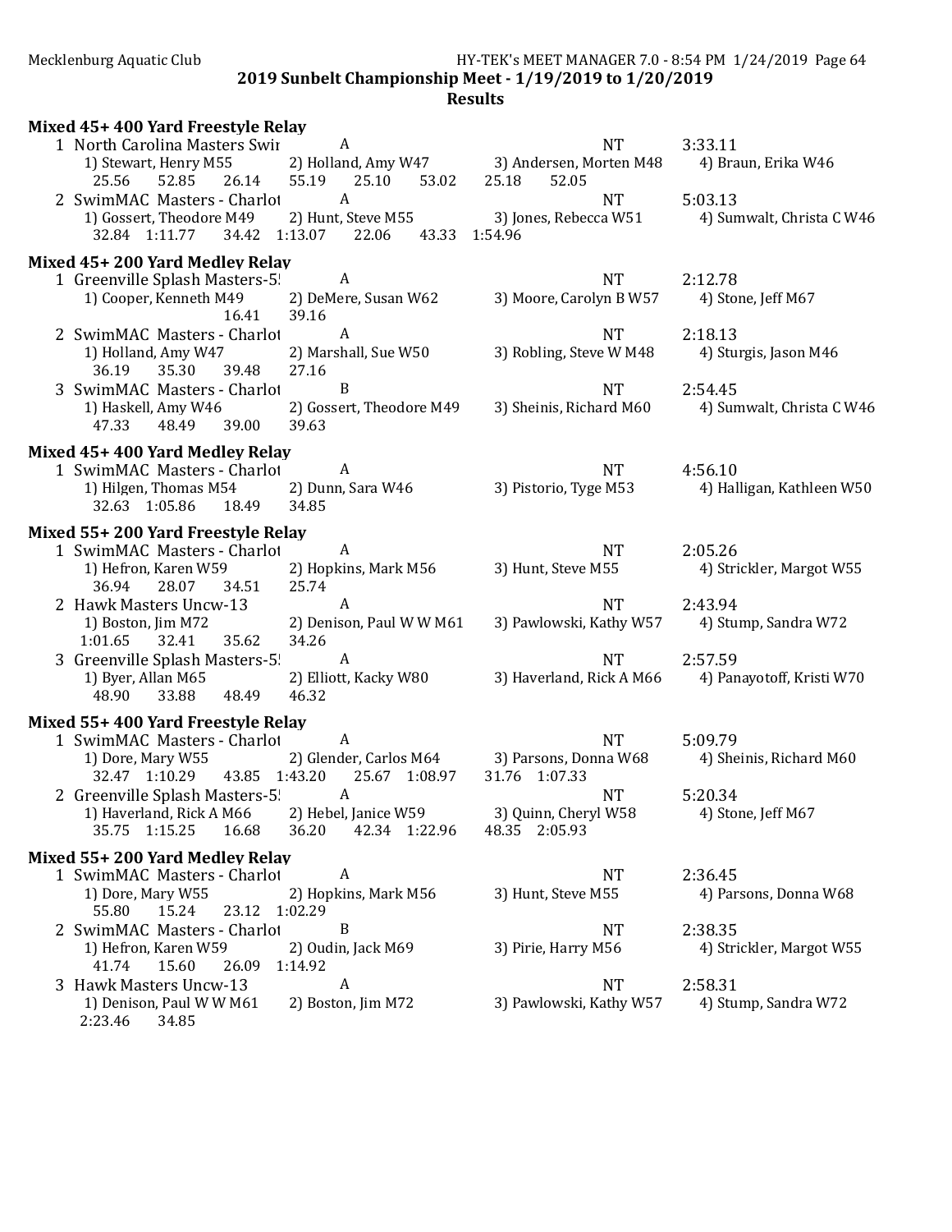## 2019 Sunbelt Championship Meet - 1/19/2019 to 1/20/2019

### Results

**Mixed 45+ 400 Yard Freestyle Relay**

1 North Carolina Masters Swir — A — NT — 3:33.11
1) Stewart, Henry M55 2) Holland, Amy W47 3) Andersen, Morten M48 4) Braun, Erika W46
25.56 52.85 26.14 55.19 25.10 53.02 25.18 52.05

2 SwimMAC Masters - Charlot — A — NT — 5:03.13
1) Gossert, Theodore M49 2) Hunt, Steve M55 3) Jones, Rebecca W51 4) Sumwalt, Christa C W46
32.84 1:11.77 34.42 1:13.07 22.06 43.33 1:54.96

**Mixed 45+ 200 Yard Medley Relay**

1 Greenville Splash Masters-5! — A — NT — 2:12.78
1) Cooper, Kenneth M49 2) DeMere, Susan W62 3) Moore, Carolyn B W57 4) Stone, Jeff M67
16.41 39.16

2 SwimMAC Masters - Charlot — A — NT — 2:18.13
1) Holland, Amy W47 2) Marshall, Sue W50 3) Robling, Steve W M48 4) Sturgis, Jason M46
36.19 35.30 39.48 27.16

3 SwimMAC Masters - Charlot — B — NT — 2:54.45
1) Haskell, Amy W46 2) Gossert, Theodore M49 3) Sheinis, Richard M60 4) Sumwalt, Christa C W46
47.33 48.49 39.00 39.63

**Mixed 45+ 400 Yard Medley Relay**

1 SwimMAC Masters - Charlot — A — NT — 4:56.10
1) Hilgen, Thomas M54 2) Dunn, Sara W46 3) Pistorio, Tyge M53 4) Halligan, Kathleen W50
32.63 1:05.86 18.49 34.85

**Mixed 55+ 200 Yard Freestyle Relay**

1 SwimMAC Masters - Charlot — A — NT — 2:05.26
1) Hefron, Karen W59 2) Hopkins, Mark M56 3) Hunt, Steve M55 4) Strickler, Margot W55
36.94 28.07 34.51 25.74

2 Hawk Masters Uncw-13 — A — NT — 2:43.94
1) Boston, Jim M72 2) Denison, Paul W W M61 3) Pawlowski, Kathy W57 4) Stump, Sandra W72
1:01.65 32.41 35.62 34.26

3 Greenville Splash Masters-5! — A — NT — 2:57.59
1) Byer, Allan M65 2) Elliott, Kacky W80 3) Haverland, Rick A M66 4) Panayotoff, Kristi W70
48.90 33.88 48.49 46.32

**Mixed 55+ 400 Yard Freestyle Relay**

1 SwimMAC Masters - Charlot — A — NT — 5:09.79
1) Dore, Mary W55 2) Glender, Carlos M64 3) Parsons, Donna W68 4) Sheinis, Richard M60
32.47 1:10.29 43.85 1:43.20 25.67 1:08.97 31.76 1:07.33

2 Greenville Splash Masters-5! — A — NT — 5:20.34
1) Haverland, Rick A M66 2) Hebel, Janice W59 3) Quinn, Cheryl W58 4) Stone, Jeff M67
35.75 1:15.25 16.68 36.20 42.34 1:22.96 48.35 2:05.93

**Mixed 55+ 200 Yard Medley Relay**

1 SwimMAC Masters - Charlot — A — NT — 2:36.45
1) Dore, Mary W55 2) Hopkins, Mark M56 3) Hunt, Steve M55 4) Parsons, Donna W68
55.80 15.24 23.12 1:02.29

2 SwimMAC Masters - Charlot — B — NT — 2:38.35
1) Hefron, Karen W59 2) Oudin, Jack M69 3) Pirie, Harry M56 4) Strickler, Margot W55
41.74 15.60 26.09 1:14.92

3 Hawk Masters Uncw-13 — A — NT — 2:58.31
1) Denison, Paul W W M61 2) Boston, Jim M72 3) Pawlowski, Kathy W57 4) Stump, Sandra W72
2:23.46 34.85